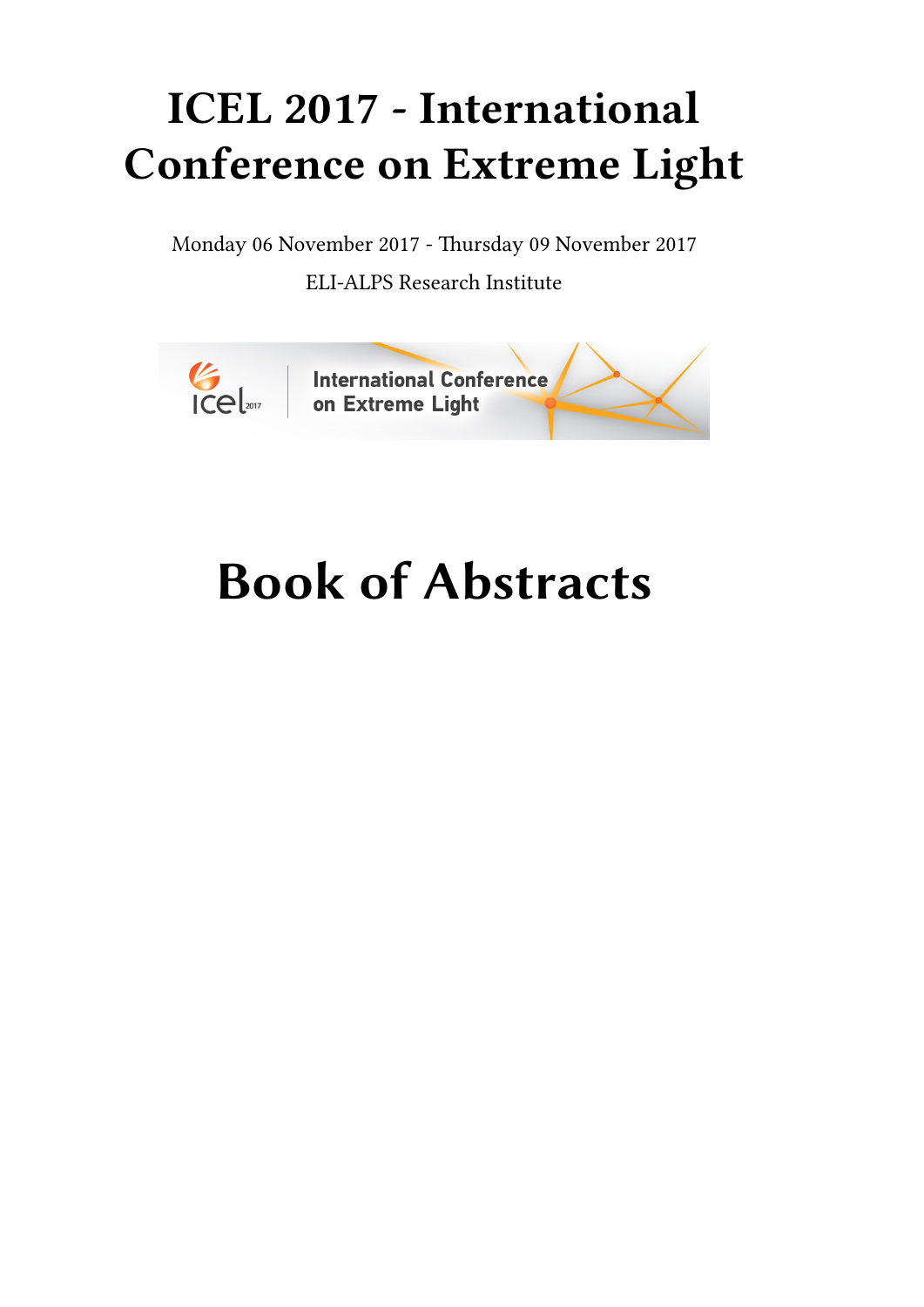# ICEL 2017 - International Conference on Extreme Light

Monday 06 November 2017 - Thursday 09 November 2017

ELI-ALPS Research Institute

# Book of Abstracts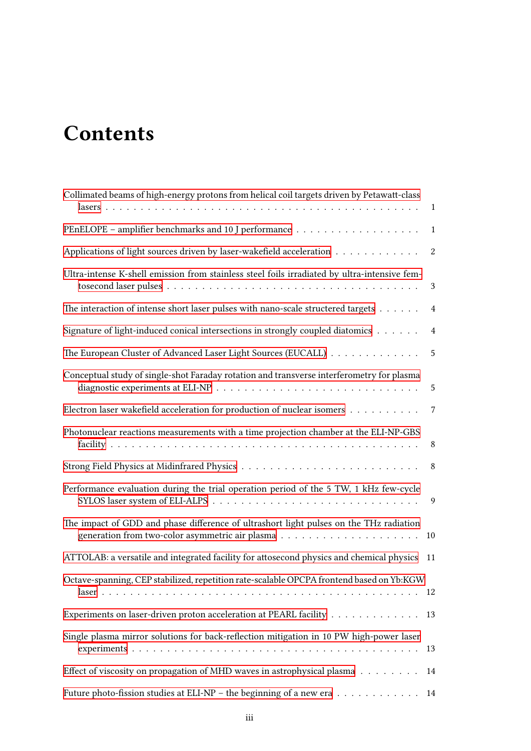# Contents

Collimated beams of high-energy protons from helical coil targets driven by Petawatt-class lasers . . . . . . . . . . . . . . . . . . . . . . . . . . . . . . . . . . . . . . . . . 1

PEnELOPE – amplifier benchmarks and 10 J performance . . . . . . . . . . . . . . . . . . 1

Applications of light sources driven by laser-wakefield acceleration . . . . . . . . . . . . 2

Ultra-intense K-shell emission from stainless steel foils irradiated by ultra-intensive femtosecond laser pulses . . . . . . . . . . . . . . . . . . . . . . . . . . . . . . . . . . . . 3

The interaction of intense short laser pulses with nano-scale structered targets . . . . . . 4

Signature of light-induced conical intersections in strongly coupled diatomics . . . . . . 4

The European Cluster of Advanced Laser Light Sources (EUCALL) . . . . . . . . . . . . . 5

Conceptual study of single-shot Faraday rotation and transverse interferometry for plasma diagnostic experiments at ELI-NP . . . . . . . . . . . . . . . . . . . . . . . . . . . . 5

Electron laser wakefield acceleration for production of nuclear isomers . . . . . . . . . . 7

Photonuclear reactions measurements with a time projection chamber at the ELI-NP-GBS facility . . . . . . . . . . . . . . . . . . . . . . . . . . . . . . . . . . . . . . . . . . 8

Strong Field Physics at Midinfrared Physics . . . . . . . . . . . . . . . . . . . . . . . . . 8

Performance evaluation during the trial operation period of the 5 TW, 1 kHz few-cycle SYLOS laser system of ELI-ALPS . . . . . . . . . . . . . . . . . . . . . . . . . . . . 9

The impact of GDD and phase difference of ultrashort light pulses on the THz radiation generation from two-color asymmetric air plasma . . . . . . . . . . . . . . . . . . . . 10

ATTOLAB: a versatile and integrated facility for attosecond physics and chemical physics 11

Octave-spanning, CEP stabilized, repetition rate-scalable OPCPA frontend based on Yb:KGW laser . . . . . . . . . . . . . . . . . . . . . . . . . . . . . . . . . . . . . . . . . . 12

Experiments on laser-driven proton acceleration at PEARL facility . . . . . . . . . . . . . 13

Single plasma mirror solutions for back-reflection mitigation in 10 PW high-power laser experiments . . . . . . . . . . . . . . . . . . . . . . . . . . . . . . . . . . . . . . . . 13

Effect of viscosity on propagation of MHD waves in astrophysical plasma . . . . . . . . . 14

Future photo-fission studies at ELI-NP – the beginning of a new era . . . . . . . . . . . . 14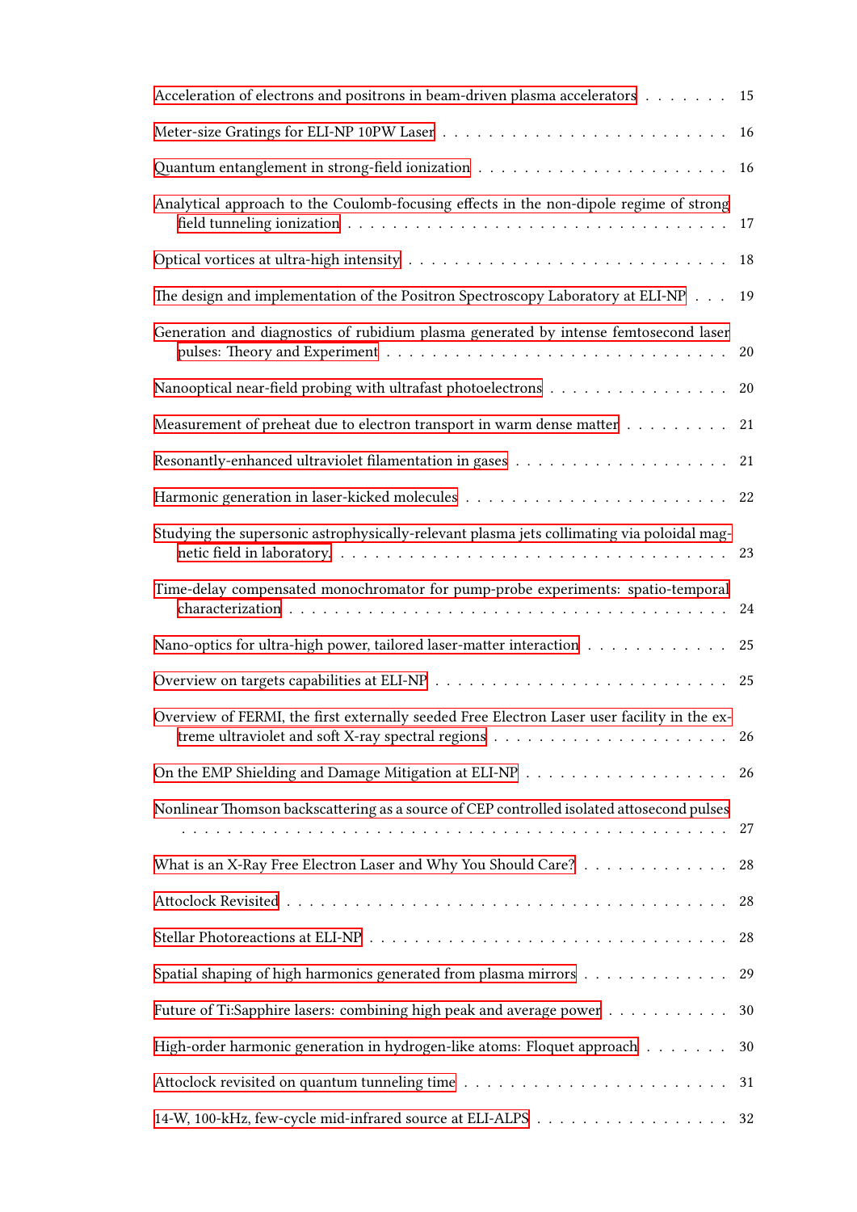Acceleration of electrons and positrons in beam-driven plasma accelerators . . . . . . . 15

Meter-size Gratings for ELI-NP 10PW Laser . . . . . . . . . . . . . . . . . . . . . . . . 16

Quantum entanglement in strong-field ionization . . . . . . . . . . . . . . . . . . . . . 16

Analytical approach to the Coulomb-focusing effects in the non-dipole regime of strong field tunneling ionization . . . . . . . . . . . . . . . . . . . . . . . . . . . . . . . . . 17

Optical vortices at ultra-high intensity . . . . . . . . . . . . . . . . . . . . . . . . . . 18

The design and implementation of the Positron Spectroscopy Laboratory at ELI-NP . . . 19

Generation and diagnostics of rubidium plasma generated by intense femtosecond laser pulses: Theory and Experiment . . . . . . . . . . . . . . . . . . . . . . . . . . . . 20

Nanooptical near-field probing with ultrafast photoelectrons . . . . . . . . . . . . . . . 20

Measurement of preheat due to electron transport in warm dense matter . . . . . . . . . 21

Resonantly-enhanced ultraviolet filamentation in gases . . . . . . . . . . . . . . . . . . 21

Harmonic generation in laser-kicked molecules . . . . . . . . . . . . . . . . . . . . . . 22

Studying the supersonic astrophysically-relevant plasma jets collimating via poloidal magnetic field in laboratory. . . . . . . . . . . . . . . . . . . . . . . . . . . . . . . . . 23

Time-delay compensated monochromator for pump-probe experiments: spatio-temporal characterization . . . . . . . . . . . . . . . . . . . . . . . . . . . . . . . . . . . . 24

Nano-optics for ultra-high power, tailored laser-matter interaction . . . . . . . . . . . . 25

Overview on targets capabilities at ELI-NP . . . . . . . . . . . . . . . . . . . . . . . . 25

Overview of FERMI, the first externally seeded Free Electron Laser user facility in the extreme ultraviolet and soft X-ray spectral regions . . . . . . . . . . . . . . . . . . . . 26

On the EMP Shielding and Damage Mitigation at ELI-NP . . . . . . . . . . . . . . . . . 26

Nonlinear Thomson backscattering as a source of CEP controlled isolated attosecond pulses . . . . . . . . . . . . . . . . . . . . . . . . . . . . . . . . . . . . . . . . . . 27

What is an X-Ray Free Electron Laser and Why You Should Care? . . . . . . . . . . . . 28

Attoclock Revisited . . . . . . . . . . . . . . . . . . . . . . . . . . . . . . . . . . . . 28

Stellar Photoreactions at ELI-NP . . . . . . . . . . . . . . . . . . . . . . . . . . . . . 28

Spatial shaping of high harmonics generated from plasma mirrors . . . . . . . . . . . . 29

Future of Ti:Sapphire lasers: combining high peak and average power . . . . . . . . . . 30

High-order harmonic generation in hydrogen-like atoms: Floquet approach . . . . . . . 30

Attoclock revisited on quantum tunneling time . . . . . . . . . . . . . . . . . . . . . . 31

14-W, 100-kHz, few-cycle mid-infrared source at ELI-ALPS . . . . . . . . . . . . . . . . 32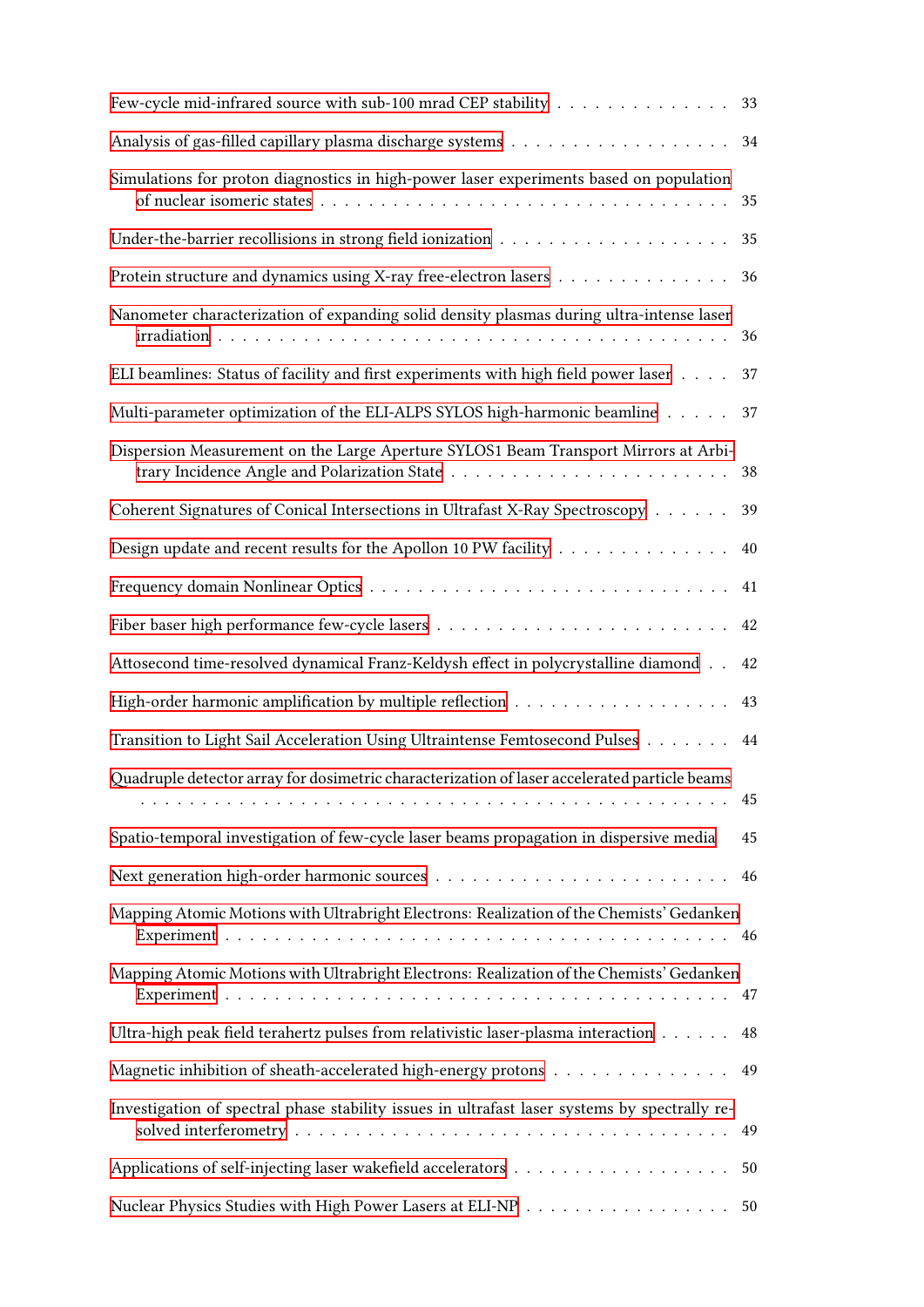Few-cycle mid-infrared source with sub-100 mrad CEP stability . . . . . . . . . . . . . . 33

Analysis of gas-filled capillary plasma discharge systems . . . . . . . . . . . . . . . . . . 34

Simulations for proton diagnostics in high-power laser experiments based on population of nuclear isomeric states . . . . . . . . . . . . . . . . . . . . . . . . . . . . . . . . . 35

Under-the-barrier recollisions in strong field ionization . . . . . . . . . . . . . . . . . . . 35

Protein structure and dynamics using X-ray free-electron lasers . . . . . . . . . . . . . . 36

Nanometer characterization of expanding solid density plasmas during ultra-intense laser irradiation . . . . . . . . . . . . . . . . . . . . . . . . . . . . . . . . . . . . . . . . 36

ELI beamlines: Status of facility and first experiments with high field power laser . . . . 37

Multi-parameter optimization of the ELI-ALPS SYLOS high-harmonic beamline . . . . . 37

Dispersion Measurement on the Large Aperture SYLOS1 Beam Transport Mirrors at Arbitrary Incidence Angle and Polarization State . . . . . . . . . . . . . . . . . . . . . . . 38

Coherent Signatures of Conical Intersections in Ultrafast X-Ray Spectroscopy . . . . . . 39

Design update and recent results for the Apollon 10 PW facility . . . . . . . . . . . . . . 40

Frequency domain Nonlinear Optics . . . . . . . . . . . . . . . . . . . . . . . . . . . . . 41

Fiber baser high performance few-cycle lasers . . . . . . . . . . . . . . . . . . . . . . . 42

Attosecond time-resolved dynamical Franz-Keldysh effect in polycrystalline diamond . . 42

High-order harmonic amplification by multiple reflection . . . . . . . . . . . . . . . . . . 43

Transition to Light Sail Acceleration Using Ultraintense Femtosecond Pulses . . . . . . . 44

Quadruple detector array for dosimetric characterization of laser accelerated particle beams . . . . . . . . . . . . . . . . . . . . . . . . . . . . . . . . . . . . . . . . . . . . . 45

Spatio-temporal investigation of few-cycle laser beams propagation in dispersive media 45

Next generation high-order harmonic sources . . . . . . . . . . . . . . . . . . . . . . . . 46

Mapping Atomic Motions with Ultrabright Electrons: Realization of the Chemists' Gedanken Experiment . . . . . . . . . . . . . . . . . . . . . . . . . . . . . . . . . . . . . . . . 46

Mapping Atomic Motions with Ultrabright Electrons: Realization of the Chemists' Gedanken Experiment . . . . . . . . . . . . . . . . . . . . . . . . . . . . . . . . . . . . . . . . 47

Ultra-high peak field terahertz pulses from relativistic laser-plasma interaction . . . . . . 48

Magnetic inhibition of sheath-accelerated high-energy protons . . . . . . . . . . . . . . . 49

Investigation of spectral phase stability issues in ultrafast laser systems by spectrally resolved interferometry . . . . . . . . . . . . . . . . . . . . . . . . . . . . . . . . . . . 49

Applications of self-injecting laser wakefield accelerators . . . . . . . . . . . . . . . . . . 50

Nuclear Physics Studies with High Power Lasers at ELI-NP . . . . . . . . . . . . . . . . . 50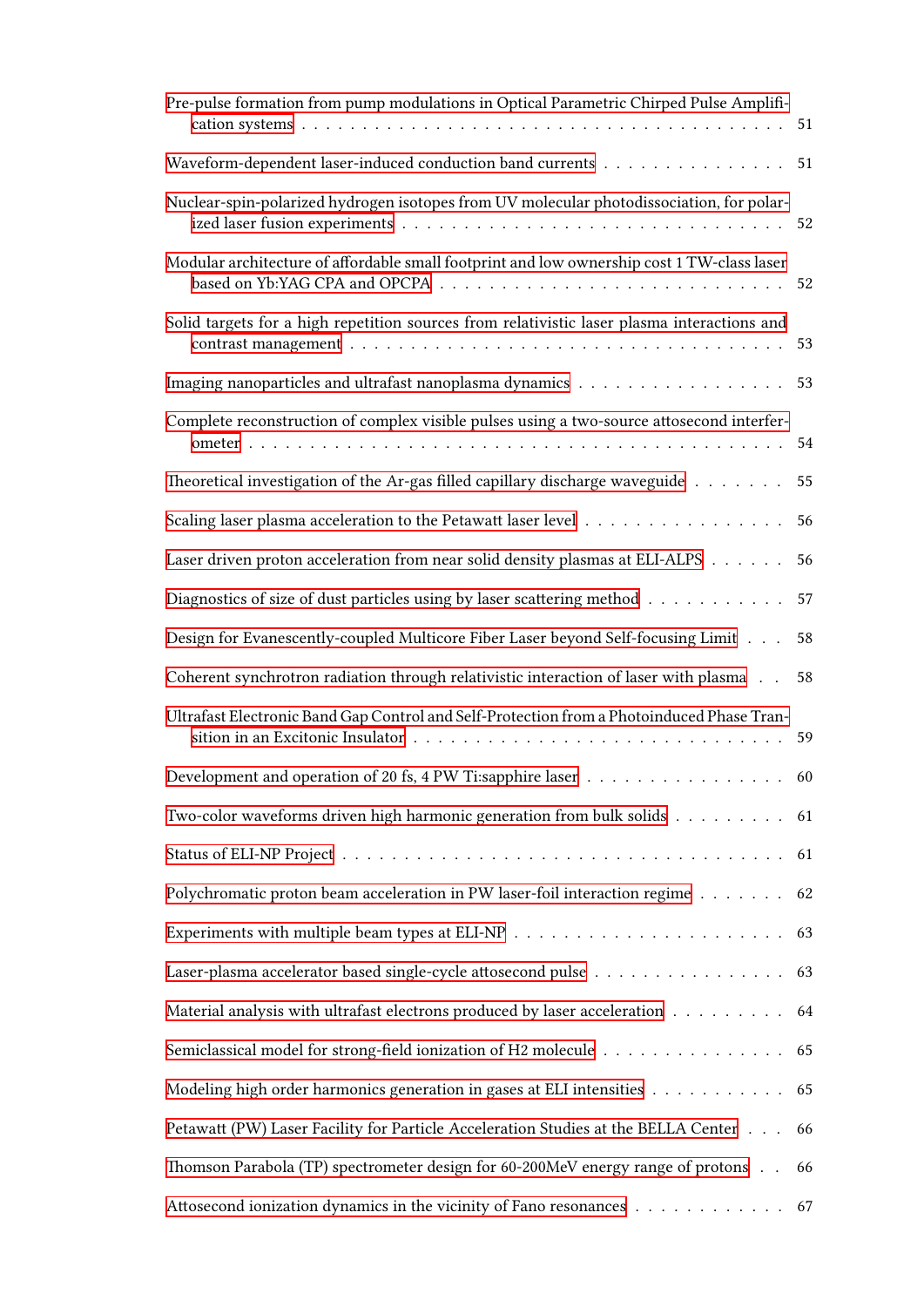Pre-pulse formation from pump modulations in Optical Parametric Chirped Pulse Amplification systems . . . 51

Waveform-dependent laser-induced conduction band currents . . . 51

Nuclear-spin-polarized hydrogen isotopes from UV molecular photodissociation, for polarized laser fusion experiments . . . 52

Modular architecture of affordable small footprint and low ownership cost 1 TW-class laser based on Yb:YAG CPA and OPCPA . . . 52

Solid targets for a high repetition sources from relativistic laser plasma interactions and contrast management . . . 53

Imaging nanoparticles and ultrafast nanoplasma dynamics . . . 53

Complete reconstruction of complex visible pulses using a two-source attosecond interferometer . . . 54

Theoretical investigation of the Ar-gas filled capillary discharge waveguide . . . 55

Scaling laser plasma acceleration to the Petawatt laser level . . . 56

Laser driven proton acceleration from near solid density plasmas at ELI-ALPS . . . 56

Diagnostics of size of dust particles using by laser scattering method . . . 57

Design for Evanescently-coupled Multicore Fiber Laser beyond Self-focusing Limit . . . 58

Coherent synchrotron radiation through relativistic interaction of laser with plasma . . . 58

Ultrafast Electronic Band Gap Control and Self-Protection from a Photoinduced Phase Transition in an Excitonic Insulator . . . 59

Development and operation of 20 fs, 4 PW Ti:sapphire laser . . . 60

Two-color waveforms driven high harmonic generation from bulk solids . . . 61

Status of ELI-NP Project . . . 61

Polychromatic proton beam acceleration in PW laser-foil interaction regime . . . 62

Experiments with multiple beam types at ELI-NP . . . 63

Laser-plasma accelerator based single-cycle attosecond pulse . . . 63

Material analysis with ultrafast electrons produced by laser acceleration . . . 64

Semiclassical model for strong-field ionization of H2 molecule . . . 65

Modeling high order harmonics generation in gases at ELI intensities . . . 65

Petawatt (PW) Laser Facility for Particle Acceleration Studies at the BELLA Center . . . 66

Thomson Parabola (TP) spectrometer design for 60-200MeV energy range of protons . . . 66

Attosecond ionization dynamics in the vicinity of Fano resonances . . . 67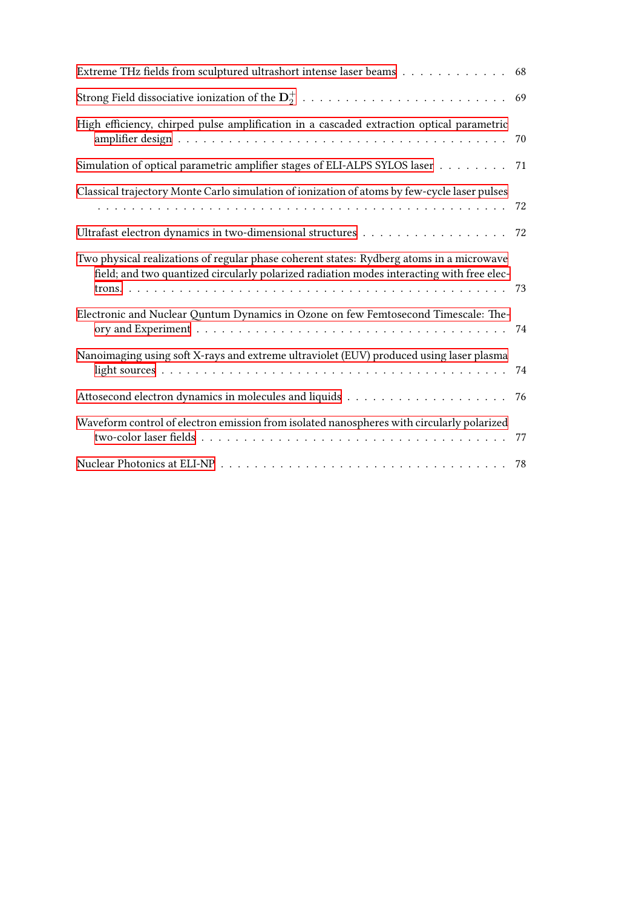Extreme THz fields from sculptured ultrashort intense laser beams . . . . . . . . . . . . 68

Strong Field dissociative ionization of the $\mathbf{D}_2^+$ . . . . . . . . . . . . . . . . . . . . . . . . 69

High efficiency, chirped pulse amplification in a cascaded extraction optical parametric amplifier design . . . . . . . . . . . . . . . . . . . . . . . . . . . . . . . . . . . . 70

Simulation of optical parametric amplifier stages of ELI-ALPS SYLOS laser . . . . . . . . 71

Classical trajectory Monte Carlo simulation of ionization of atoms by few-cycle laser pulses . . . . . . . . . . . . . . . . . . . . . . . . . . . . . . . . . . . . . . . . . . . . . . 72

Ultrafast electron dynamics in two-dimensional structures . . . . . . . . . . . . . . . . . 72

Two physical realizations of regular phase coherent states: Rydberg atoms in a microwave field; and two quantized circularly polarized radiation modes interacting with free electrons. . . . . . . . . . . . . . . . . . . . . . . . . . . . . . . . . . . . . . . . . . . . . 73

Electronic and Nuclear Quntum Dynamics in Ozone on few Femtosecond Timescale: Theory and Experiment . . . . . . . . . . . . . . . . . . . . . . . . . . . . . . . . . . . . 74

Nanoimaging using soft X-rays and extreme ultraviolet (EUV) produced using laser plasma light sources . . . . . . . . . . . . . . . . . . . . . . . . . . . . . . . . . . . . . . . 74

Attosecond electron dynamics in molecules and liquids . . . . . . . . . . . . . . . . . . . 76

Waveform control of electron emission from isolated nanospheres with circularly polarized two-color laser fields . . . . . . . . . . . . . . . . . . . . . . . . . . . . . . . . . . . . 77

Nuclear Photonics at ELI-NP . . . . . . . . . . . . . . . . . . . . . . . . . . . . . . . . . 78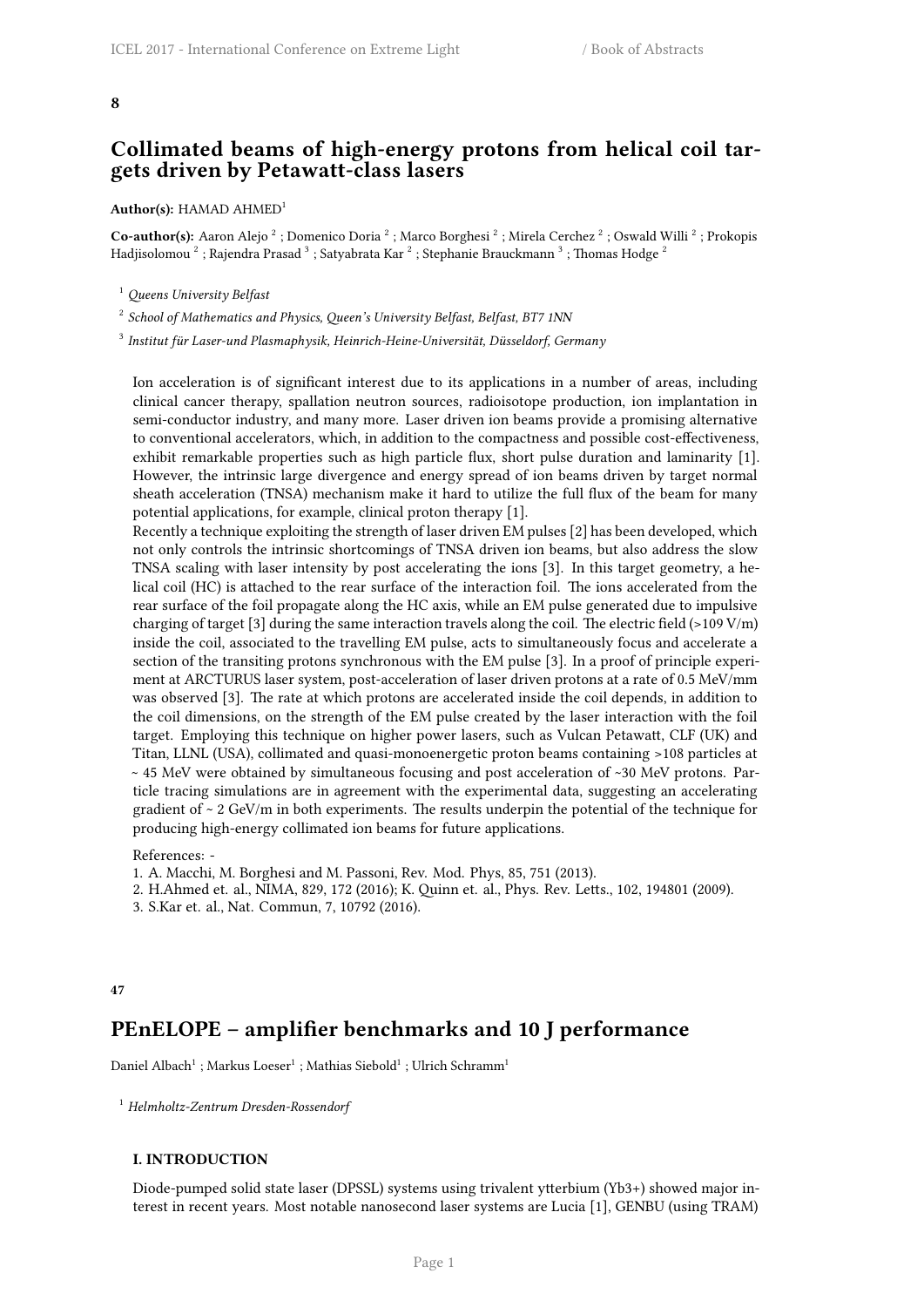**8**

## Collimated beams of high-energy protons from helical coil targets driven by Petawatt-class lasers

**Author(s):** HAMAD AHMED[1]

**Co-author(s):** Aaron Alejo [2] ; Domenico Doria [2] ; Marco Borghesi [2] ; Mirela Cerchez [2] ; Oswald Willi [2] ; Prokopis Hadjisolomou [2] ; Rajendra Prasad [3] ; Satyabrata Kar [2] ; Stephanie Brauckmann [3] ; Thomas Hodge [2]

[1] *Queens University Belfast*

[2] *School of Mathematics and Physics, Queen's University Belfast, Belfast, BT7 1NN*

[3] *Institut für Laser-und Plasmaphysik, Heinrich-Heine-Universität, Düsseldorf, Germany*

Ion acceleration is of significant interest due to its applications in a number of areas, including clinical cancer therapy, spallation neutron sources, radioisotope production, ion implantation in semi-conductor industry, and many more. Laser driven ion beams provide a promising alternative to conventional accelerators, which, in addition to the compactness and possible cost-effectiveness, exhibit remarkable properties such as high particle flux, short pulse duration and laminarity [1]. However, the intrinsic large divergence and energy spread of ion beams driven by target normal sheath acceleration (TNSA) mechanism make it hard to utilize the full flux of the beam for many potential applications, for example, clinical proton therapy [1].
Recently a technique exploiting the strength of laser driven EM pulses [2] has been developed, which not only controls the intrinsic shortcomings of TNSA driven ion beams, but also address the slow TNSA scaling with laser intensity by post accelerating the ions [3]. In this target geometry, a helical coil (HC) is attached to the rear surface of the interaction foil. The ions accelerated from the rear surface of the foil propagate along the HC axis, while an EM pulse generated due to impulsive charging of target [3] during the same interaction travels along the coil. The electric field (>109 V/m) inside the coil, associated to the travelling EM pulse, acts to simultaneously focus and accelerate a section of the transiting protons synchronous with the EM pulse [3]. In a proof of principle experiment at ARCTURUS laser system, post-acceleration of laser driven protons at a rate of 0.5 MeV/mm was observed [3]. The rate at which protons are accelerated inside the coil depends, in addition to the coil dimensions, on the strength of the EM pulse created by the laser interaction with the foil target. Employing this technique on higher power lasers, such as Vulcan Petawatt, CLF (UK) and Titan, LLNL (USA), collimated and quasi-monoenergetic proton beams containing >108 particles at ~ 45 MeV were obtained by simultaneous focusing and post acceleration of ~30 MeV protons. Particle tracing simulations are in agreement with the experimental data, suggesting an accelerating gradient of ~ 2 GeV/m in both experiments. The results underpin the potential of the technique for producing high-energy collimated ion beams for future applications.

References: -
1. A. Macchi, M. Borghesi and M. Passoni, Rev. Mod. Phys, 85, 751 (2013).
2. H.Ahmed et. al., NIMA, 829, 172 (2016); K. Quinn et. al., Phys. Rev. Letts., 102, 194801 (2009).
3. S.Kar et. al., Nat. Commun, 7, 10792 (2016).

**47**

## PEnELOPE – amplifier benchmarks and 10 J performance

Daniel Albach[1] ; Markus Loeser[1] ; Mathias Siebold[1] ; Ulrich Schramm[1]

[1] *Helmholtz-Zentrum Dresden-Rossendorf*

### I. INTRODUCTION

Diode-pumped solid state laser (DPSSL) systems using trivalent ytterbium (Yb3+) showed major interest in recent years. Most notable nanosecond laser systems are Lucia [1], GENBU (using TRAM)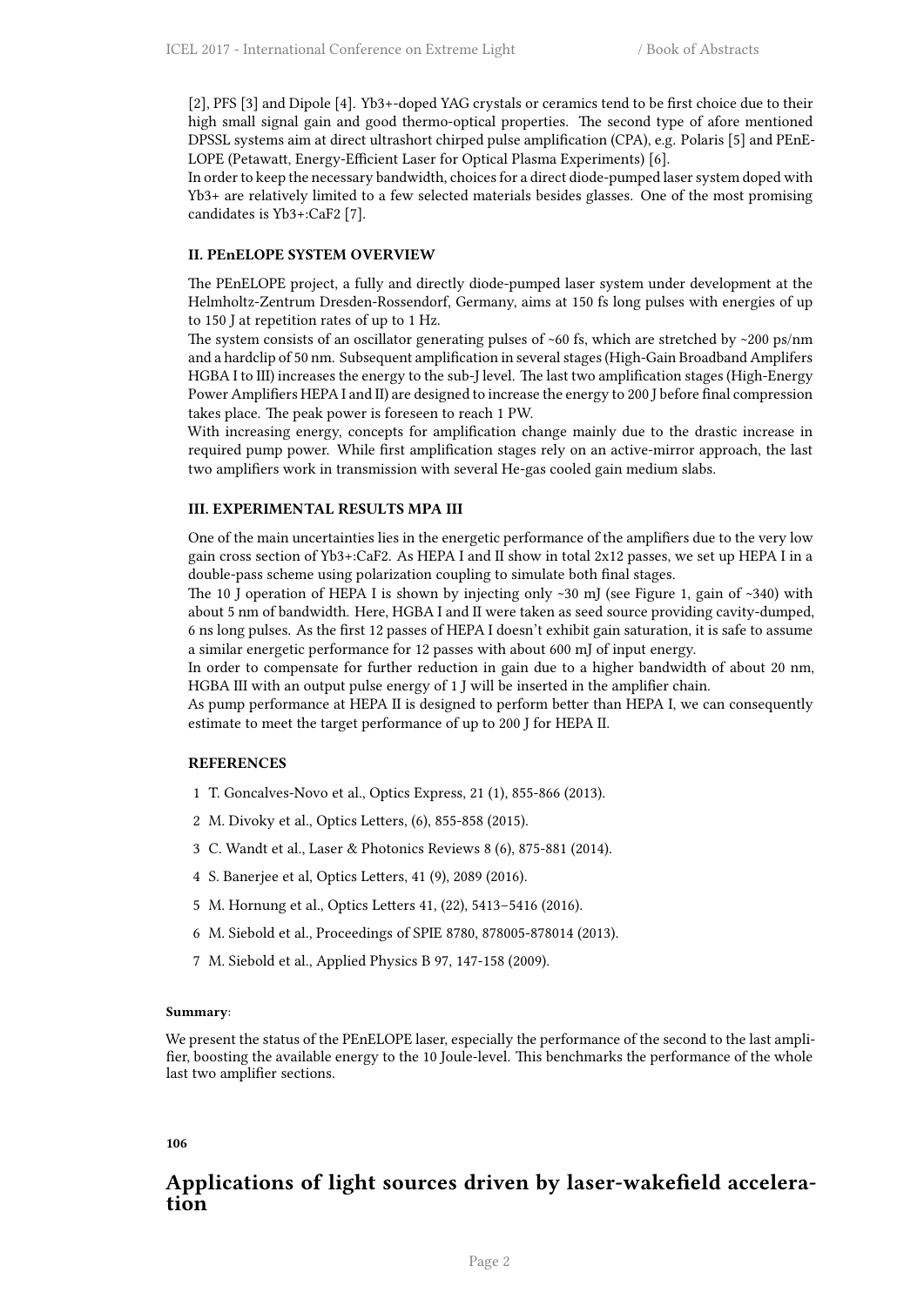[2], PFS [3] and Dipole [4]. Yb3+-doped YAG crystals or ceramics tend to be first choice due to their high small signal gain and good thermo-optical properties. The second type of afore mentioned DPSSL systems aim at direct ultrashort chirped pulse amplification (CPA), e.g. Polaris [5] and PEnELOPE (Petawatt, Energy-Efficient Laser for Optical Plasma Experiments) [6].
In order to keep the necessary bandwidth, choices for a direct diode-pumped laser system doped with Yb3+ are relatively limited to a few selected materials besides glasses. One of the most promising candidates is Yb3+:CaF2 [7].

**II. PEnELOPE SYSTEM OVERVIEW**

The PEnELOPE project, a fully and directly diode-pumped laser system under development at the Helmholtz-Zentrum Dresden-Rossendorf, Germany, aims at 150 fs long pulses with energies of up to 150 J at repetition rates of up to 1 Hz.
The system consists of an oscillator generating pulses of ~60 fs, which are stretched by ~200 ps/nm and a hardclip of 50 nm. Subsequent amplification in several stages (High-Gain Broadband Amplifers HGBA I to III) increases the energy to the sub-J level. The last two amplification stages (High-Energy Power Amplifiers HEPA I and II) are designed to increase the energy to 200 J before final compression takes place. The peak power is foreseen to reach 1 PW.
With increasing energy, concepts for amplification change mainly due to the drastic increase in required pump power. While first amplification stages rely on an active-mirror approach, the last two amplifiers work in transmission with several He-gas cooled gain medium slabs.

**III. EXPERIMENTAL RESULTS MPA III**

One of the main uncertainties lies in the energetic performance of the amplifiers due to the very low gain cross section of Yb3+:CaF2. As HEPA I and II show in total 2x12 passes, we set up HEPA I in a double-pass scheme using polarization coupling to simulate both final stages.
The 10 J operation of HEPA I is shown by injecting only ~30 mJ (see Figure 1, gain of ~340) with about 5 nm of bandwidth. Here, HGBA I and II were taken as seed source providing cavity-dumped, 6 ns long pulses. As the first 12 passes of HEPA I doesn't exhibit gain saturation, it is safe to assume a similar energetic performance for 12 passes with about 600 mJ of input energy.
In order to compensate for further reduction in gain due to a higher bandwidth of about 20 nm, HGBA III with an output pulse energy of 1 J will be inserted in the amplifier chain.
As pump performance at HEPA II is designed to perform better than HEPA I, we can consequently estimate to meet the target performance of up to 200 J for HEPA II.

**REFERENCES**

1. T. Goncalves-Novo et al., Optics Express, 21 (1), 855-866 (2013).
2. M. Divoky et al., Optics Letters, (6), 855-858 (2015).
3. C. Wandt et al., Laser & Photonics Reviews 8 (6), 875-881 (2014).
4. S. Banerjee et al, Optics Letters, 41 (9), 2089 (2016).
5. M. Hornung et al., Optics Letters 41, (22), 5413–5416 (2016).
6. M. Siebold et al., Proceedings of SPIE 8780, 878005-878014 (2013).
7. M. Siebold et al., Applied Physics B 97, 147-158 (2009).

**Summary**:

We present the status of the PEnELOPE laser, especially the performance of the second to the last amplifier, boosting the available energy to the 10 Joule-level. This benchmarks the performance of the whole last two amplifier sections.

**106**

## Applications of light sources driven by laser-wakefield acceleration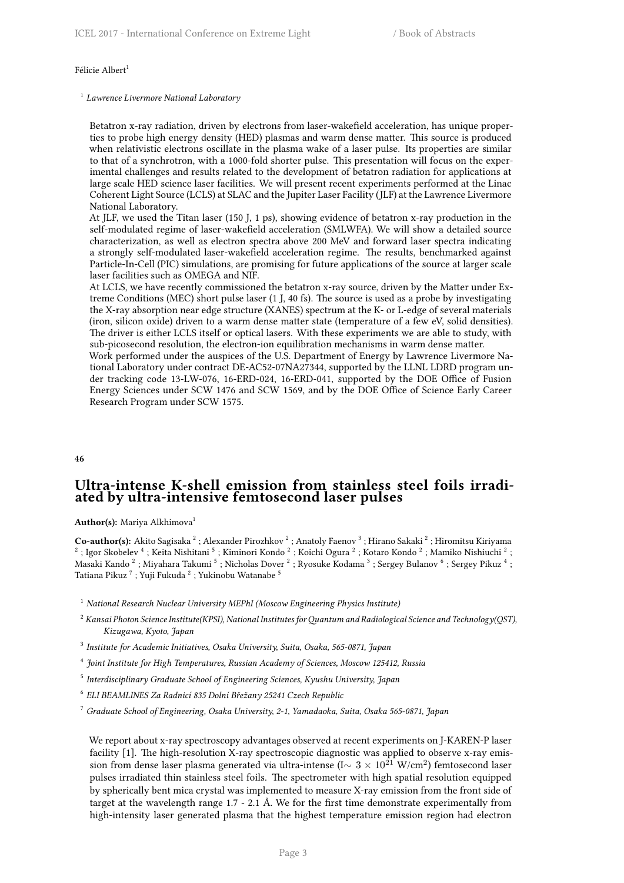Félicie Albert[1]

[1] *Lawrence Livermore National Laboratory*

Betatron x-ray radiation, driven by electrons from laser-wakefield acceleration, has unique properties to probe high energy density (HED) plasmas and warm dense matter. This source is produced when relativistic electrons oscillate in the plasma wake of a laser pulse. Its properties are similar to that of a synchrotron, with a 1000-fold shorter pulse. This presentation will focus on the experimental challenges and results related to the development of betatron radiation for applications at large scale HED science laser facilities. We will present recent experiments performed at the Linac Coherent Light Source (LCLS) at SLAC and the Jupiter Laser Facility (JLF) at the Lawrence Livermore National Laboratory.

At JLF, we used the Titan laser (150 J, 1 ps), showing evidence of betatron x-ray production in the self-modulated regime of laser-wakefield acceleration (SMLWFA). We will show a detailed source characterization, as well as electron spectra above 200 MeV and forward laser spectra indicating a strongly self-modulated laser-wakefield acceleration regime. The results, benchmarked against Particle-In-Cell (PIC) simulations, are promising for future applications of the source at larger scale laser facilities such as OMEGA and NIF.

At LCLS, we have recently commissioned the betatron x-ray source, driven by the Matter under Extreme Conditions (MEC) short pulse laser (1 J, 40 fs). The source is used as a probe by investigating the X-ray absorption near edge structure (XANES) spectrum at the K- or L-edge of several materials (iron, silicon oxide) driven to a warm dense matter state (temperature of a few eV, solid densities). The driver is either LCLS itself or optical lasers. With these experiments we are able to study, with sub-picosecond resolution, the electron-ion equilibration mechanisms in warm dense matter.

Work performed under the auspices of the U.S. Department of Energy by Lawrence Livermore National Laboratory under contract DE-AC52-07NA27344, supported by the LLNL LDRD program under tracking code 13-LW-076, 16-ERD-024, 16-ERD-041, supported by the DOE Office of Fusion Energy Sciences under SCW 1476 and SCW 1569, and by the DOE Office of Science Early Career Research Program under SCW 1575.

**46**

## Ultra-intense K-shell emission from stainless steel foils irradiated by ultra-intensive femtosecond laser pulses

**Author(s):** Mariya Alkhimova[1]

**Co-author(s):** Akito Sagisaka [2] ; Alexander Pirozhkov [2] ; Anatoly Faenov [3] ; Hirano Sakaki [2] ; Hiromitsu Kiriyama [2] ; Igor Skobelev [4] ; Keita Nishitani [5] ; Kiminori Kondo [2] ; Koichi Ogura [2] ; Kotaro Kondo [2] ; Mamiko Nishiuchi [2] ; Masaki Kando [2] ; Miyahara Takumi [5] ; Nicholas Dover [2] ; Ryosuke Kodama [3] ; Sergey Bulanov [6] ; Sergey Pikuz [4] ; Tatiana Pikuz [7] ; Yuji Fukuda [2] ; Yukinobu Watanabe [5]

[1] *National Research Nuclear University MEPhI (Moscow Engineering Physics Institute)*

[2] *Kansai Photon Science Institute(KPSI), National Institutes for Quantum and Radiological Science and Technology(QST), Kizugawa, Kyoto, Japan*

[3] *Institute for Academic Initiatives, Osaka University, Suita, Osaka, 565-0871, Japan*

[4] *Joint Institute for High Temperatures, Russian Academy of Sciences, Moscow 125412, Russia*

[5] *Interdisciplinary Graduate School of Engineering Sciences, Kyushu University, Japan*

[6] *ELI BEAMLINES Za Radnicí 835 Dolní Břežany 25241 Czech Republic*

[7] *Graduate School of Engineering, Osaka University, 2-1, Yamadaoka, Suita, Osaka 565-0871, Japan*

We report about x-ray spectroscopy advantages observed at recent experiments on J-KAREN-P laser facility [1]. The high-resolution X-ray spectroscopic diagnostic was applied to observe x-ray emission from dense laser plasma generated via ultra-intense ($I \sim 3 \times 10^{21}$ W/cm$^2$) femtosecond laser pulses irradiated thin stainless steel foils. The spectrometer with high spatial resolution equipped by spherically bent mica crystal was implemented to measure X-ray emission from the front side of target at the wavelength range 1.7 - 2.1 Å. We for the first time demonstrate experimentally from high-intensity laser generated plasma that the highest temperature emission region had electron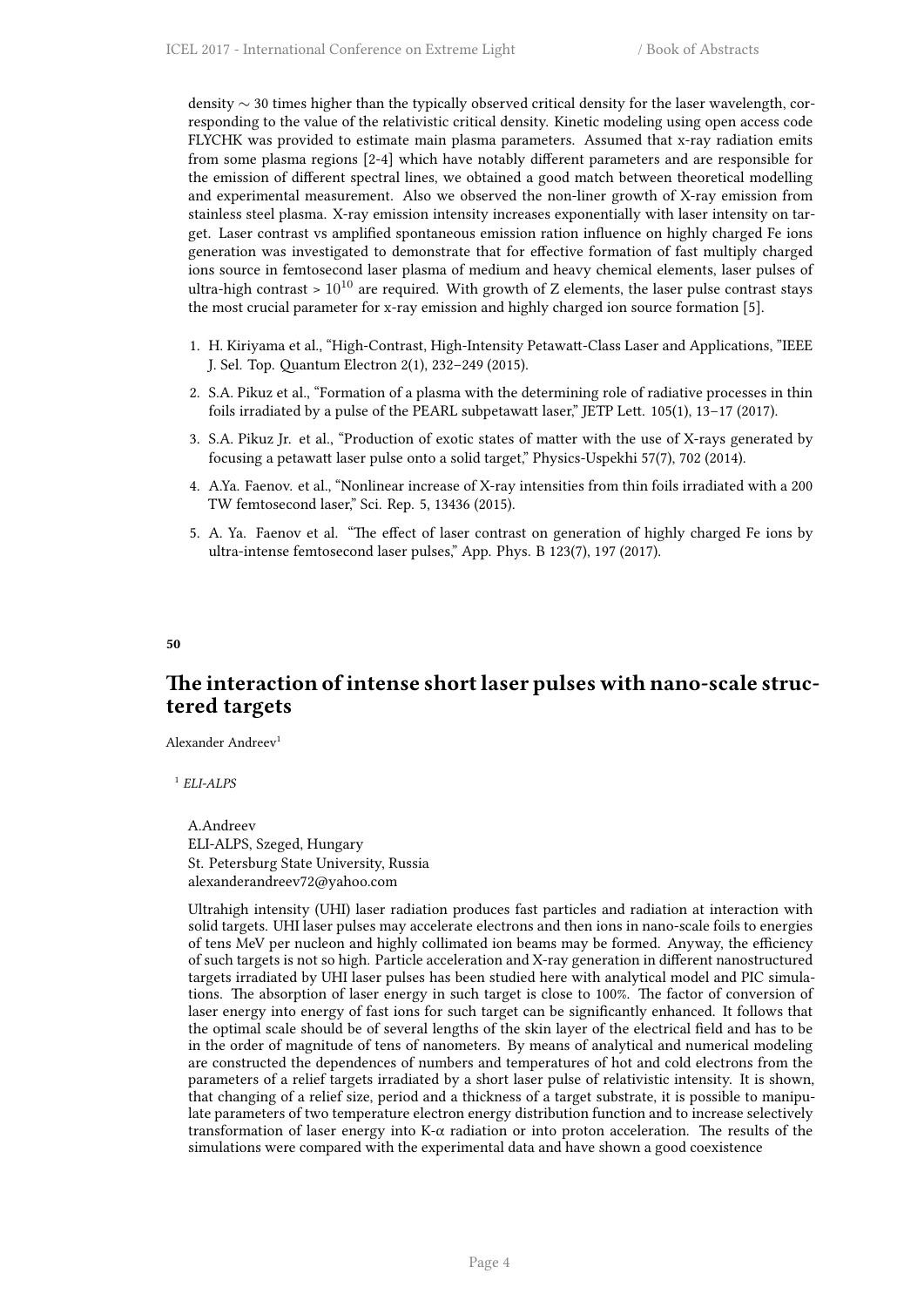density ~ 30 times higher than the typically observed critical density for the laser wavelength, corresponding to the value of the relativistic critical density. Kinetic modeling using open access code FLYCHK was provided to estimate main plasma parameters. Assumed that x-ray radiation emits from some plasma regions [2-4] which have notably different parameters and are responsible for the emission of different spectral lines, we obtained a good match between theoretical modelling and experimental measurement. Also we observed the non-liner growth of X-ray emission from stainless steel plasma. X-ray emission intensity increases exponentially with laser intensity on target. Laser contrast vs amplified spontaneous emission ration influence on highly charged Fe ions generation was investigated to demonstrate that for effective formation of fast multiply charged ions source in femtosecend laser plasma of medium and heavy chemical elements, laser pulses of ultra-high contrast > $10^{10}$ are required. With growth of Z elements, the laser pulse contrast stays the most crucial parameter for x-ray emission and highly charged ion source formation [5].

1. H. Kiriyama et al., "High-Contrast, High-Intensity Petawatt-Class Laser and Applications, "IEEE J. Sel. Top. Quantum Electron 2(1), 232–249 (2015).
2. S.A. Pikuz et al., "Formation of a plasma with the determining role of radiative processes in thin foils irradiated by a pulse of the PEARL subpetawatt laser," JETP Lett. 105(1), 13–17 (2017).
3. S.A. Pikuz Jr. et al., "Production of exotic states of matter with the use of X-rays generated by focusing a petawatt laser pulse onto a solid target," Physics-Uspekhi 57(7), 702 (2014).
4. A.Ya. Faenov. et al., "Nonlinear increase of X-ray intensities from thin foils irradiated with a 200 TW femtosecond laser," Sci. Rep. 5, 13436 (2015).
5. A. Ya. Faenov et al. "The effect of laser contrast on generation of highly charged Fe ions by ultra-intense femtosecond laser pulses," App. Phys. B 123(7), 197 (2017).

**50**

## The interaction of intense short laser pulses with nano-scale structered targets

Alexander Andreev[1]

[1] *ELI-ALPS*

A.Andreev
ELI-ALPS, Szeged, Hungary
St. Petersburg State University, Russia
alexanderandreev72@yahoo.com

Ultrahigh intensity (UHI) laser radiation produces fast particles and radiation at interaction with solid targets. UHI laser pulses may accelerate electrons and then ions in nano-scale foils to energies of tens MeV per nucleon and highly collimated ion beams may be formed. Anyway, the efficiency of such targets is not so high. Particle acceleration and X-ray generation in different nanostructured targets irradiated by UHI laser pulses has been studied here with analytical model and PIC simulations. The absorption of laser energy in such target is close to 100%. The factor of conversion of laser energy into energy of fast ions for such target can be significantly enhanced. It follows that the optimal scale should be of several lengths of the skin layer of the electrical field and has to be in the order of magnitude of tens of nanometers. By means of analytical and numerical modeling are constructed the dependences of numbers and temperatures of hot and cold electrons from the parameters of a relief targets irradiated by a short laser pulse of relativistic intensity. It is shown, that changing of a relief size, period and a thickness of a target substrate, it is possible to manipulate parameters of two temperature electron energy distribution function and to increase selectively transformation of laser energy into K-α radiation or into proton acceleration. The results of the simulations were compared with the experimental data and have shown a good coexistence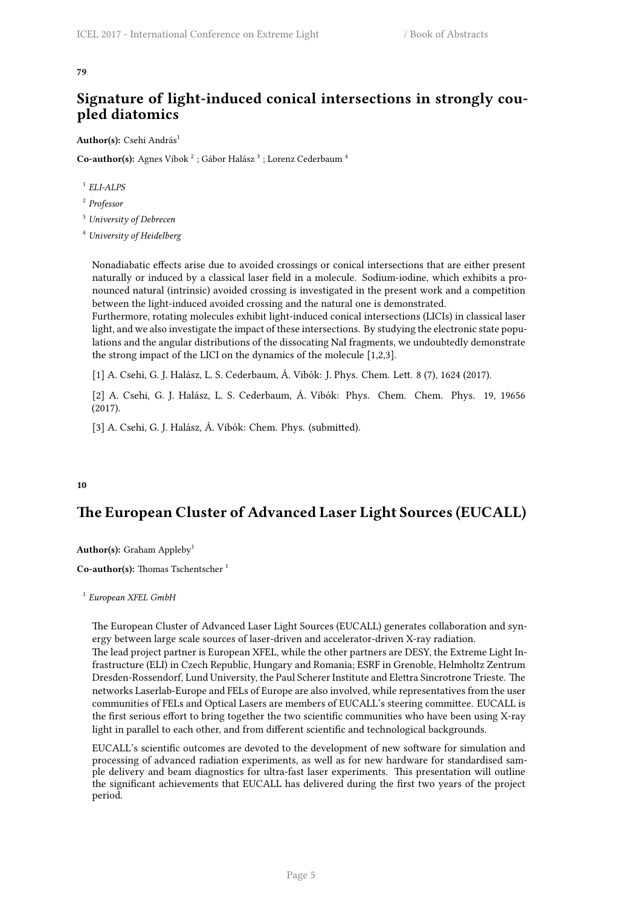**79**

## Signature of light-induced conical intersections in strongly coupled diatomics

**Author(s):** Csehi András[1]

**Co-author(s):** Agnes Vibok [2] ; Gábor Halász [3] ; Lorenz Cederbaum [4]

[1] *ELI-ALPS*

[2] *Professor*

[3] *University of Debrecen*

[4] *University of Heidelberg*

Nonadiabatic effects arise due to avoided crossings or conical intersections that are either present naturally or induced by a classical laser field in a molecule. Sodium-iodine, which exhibits a pronounced natural (intrinsic) avoided crossing is investigated in the present work and a competition between the light-induced avoided crossing and the natural one is demonstrated.
Furthermore, rotating molecules exhibit light-induced conical intersections (LICIs) in classical laser light, and we also investigate the impact of these intersections. By studying the electronic state populations and the angular distributions of the dissocating NaI fragments, we undoubtedly demonstrate the strong impact of the LICI on the dynamics of the molecule [1,2,3].

[1] A. Csehi, G. J. Halász, L. S. Cederbaum, Á. Vibók: J. Phys. Chem. Lett. 8 (7), 1624 (2017).

[2] A. Csehi, G. J. Halász, L. S. Cederbaum, Á. Vibók: Phys. Chem. Chem. Phys. 19, 19656 (2017).

[3] A. Csehi, G. J. Halász, Á. Vibók: Chem. Phys. (submitted).

**10**

## The European Cluster of Advanced Laser Light Sources (EUCALL)

**Author(s):** Graham Appleby[1]

**Co-author(s):** Thomas Tschentscher [1]

[1] *European XFEL GmbH*

The European Cluster of Advanced Laser Light Sources (EUCALL) generates collaboration and synergy between large scale sources of laser-driven and accelerator-driven X-ray radiation.
The lead project partner is European XFEL, while the other partners are DESY, the Extreme Light Infrastructure (ELI) in Czech Republic, Hungary and Romania; ESRF in Grenoble, Helmholtz Zentrum Dresden-Rossendorf, Lund University, the Paul Scherer Institute and Elettra Sincrotrone Trieste. The networks Laserlab-Europe and FELs of Europe are also involved, while representatives from the user communities of FELs and Optical Lasers are members of EUCALL's steering committee. EUCALL is the first serious effort to bring together the two scientific communities who have been using X-ray light in parallel to each other, and from different scientific and technological backgrounds.

EUCALL's scientific outcomes are devoted to the development of new software for simulation and processing of advanced radiation experiments, as well as for new hardware for standardised sample delivery and beam diagnostics for ultra-fast laser experiments. This presentation will outline the significant achievements that EUCALL has delivered during the first two years of the project period.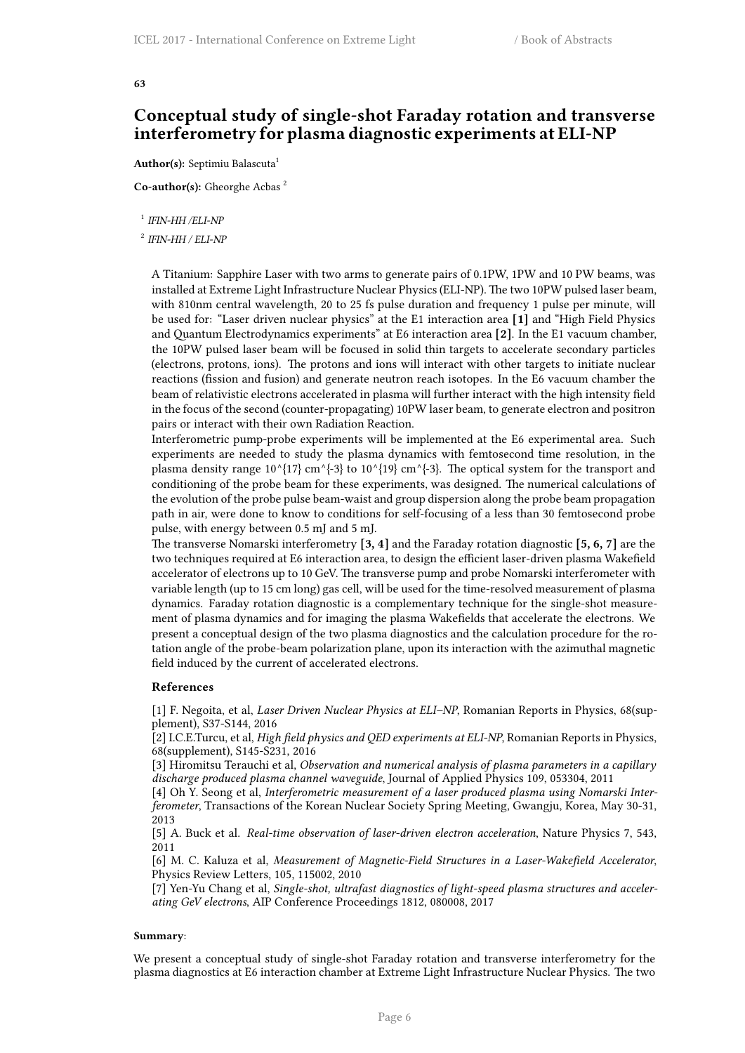**63**

## Conceptual study of single-shot Faraday rotation and transverse interferometry for plasma diagnostic experiments at ELI-NP

**Author(s):** Septimiu Balascuta[1]

**Co-author(s):** Gheorghe Acbas [2]

[1] *IFIN-HH /ELI-NP*

[2] *IFIN-HH / ELI-NP*

A Titanium: Sapphire Laser with two arms to generate pairs of 0.1PW, 1PW and 10 PW beams, was installed at Extreme Light Infrastructure Nuclear Physics (ELI-NP). The two 10PW pulsed laser beam, with 810nm central wavelength, 20 to 25 fs pulse duration and frequency 1 pulse per minute, will be used for: "Laser driven nuclear physics" at the E1 interaction area **[1]** and "High Field Physics and Quantum Electrodynamics experiments" at E6 interaction area **[2]**. In the E1 vacuum chamber, the 10PW pulsed laser beam will be focused in solid thin targets to accelerate secondary particles (electrons, protons, ions). The protons and ions will interact with other targets to initiate nuclear reactions (fission and fusion) and generate neutron reach isotopes. In the E6 vacuum chamber the beam of relativistic electrons accelerated in plasma will further interact with the high intensity field in the focus of the second (counter-propagating) 10PW laser beam, to generate electron and positron pairs or interact with their own Radiation Reaction.

Interferometric pump-probe experiments will be implemented at the E6 experimental area. Such experiments are needed to study the plasma dynamics with femtosecond time resolution, in the plasma density range $10^{17}$ cm$^{-3}$ to $10^{19}$ cm$^{-3}$. The optical system for the transport and conditioning of the probe beam for these experiments, was designed. The numerical calculations of the evolution of the probe pulse beam-waist and group dispersion along the probe beam propagation path in air, were done to know to conditions for self-focusing of a less than 30 femtosecond probe pulse, with energy between 0.5 mJ and 5 mJ.

The transverse Nomarski interferometry **[3, 4]** and the Faraday rotation diagnostic **[5, 6, 7]** are the two techniques required at E6 interaction area, to design the efficient laser-driven plasma Wakefield accelerator of electrons up to 10 GeV. The transverse pump and probe Nomarski interferometer with variable length (up to 15 cm long) gas cell, will be used for the time-resolved measurement of plasma dynamics. Faraday rotation diagnostic is a complementary technique for the single-shot measurement of plasma dynamics and for imaging the plasma Wakefields that accelerate the electrons. We present a conceptual design of the two plasma diagnostics and the calculation procedure for the rotation angle of the probe-beam polarization plane, upon its interaction with the azimuthal magnetic field induced by the current of accelerated electrons.

**References**

[1] F. Negoita, et al, *Laser Driven Nuclear Physics at ELI–NP*, Romanian Reports in Physics, 68(supplement), S37-S144, 2016

[2] I.C.E.Turcu, et al, *High field physics and QED experiments at ELI-NP*, Romanian Reports in Physics, 68(supplement), S145-S231, 2016

[3] Hiromitsu Terauchi et al, *Observation and numerical analysis of plasma parameters in a capillary discharge produced plasma channel waveguide*, Journal of Applied Physics 109, 053304, 2011

[4] Oh Y. Seong et al, *Interferometric measurement of a laser produced plasma using Nomarski Interferometer*, Transactions of the Korean Nuclear Society Spring Meeting, Gwangju, Korea, May 30-31, 2013

[5] A. Buck et al. *Real-time observation of laser-driven electron acceleration*, Nature Physics 7, 543, 2011

[6] M. C. Kaluza et al, *Measurement of Magnetic-Field Structures in a Laser-Wakefield Accelerator*, Physics Review Letters, 105, 115002, 2010

[7] Yen-Yu Chang et al, *Single-shot, ultrafast diagnostics of light-speed plasma structures and accelerating GeV electrons*, AIP Conference Proceedings 1812, 080008, 2017

**Summary**:

We present a conceptual study of single-shot Faraday rotation and transverse interferometry for the plasma diagnostics at E6 interaction chamber at Extreme Light Infrastructure Nuclear Physics. The two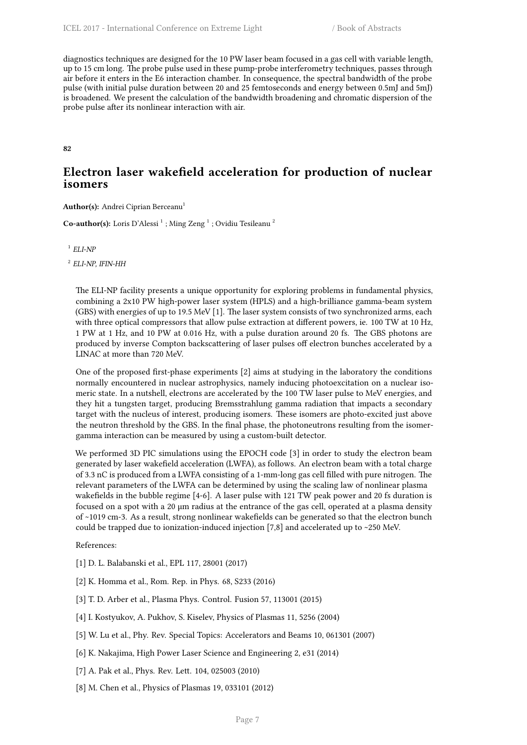diagnostics techniques are designed for the 10 PW laser beam focused in a gas cell with variable length, up to 15 cm long. The probe pulse used in these pump-probe interferometry techniques, passes through air before it enters in the E6 interaction chamber. In consequence, the spectral bandwidth of the probe pulse (with initial pulse duration between 20 and 25 femtoseconds and energy between 0.5mJ and 5mJ) is broadened. We present the calculation of the bandwidth broadening and chromatic dispersion of the probe pulse after its nonlinear interaction with air.

**82**

## Electron laser wakefield acceleration for production of nuclear isomers

**Author(s):** Andrei Ciprian Berceanu[1]

**Co-author(s):** Loris D'Alessi [1] ; Ming Zeng [1] ; Ovidiu Tesileanu [2]

[1] *ELI-NP*

[2] *ELI-NP, IFIN-HH*

The ELI-NP facility presents a unique opportunity for exploring problems in fundamental physics, combining a 2x10 PW high-power laser system (HPLS) and a high-brilliance gamma-beam system (GBS) with energies of up to 19.5 MeV [1]. The laser system consists of two synchronized arms, each with three optical compressors that allow pulse extraction at different powers, ie. 100 TW at 10 Hz, 1 PW at 1 Hz, and 10 PW at 0.016 Hz, with a pulse duration around 20 fs. The GBS photons are produced by inverse Compton backscattering of laser pulses off electron bunches accelerated by a LINAC at more than 720 MeV.

One of the proposed first-phase experiments [2] aims at studying in the laboratory the conditions normally encountered in nuclear astrophysics, namely inducing photoexcitation on a nuclear isomeric state. In a nutshell, electrons are accelerated by the 100 TW laser pulse to MeV energies, and they hit a tungsten target, producing Bremsstrahlung gamma radiation that impacts a secondary target with the nucleus of interest, producing isomers. These isomers are photo-excited just above the neutron threshold by the GBS. In the final phase, the photoneutrons resulting from the isomer-gamma interaction can be measured by using a custom-built detector.

We performed 3D PIC simulations using the EPOCH code [3] in order to study the electron beam generated by laser wakefield acceleration (LWFA), as follows. An electron beam with a total charge of 3.3 nC is produced from a LWFA consisting of a 1-mm-long gas cell filled with pure nitrogen. The relevant parameters of the LWFA can be determined by using the scaling law of nonlinear plasma wakefields in the bubble regime [4-6]. A laser pulse with 121 TW peak power and 20 fs duration is focused on a spot with a 20 μm radius at the entrance of the gas cell, operated at a plasma density of ~1019 cm-3. As a result, strong nonlinear wakefields can be generated so that the electron bunch could be trapped due to ionization-induced injection [7,8] and accelerated up to ~250 MeV.

References:

[1] D. L. Balabanski et al., EPL 117, 28001 (2017)

[2] K. Homma et al., Rom. Rep. in Phys. 68, S233 (2016)

[3] T. D. Arber et al., Plasma Phys. Control. Fusion 57, 113001 (2015)

[4] I. Kostyukov, A. Pukhov, S. Kiselev, Physics of Plasmas 11, 5256 (2004)

[5] W. Lu et al., Phy. Rev. Special Topics: Accelerators and Beams 10, 061301 (2007)

[6] K. Nakajima, High Power Laser Science and Engineering 2, e31 (2014)

[7] A. Pak et al., Phys. Rev. Lett. 104, 025003 (2010)

[8] M. Chen et al., Physics of Plasmas 19, 033101 (2012)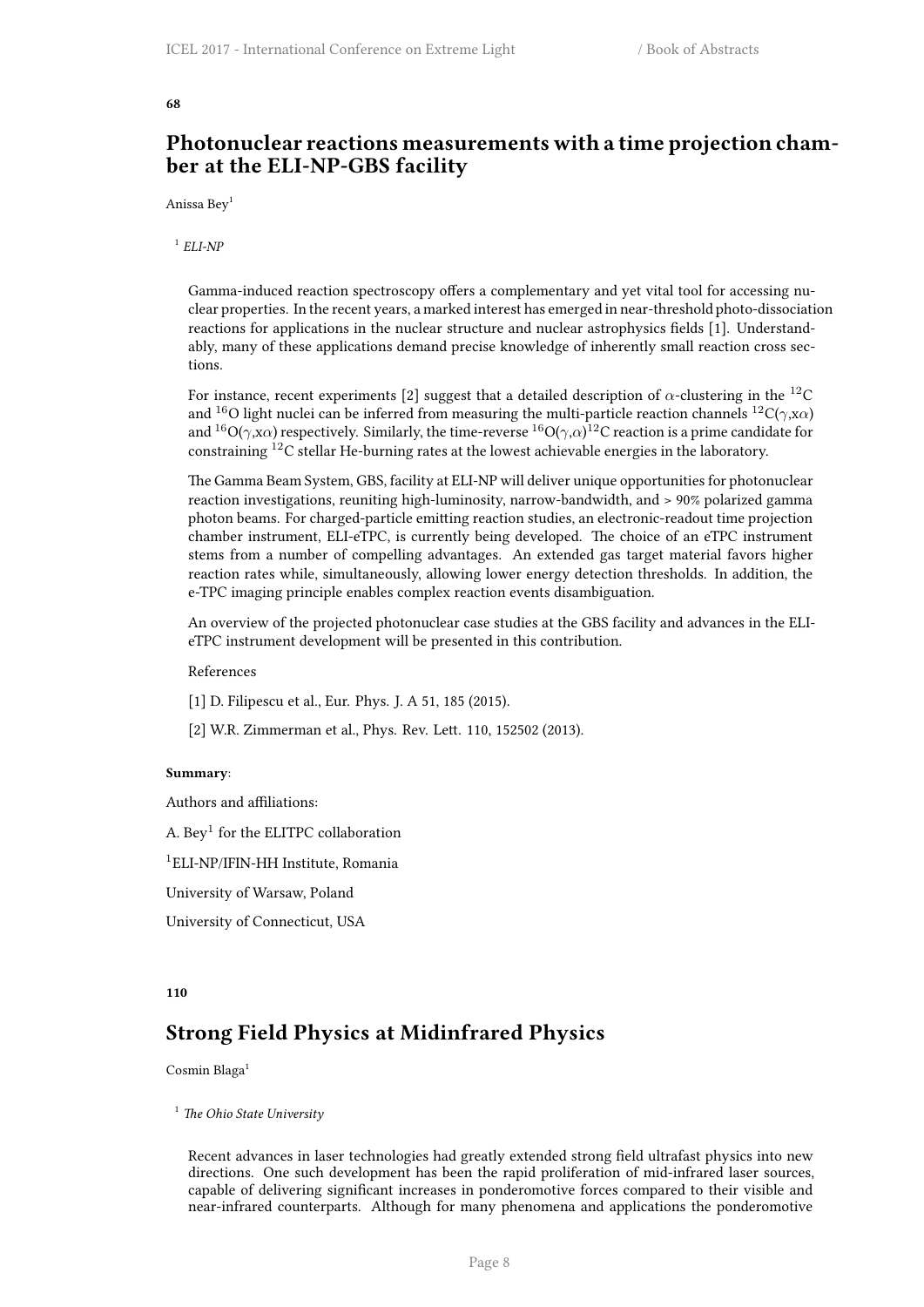**68**

## Photonuclear reactions measurements with a time projection chamber at the ELI-NP-GBS facility

Anissa Bey[1]

[1] *ELI-NP*

Gamma-induced reaction spectroscopy offers a complementary and yet vital tool for accessing nuclear properties. In the recent years, a marked interest has emerged in near-threshold photo-dissociation reactions for applications in the nuclear structure and nuclear astrophysics fields [1]. Understandably, many of these applications demand precise knowledge of inherently small reaction cross sections.

For instance, recent experiments [2] suggest that a detailed description of $\alpha$-clustering in the $^{12}$C and $^{16}$O light nuclei can be inferred from measuring the multi-particle reaction channels $^{12}$C($\gamma$,x$\alpha$) and $^{16}$O($\gamma$,x$\alpha$) respectively. Similarly, the time-reverse $^{16}$O($\gamma$,$\alpha$)$^{12}$C reaction is a prime candidate for constraining $^{12}$C stellar He-burning rates at the lowest achievable energies in the laboratory.

The Gamma Beam System, GBS, facility at ELI-NP will deliver unique opportunities for photonuclear reaction investigations, reuniting high-luminosity, narrow-bandwidth, and > 90% polarized gamma photon beams. For charged-particle emitting reaction studies, an electronic-readout time projection chamber instrument, ELI-eTPC, is currently being developed. The choice of an eTPC instrument stems from a number of compelling advantages. An extended gas target material favors higher reaction rates while, simultaneously, allowing lower energy detection thresholds. In addition, the e-TPC imaging principle enables complex reaction events disambiguation.

An overview of the projected photonuclear case studies at the GBS facility and advances in the ELI-eTPC instrument development will be presented in this contribution.

References

[1] D. Filipescu et al., Eur. Phys. J. A 51, 185 (2015).

[2] W.R. Zimmerman et al., Phys. Rev. Lett. 110, 152502 (2013).

**Summary**:

Authors and affiliations:

A. Bey[1] for the ELITPC collaboration

[1]ELI-NP/IFIN-HH Institute, Romania

University of Warsaw, Poland

University of Connecticut, USA

**110**

## Strong Field Physics at Midinfrared Physics

Cosmin Blaga[1]

[1] *The Ohio State University*

Recent advances in laser technologies had greatly extended strong field ultrafast physics into new directions. One such development has been the rapid proliferation of mid-infrared laser sources, capable of delivering significant increases in ponderomotive forces compared to their visible and near-infrared counterparts. Although for many phenomena and applications the ponderomotive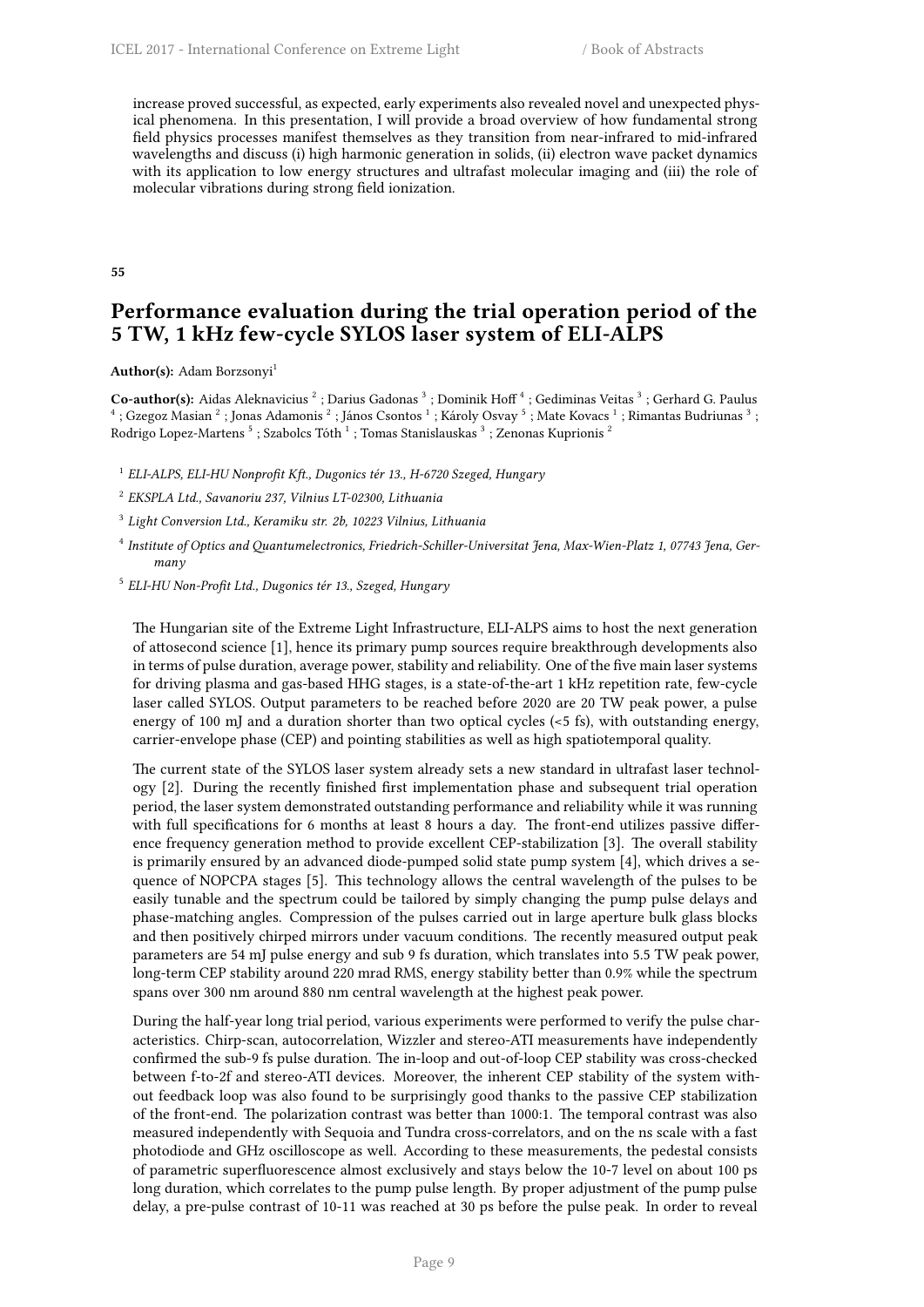increase proved successful, as expected, early experiments also revealed novel and unexpected physical phenomena. In this presentation, I will provide a broad overview of how fundamental strong field physics processes manifest themselves as they transition from near-infrared to mid-infrared wavelengths and discuss (i) high harmonic generation in solids, (ii) electron wave packet dynamics with its application to low energy structures and ultrafast molecular imaging and (iii) the role of molecular vibrations during strong field ionization.

**55**

## Performance evaluation during the trial operation period of the 5 TW, 1 kHz few-cycle SYLOS laser system of ELI-ALPS

**Author(s):** Adam Borzsonyi[1]

**Co-author(s):** Aidas Aleknavicius [2] ; Darius Gadonas [3] ; Dominik Hoff [4] ; Gediminas Veitas [3] ; Gerhard G. Paulus [4] ; Gzegoz Masian [2] ; Jonas Adamonis [2] ; János Csontos [1] ; Károly Osvay [5] ; Mate Kovacs [1] ; Rimantas Budriunas [3] ; Rodrigo Lopez-Martens [5] ; Szabolcs Tóth [1] ; Tomas Stanislauskas [3] ; Zenonas Kuprionis [2]

[1] *ELI-ALPS, ELI-HU Nonprofit Kft., Dugonics tér 13., H-6720 Szeged, Hungary*

[2] *EKSPLA Ltd., Savanoriu 237, Vilnius LT-02300, Lithuania*

[3] *Light Conversion Ltd., Keramiku str. 2b, 10223 Vilnius, Lithuania*

[4] *Institute of Optics and Quantumelectronics, Friedrich-Schiller-Universitat Jena, Max-Wien-Platz 1, 07743 Jena, Germany*

[5] *ELI-HU Non-Profit Ltd., Dugonics tér 13., Szeged, Hungary*

The Hungarian site of the Extreme Light Infrastructure, ELI-ALPS aims to host the next generation of attosecond science [1], hence its primary pump sources require breakthrough developments also in terms of pulse duration, average power, stability and reliability. One of the five main laser systems for driving plasma and gas-based HHG stages, is a state-of-the-art 1 kHz repetition rate, few-cycle laser called SYLOS. Output parameters to be reached before 2020 are 20 TW peak power, a pulse energy of 100 mJ and a duration shorter than two optical cycles (<5 fs), with outstanding energy, carrier-envelope phase (CEP) and pointing stabilities as well as high spatiotemporal quality.

The current state of the SYLOS laser system already sets a new standard in ultrafast laser technology [2]. During the recently finished first implementation phase and subsequent trial operation period, the laser system demonstrated outstanding performance and reliability while it was running with full specifications for 6 months at least 8 hours a day. The front-end utilizes passive difference frequency generation method to provide excellent CEP-stabilization [3]. The overall stability is primarily ensured by an advanced diode-pumped solid state pump system [4], which drives a sequence of NOPCPA stages [5]. This technology allows the central wavelength of the pulses to be easily tunable and the spectrum could be tailored by simply changing the pump pulse delays and phase-matching angles. Compression of the pulses carried out in large aperture bulk glass blocks and then positively chirped mirrors under vacuum conditions. The recently measured output peak parameters are 54 mJ pulse energy and sub 9 fs duration, which translates into 5.5 TW peak power, long-term CEP stability around 220 mrad RMS, energy stability better than 0.9% while the spectrum spans over 300 nm around 880 nm central wavelength at the highest peak power.

During the half-year long trial period, various experiments were performed to verify the pulse characteristics. Chirp-scan, autocorrelation, Wizzler and stereo-ATI measurements have independently confirmed the sub-9 fs pulse duration. The in-loop and out-of-loop CEP stability was cross-checked between f-to-2f and stereo-ATI devices. Moreover, the inherent CEP stability of the system without feedback loop was also found to be surprisingly good thanks to the passive CEP stabilization of the front-end. The polarization contrast was better than 1000:1. The temporal contrast was also measured independently with Sequoia and Tundra cross-correlators, and on the ns scale with a fast photodiode and GHz oscilloscope as well. According to these measurements, the pedestal consists of parametric superfluorescence almost exclusively and stays below the 10-7 level on about 100 ps long duration, which correlates to the pump pulse length. By proper adjustment of the pump pulse delay, a pre-pulse contrast of 10-11 was reached at 30 ps before the pulse peak. In order to reveal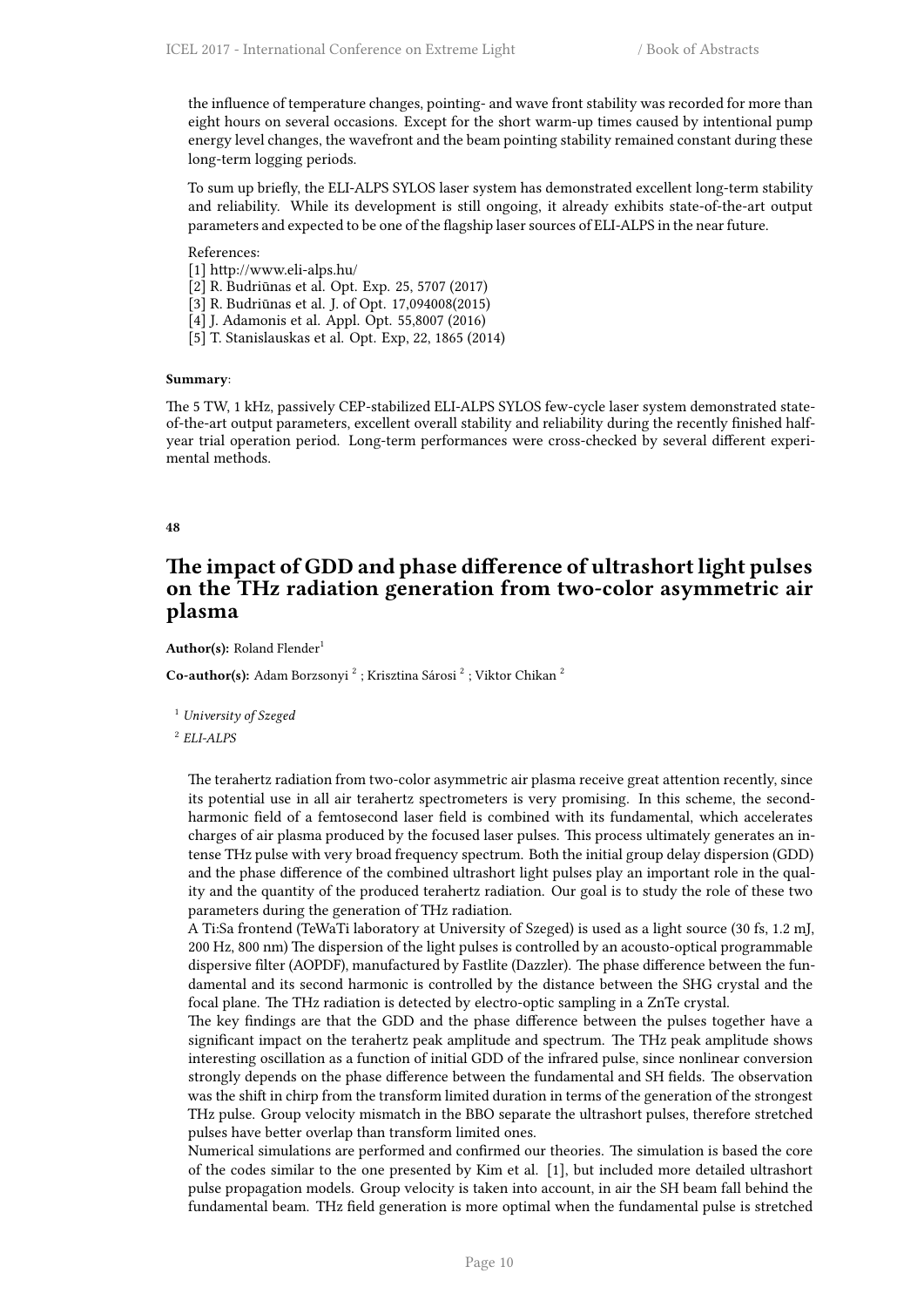the influence of temperature changes, pointing- and wave front stability was recorded for more than eight hours on several occasions. Except for the short warm-up times caused by intentional pump energy level changes, the wavefront and the beam pointing stability remained constant during these long-term logging periods.

To sum up briefly, the ELI-ALPS SYLOS laser system has demonstrated excellent long-term stability and reliability. While its development is still ongoing, it already exhibits state-of-the-art output parameters and expected to be one of the flagship laser sources of ELI-ALPS in the near future.

References:
[1] http://www.eli-alps.hu/
[2] R. Budriūnas et al. Opt. Exp. 25, 5707 (2017)
[3] R. Budriūnas et al. J. of Opt. 17,094008(2015)
[4] J. Adamonis et al. Appl. Opt. 55,8007 (2016)
[5] T. Stanislauskas et al. Opt. Exp, 22, 1865 (2014)

**Summary**:

The 5 TW, 1 kHz, passively CEP-stabilized ELI-ALPS SYLOS few-cycle laser system demonstrated state-of-the-art output parameters, excellent overall stability and reliability during the recently finished half-year trial operation period. Long-term performances were cross-checked by several different experimental methods.

**48**

## The impact of GDD and phase difference of ultrashort light pulses on the THz radiation generation from two-color asymmetric air plasma

**Author(s):** Roland Flender[1]

**Co-author(s):** Adam Borzsonyi [2] ; Krisztina Sárosi [2] ; Viktor Chikan [2]

[1] *University of Szeged*

[2] *ELI-ALPS*

The terahertz radiation from two-color asymmetric air plasma receive great attention recently, since its potential use in all air terahertz spectrometers is very promising. In this scheme, the second-harmonic field of a femtosecond laser field is combined with its fundamental, which accelerates charges of air plasma produced by the focused laser pulses. This process ultimately generates an intense THz pulse with very broad frequency spectrum. Both the initial group delay dispersion (GDD) and the phase difference of the combined ultrashort light pulses play an important role in the quality and the quantity of the produced terahertz radiation. Our goal is to study the role of these two parameters during the generation of THz radiation.
A Ti:Sa frontend (TeWaTi laboratory at University of Szeged) is used as a light source (30 fs, 1.2 mJ, 200 Hz, 800 nm) The dispersion of the light pulses is controlled by an acousto-optical programmable dispersive filter (AOPDF), manufactured by Fastlite (Dazzler). The phase difference between the fundamental and its second harmonic is controlled by the distance between the SHG crystal and the focal plane. The THz radiation is detected by electro-optic sampling in a ZnTe crystal.
The key findings are that the GDD and the phase difference between the pulses together have a significant impact on the terahertz peak amplitude and spectrum. The THz peak amplitude shows interesting oscillation as a function of initial GDD of the infrared pulse, since nonlinear conversion strongly depends on the phase difference between the fundamental and SH fields. The observation was the shift in chirp from the transform limited duration in terms of the generation of the strongest THz pulse. Group velocity mismatch in the BBO separate the ultrashort pulses, therefore stretched pulses have better overlap than transform limited ones.
Numerical simulations are performed and confirmed our theories. The simulation is based the core of the codes similar to the one presented by Kim et al. [1], but included more detailed ultrashort pulse propagation models. Group velocity is taken into account, in air the SH beam fall behind the fundamental beam. THz field generation is more optimal when the fundamental pulse is stretched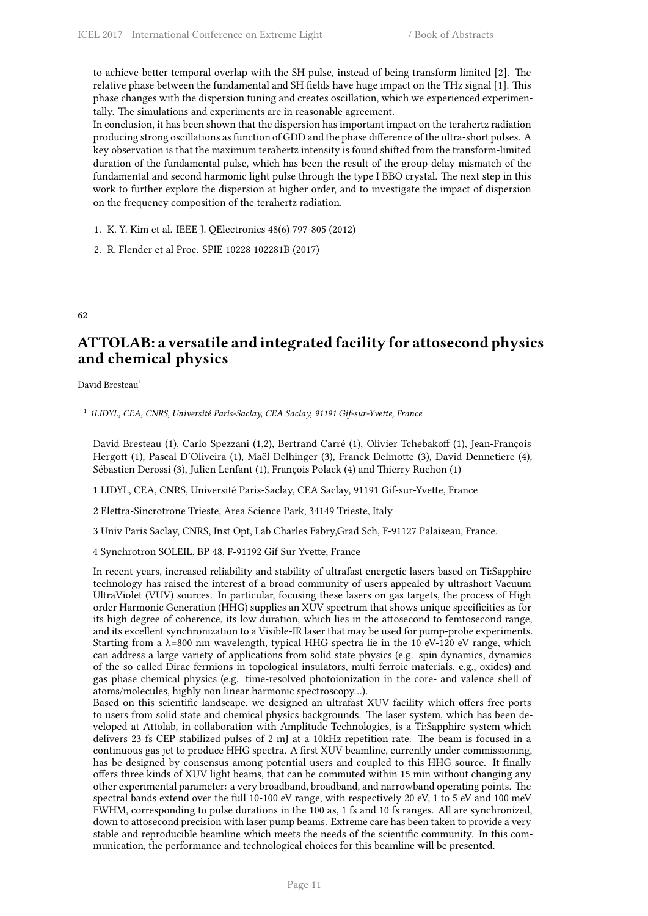to achieve better temporal overlap with the SH pulse, instead of being transform limited [2]. The relative phase between the fundamental and SH fields have huge impact on the THz signal [1]. This phase changes with the dispersion tuning and creates oscillation, which we experienced experimentally. The simulations and experiments are in reasonable agreement.
In conclusion, it has been shown that the dispersion has important impact on the terahertz radiation producing strong oscillations as function of GDD and the phase difference of the ultra-short pulses. A key observation is that the maximum terahertz intensity is found shifted from the transform-limited duration of the fundamental pulse, which has been the result of the group-delay mismatch of the fundamental and second harmonic light pulse through the type I BBO crystal. The next step in this work to further explore the dispersion at higher order, and to investigate the impact of dispersion on the frequency composition of the terahertz radiation.

1. K. Y. Kim et al. IEEE J. QElectronics 48(6) 797-805 (2012)
2. R. Flender et al Proc. SPIE 10228 102281B (2017)

**62**

## ATTOLAB: a versatile and integrated facility for attosecond physics and chemical physics

David Bresteau[1]

[1] *1LIDYL, CEA, CNRS, Université Paris-Saclay, CEA Saclay, 91191 Gif-sur-Yvette, France*

David Bresteau (1), Carlo Spezzani (1,2), Bertrand Carré (1), Olivier Tchebakoff (1), Jean-François Hergott (1), Pascal D'Oliveira (1), Maël Delhinger (3), Franck Delmotte (3), David Dennetiere (4), Sébastien Derossi (3), Julien Lenfant (1), François Polack (4) and Thierry Ruchon (1)

1 LIDYL, CEA, CNRS, Université Paris-Saclay, CEA Saclay, 91191 Gif-sur-Yvette, France

2 Elettra-Sincrotrone Trieste, Area Science Park, 34149 Trieste, Italy

3 Univ Paris Saclay, CNRS, Inst Opt, Lab Charles Fabry,Grad Sch, F-91127 Palaiseau, France.

4 Synchrotron SOLEIL, BP 48, F-91192 Gif Sur Yvette, France

In recent years, increased reliability and stability of ultrafast energetic lasers based on Ti:Sapphire technology has raised the interest of a broad community of users appealed by ultrashort Vacuum UltraViolet (VUV) sources. In particular, focusing these lasers on gas targets, the process of High order Harmonic Generation (HHG) supplies an XUV spectrum that shows unique specificities as for its high degree of coherence, its low duration, which lies in the attosecond to femtosecond range, and its excellent synchronization to a Visible-IR laser that may be used for pump-probe experiments. Starting from a $\lambda$=800 nm wavelength, typical HHG spectra lie in the 10 eV-120 eV range, which can address a large variety of applications from solid state physics (e.g. spin dynamics, dynamics of the so-called Dirac fermions in topological insulators, multi-ferroic materials, e.g., oxides) and gas phase chemical physics (e.g. time-resolved photoionization in the core- and valence shell of atoms/molecules, highly non linear harmonic spectroscopy…).
Based on this scientific landscape, we designed an ultrafast XUV facility which offers free-ports to users from solid state and chemical physics backgrounds. The laser system, which has been developed at Attolab, in collaboration with Amplitude Technologies, is a Ti:Sapphire system which delivers 23 fs CEP stabilized pulses of 2 mJ at a 10kHz repetition rate. The beam is focused in a continuous gas jet to produce HHG spectra. A first XUV beamline, currently under commissioning, has be designed by consensus among potential users and coupled to this HHG source. It finally offers three kinds of XUV light beams, that can be commuted within 15 min without changing any other experimental parameter: a very broadband, broadband, and narrowband operating points. The spectral bands extend over the full 10-100 eV range, with respectively 20 eV, 1 to 5 eV and 100 meV FWHM, corresponding to pulse durations in the 100 as, 1 fs and 10 fs ranges. All are synchronized, down to attosecond precision with laser pump beams. Extreme care has been taken to provide a very stable and reproducible beamline which meets the needs of the scientific community. In this communication, the performance and technological choices for this beamline will be presented.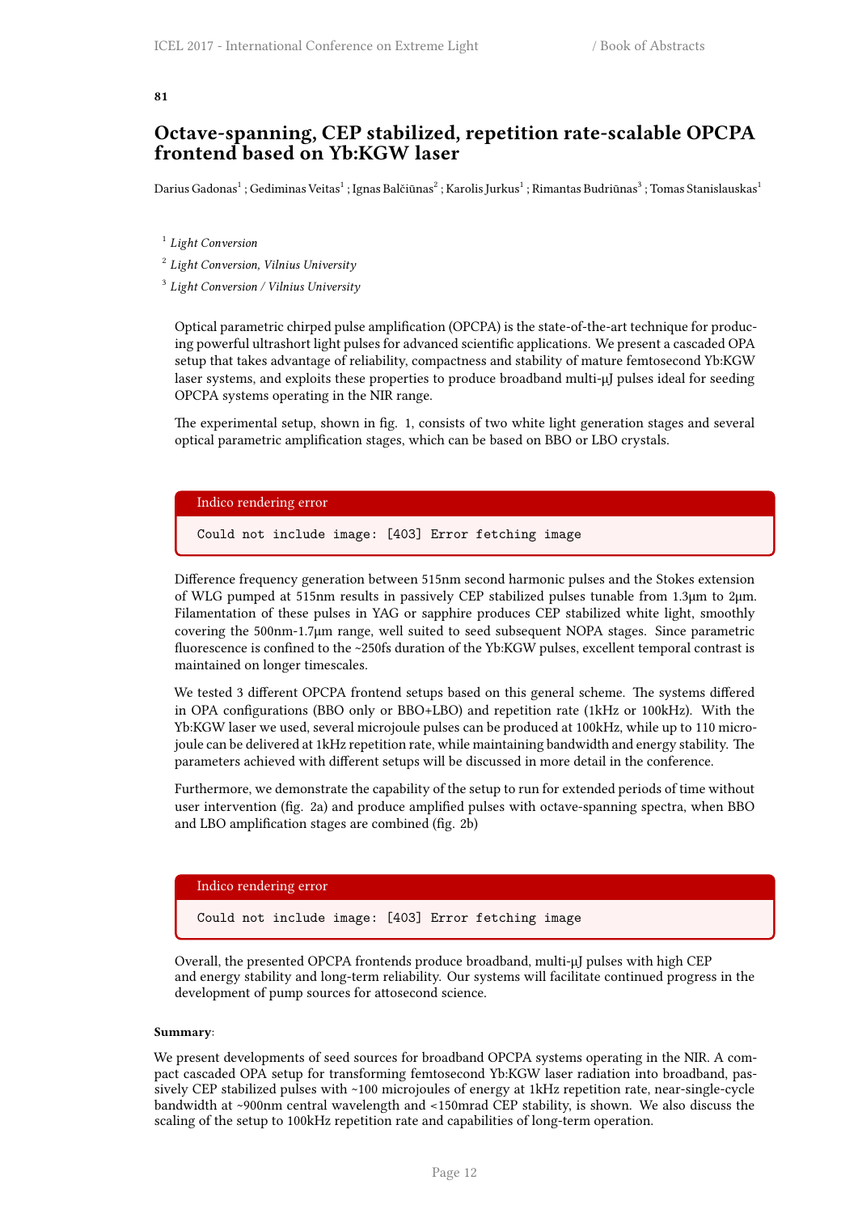**81**

# Octave-spanning, CEP stabilized, repetition rate-scalable OPCPA frontend based on Yb:KGW laser

Darius Gadonas[1] ; Gediminas Veitas[1] ; Ignas Balčiūnas[2] ; Karolis Jurkus[1] ; Rimantas Budriūnas[3] ; Tomas Stanislauskas[1]

[1] *Light Conversion*

[2] *Light Conversion, Vilnius University*

[3] *Light Conversion / Vilnius University*

Optical parametric chirped pulse amplification (OPCPA) is the state-of-the-art technique for producing powerful ultrashort light pulses for advanced scientific applications. We present a cascaded OPA setup that takes advantage of reliability, compactness and stability of mature femtosecond Yb:KGW laser systems, and exploits these properties to produce broadband multi-μJ pulses ideal for seeding OPCPA systems operating in the NIR range.

The experimental setup, shown in fig. 1, consists of two white light generation stages and several optical parametric amplification stages, which can be based on BBO or LBO crystals.

Indico rendering error

```
Could not include image: [403] Error fetching image
```

Difference frequency generation between 515nm second harmonic pulses and the Stokes extension of WLG pumped at 515nm results in passively CEP stabilized pulses tunable from 1.3μm to 2μm. Filamentation of these pulses in YAG or sapphire produces CEP stabilized white light, smoothly covering the 500nm-1.7μm range, well suited to seed subsequent NOPA stages. Since parametric fluorescence is confined to the ~250fs duration of the Yb:KGW pulses, excellent temporal contrast is maintained on longer timescales.

We tested 3 different OPCPA frontend setups based on this general scheme. The systems differed in OPA configurations (BBO only or BBO+LBO) and repetition rate (1kHz or 100kHz). With the Yb:KGW laser we used, several microjoule pulses can be produced at 100kHz, while up to 110 microjoule can be delivered at 1kHz repetition rate, while maintaining bandwidth and energy stability. The parameters achieved with different setups will be discussed in more detail in the conference.

Furthermore, we demonstrate the capability of the setup to run for extended periods of time without user intervention (fig. 2a) and produce amplified pulses with octave-spanning spectra, when BBO and LBO amplification stages are combined (fig. 2b)

Indico rendering error

```
Could not include image: [403] Error fetching image
```

Overall, the presented OPCPA frontends produce broadband, multi-μJ pulses with high CEP and energy stability and long-term reliability. Our systems will facilitate continued progress in the development of pump sources for attosecond science.

**Summary**:

We present developments of seed sources for broadband OPCPA systems operating in the NIR. A compact cascaded OPA setup for transforming femtosecond Yb:KGW laser radiation into broadband, passively CEP stabilized pulses with ~100 microjoules of energy at 1kHz repetition rate, near-single-cycle bandwidth at ~900nm central wavelength and <150mrad CEP stability, is shown. We also discuss the scaling of the setup to 100kHz repetition rate and capabilities of long-term operation.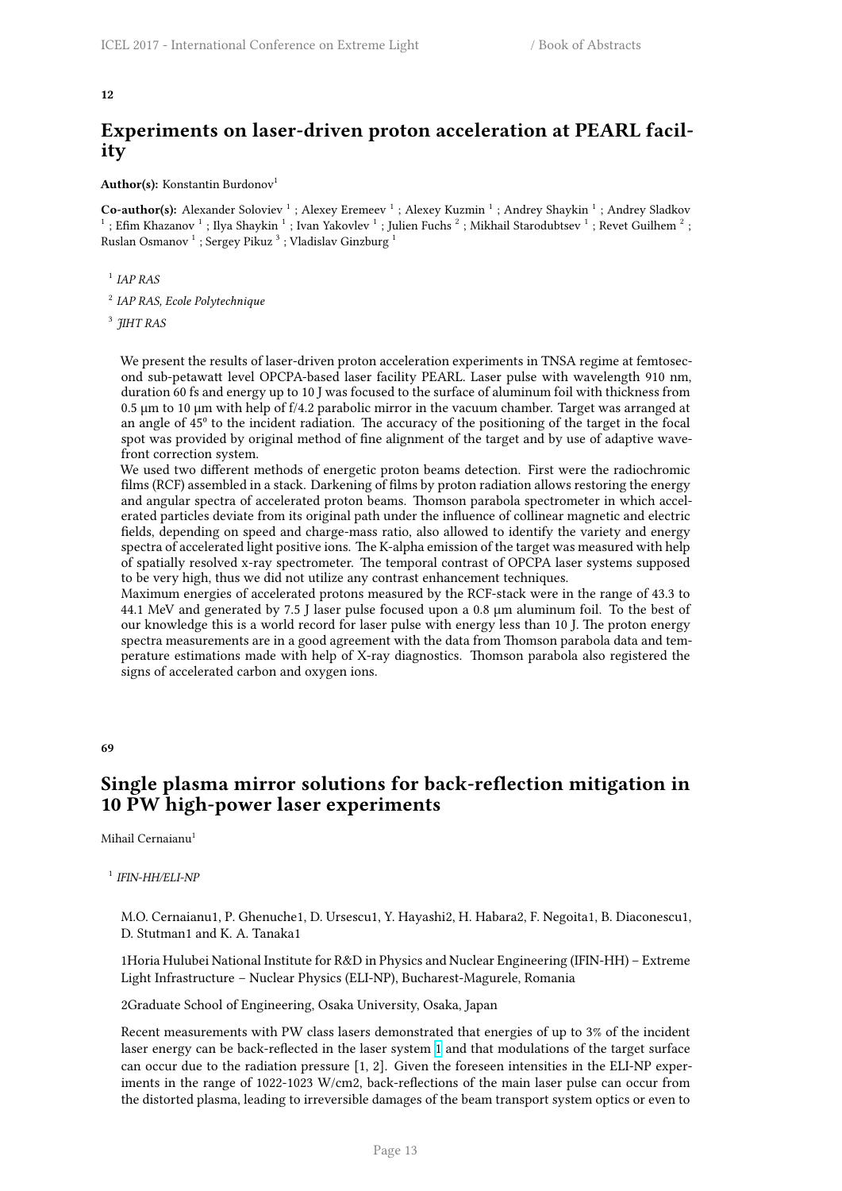**12**

## Experiments on laser-driven proton acceleration at PEARL facility

**Author(s):** Konstantin Burdonov[1]

**Co-author(s):** Alexander Soloviev [1] ; Alexey Eremeev [1] ; Alexey Kuzmin [1] ; Andrey Shaykin [1] ; Andrey Sladkov [1] ; Efim Khazanov [1] ; Ilya Shaykin [1] ; Ivan Yakovlev [1] ; Julien Fuchs [2] ; Mikhail Starodubtsev [1] ; Revet Guilhem [2] ; Ruslan Osmanov [1] ; Sergey Pikuz [3] ; Vladislav Ginzburg [1]

[1] *IAP RAS*

[2] *IAP RAS, Ecole Polytechnique*

[3] *JIHT RAS*

We present the results of laser-driven proton acceleration experiments in TNSA regime at femtosecond sub-petawatt level OPCPA-based laser facility PEARL. Laser pulse with wavelength 910 nm, duration 60 fs and energy up to 10 J was focused to the surface of aluminum foil with thickness from 0.5 µm to 10 µm with help of f/4.2 parabolic mirror in the vacuum chamber. Target was arranged at an angle of 45$^{0}$ to the incident radiation. The accuracy of the positioning of the target in the focal spot was provided by original method of fine alignment of the target and by use of adaptive wavefront correction system.

We used two different methods of energetic proton beams detection. First were the radiochromic films (RCF) assembled in a stack. Darkening of films by proton radiation allows restoring the energy and angular spectra of accelerated proton beams. Thomson parabola spectrometer in which accelerated particles deviate from its original path under the influence of collinear magnetic and electric fields, depending on speed and charge-mass ratio, also allowed to identify the variety and energy spectra of accelerated light positive ions. The K-alpha emission of the target was measured with help of spatially resolved x-ray spectrometer. The temporal contrast of OPCPA laser systems supposed to be very high, thus we did not utilize any contrast enhancement techniques.

Maximum energies of accelerated protons measured by the RCF-stack were in the range of 43.3 to 44.1 MeV and generated by 7.5 J laser pulse focused upon a 0.8 µm aluminum foil. To the best of our knowledge this is a world record for laser pulse with energy less than 10 J. The proton energy spectra measurements are in a good agreement with the data from Thomson parabola data and temperature estimations made with help of X-ray diagnostics. Thomson parabola also registered the signs of accelerated carbon and oxygen ions.

**69**

## Single plasma mirror solutions for back-reflection mitigation in 10 PW high-power laser experiments

Mihail Cernaianu[1]

[1] *IFIN-HH/ELI-NP*

M.O. Cernaianu1, P. Ghenuche1, D. Ursescu1, Y. Hayashi2, H. Habara2, F. Negoita1, B. Diaconescu1, D. Stutman1 and K. A. Tanaka1

1Horia Hulubei National Institute for R&D in Physics and Nuclear Engineering (IFIN-HH) – Extreme Light Infrastructure – Nuclear Physics (ELI-NP), Bucharest-Magurele, Romania

2Graduate School of Engineering, Osaka University, Osaka, Japan

Recent measurements with PW class lasers demonstrated that energies of up to 3% of the incident laser energy can be back-reflected in the laser system [1] and that modulations of the target surface can occur due to the radiation pressure [1, 2]. Given the foreseen intensities in the ELI-NP experiments in the range of 1022-1023 W/cm2, back-reflections of the main laser pulse can occur from the distorted plasma, leading to irreversible damages of the beam transport system optics or even to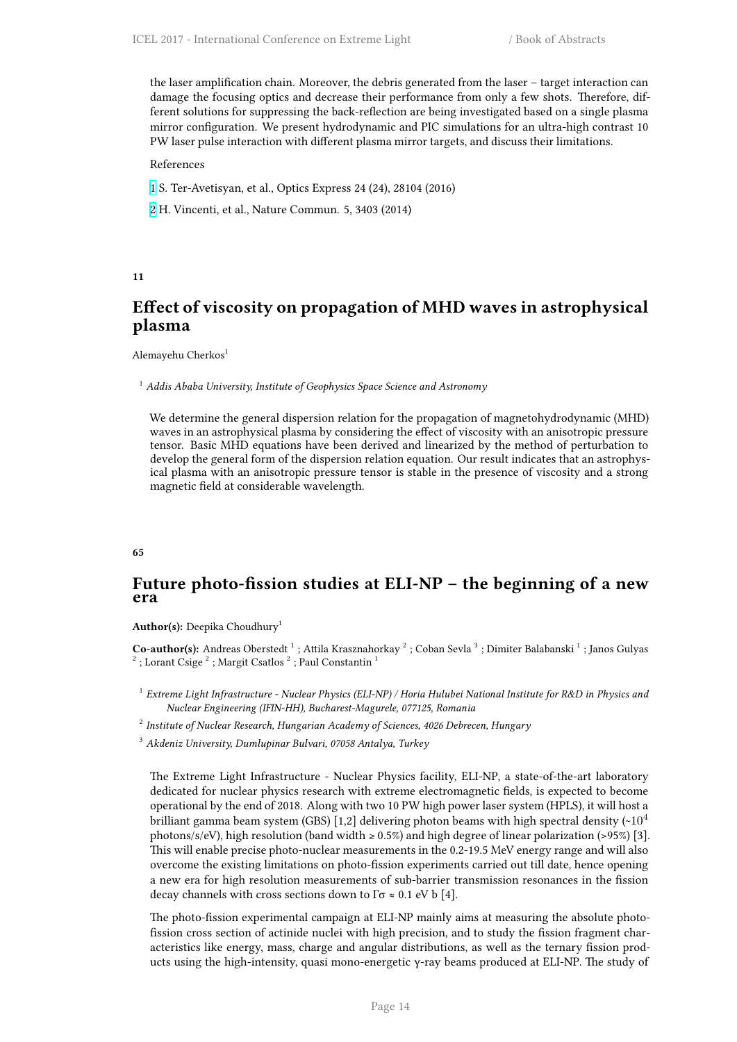the laser amplification chain. Moreover, the debris generated from the laser – target interaction can damage the focusing optics and decrease their performance from only a few shots. Therefore, different solutions for suppressing the back-reflection are being investigated based on a single plasma mirror configuration. We present hydrodynamic and PIC simulations for an ultra-high contrast 10 PW laser pulse interaction with different plasma mirror targets, and discuss their limitations.

References

1 S. Ter-Avetisyan, et al., Optics Express 24 (24), 28104 (2016)

2 H. Vincenti, et al., Nature Commun. 5, 3403 (2014)

**11**

## Effect of viscosity on propagation of MHD waves in astrophysical plasma

Alemayehu Cherkos[1]

[1] *Addis Ababa University, Institute of Geophysics Space Science and Astronomy*

We determine the general dispersion relation for the propagation of magnetohydrodynamic (MHD) waves in an astrophysical plasma by considering the effect of viscosity with an anisotropic pressure tensor. Basic MHD equations have been derived and linearized by the method of perturbation to develop the general form of the dispersion relation equation. Our result indicates that an astrophysical plasma with an anisotropic pressure tensor is stable in the presence of viscosity and a strong magnetic field at considerable wavelength.

**65**

## Future photo-fission studies at ELI-NP – the beginning of a new era

**Author(s):** Deepika Choudhury[1]

**Co-author(s):** Andreas Oberstedt [1] ; Attila Krasznahorkay [2] ; Coban Sevla [3] ; Dimiter Balabanski [1] ; Janos Gulyas [2] ; Lorant Csige [2] ; Margit Csatlos [2] ; Paul Constantin [1]

[1] *Extreme Light Infrastructure - Nuclear Physics (ELI-NP) / Horia Hulubei National Institute for R&D in Physics and Nuclear Engineering (IFIN-HH), Bucharest-Magurele, 077125, Romania*

[2] *Institute of Nuclear Research, Hungarian Academy of Sciences, 4026 Debrecen, Hungary*

[3] *Akdeniz University, Dumlupinar Bulvari, 07058 Antalya, Turkey*

The Extreme Light Infrastructure - Nuclear Physics facility, ELI-NP, a state-of-the-art laboratory dedicated for nuclear physics research with extreme electromagnetic fields, is expected to become operational by the end of 2018. Along with two 10 PW high power laser system (HPLS), it will host a brilliant gamma beam system (GBS) [1,2] delivering photon beams with high spectral density (~$10^4$ photons/s/eV), high resolution (band width ≥ 0.5%) and high degree of linear polarization (>95%) [3]. This will enable precise photo-nuclear measurements in the 0.2-19.5 MeV energy range and will also overcome the existing limitations on photo-fission experiments carried out till date, hence opening a new era for high resolution measurements of sub-barrier transmission resonances in the fission decay channels with cross sections down to $\Gamma\sigma \approx 0.1$ eV b [4].

The photo-fission experimental campaign at ELI-NP mainly aims at measuring the absolute photo-fission cross section of actinide nuclei with high precision, and to study the fission fragment characteristics like energy, mass, charge and angular distributions, as well as the ternary fission products using the high-intensity, quasi mono-energetic γ-ray beams produced at ELI-NP. The study of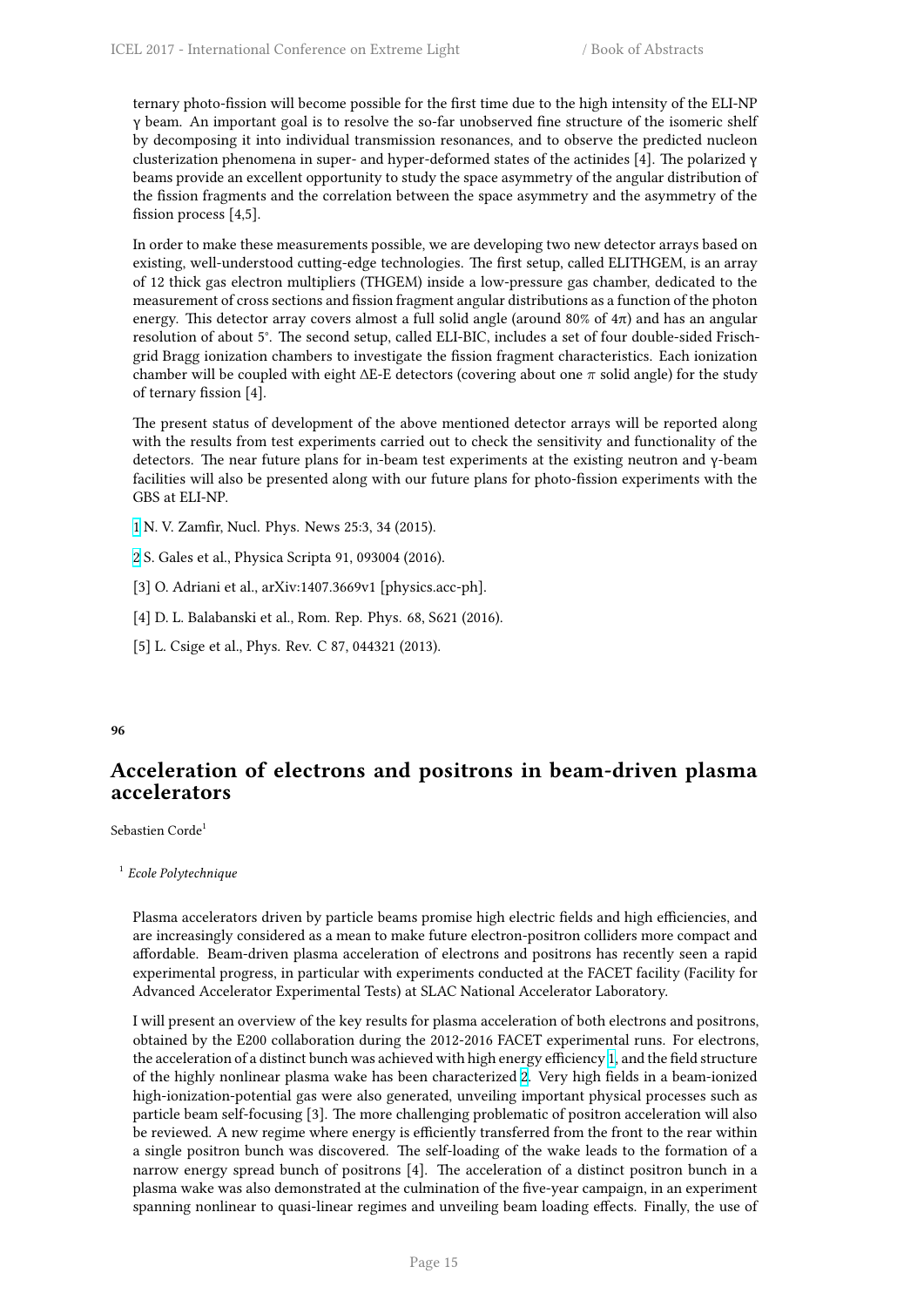ternary photo-fission will become possible for the first time due to the high intensity of the ELI-NP γ beam. An important goal is to resolve the so-far unobserved fine structure of the isomeric shelf by decomposing it into individual transmission resonances, and to observe the predicted nucleon clusterization phenomena in super- and hyper-deformed states of the actinides [4]. The polarized γ beams provide an excellent opportunity to study the space asymmetry of the angular distribution of the fission fragments and the correlation between the space asymmetry and the asymmetry of the fission process [4,5].

In order to make these measurements possible, we are developing two new detector arrays based on existing, well-understood cutting-edge technologies. The first setup, called ELITHGEM, is an array of 12 thick gas electron multipliers (THGEM) inside a low-pressure gas chamber, dedicated to the measurement of cross sections and fission fragment angular distributions as a function of the photon energy. This detector array covers almost a full solid angle (around 80% of 4π) and has an angular resolution of about 5°. The second setup, called ELI-BIC, includes a set of four double-sided Frisch-grid Bragg ionization chambers to investigate the fission fragment characteristics. Each ionization chamber will be coupled with eight ΔE-E detectors (covering about one π solid angle) for the study of ternary fission [4].

The present status of development of the above mentioned detector arrays will be reported along with the results from test experiments carried out to check the sensitivity and functionality of the detectors. The near future plans for in-beam test experiments at the existing neutron and γ-beam facilities will also be presented along with our future plans for photo-fission experiments with the GBS at ELI-NP.

[1] N. V. Zamfir, Nucl. Phys. News 25:3, 34 (2015).

[2] S. Gales et al., Physica Scripta 91, 093004 (2016).

[3] O. Adriani et al., arXiv:1407.3669v1 [physics.acc-ph].

[4] D. L. Balabanski et al., Rom. Rep. Phys. 68, S621 (2016).

[5] L. Csige et al., Phys. Rev. C 87, 044321 (2013).

**96**

## Acceleration of electrons and positrons in beam-driven plasma accelerators

Sebastien Corde[1]

[1] *Ecole Polytechnique*

Plasma accelerators driven by particle beams promise high electric fields and high efficiencies, and are increasingly considered as a mean to make future electron-positron colliders more compact and affordable. Beam-driven plasma acceleration of electrons and positrons has recently seen a rapid experimental progress, in particular with experiments conducted at the FACET facility (Facility for Advanced Accelerator Experimental Tests) at SLAC National Accelerator Laboratory.

I will present an overview of the key results for plasma acceleration of both electrons and positrons, obtained by the E200 collaboration during the 2012-2016 FACET experimental runs. For electrons, the acceleration of a distinct bunch was achieved with high energy efficiency [1], and the field structure of the highly nonlinear plasma wake has been characterized [2]. Very high fields in a beam-ionized high-ionization-potential gas were also generated, unveiling important physical processes such as particle beam self-focusing [3]. The more challenging problematic of positron acceleration will also be reviewed. A new regime where energy is efficiently transferred from the front to the rear within a single positron bunch was discovered. The self-loading of the wake leads to the formation of a narrow energy spread bunch of positrons [4]. The acceleration of a distinct positron bunch in a plasma wake was also demonstrated at the culmination of the five-year campaign, in an experiment spanning nonlinear to quasi-linear regimes and unveiling beam loading effects. Finally, the use of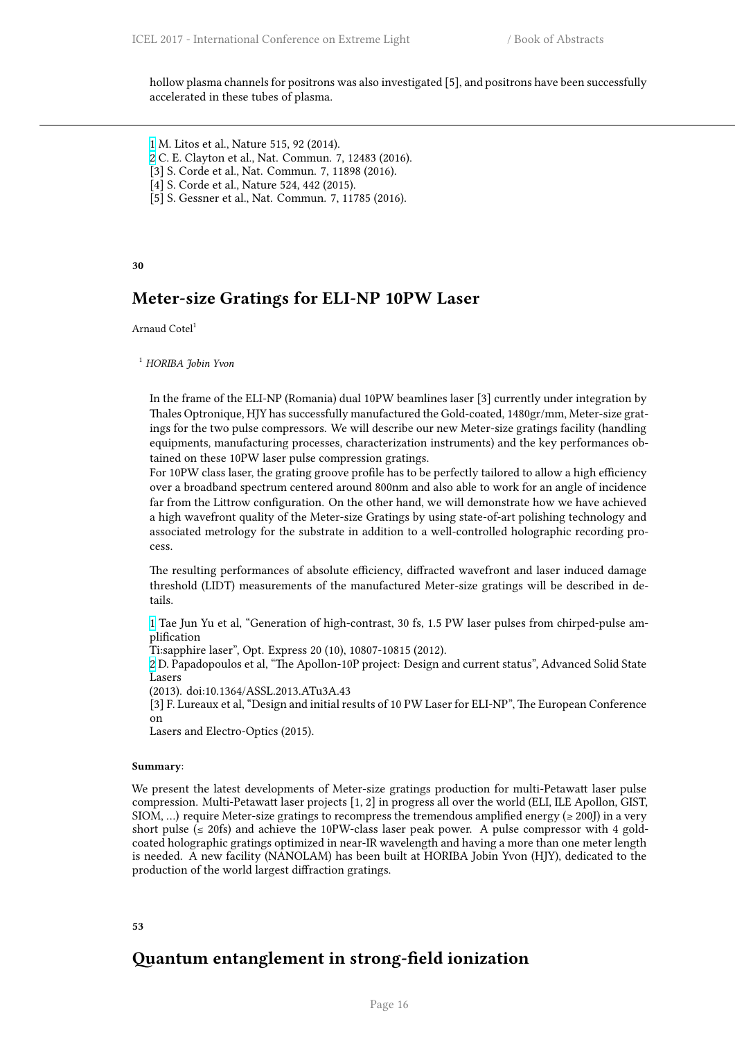hollow plasma channels for positrons was also investigated [5], and positrons have been successfully accelerated in these tubes of plasma.

[1] M. Litos et al., Nature 515, 92 (2014).
[2] C. E. Clayton et al., Nat. Commun. 7, 12483 (2016).
[3] S. Corde et al., Nat. Commun. 7, 11898 (2016).
[4] S. Corde et al., Nature 524, 442 (2015).
[5] S. Gessner et al., Nat. Commun. 7, 11785 (2016).

**30**

## Meter-size Gratings for ELI-NP 10PW Laser

Arnaud Cotel[1]

[1] *HORIBA Jobin Yvon*

In the frame of the ELI-NP (Romania) dual 10PW beamlines laser [3] currently under integration by Thales Optronique, HJY has successfully manufactured the Gold-coated, 1480gr/mm, Meter-size gratings for the two pulse compressors. We will describe our new Meter-size gratings facility (handling equipments, manufacturing processes, characterization instruments) and the key performances obtained on these 10PW laser pulse compression gratings.
For 10PW class laser, the grating groove profile has to be perfectly tailored to allow a high efficiency over a broadband spectrum centered around 800nm and also able to work for an angle of incidence far from the Littrow configuration. On the other hand, we will demonstrate how we have achieved a high wavefront quality of the Meter-size Gratings by using state-of-art polishing technology and associated metrology for the substrate in addition to a well-controlled holographic recording process.

The resulting performances of absolute efficiency, diffracted wavefront and laser induced damage threshold (LIDT) measurements of the manufactured Meter-size gratings will be described in details.

[1] Tae Jun Yu et al, "Generation of high-contrast, 30 fs, 1.5 PW laser pulses from chirped-pulse amplification
Ti:sapphire laser", Opt. Express 20 (10), 10807-10815 (2012).
[2] D. Papadopoulos et al, "The Apollon-10P project: Design and current status", Advanced Solid State Lasers
(2013). doi:10.1364/ASSL.2013.ATu3A.43
[3] F. Lureaux et al, "Design and initial results of 10 PW Laser for ELI-NP", The European Conference on
Lasers and Electro-Optics (2015).

**Summary**:

We present the latest developments of Meter-size gratings production for multi-Petawatt laser pulse compression. Multi-Petawatt laser projects [1, 2] in progress all over the world (ELI, ILE Apollon, GIST, SIOM, …) require Meter-size gratings to recompress the tremendous amplified energy (≥ 200J) in a very short pulse (≤ 20fs) and achieve the 10PW-class laser peak power. A pulse compressor with 4 gold-coated holographic gratings optimized in near-IR wavelength and having a more than one meter length is needed. A new facility (NANOLAM) has been built at HORIBA Jobin Yvon (HJY), dedicated to the production of the world largest diffraction gratings.

**53**

## Quantum entanglement in strong-field ionization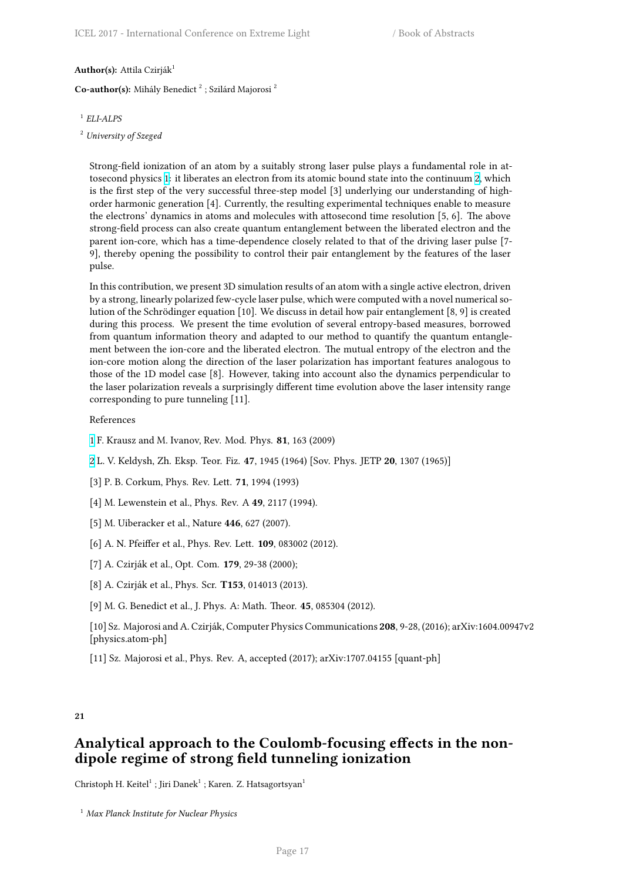**Author(s):** Attila Czirják[1]

**Co-author(s):** Mihály Benedict [2] ; Szilárd Majorosi [2]

[1] *ELI-ALPS*

[2] *University of Szeged*

Strong-field ionization of an atom by a suitably strong laser pulse plays a fundamental role in attosecond physics [1]: it liberates an electron from its atomic bound state into the continuum [2], which is the first step of the very successful three-step model [3] underlying our understanding of high-order harmonic generation [4]. Currently, the resulting experimental techniques enable to measure the electrons' dynamics in atoms and molecules with attosecond time resolution [5, 6]. The above strong-field process can also create quantum entanglement between the liberated electron and the parent ion-core, which has a time-dependence closely related to that of the driving laser pulse [7-9], thereby opening the possibility to control their pair entanglement by the features of the laser pulse.

In this contribution, we present 3D simulation results of an atom with a single active electron, driven by a strong, linearly polarized few-cycle laser pulse, which were computed with a novel numerical solution of the Schrödinger equation [10]. We discuss in detail how pair entanglement [8, 9] is created during this process. We present the time evolution of several entropy-based measures, borrowed from quantum information theory and adapted to our method to quantify the quantum entanglement between the ion-core and the liberated electron. The mutual entropy of the electron and the ion-core motion along the direction of the laser polarization has important features analogous to those of the 1D model case [8]. However, taking into account also the dynamics perpendicular to the laser polarization reveals a surprisingly different time evolution above the laser intensity range corresponding to pure tunneling [11].

References

[1] F. Krausz and M. Ivanov, Rev. Mod. Phys. **81**, 163 (2009)

[2] L. V. Keldysh, Zh. Eksp. Teor. Fiz. **47**, 1945 (1964) [Sov. Phys. JETP **20**, 1307 (1965)]

[3] P. B. Corkum, Phys. Rev. Lett. **71**, 1994 (1993)

[4] M. Lewenstein et al., Phys. Rev. A **49**, 2117 (1994).

[5] M. Uiberacker et al., Nature **446**, 627 (2007).

[6] A. N. Pfeiffer et al., Phys. Rev. Lett. **109**, 083002 (2012).

[7] A. Czirják et al., Opt. Com. **179**, 29-38 (2000);

[8] A. Czirják et al., Phys. Scr. **T153**, 014013 (2013).

[9] M. G. Benedict et al., J. Phys. A: Math. Theor. **45**, 085304 (2012).

[10] Sz. Majorosi and A. Czirják, Computer Physics Communications **208**, 9-28, (2016); arXiv:1604.00947v2 [physics.atom-ph]

[11] Sz. Majorosi et al., Phys. Rev. A, accepted (2017); arXiv:1707.04155 [quant-ph]

**21**

## Analytical approach to the Coulomb-focusing effects in the non-dipole regime of strong field tunneling ionization

Christoph H. Keitel[1] ; Jiri Danek[1] ; Karen. Z. Hatsagortsyan[1]

[1] *Max Planck Institute for Nuclear Physics*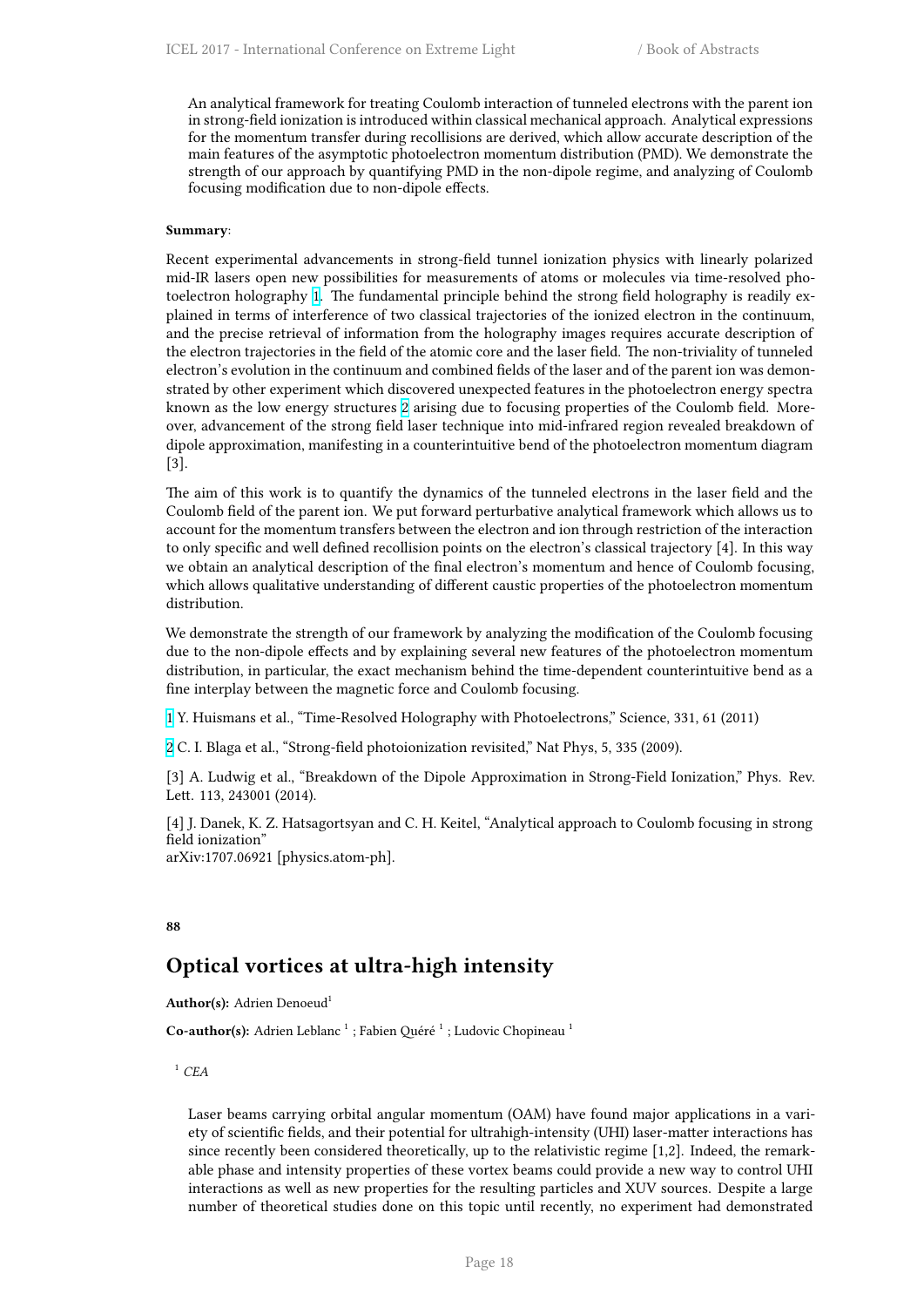An analytical framework for treating Coulomb interaction of tunneled electrons with the parent ion in strong-field ionization is introduced within classical mechanical approach. Analytical expressions for the momentum transfer during recollisions are derived, which allow accurate description of the main features of the asymptotic photoelectron momentum distribution (PMD). We demonstrate the strength of our approach by quantifying PMD in the non-dipole regime, and analyzing of Coulomb focusing modification due to non-dipole effects.

**Summary**:

Recent experimental advancements in strong-field tunnel ionization physics with linearly polarized mid-IR lasers open new possibilities for measurements of atoms or molecules via time-resolved photoelectron holography [1]. The fundamental principle behind the strong field holography is readily explained in terms of interference of two classical trajectories of the ionized electron in the continuum, and the precise retrieval of information from the holography images requires accurate description of the electron trajectories in the field of the atomic core and the laser field. The non-triviality of tunneled electron's evolution in the continuum and combined fields of the laser and of the parent ion was demonstrated by other experiment which discovered unexpected features in the photoelectron energy spectra known as the low energy structures [2] arising due to focusing properties of the Coulomb field. Moreover, advancement of the strong field laser technique into mid-infrared region revealed breakdown of dipole approximation, manifesting in a counterintuitive bend of the photoelectron momentum diagram [3].

The aim of this work is to quantify the dynamics of the tunneled electrons in the laser field and the Coulomb field of the parent ion. We put forward perturbative analytical framework which allows us to account for the momentum transfers between the electron and ion through restriction of the interaction to only specific and well defined recollision points on the electron's classical trajectory [4]. In this way we obtain an analytical description of the final electron's momentum and hence of Coulomb focusing, which allows qualitative understanding of different caustic properties of the photoelectron momentum distribution.

We demonstrate the strength of our framework by analyzing the modification of the Coulomb focusing due to the non-dipole effects and by explaining several new features of the photoelectron momentum distribution, in particular, the exact mechanism behind the time-dependent counterintuitive bend as a fine interplay between the magnetic force and Coulomb focusing.

[1] Y. Huismans et al., "Time-Resolved Holography with Photoelectrons," Science, 331, 61 (2011)

[2] C. I. Blaga et al., "Strong-field photoionization revisited," Nat Phys, 5, 335 (2009).

[3] A. Ludwig et al., "Breakdown of the Dipole Approximation in Strong-Field Ionization," Phys. Rev. Lett. 113, 243001 (2014).

[4] J. Danek, K. Z. Hatsagortsyan and C. H. Keitel, "Analytical approach to Coulomb focusing in strong field ionization"
arXiv:1707.06921 [physics.atom-ph].

**88**

## Optical vortices at ultra-high intensity

**Author(s):** Adrien Denoeud[1]

**Co-author(s):** Adrien Leblanc [1] ; Fabien Quéré [1] ; Ludovic Chopineau [1]

[1] *CEA*

Laser beams carrying orbital angular momentum (OAM) have found major applications in a variety of scientific fields, and their potential for ultrahigh-intensity (UHI) laser-matter interactions has since recently been considered theoretically, up to the relativistic regime [1,2]. Indeed, the remarkable phase and intensity properties of these vortex beams could provide a new way to control UHI interactions as well as new properties for the resulting particles and XUV sources. Despite a large number of theoretical studies done on this topic until recently, no experiment had demonstrated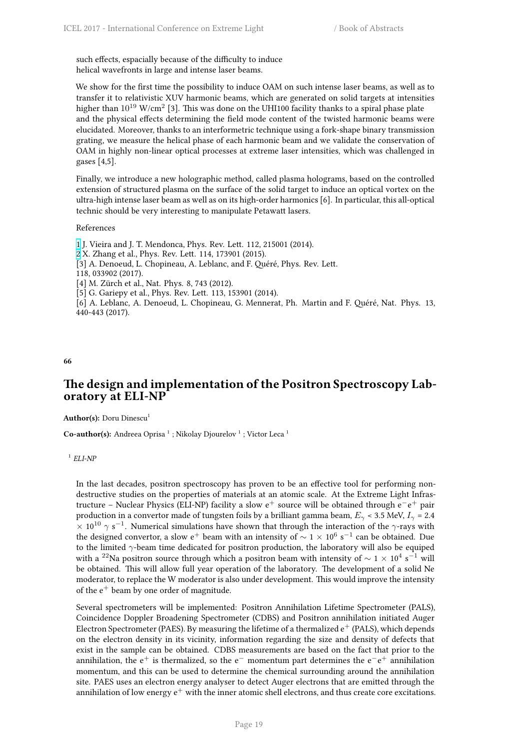such effects, espacially because of the difficulty to induce helical wavefronts in large and intense laser beams.

We show for the first time the possibility to induce OAM on such intense laser beams, as well as to transfer it to relativistic XUV harmonic beams, which are generated on solid targets at intensities higher than $10^{19}$ W/cm$^2$ [3]. This was done on the UHI100 facility thanks to a spiral phase plate and the physical effects determining the field mode content of the twisted harmonic beams were elucidated. Moreover, thanks to an interformetric technique using a fork-shape binary transmission grating, we measure the helical phase of each harmonic beam and we validate the conservation of OAM in highly non-linear optical processes at extreme laser intensities, which was challenged in gases [4,5].

Finally, we introduce a new holographic method, called plasma holograms, based on the controlled extension of structured plasma on the surface of the solid target to induce an optical vortex on the ultra-high intense laser beam as well as on its high-order harmonics [6]. In particular, this all-optical technic should be very interesting to manipulate Petawatt lasers.

References

[1] J. Vieira and J. T. Mendonca, Phys. Rev. Lett. 112, 215001 (2014).
[2] X. Zhang et al., Phys. Rev. Lett. 114, 173901 (2015).
[3] A. Denoeud, L. Chopineau, A. Leblanc, and F. Quéré, Phys. Rev. Lett. 118, 033902 (2017).
[4] M. Zürch et al., Nat. Phys. 8, 743 (2012).
[5] G. Gariepy et al., Phys. Rev. Lett. 113, 153901 (2014).
[6] A. Leblanc, A. Denoeud, L. Chopineau, G. Mennerat, Ph. Martin and F. Quéré, Nat. Phys. 13, 440-443 (2017).

**66**

## The design and implementation of the Positron Spectroscopy Laboratory at ELI-NP

**Author(s):** Doru Dinescu[1]

**Co-author(s):** Andreea Oprisa [1] ; Nikolay Djourelov [1] ; Victor Leca [1]

[1] *ELI-NP*

In the last decades, positron spectroscopy has proven to be an effective tool for performing non-destructive studies on the properties of materials at an atomic scale. At the Extreme Light Infrastructure – Nuclear Physics (ELI-NP) facility a slow $e^+$ source will be obtained through $e^-e^+$ pair production in a convertor made of tungsten foils by a brilliant gamma beam, $E_\gamma$ < 3.5 MeV, $I_\gamma$ = 2.4 $\times$ $10^{10}$ $\gamma$ $s^{-1}$. Numerical simulations have shown that through the interaction of the $\gamma$-rays with the designed convertor, a slow $e^+$ beam with an intensity of $\sim 1 \times 10^6$ $s^{-1}$ can be obtained. Due to the limited $\gamma$-beam time dedicated for positron production, the laboratory will also be equiped with a $^{22}$Na positron source through which a positron beam with intensity of $\sim 1 \times 10^4$ $s^{-1}$ will be obtained. This will allow full year operation of the laboratory. The development of a solid Ne moderator, to replace the W moderator is also under development. This would improve the intensity of the $e^+$ beam by one order of magnitude.

Several spectrometers will be implemented: Positron Annihilation Lifetime Spectrometer (PALS), Coincidence Doppler Broadening Spectrometer (CDBS) and Positron annihilation initiated Auger Electron Spectrometer (PAES). By measuring the lifetime of a thermalized $e^+$ (PALS), which depends on the electron density in its vicinity, information regarding the size and density of defects that exist in the sample can be obtained. CDBS measurements are based on the fact that prior to the annihilation, the $e^+$ is thermalized, so the $e^-$ momentum part determines the $e^-e^+$ annihilation momentum, and this can be used to determine the chemical surrounding around the annihilation site. PAES uses an electron energy analyser to detect Auger electrons that are emitted through the annihilation of low energy $e^+$ with the inner atomic shell electrons, and thus create core excitations.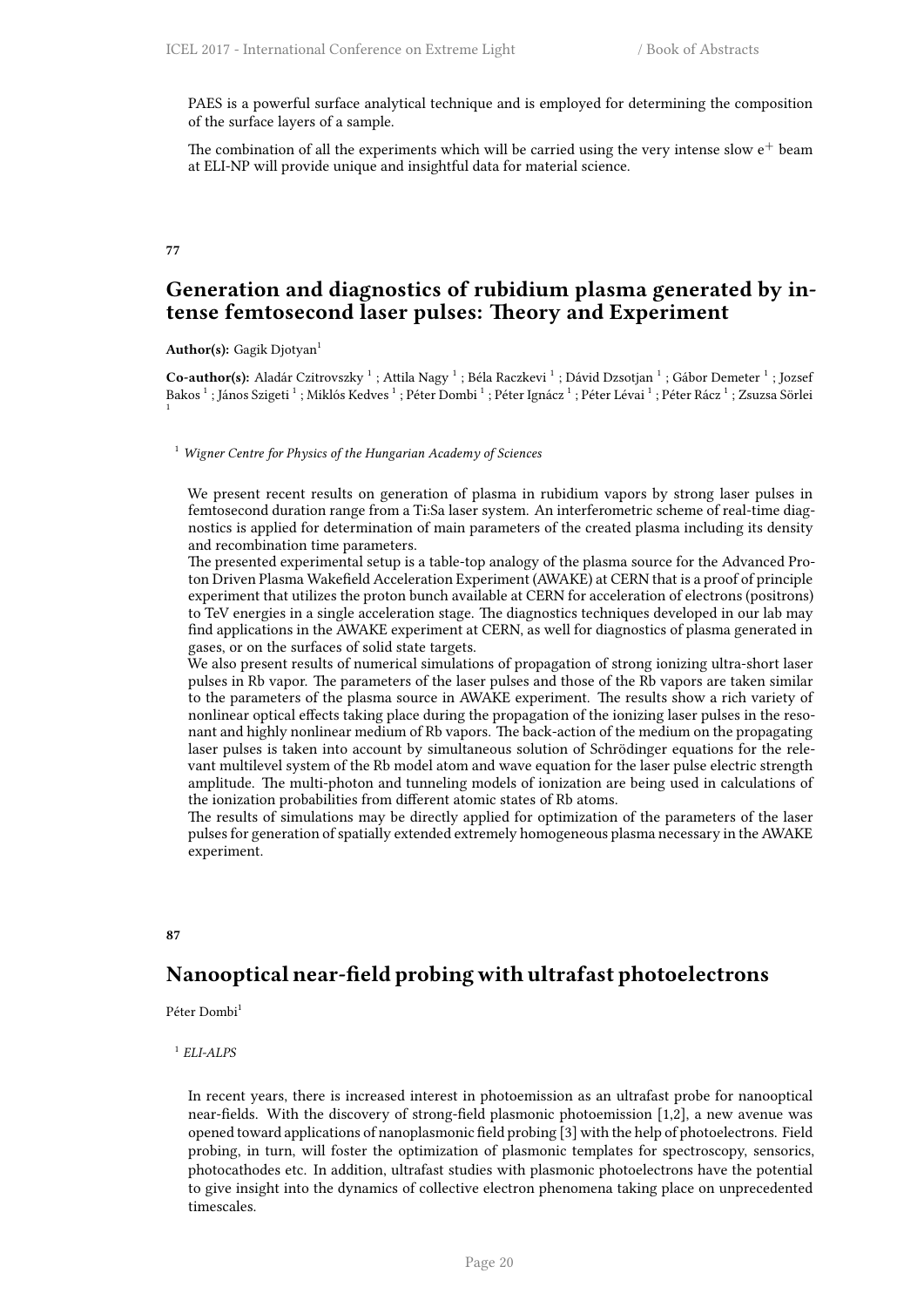PAES is a powerful surface analytical technique and is employed for determining the composition of the surface layers of a sample.

The combination of all the experiments which will be carried using the very intense slow $e^+$ beam at ELI-NP will provide unique and insightful data for material science.

**77**

## Generation and diagnostics of rubidium plasma generated by intense femtosecond laser pulses: Theory and Experiment

**Author(s):** Gagik Djotyan[1]

**Co-author(s):** Aladár Czitrovszky [1] ; Attila Nagy [1] ; Béla Raczkevi [1] ; Dávid Dzsotjan [1] ; Gábor Demeter [1] ; Jozsef Bakos [1] ; János Szigeti [1] ; Miklós Kedves [1] ; Péter Dombi [1] ; Péter Ignácz [1] ; Péter Lévai [1] ; Péter Rácz [1] ; Zsuzsa Sörlei [1]

[1] *Wigner Centre for Physics of the Hungarian Academy of Sciences*

We present recent results on generation of plasma in rubidium vapors by strong laser pulses in femtosecond duration range from a Ti:Sa laser system. An interferometric scheme of real-time diagnostics is applied for determination of main parameters of the created plasma including its density and recombination time parameters.
The presented experimental setup is a table-top analogy of the plasma source for the Advanced Proton Driven Plasma Wakefield Acceleration Experiment (AWAKE) at CERN that is a proof of principle experiment that utilizes the proton bunch available at CERN for acceleration of electrons (positrons) to TeV energies in a single acceleration stage. The diagnostics techniques developed in our lab may find applications in the AWAKE experiment at CERN, as well for diagnostics of plasma generated in gases, or on the surfaces of solid state targets.
We also present results of numerical simulations of propagation of strong ionizing ultra-short laser pulses in Rb vapor. The parameters of the laser pulses and those of the Rb vapors are taken similar to the parameters of the plasma source in AWAKE experiment. The results show a rich variety of nonlinear optical effects taking place during the propagation of the ionizing laser pulses in the resonant and highly nonlinear medium of Rb vapors. The back-action of the medium on the propagating laser pulses is taken into account by simultaneous solution of Schrödinger equations for the relevant multilevel system of the Rb model atom and wave equation for the laser pulse electric strength amplitude. The multi-photon and tunneling models of ionization are being used in calculations of the ionization probabilities from different atomic states of Rb atoms.
The results of simulations may be directly applied for optimization of the parameters of the laser pulses for generation of spatially extended extremely homogeneous plasma necessary in the AWAKE experiment.

**87**

## Nanooptical near-field probing with ultrafast photoelectrons

Péter Dombi[1]

[1] *ELI-ALPS*

In recent years, there is increased interest in photoemission as an ultrafast probe for nanooptical near-fields. With the discovery of strong-field plasmonic photoemission [1,2], a new avenue was opened toward applications of nanoplasmonic field probing [3] with the help of photoelectrons. Field probing, in turn, will foster the optimization of plasmonic templates for spectroscopy, sensorics, photocathodes etc. In addition, ultrafast studies with plasmonic photoelectrons have the potential to give insight into the dynamics of collective electron phenomena taking place on unprecedented timescales.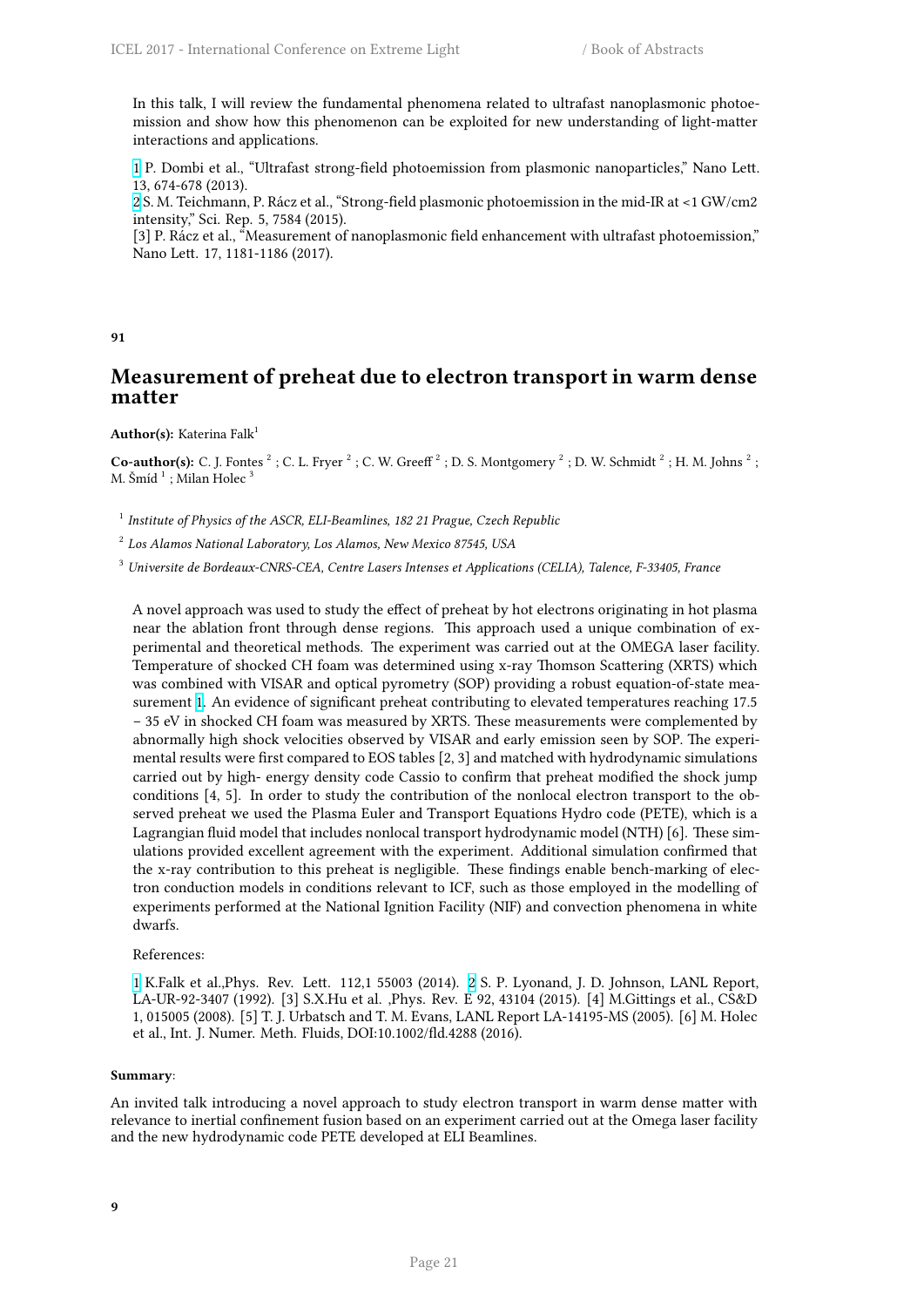In this talk, I will review the fundamental phenomena related to ultrafast nanoplasmonic photoemission and show how this phenomenon can be exploited for new understanding of light-matter interactions and applications.

[1] P. Dombi et al., "Ultrafast strong-field photoemission from plasmonic nanoparticles," Nano Lett. 13, 674-678 (2013).
[2] S. M. Teichmann, P. Rácz et al., "Strong-field plasmonic photoemission in the mid-IR at <1 GW/cm2 intensity," Sci. Rep. 5, 7584 (2015).
[3] P. Rácz et al., "Measurement of nanoplasmonic field enhancement with ultrafast photoemission," Nano Lett. 17, 1181-1186 (2017).

**91**

## Measurement of preheat due to electron transport in warm dense matter

**Author(s):** Katerina Falk[1]

**Co-author(s):** C. J. Fontes [2] ; C. L. Fryer [2] ; C. W. Greeff [2] ; D. S. Montgomery [2] ; D. W. Schmidt [2] ; H. M. Johns [2] ; M. Šmíd [1] ; Milan Holec [3]

[1] *Institute of Physics of the ASCR, ELI-Beamlines, 182 21 Prague, Czech Republic*

[2] *Los Alamos National Laboratory, Los Alamos, New Mexico 87545, USA*

[3] *Universite de Bordeaux-CNRS-CEA, Centre Lasers Intenses et Applications (CELIA), Talence, F-33405, France*

A novel approach was used to study the effect of preheat by hot electrons originating in hot plasma near the ablation front through dense regions. This approach used a unique combination of experimental and theoretical methods. The experiment was carried out at the OMEGA laser facility. Temperature of shocked CH foam was determined using x-ray Thomson Scattering (XRTS) which was combined with VISAR and optical pyrometry (SOP) providing a robust equation-of-state measurement [1]. An evidence of significant preheat contributing to elevated temperatures reaching 17.5 – 35 eV in shocked CH foam was measured by XRTS. These measurements were complemented by abnormally high shock velocities observed by VISAR and early emission seen by SOP. The experimental results were first compared to EOS tables [2, 3] and matched with hydrodynamic simulations carried out by high- energy density code Cassio to confirm that preheat modified the shock jump conditions [4, 5]. In order to study the contribution of the nonlocal electron transport to the observed preheat we used the Plasma Euler and Transport Equations Hydro code (PETE), which is a Lagrangian fluid model that includes nonlocal transport hydrodynamic model (NTH) [6]. These simulations provided excellent agreement with the experiment. Additional simulation confirmed that the x-ray contribution to this preheat is negligible. These findings enable bench-marking of electron conduction models in conditions relevant to ICF, such as those employed in the modelling of experiments performed at the National Ignition Facility (NIF) and convection phenomena in white dwarfs.

References:

[1] K.Falk et al.,Phys. Rev. Lett. 112,1 55003 (2014). [2] S. P. Lyonand, J. D. Johnson, LANL Report, LA-UR-92-3407 (1992). [3] S.X.Hu et al. ,Phys. Rev. E 92, 43104 (2015). [4] M.Gittings et al., CS&D 1, 015005 (2008). [5] T. J. Urbatsch and T. M. Evans, LANL Report LA-14195-MS (2005). [6] M. Holec et al., Int. J. Numer. Meth. Fluids, DOI:10.1002/fld.4288 (2016).

**Summary**:

An invited talk introducing a novel approach to study electron transport in warm dense matter with relevance to inertial confinement fusion based on an experiment carried out at the Omega laser facility and the new hydrodynamic code PETE developed at ELI Beamlines.

**9**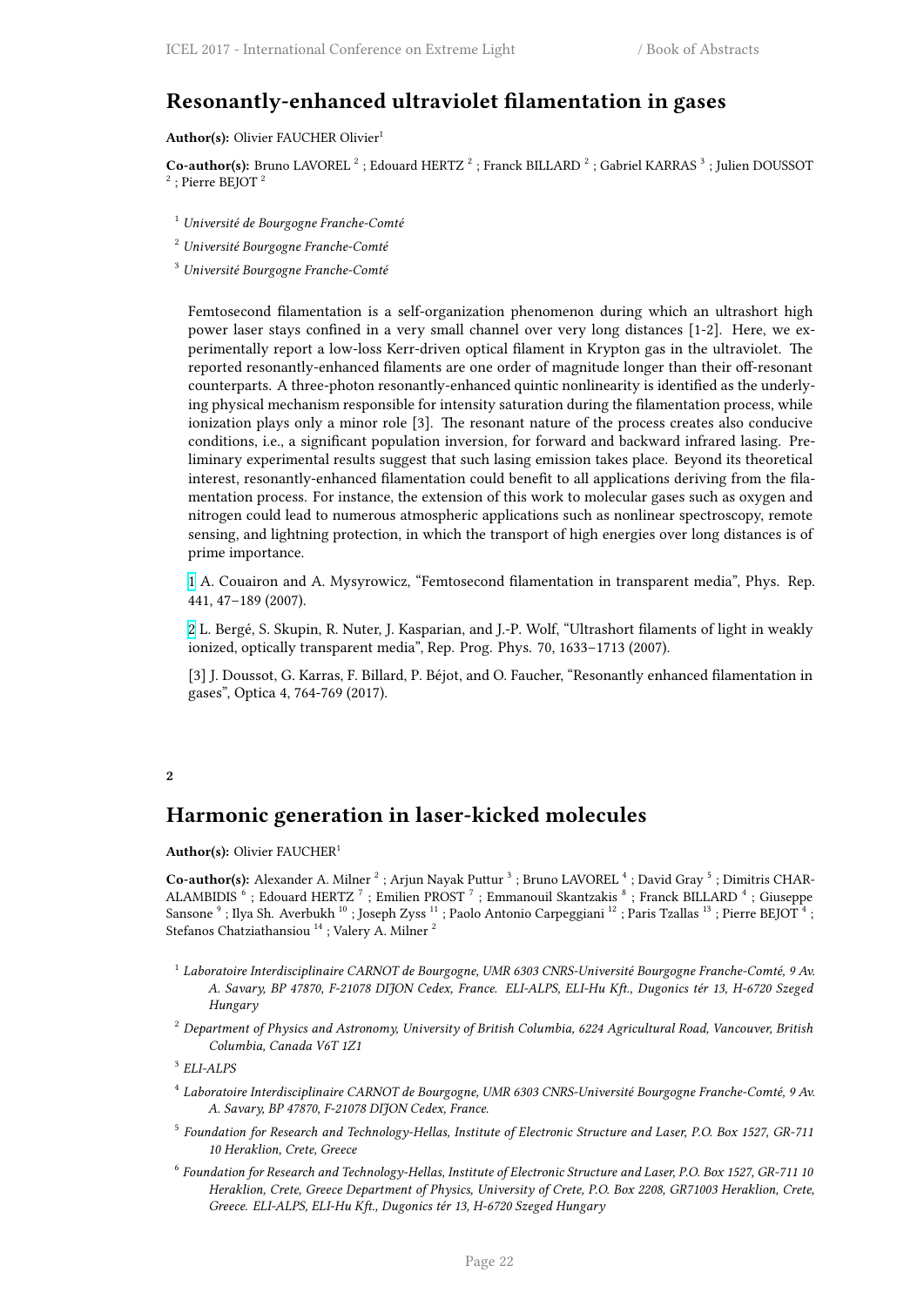## Resonantly-enhanced ultraviolet filamentation in gases

**Author(s):** Olivier FAUCHER Olivier[1]

**Co-author(s):** Bruno LAVOREL [2] ; Edouard HERTZ [2] ; Franck BILLARD [2] ; Gabriel KARRAS [3] ; Julien DOUSSOT [2] ; Pierre BEJOT [2]

[1] *Université de Bourgogne Franche-Comté*

[2] *Université Bourgogne Franche-Comté*

[3] *Université Bourgogne Franche-Comté*

Femtosecond filamentation is a self-organization phenomenon during which an ultrashort high power laser stays confined in a very small channel over very long distances [1-2]. Here, we experimentally report a low-loss Kerr-driven optical filament in Krypton gas in the ultraviolet. The reported resonantly-enhanced filaments are one order of magnitude longer than their off-resonant counterparts. A three-photon resonantly-enhanced quintic nonlinearity is identified as the underlying physical mechanism responsible for intensity saturation during the filamentation process, while ionization plays only a minor role [3]. The resonant nature of the process creates also conducive conditions, i.e., a significant population inversion, for forward and backward infrared lasing. Preliminary experimental results suggest that such lasing emission takes place. Beyond its theoretical interest, resonantly-enhanced filamentation could benefit to all applications deriving from the filamentation process. For instance, the extension of this work to molecular gases such as oxygen and nitrogen could lead to numerous atmospheric applications such as nonlinear spectroscopy, remote sensing, and lightning protection, in which the transport of high energies over long distances is of prime importance.

[1] A. Couairon and A. Mysyrowicz, "Femtosecond filamentation in transparent media", Phys. Rep. 441, 47–189 (2007).

[2] L. Bergé, S. Skupin, R. Nuter, J. Kasparian, and J.-P. Wolf, "Ultrashort filaments of light in weakly ionized, optically transparent media", Rep. Prog. Phys. 70, 1633–1713 (2007).

[3] J. Doussot, G. Karras, F. Billard, P. Béjot, and O. Faucher, "Resonantly enhanced filamentation in gases", Optica 4, 764-769 (2017).

**2**

## Harmonic generation in laser-kicked molecules

**Author(s):** Olivier FAUCHER[1]

**Co-author(s):** Alexander A. Milner [2] ; Arjun Nayak Puttur [3] ; Bruno LAVOREL [4] ; David Gray [5] ; Dimitris CHARALAMBIDIS [6] ; Edouard HERTZ [7] ; Emilien PROST [7] ; Emmanouil Skantzakis [8] ; Franck BILLARD [4] ; Giuseppe Sansone [9] ; Ilya Sh. Averbukh [10] ; Joseph Zyss [11] ; Paolo Antonio Carpeggiani [12] ; Paris Tzallas [13] ; Pierre BEJOT [4] ; Stefanos Chatziathansiou [14] ; Valery A. Milner [2]

[1] *Laboratoire Interdisciplinaire CARNOT de Bourgogne, UMR 6303 CNRS-Université Bourgogne Franche-Comté, 9 Av. A. Savary, BP 47870, F-21078 DIJON Cedex, France. ELI-ALPS, ELI-Hu Kft., Dugonics tér 13, H-6720 Szeged Hungary*

[2] *Department of Physics and Astronomy, University of British Columbia, 6224 Agricultural Road, Vancouver, British Columbia, Canada V6T 1Z1*

[3] *ELI-ALPS*

[4] *Laboratoire Interdisciplinaire CARNOT de Bourgogne, UMR 6303 CNRS-Université Bourgogne Franche-Comté, 9 Av. A. Savary, BP 47870, F-21078 DIJON Cedex, France.*

[5] *Foundation for Research and Technology-Hellas, Institute of Electronic Structure and Laser, P.O. Box 1527, GR-711 10 Heraklion, Crete, Greece*

[6] *Foundation for Research and Technology-Hellas, Institute of Electronic Structure and Laser, P.O. Box 1527, GR-711 10 Heraklion, Crete, Greece Department of Physics, University of Crete, P.O. Box 2208, GR71003 Heraklion, Crete, Greece. ELI-ALPS, ELI-Hu Kft., Dugonics tér 13, H-6720 Szeged Hungary*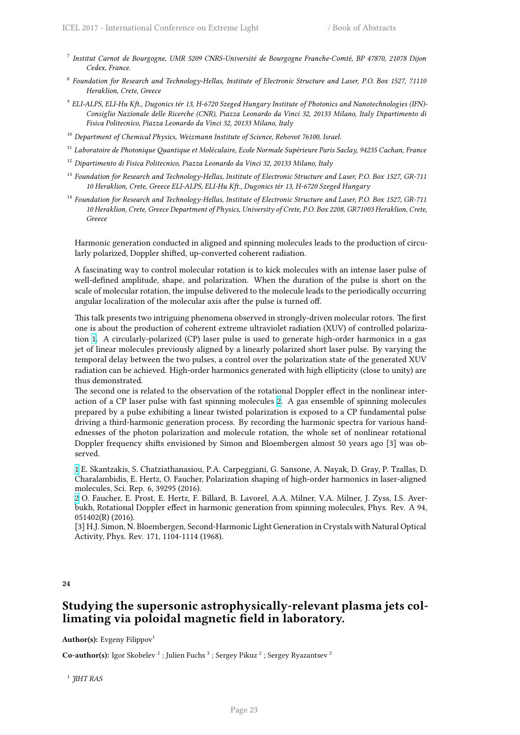[7] *Institut Carnot de Bourgogne, UMR 5209 CNRS-Université de Bourgogne Franche-Comté, BP 47870, 21078 Dijon Cedex, France.*

[8] *Foundation for Research and Technology-Hellas, Institute of Electronic Structure and Laser, P.O. Box 1527, 71110 Heraklion, Crete, Greece*

[9] *ELI-ALPS, ELI-Hu Kft., Dugonics tér 13, H-6720 Szeged Hungary Institute of Photonics and Nanotechnologies (IFN)-Consiglio Nazionale delle Ricerche (CNR), Piazza Leonardo da Vinci 32, 20133 Milano, Italy Dipartimento di Fisica Politecnico, Piazza Leonardo da Vinci 32, 20133 Milano, Italy*

[10] *Department of Chemical Physics, Weizmann Institute of Science, Rehovot 76100, Israel.*

[11] *Laboratoire de Photonique Quantique et Moléculaire, Ecole Normale Supérieure Paris Saclay, 94235 Cachan, France*

[12] *Dipartimento di Fisica Politecnico, Piazza Leonardo da Vinci 32, 20133 Milano, Italy*

[13] *Foundation for Research and Technology-Hellas, Institute of Electronic Structure and Laser, P.O. Box 1527, GR-711 10 Heraklion, Crete, Greece ELI-ALPS, ELI-Hu Kft., Dugonics tér 13, H-6720 Szeged Hungary*

[14] *Foundation for Research and Technology-Hellas, Institute of Electronic Structure and Laser, P.O. Box 1527, GR-711 10 Heraklion, Crete, Greece Department of Physics, University of Crete, P.O. Box 2208, GR71003 Heraklion, Crete, Greece*

Harmonic generation conducted in aligned and spinning molecules leads to the production of circularly polarized, Doppler shifted, up-converted coherent radiation.

A fascinating way to control molecular rotation is to kick molecules with an intense laser pulse of well-defined amplitude, shape, and polarization. When the duration of the pulse is short on the scale of molecular rotation, the impulse delivered to the molecule leads to the periodically occurring angular localization of the molecular axis after the pulse is turned off.

This talk presents two intriguing phenomena observed in strongly-driven molecular rotors. The first one is about the production of coherent extreme ultraviolet radiation (XUV) of controlled polarization 1. A circularly-polarized (CP) laser pulse is used to generate high-order harmonics in a gas jet of linear molecules previously aligned by a linearly polarized short laser pulse. By varying the temporal delay between the two pulses, a control over the polarization state of the generated XUV radiation can be achieved. High-order harmonics generated with high ellipticity (close to unity) are thus demonstrated.
The second one is related to the observation of the rotational Doppler effect in the nonlinear interaction of a CP laser pulse with fast spinning molecules 2. A gas ensemble of spinning molecules prepared by a pulse exhibiting a linear twisted polarization is exposed to a CP fundamental pulse driving a third-harmonic generation process. By recording the harmonic spectra for various handednesses of the photon polarization and molecule rotation, the whole set of nonlinear rotational Doppler frequency shifts envisioned by Simon and Bloembergen almost 50 years ago [3] was observed.

1 E. Skantzakis, S. Chatziathanasiou, P.A. Carpeggiani, G. Sansone, A. Nayak, D. Gray, P. Tzallas, D. Charalambidis, E. Hertz, O. Faucher, Polarization shaping of high-order harmonics in laser-aligned molecules, Sci. Rep. 6, 39295 (2016).
2 O. Faucher, E. Prost, E. Hertz, F. Billard, B. Lavorel, A.A. Milner, V.A. Milner, J. Zyss, I.S. Averbukh, Rotational Doppler effect in harmonic generation from spinning molecules, Phys. Rev. A 94, 051402(R) (2016).
[3] H.J. Simon, N. Bloembergen, Second-Harmonic Light Generation in Crystals with Natural Optical Activity, Phys. Rev. 171, 1104-1114 (1968).

**24**

## Studying the supersonic astrophysically-relevant plasma jets collimating via poloidal magnetic field in laboratory.

**Author(s):** Evgeny Filippov[1]

**Co-author(s):** Igor Skobelev [2] ; Julien Fuchs [3] ; Sergey Pikuz [2] ; Sergey Ryazantsev [2]

[1] *JIHT RAS*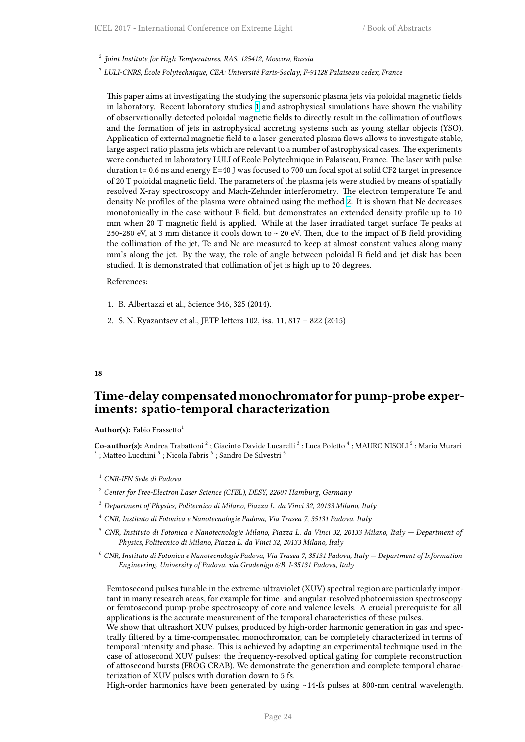[2] *Joint Institute for High Temperatures, RAS, 125412, Moscow, Russia*

[3] *LULI-CNRS, École Polytechnique, CEA: Université Paris-Saclay; F-91128 Palaiseau cedex, France*

This paper aims at investigating the studying the supersonic plasma jets via poloidal magnetic fields in laboratory. Recent laboratory studies [1] and astrophysical simulations have shown the viability of observationally-detected poloidal magnetic fields to directly result in the collimation of outflows and the formation of jets in astrophysical accreting systems such as young stellar objects (YSO). Application of external magnetic field to a laser-generated plasma flows allows to investigate stable, large aspect ratio plasma jets which are relevant to a number of astrophysical cases. The experiments were conducted in laboratory LULI of Ecole Polytechnique in Palaiseau, France. The laser with pulse duration t= 0.6 ns and energy E=40 J was focused to 700 um focal spot at solid CF2 target in presence of 20 T poloidal magnetic field. The parameters of the plasma jets were studied by means of spatially resolved X-ray spectroscopy and Mach-Zehnder interferometry. The electron temperature Te and density Ne profiles of the plasma were obtained using the method [2]. It is shown that Ne decreases monotonically in the case without B-field, but demonstrates an extended density profile up to 10 mm when 20 T magnetic field is applied. While at the laser irradiated target surface Te peaks at 250-280 eV, at 3 mm distance it cools down to ~ 20 eV. Then, due to the impact of B field providing the collimation of the jet, Te and Ne are measured to keep at almost constant values along many mm's along the jet. By the way, the role of angle between poloidal B field and jet disk has been studied. It is demonstrated that collimation of jet is high up to 20 degrees.

References:

1. B. Albertazzi et al., Science 346, 325 (2014).
2. S. N. Ryazantsev et al., JETP letters 102, iss. 11, 817 – 822 (2015)

**18**

## Time-delay compensated monochromator for pump-probe experiments: spatio-temporal characterization

**Author(s):** Fabio Frassetto[1]

**Co-author(s):** Andrea Trabattoni [2] ; Giacinto Davide Lucarelli [3] ; Luca Poletto [4] ; MAURO NISOLI [5] ; Mario Murari [5] ; Matteo Lucchini [5] ; Nicola Fabris [6] ; Sandro De Silvestri [5]

[1] *CNR-IFN Sede di Padova*

[2] *Center for Free-Electron Laser Science (CFEL), DESY, 22607 Hamburg, Germany*

[3] *Department of Physics, Politecnico di Milano, Piazza L. da Vinci 32, 20133 Milano, Italy*

[4] *CNR, Instituto di Fotonica e Nanotecnologie Padova, Via Trasea 7, 35131 Padova, Italy*

[5] *CNR, Istituto di Fotonica e Nanotecnologie Milano, Piazza L. da Vinci 32, 20133 Milano, Italy — Department of Physics, Politecnico di Milano, Piazza L. da Vinci 32, 20133 Milano, Italy*

[6] *CNR, Istituto di Fotonica e Nanotecnologie Padova, Via Trasea 7, 35131 Padova, Italy — Department of Information Engineering, University of Padova, via Gradenigo 6/B, I-35131 Padova, Italy*

Femtosecond pulses tunable in the extreme-ultraviolet (XUV) spectral region are particularly important in many research areas, for example for time- and angular-resolved photoemission spectroscopy or femtosecond pump-probe spectroscopy of core and valence levels. A crucial prerequisite for all applications is the accurate measurement of the temporal characteristics of these pulses.
We show that ultrashort XUV pulses, produced by high-order harmonic generation in gas and spectrally filtered by a time-compensated monochromator, can be completely characterized in terms of temporal intensity and phase. This is achieved by adapting an experimental technique used in the case of attosecond XUV pulses: the frequency-resolved optical gating for complete reconstruction of attosecond bursts (FROG CRAB). We demonstrate the generation and complete temporal characterization of XUV pulses with duration down to 5 fs.
High-order harmonics have been generated by using ~14-fs pulses at 800-nm central wavelength.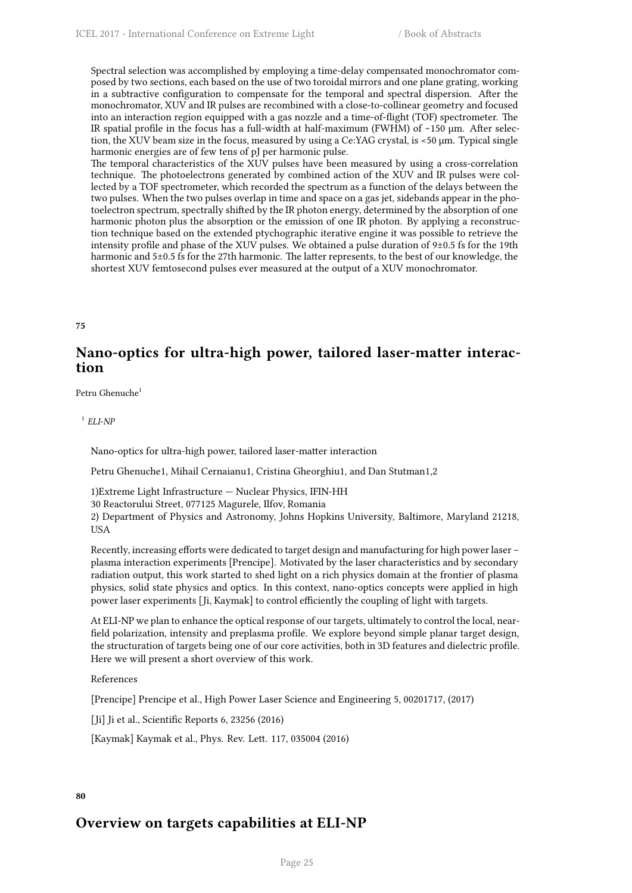Spectral selection was accomplished by employing a time-delay compensated monochromator composed by two sections, each based on the use of two toroidal mirrors and one plane grating, working in a subtractive configuration to compensate for the temporal and spectral dispersion. After the monochromator, XUV and IR pulses are recombined with a close-to-collinear geometry and focused into an interaction region equipped with a gas nozzle and a time-of-flight (TOF) spectrometer. The IR spatial profile in the focus has a full-width at half-maximum (FWHM) of ~150 μm. After selection, the XUV beam size in the focus, measured by using a Ce:YAG crystal, is <50 μm. Typical single harmonic energies are of few tens of pJ per harmonic pulse.

The temporal characteristics of the XUV pulses have been measured by using a cross-correlation technique. The photoelectrons generated by combined action of the XUV and IR pulses were collected by a TOF spectrometer, which recorded the spectrum as a function of the delays between the two pulses. When the two pulses overlap in time and space on a gas jet, sidebands appear in the photoelectron spectrum, spectrally shifted by the IR photon energy, determined by the absorption of one harmonic photon plus the absorption or the emission of one IR photon. By applying a reconstruction technique based on the extended ptychographic iterative engine it was possible to retrieve the intensity profile and phase of the XUV pulses. We obtained a pulse duration of 9±0.5 fs for the 19th harmonic and 5±0.5 fs for the 27th harmonic. The latter represents, to the best of our knowledge, the shortest XUV femtosecond pulses ever measured at the output of a XUV monochromator.

**75**

## Nano-optics for ultra-high power, tailored laser-matter interaction

Petru Ghenuche[1]

[1] *ELI-NP*

Nano-optics for ultra-high power, tailored laser-matter interaction

Petru Ghenuche1, Mihail Cernaianu1, Cristina Gheorghiu1, and Dan Stutman1,2

1)Extreme Light Infrastructure — Nuclear Physics, IFIN-HH

30 Reactorului Street, 077125 Magurele, Ilfov, Romania

2) Department of Physics and Astronomy, Johns Hopkins University, Baltimore, Maryland 21218, USA

Recently, increasing efforts were dedicated to target design and manufacturing for high power laser – plasma interaction experiments [Prencipe]. Motivated by the laser characteristics and by secondary radiation output, this work started to shed light on a rich physics domain at the frontier of plasma physics, solid state physics and optics. In this context, nano-optics concepts were applied in high power laser experiments [Ji, Kaymak] to control efficiently the coupling of light with targets.

At ELI-NP we plan to enhance the optical response of our targets, ultimately to control the local, near-field polarization, intensity and preplasma profile. We explore beyond simple planar target design, the structuration of targets being one of our core activities, both in 3D features and dielectric profile. Here we will present a short overview of this work.

References

[Prencipe] Prencipe et al., High Power Laser Science and Engineering 5, 00201717, (2017)

[Ji] Ji et al., Scientific Reports 6, 23256 (2016)

[Kaymak] Kaymak et al., Phys. Rev. Lett. 117, 035004 (2016)

**80**

## Overview on targets capabilities at ELI-NP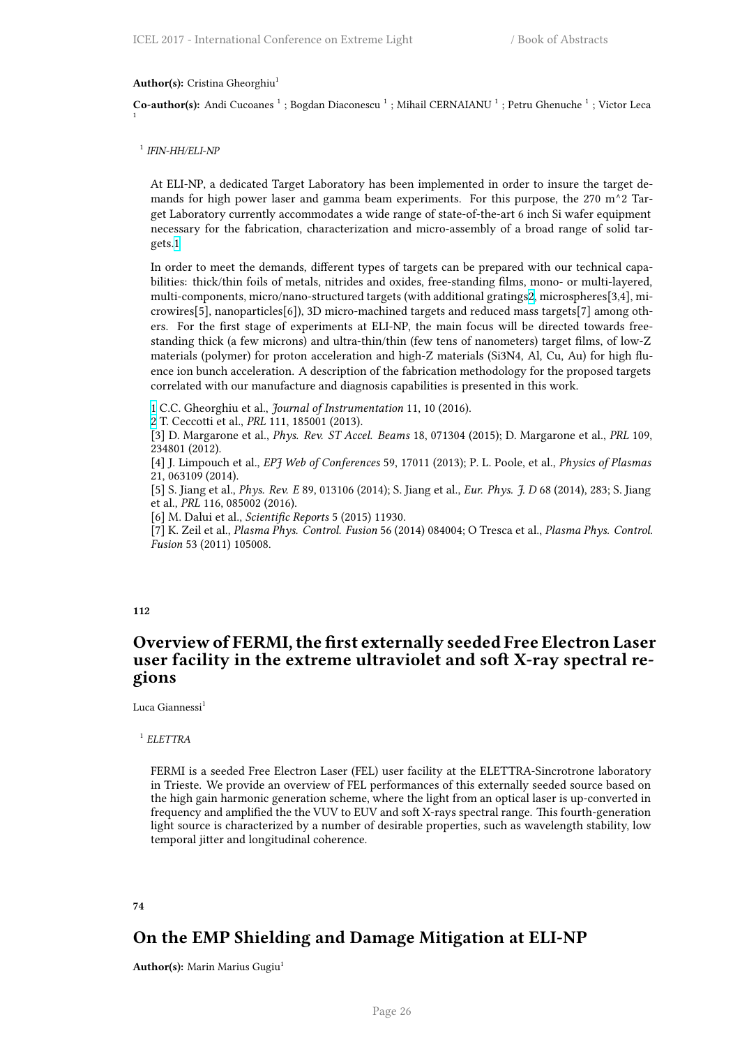**Author(s):** Cristina Gheorghiu[1]

**Co-author(s):** Andi Cucoanes [1] ; Bogdan Diaconescu [1] ; Mihail CERNAIANU [1] ; Petru Ghenuche [1] ; Victor Leca [1]

[1] *IFIN-HH/ELI-NP*

At ELI-NP, a dedicated Target Laboratory has been implemented in order to insure the target demands for high power laser and gamma beam experiments. For this purpose, the 270 m^2 Target Laboratory currently accommodates a wide range of state-of-the-art 6 inch Si wafer equipment necessary for the fabrication, characterization and micro-assembly of a broad range of solid targets.[1]

In order to meet the demands, different types of targets can be prepared with our technical capabilities: thick/thin foils of metals, nitrides and oxides, free-standing films, mono- or multi-layered, multi-components, micro/nano-structured targets (with additional gratings[2], microspheres[3,4], microwires[5], nanoparticles[6]), 3D micro-machined targets and reduced mass targets[7] among others. For the first stage of experiments at ELI-NP, the main focus will be directed towards free-standing thick (a few microns) and ultra-thin/thin (few tens of nanometers) target films, of low-Z materials (polymer) for proton acceleration and high-Z materials (Si3N4, Al, Cu, Au) for high fluence ion bunch acceleration. A description of the fabrication methodology for the proposed targets correlated with our manufacture and diagnosis capabilities is presented in this work.

[1] C.C. Gheorghiu et al., *Journal of Instrumentation* 11, 10 (2016).
[2] T. Ceccotti et al., *PRL* 111, 185001 (2013).
[3] D. Margarone et al., *Phys. Rev. ST Accel. Beams* 18, 071304 (2015); D. Margarone et al., *PRL* 109, 234801 (2012).
[4] J. Limpouch et al., *EPJ Web of Conferences* 59, 17011 (2013); P. L. Poole, et al., *Physics of Plasmas* 21, 063109 (2014).
[5] S. Jiang et al., *Phys. Rev. E* 89, 013106 (2014); S. Jiang et al., *Eur. Phys. J. D* 68 (2014), 283; S. Jiang et al., *PRL* 116, 085002 (2016).
[6] M. Dalui et al., *Scientific Reports* 5 (2015) 11930.
[7] K. Zeil et al., *Plasma Phys. Control. Fusion* 56 (2014) 084004; O Tresca et al., *Plasma Phys. Control. Fusion* 53 (2011) 105008.

**112**

## Overview of FERMI, the first externally seeded Free Electron Laser user facility in the extreme ultraviolet and soft X-ray spectral regions

Luca Giannessi[1]

[1] *ELETTRA*

FERMI is a seeded Free Electron Laser (FEL) user facility at the ELETTRA-Sincrotrone laboratory in Trieste. We provide an overview of FEL performances of this externally seeded source based on the high gain harmonic generation scheme, where the light from an optical laser is up-converted in frequency and amplified the the VUV to EUV and soft X-rays spectral range. This fourth-generation light source is characterized by a number of desirable properties, such as wavelength stability, low temporal jitter and longitudinal coherence.

**74**

## On the EMP Shielding and Damage Mitigation at ELI-NP

**Author(s):** Marin Marius Gugiu[1]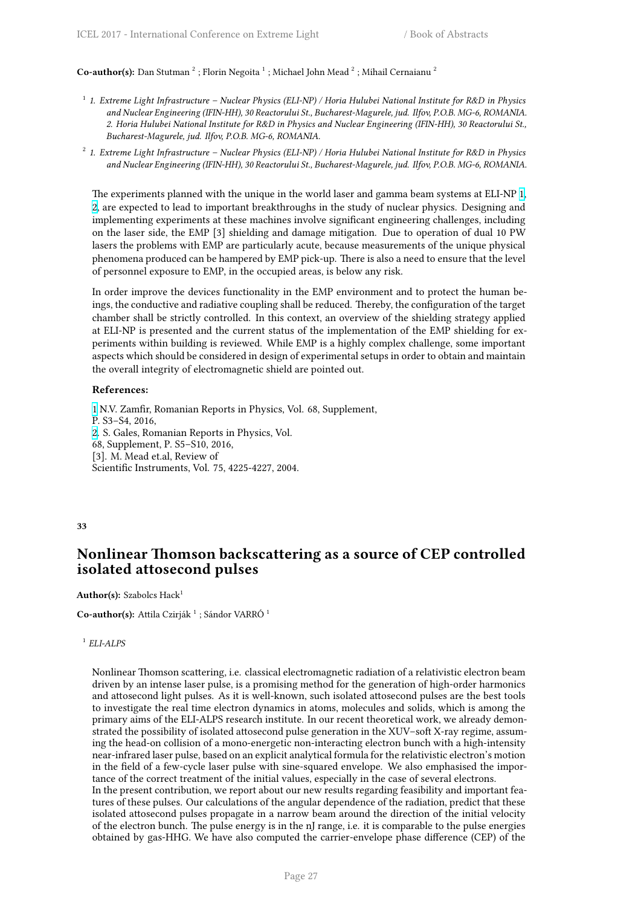**Co-author(s):** Dan Stutman [2] ; Florin Negoita [1] ; Michael John Mead [2] ; Mihail Cernaianu [2]

[1] *1. Extreme Light Infrastructure – Nuclear Physics (ELI-NP) / Horia Hulubei National Institute for R&D in Physics and Nuclear Engineering (IFIN-HH), 30 Reactorului St., Bucharest-Magurele, jud. Ilfov, P.O.B. MG-6, ROMANIA. 2. Horia Hulubei National Institute for R&D in Physics and Nuclear Engineering (IFIN-HH), 30 Reactorului St., Bucharest-Magurele, jud. Ilfov, P.O.B. MG-6, ROMANIA.*

[2] *1. Extreme Light Infrastructure – Nuclear Physics (ELI-NP) / Horia Hulubei National Institute for R&D in Physics and Nuclear Engineering (IFIN-HH), 30 Reactorului St., Bucharest-Magurele, jud. Ilfov, P.O.B. MG-6, ROMANIA.*

The experiments planned with the unique in the world laser and gamma beam systems at ELI-NP 1, 2, are expected to lead to important breakthroughs in the study of nuclear physics. Designing and implementing experiments at these machines involve significant engineering challenges, including on the laser side, the EMP [3] shielding and damage mitigation. Due to operation of dual 10 PW lasers the problems with EMP are particularly acute, because measurements of the unique physical phenomena produced can be hampered by EMP pick-up. There is also a need to ensure that the level of personnel exposure to EMP, in the occupied areas, is below any risk.

In order improve the devices functionality in the EMP environment and to protect the human beings, the conductive and radiative coupling shall be reduced. Thereby, the configuration of the target chamber shall be strictly controlled. In this context, an overview of the shielding strategy applied at ELI-NP is presented and the current status of the implementation of the EMP shielding for experiments within building is reviewed. While EMP is a highly complex challenge, some important aspects which should be considered in design of experimental setups in order to obtain and maintain the overall integrity of electromagnetic shield are pointed out.

**References:**

1 N.V. Zamfir, Romanian Reports in Physics, Vol. 68, Supplement,
P. S3–S4, 2016,
2. S. Gales, Romanian Reports in Physics, Vol.
68, Supplement, P. S5–S10, 2016,
[3]. M. Mead et.al, Review of
Scientific Instruments, Vol. 75, 4225-4227, 2004.

**33**

## Nonlinear Thomson backscattering as a source of CEP controlled isolated attosecond pulses

**Author(s):** Szabolcs Hack[1]

**Co-author(s):** Attila Czirják [1] ; Sándor VARRÓ [1]

[1] *ELI-ALPS*

Nonlinear Thomson scattering, i.e. classical electromagnetic radiation of a relativistic electron beam driven by an intense laser pulse, is a promising method for the generation of high-order harmonics and attosecond light pulses. As it is well-known, such isolated attosecond pulses are the best tools to investigate the real time electron dynamics in atoms, molecules and solids, which is among the primary aims of the ELI-ALPS research institute. In our recent theoretical work, we already demonstrated the possibility of isolated attosecond pulse generation in the XUV–soft X-ray regime, assuming the head-on collision of a mono-energetic non-interacting electron bunch with a high-intensity near-infrared laser pulse, based on an explicit analytical formula for the relativistic electron's motion in the field of a few-cycle laser pulse with sine-squared envelope. We also emphasised the importance of the correct treatment of the initial values, especially in the case of several electrons.
In the present contribution, we report about our new results regarding feasibility and important features of these pulses. Our calculations of the angular dependence of the radiation, predict that these isolated attosecond pulses propagate in a narrow beam around the direction of the initial velocity of the electron bunch. The pulse energy is in the nJ range, i.e. it is comparable to the pulse energies obtained by gas-HHG. We have also computed the carrier-envelope phase difference (CEP) of the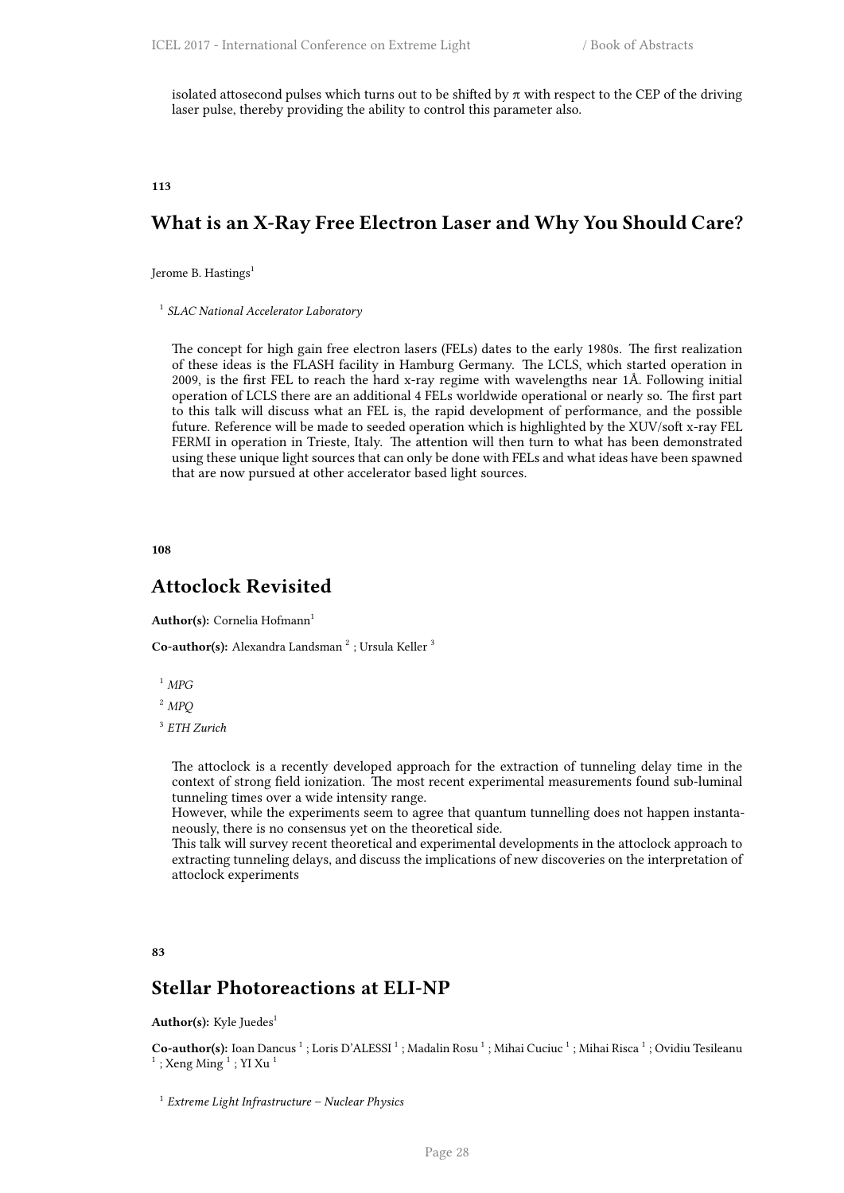isolated attosecond pulses which turns out to be shifted by $\pi$ with respect to the CEP of the driving laser pulse, thereby providing the ability to control this parameter also.

**113**

## What is an X-Ray Free Electron Laser and Why You Should Care?

Jerome B. Hastings[1]

[1] *SLAC National Accelerator Laboratory*

The concept for high gain free electron lasers (FELs) dates to the early 1980s. The first realization of these ideas is the FLASH facility in Hamburg Germany. The LCLS, which started operation in 2009, is the first FEL to reach the hard x-ray regime with wavelengths near 1Å. Following initial operation of LCLS there are an additional 4 FELs worldwide operational or nearly so. The first part to this talk will discuss what an FEL is, the rapid development of performance, and the possible future. Reference will be made to seeded operation which is highlighted by the XUV/soft x-ray FEL FERMI in operation in Trieste, Italy. The attention will then turn to what has been demonstrated using these unique light sources that can only be done with FELs and what ideas have been spawned that are now pursued at other accelerator based light sources.

**108**

## Attoclock Revisited

**Author(s):** Cornelia Hofmann[1]

**Co-author(s):** Alexandra Landsman [2] ; Ursula Keller [3]

[1] *MPG*

[2] *MPQ*

[3] *ETH Zurich*

The attoclock is a recently developed approach for the extraction of tunneling delay time in the context of strong field ionization. The most recent experimental measurements found sub-luminal tunneling times over a wide intensity range.
However, while the experiments seem to agree that quantum tunnelling does not happen instantaneously, there is no consensus yet on the theoretical side.
This talk will survey recent theoretical and experimental developments in the attoclock approach to extracting tunneling delays, and discuss the implications of new discoveries on the interpretation of attoclock experiments

**83**

## Stellar Photoreactions at ELI-NP

**Author(s):** Kyle Juedes[1]

**Co-author(s):** Ioan Dancus [1] ; Loris D'ALESSI [1] ; Madalin Rosu [1] ; Mihai Cuciuc [1] ; Mihai Risca [1] ; Ovidiu Tesileanu [1] ; Xeng Ming [1] ; YI Xu [1]

[1] *Extreme Light Infrastructure – Nuclear Physics*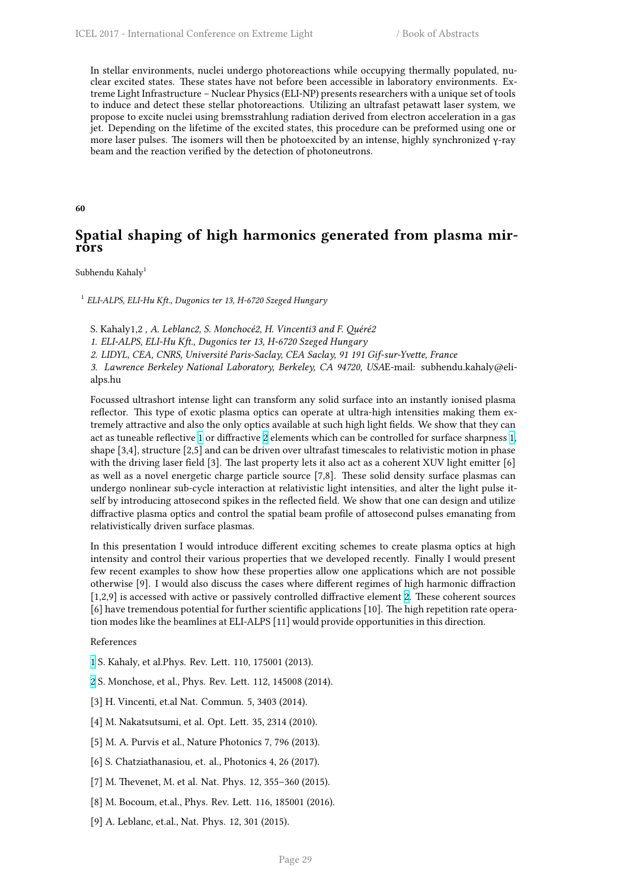In stellar environments, nuclei undergo photoreactions while occupying thermally populated, nuclear excited states. These states have not before been accessible in laboratory environments. Extreme Light Infrastructure – Nuclear Physics (ELI-NP) presents researchers with a unique set of tools to induce and detect these stellar photoreactions. Utilizing an ultrafast petawatt laser system, we propose to excite nuclei using bremsstrahlung radiation derived from electron acceleration in a gas jet. Depending on the lifetime of the excited states, this procedure can be preformed using one or more laser pulses. The isomers will then be photoexcited by an intense, highly synchronized γ-ray beam and the reaction verified by the detection of photoneutrons.

**60**

## Spatial shaping of high harmonics generated from plasma mirrors

Subhendu Kahaly[1]

[1] *ELI-ALPS, ELI-Hu Kft., Dugonics ter 13, H-6720 Szeged Hungary*

S. Kahaly1,2 *, A. Leblanc2, S. Monchocé2, H. Vincenti3 and F. Quéré2*

*1. ELI-ALPS, ELI-Hu Kft., Dugonics ter 13, H-6720 Szeged Hungary*

*2. LIDYL, CEA, CNRS, Université Paris-Saclay, CEA Saclay, 91 191 Gif-sur-Yvette, France*

*3. Lawrence Berkeley National Laboratory, Berkeley, CA 94720, USA*E-mail: subhendu.kahaly@eli-alps.hu

Focussed ultrashort intense light can transform any solid surface into an instantly ionised plasma reflector. This type of exotic plasma optics can operate at ultra-high intensities making them extremely attractive and also the only optics available at such high light fields. We show that they can act as tuneable reflective [1] or diffractive [2] elements which can be controlled for surface sharpness [1], shape [3,4], structure [2,5] and can be driven over ultrafast timescales to relativistic motion in phase with the driving laser field [3]. The last property lets it also act as a coherent XUV light emitter [6] as well as a novel energetic charge particle source [7,8]. These solid density surface plasmas can undergo nonlinear sub-cycle interaction at relativistic light intensities, and alter the light pulse itself by introducing attosecond spikes in the reflected field. We show that one can design and utilize diffractive plasma optics and control the spatial beam profile of attosecond pulses emanating from relativistically driven surface plasmas.

In this presentation I would introduce different exciting schemes to create plasma optics at high intensity and control their various properties that we developed recently. Finally I would present few recent examples to show how these properties allow one applications which are not possible otherwise [9]. I would also discuss the cases where different regimes of high harmonic diffraction [1,2,9] is accessed with active or passively controlled diffractive element [2]. These coherent sources [6] have tremendous potential for further scientific applications [10]. The high repetition rate operation modes like the beamlines at ELI-ALPS [11] would provide opportunities in this direction.

References

[1] S. Kahaly, et al.Phys. Rev. Lett. 110, 175001 (2013).

[2] S. Monchose, et al., Phys. Rev. Lett. 112, 145008 (2014).

[3] H. Vincenti, et.al Nat. Commun. 5, 3403 (2014).

[4] M. Nakatsutsumi, et al. Opt. Lett. 35, 2314 (2010).

[5] M. A. Purvis et al., Nature Photonics 7, 796 (2013).

[6] S. Chatziathanasiou, et. al., Photonics 4, 26 (2017).

[7] M. Thevenet, M. et al. Nat. Phys. 12, 355–360 (2015).

[8] M. Bocoum, et.al., Phys. Rev. Lett. 116, 185001 (2016).

[9] A. Leblanc, et.al., Nat. Phys. 12, 301 (2015).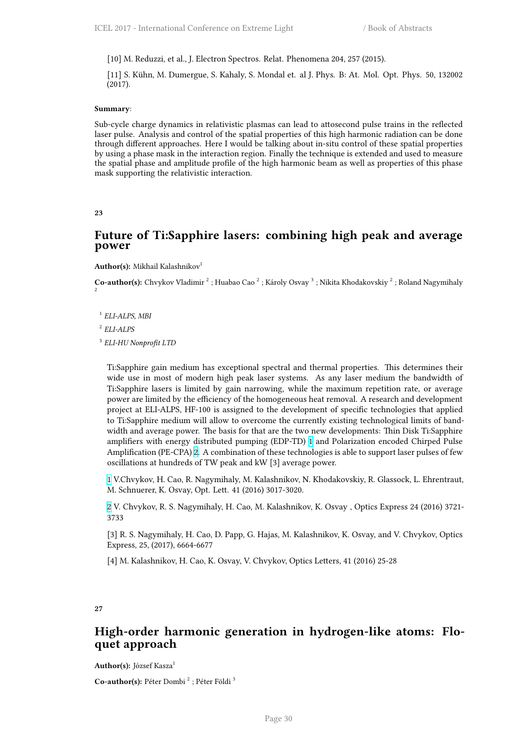[10] M. Reduzzi, et al., J. Electron Spectros. Relat. Phenomena 204, 257 (2015).

[11] S. Kühn, M. Dumergue, S. Kahaly, S. Mondal et. al J. Phys. B: At. Mol. Opt. Phys. 50, 132002 (2017).

**Summary**:

Sub-cycle charge dynamics in relativistic plasmas can lead to attosecond pulse trains in the reflected laser pulse. Analysis and control of the spatial properties of this high harmonic radiation can be done through different approaches. Here I would be talking about in-situ control of these spatial properties by using a phase mask in the interaction region. Finally the technique is extended and used to measure the spatial phase and amplitude profile of the high harmonic beam as well as properties of this phase mask supporting the relativistic interaction.

**23**

## Future of Ti:Sapphire lasers: combining high peak and average power

**Author(s):** Mikhail Kalashnikov[1]

**Co-author(s):** Chvykov Vladimir [2] ; Huabao Cao [2] ; Károly Osvay [3] ; Nikita Khodakovskiy [2] ; Roland Nagymihaly [2]

[1] *ELI-ALPS, MBI*

[2] *ELI-ALPS*

[3] *ELI-HU Nonprofit LTD*

Ti:Sapphire gain medium has exceptional spectral and thermal properties. This determines their wide use in most of modern high peak laser systems. As any laser medium the bandwidth of Ti:Sapphire lasers is limited by gain narrowing, while the maximum repetition rate, or average power are limited by the efficiency of the homogeneous heat removal. A research and development project at ELI-ALPS, HF-100 is assigned to the development of specific technologies that applied to Ti:Sapphire medium will allow to overcome the currently existing technological limits of bandwidth and average power. The basis for that are the two new developments: Thin Disk Ti:Sapphire amplifiers with energy distributed pumping (EDP-TD) [1] and Polarization encoded Chirped Pulse Amplification (PE-CPA) [2]. A combination of these technologies is able to support laser pulses of few oscillations at hundreds of TW peak and kW [3] average power.

[1] V.Chvykov, H. Cao, R. Nagymihaly, M. Kalashnikov, N. Khodakovskiy, R. Glassock, L. Ehrentraut, M. Schnuerer, K. Osvay, Opt. Lett. 41 (2016) 3017-3020.

[2] V. Chvykov, R. S. Nagymihaly, H. Cao, M. Kalashnikov, K. Osvay , Optics Express 24 (2016) 3721-3733

[3] R. S. Nagymihaly, H. Cao, D. Papp, G. Hajas, M. Kalashnikov, K. Osvay, and V. Chvykov, Optics Express, 25, (2017), 6664-6677

[4] M. Kalashnikov, H. Cao, K. Osvay, V. Chvykov, Optics Letters, 41 (2016) 25-28

**27**

## High-order harmonic generation in hydrogen-like atoms: Floquet approach

**Author(s):** József Kasza[1]

**Co-author(s):** Péter Dombi [2] ; Péter Földi [3]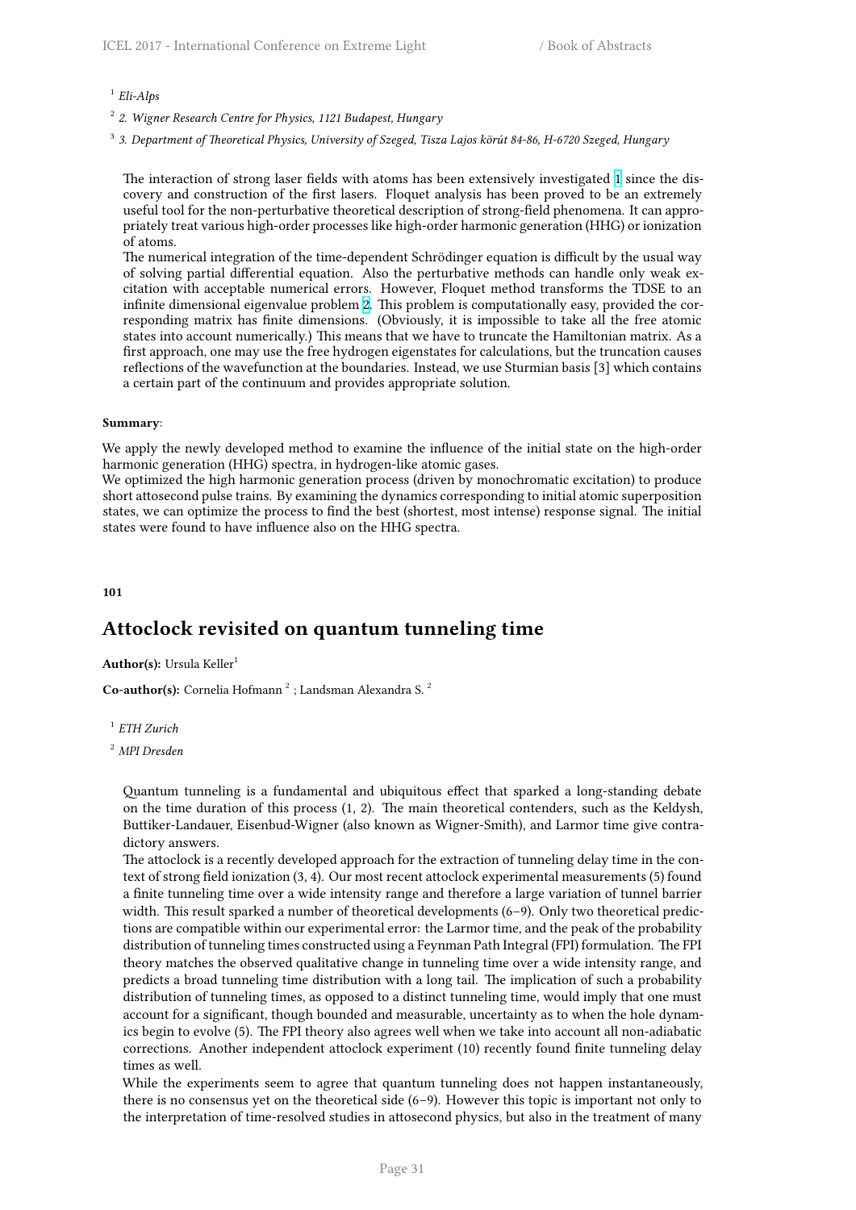[1] *Eli-Alps*

[2] *2. Wigner Research Centre for Physics, 1121 Budapest, Hungary*

[3] *3. Department of Theoretical Physics, University of Szeged, Tisza Lajos körút 84-86, H-6720 Szeged, Hungary*

The interaction of strong laser fields with atoms has been extensively investigated [1] since the discovery and construction of the first lasers. Floquet analysis has been proved to be an extremely useful tool for the non-perturbative theoretical description of strong-field phenomena. It can appropriately treat various high-order processes like high-order harmonic generation (HHG) or ionization of atoms.

The numerical integration of the time-dependent Schrödinger equation is difficult by the usual way of solving partial differential equation. Also the perturbative methods can handle only weak excitation with acceptable numerical errors. However, Floquet method transforms the TDSE to an infinite dimensional eigenvalue problem [2]. This problem is computationally easy, provided the corresponding matrix has finite dimensions. (Obviously, it is impossible to take all the free atomic states into account numerically.) This means that we have to truncate the Hamiltonian matrix. As a first approach, one may use the free hydrogen eigenstates for calculations, but the truncation causes reflections of the wavefunction at the boundaries. Instead, we use Sturmian basis [3] which contains a certain part of the continuum and provides appropriate solution.

**Summary**:

We apply the newly developed method to examine the influence of the initial state on the high-order harmonic generation (HHG) spectra, in hydrogen-like atomic gases.

We optimized the high harmonic generation process (driven by monochromatic excitation) to produce short attosecond pulse trains. By examining the dynamics corresponding to initial atomic superposition states, we can optimize the process to find the best (shortest, most intense) response signal. The initial states were found to have influence also on the HHG spectra.

**101**

## Attoclock revisited on quantum tunneling time

**Author(s):** Ursula Keller[1]

**Co-author(s):** Cornelia Hofmann [2] ; Landsman Alexandra S. [2]

[1] *ETH Zurich*

[2] *MPI Dresden*

Quantum tunneling is a fundamental and ubiquitous effect that sparked a long-standing debate on the time duration of this process (1, 2). The main theoretical contenders, such as the Keldysh, Buttiker-Landauer, Eisenbud-Wigner (also known as Wigner-Smith), and Larmor time give contradictory answers.

The attoclock is a recently developed approach for the extraction of tunneling delay time in the context of strong field ionization (3, 4). Our most recent attoclock experimental measurements (5) found a finite tunneling time over a wide intensity range and therefore a large variation of tunnel barrier width. This result sparked a number of theoretical developments (6–9). Only two theoretical predictions are compatible within our experimental error: the Larmor time, and the peak of the probability distribution of tunneling times constructed using a Feynman Path Integral (FPI) formulation. The FPI theory matches the observed qualitative change in tunneling time over a wide intensity range, and predicts a broad tunneling time distribution with a long tail. The implication of such a probability distribution of tunneling times, as opposed to a distinct tunneling time, would imply that one must account for a significant, though bounded and measurable, uncertainty as to when the hole dynamics begin to evolve (5). The FPI theory also agrees well when we take into account all non-adiabatic corrections. Another independent attoclock experiment (10) recently found finite tunneling delay times as well.

While the experiments seem to agree that quantum tunneling does not happen instantaneously, there is no consensus yet on the theoretical side (6–9). However this topic is important not only to the interpretation of time-resolved studies in attosecond physics, but also in the treatment of many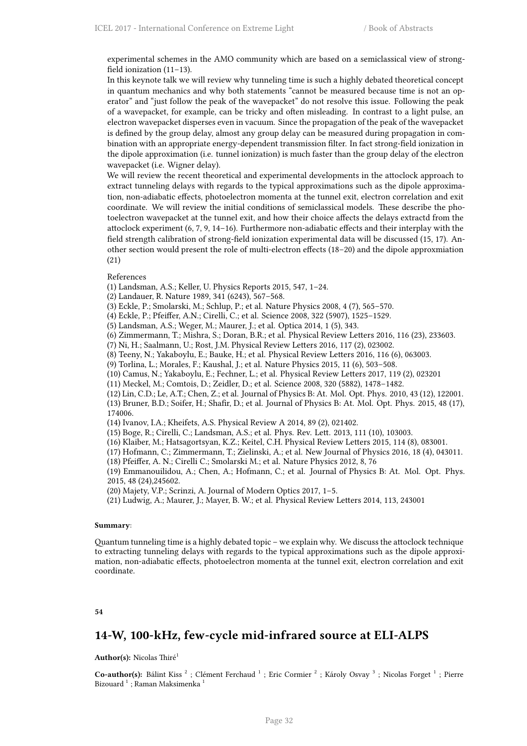experimental schemes in the AMO community which are based on a semiclassical view of strong-field ionization (11–13).

In this keynote talk we will review why tunneling time is such a highly debated theoretical concept in quantum mechanics and why both statements "cannot be measured because time is not an operator" and "just follow the peak of the wavepacket" do not resolve this issue. Following the peak of a wavepacket, for example, can be tricky and often misleading. In contrast to a light pulse, an electron wavepacket disperses even in vacuum. Since the propagation of the peak of the wavepacket is defined by the group delay, almost any group delay can be measured during propagation in combination with an appropriate energy-dependent transmission filter. In fact strong-field ionization in the dipole approximation (i.e. tunnel ionization) is much faster than the group delay of the electron wavepacket (i.e. Wigner delay).

We will review the recent theoretical and experimental developments in the attoclock approach to extract tunneling delays with regards to the typical approximations such as the dipole approximation, non-adiabatic effects, photoelectron momenta at the tunnel exit, electron correlation and exit coordinate. We will review the initial conditions of semiclassical models. These describe the photoelectron wavepacket at the tunnel exit, and how their choice affects the delays extractd from the attoclock experiment (6, 7, 9, 14–16). Furthermore non-adiabatic effects and their interplay with the field strength calibration of strong-field ionization experimental data will be discussed (15, 17). Another section would present the role of multi-electron effects (18–20) and the dipole approxmiation (21)

References

(1) Landsman, A.S.; Keller, U. Physics Reports 2015, 547, 1–24.
(2) Landauer, R. Nature 1989, 341 (6243), 567–568.
(3) Eckle, P.; Smolarski, M.; Schlup, P.; et al. Nature Physics 2008, 4 (7), 565–570.
(4) Eckle, P.; Pfeiffer, A.N.; Cirelli, C.; et al. Science 2008, 322 (5907), 1525–1529.
(5) Landsman, A.S.; Weger, M.; Maurer, J.; et al. Optica 2014, 1 (5), 343.
(6) Zimmermann, T.; Mishra, S.; Doran, B.R.; et al. Physical Review Letters 2016, 116 (23), 233603.
(7) Ni, H.; Saalmann, U.; Rost, J.M. Physical Review Letters 2016, 117 (2), 023002.
(8) Teeny, N.; Yakaboylu, E.; Bauke, H.; et al. Physical Review Letters 2016, 116 (6), 063003.
(9) Torlina, L.; Morales, F.; Kaushal, J.; et al. Nature Physics 2015, 11 (6), 503–508.
(10) Camus, N.; Yakaboylu, E.; Fechner, L.; et al. Physical Review Letters 2017, 119 (2), 023201
(11) Meckel, M.; Comtois, D.; Zeidler, D.; et al. Science 2008, 320 (5882), 1478–1482.
(12) Lin, C.D.; Le, A.T.; Chen, Z.; et al. Journal of Physics B: At. Mol. Opt. Phys. 2010, 43 (12), 122001.
(13) Bruner, B.D.; Soifer, H.; Shafir, D.; et al. Journal of Physics B: At. Mol. Opt. Phys. 2015, 48 (17), 174006.
(14) Ivanov, I.A.; Kheifets, A.S. Physical Review A 2014, 89 (2), 021402.
(15) Boge, R.; Cirelli, C.; Landsman, A.S.; et al. Phys. Rev. Lett. 2013, 111 (10), 103003.
(16) Klaiber, M.; Hatsagortsyan, K.Z.; Keitel, C.H. Physical Review Letters 2015, 114 (8), 083001.
(17) Hofmann, C.; Zimmermann, T.; Zielinski, A.; et al. New Journal of Physics 2016, 18 (4), 043011.
(18) Pfeiffer, A. N.; Cirelli C.; Smolarski M.; et al. Nature Physics 2012, 8, 76
(19) Emmanouilidou, A.; Chen, A.; Hofmann, C.; et al. Journal of Physics B: At. Mol. Opt. Phys. 2015, 48 (24),245602.
(20) Majety, V.P.; Scrinzi, A. Journal of Modern Optics 2017, 1–5.
(21) Ludwig, A.; Maurer, J.; Mayer, B. W.; et al. Physical Review Letters 2014, 113, 243001

**Summary**:

Quantum tunneling time is a highly debated topic – we explain why. We discuss the attoclock technique to extracting tunneling delays with regards to the typical approximations such as the dipole approximation, non-adiabatic effects, photoelectron momenta at the tunnel exit, electron correlation and exit coordinate.

**54**

## 14-W, 100-kHz, few-cycle mid-infrared source at ELI-ALPS

**Author(s):** Nicolas Thiré[1]

**Co-author(s):** Bálint Kiss [2] ; Clément Ferchaud [1] ; Eric Cormier [2] ; Károly Osvay [3] ; Nicolas Forget [1] ; Pierre Bizouard [1] ; Raman Maksimenka [1]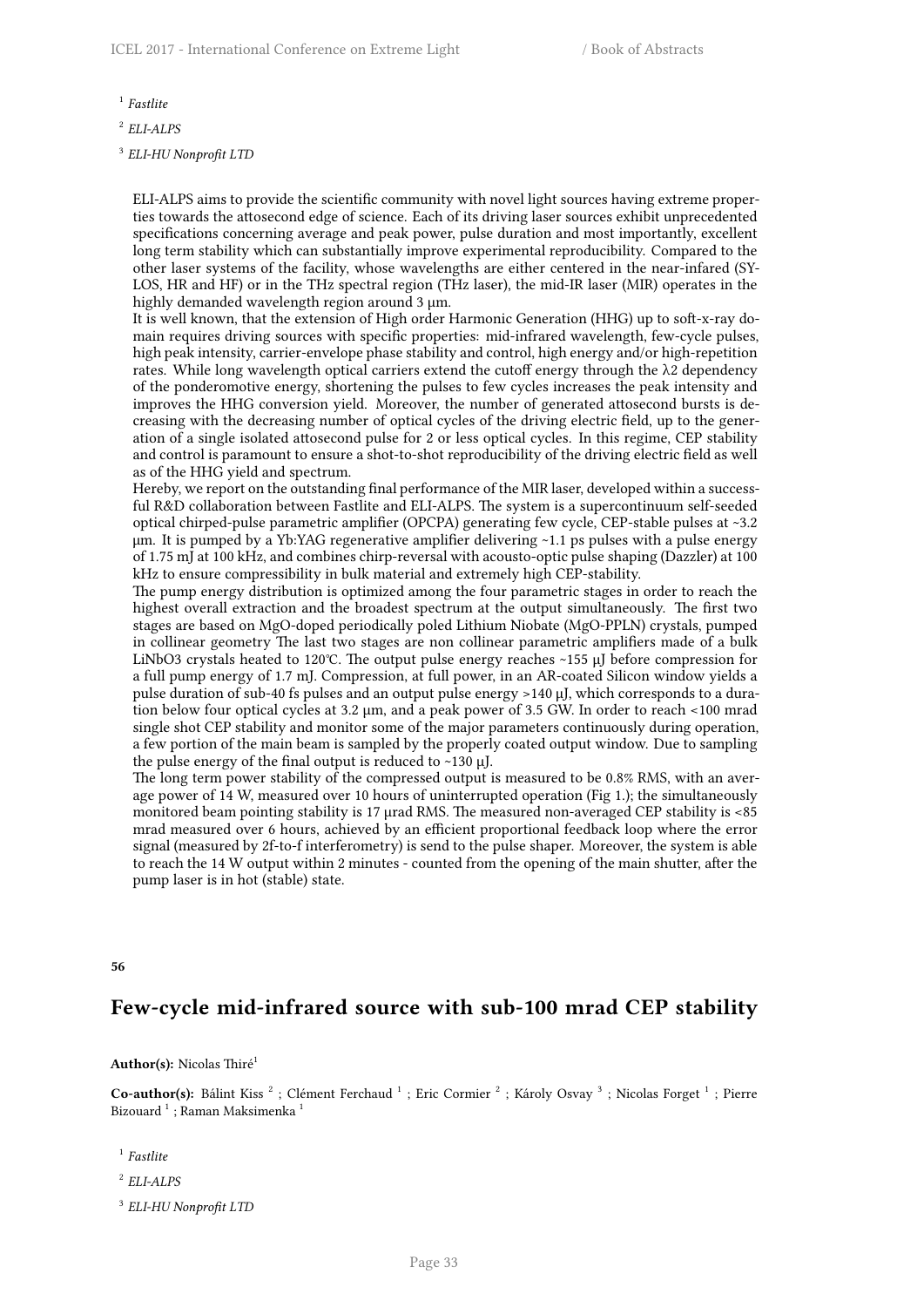[1] *Fastlite*

[2] *ELI-ALPS*

[3] *ELI-HU Nonprofit LTD*

ELI-ALPS aims to provide the scientific community with novel light sources having extreme properties towards the attosecond edge of science. Each of its driving laser sources exhibit unprecedented specifications concerning average and peak power, pulse duration and most importantly, excellent long term stability which can substantially improve experimental reproducibility. Compared to the other laser systems of the facility, whose wavelengths are either centered in the near-infared (SYLOS, HR and HF) or in the THz spectral region (THz laser), the mid-IR laser (MIR) operates in the highly demanded wavelength region around 3 µm.

It is well known, that the extension of High order Harmonic Generation (HHG) up to soft-x-ray domain requires driving sources with specific properties: mid-infrared wavelength, few-cycle pulses, high peak intensity, carrier-envelope phase stability and control, high energy and/or high-repetition rates. While long wavelength optical carriers extend the cutoff energy through the λ2 dependency of the ponderomotive energy, shortening the pulses to few cycles increases the peak intensity and improves the HHG conversion yield. Moreover, the number of generated attosecond bursts is decreasing with the decreasing number of optical cycles of the driving electric field, up to the generation of a single isolated attosecond pulse for 2 or less optical cycles. In this regime, CEP stability and control is paramount to ensure a shot-to-shot reproducibility of the driving electric field as well as of the HHG yield and spectrum.

Hereby, we report on the outstanding final performance of the MIR laser, developed within a successful R&D collaboration between Fastlite and ELI-ALPS. The system is a supercontinuum self-seeded optical chirped-pulse parametric amplifier (OPCPA) generating few cycle, CEP-stable pulses at ~3.2 µm. It is pumped by a Yb:YAG regenerative amplifier delivering ~1.1 ps pulses with a pulse energy of 1.75 mJ at 100 kHz, and combines chirp-reversal with acousto-optic pulse shaping (Dazzler) at 100 kHz to ensure compressibility in bulk material and extremely high CEP-stability.

The pump energy distribution is optimized among the four parametric stages in order to reach the highest overall extraction and the broadest spectrum at the output simultaneously. The first two stages are based on MgO-doped periodically poled Lithium Niobate (MgO-PPLN) crystals, pumped in collinear geometry The last two stages are non collinear parametric amplifiers made of a bulk $LiNbO_3$ crystals heated to 120°C. The output pulse energy reaches ~155 µJ before compression for a full pump energy of 1.7 mJ. Compression, at full power, in an AR-coated Silicon window yields a pulse duration of sub-40 fs pulses and an output pulse energy >140 µJ, which corresponds to a duration below four optical cycles at 3.2 µm, and a peak power of 3.5 GW. In order to reach <100 mrad single shot CEP stability and monitor some of the major parameters continuously during operation, a few portion of the main beam is sampled by the properly coated output window. Due to sampling the pulse energy of the final output is reduced to ~130 µJ.

The long term power stability of the compressed output is measured to be 0.8% RMS, with an average power of 14 W, measured over 10 hours of uninterrupted operation (Fig 1.); the simultaneously monitored beam pointing stability is 17 µrad RMS. The measured non-averaged CEP stability is <85 mrad measured over 6 hours, achieved by an efficient proportional feedback loop where the error signal (measured by 2f-to-f interferometry) is send to the pulse shaper. Moreover, the system is able to reach the 14 W output within 2 minutes - counted from the opening of the main shutter, after the pump laser is in hot (stable) state.

**56**

## Few-cycle mid-infrared source with sub-100 mrad CEP stability

**Author(s):** Nicolas Thiré[1]

**Co-author(s):** Bálint Kiss [2] ; Clément Ferchaud [1] ; Eric Cormier [2] ; Károly Osvay [3] ; Nicolas Forget [1] ; Pierre Bizouard [1] ; Raman Maksimenka [1]

[1] *Fastlite*

[2] *ELI-ALPS*

[3] *ELI-HU Nonprofit LTD*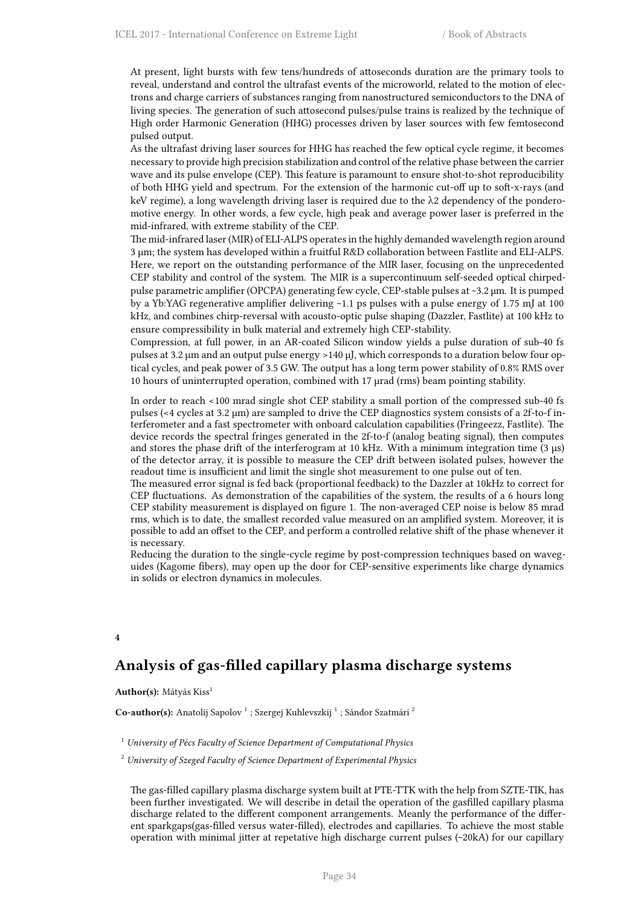At present, light bursts with few tens/hundreds of attoseconds duration are the primary tools to reveal, understand and control the ultrafast events of the microworld, related to the motion of electrons and charge carriers of substances ranging from nanostructured semiconductors to the DNA of living species. The generation of such attosecond pulses/pulse trains is realized by the technique of High order Harmonic Generation (HHG) processes driven by laser sources with few femtosecond pulsed output.

As the ultrafast driving laser sources for HHG has reached the few optical cycle regime, it becomes necessary to provide high precision stabilization and control of the relative phase between the carrier wave and its pulse envelope (CEP). This feature is paramount to ensure shot-to-shot reproducibility of both HHG yield and spectrum. For the extension of the harmonic cut-off up to soft-x-rays (and keV regime), a long wavelength driving laser is required due to the λ2 dependency of the ponderomotive energy. In other words, a few cycle, high peak and average power laser is preferred in the mid-infrared, with extreme stability of the CEP.

The mid-infrared laser (MIR) of ELI-ALPS operates in the highly demanded wavelength region around 3 µm; the system has developed within a fruitful R&D collaboration between Fastlite and ELI-ALPS. Here, we report on the outstanding performance of the MIR laser, focusing on the unprecedented CEP stability and control of the system. The MIR is a supercontinuum self-seeded optical chirped-pulse parametric amplifier (OPCPA) generating few cycle, CEP-stable pulses at ~3.2 µm. It is pumped by a Yb:YAG regenerative amplifier delivering ~1.1 ps pulses with a pulse energy of 1.75 mJ at 100 kHz, and combines chirp-reversal with acousto-optic pulse shaping (Dazzler, Fastlite) at 100 kHz to ensure compressibility in bulk material and extremely high CEP-stability.

Compression, at full power, in an AR-coated Silicon window yields a pulse duration of sub-40 fs pulses at 3.2 µm and an output pulse energy >140 µJ, which corresponds to a duration below four optical cycles, and peak power of 3.5 GW. The output has a long term power stability of 0.8% RMS over 10 hours of uninterrupted operation, combined with 17 µrad (rms) beam pointing stability.

In order to reach <100 mrad single shot CEP stability a small portion of the compressed sub-40 fs pulses (<4 cycles at 3.2 µm) are sampled to drive the CEP diagnostics system consists of a 2f-to-f interferometer and a fast spectrometer with onboard calculation capabilities (Fringeezz, Fastlite). The device records the spectral fringes generated in the 2f-to-f (analog beating signal), then computes and stores the phase drift of the interferogram at 10 kHz. With a minimum integration time (3 µs) of the detector array, it is possible to measure the CEP drift between isolated pulses, however the readout time is insufficient and limit the single shot measurement to one pulse out of ten.

The measured error signal is fed back (proportional feedback) to the Dazzler at 10kHz to correct for CEP fluctuations. As demonstration of the capabilities of the system, the results of a 6 hours long CEP stability measurement is displayed on figure 1. The non-averaged CEP noise is below 85 mrad rms, which is to date, the smallest recorded value measured on an amplified system. Moreover, it is possible to add an offset to the CEP, and perform a controlled relative shift of the phase whenever it is necessary.

Reducing the duration to the single-cycle regime by post-compression techniques based on waveguides (Kagome fibers), may open up the door for CEP-sensitive experiments like charge dynamics in solids or electron dynamics in molecules.

**4**

## Analysis of gas-filled capillary plasma discharge systems

**Author(s):** Mátyás Kiss[1]

**Co-author(s):** Anatolij Sapolov [1] ; Szergej Kuhlevszkij [1] ; Sándor Szatmári [2]

[1] *University of Pécs Faculty of Science Department of Computational Physics*

[2] *University of Szeged Faculty of Science Department of Experimental Physics*

The gas-filled capillary plasma discharge system built at PTE-TTK with the help from SZTE-TIK, has been further investigated. We will describe in detail the operation of the gasfilled capillary plasma discharge related to the different component arrangements. Meanly the performance of the different sparkgaps(gas-filled versus water-filled), electrodes and capillaries. To achieve the most stable operation with minimal jitter at repetative high discharge current pulses (~20kA) for our capillary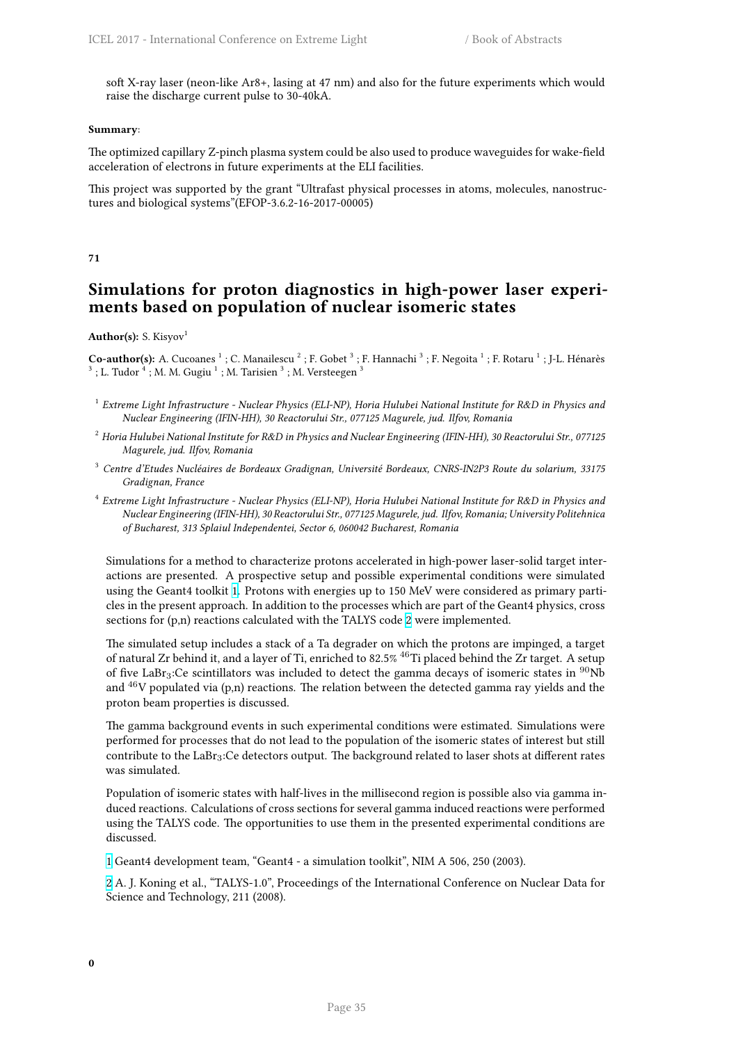soft X-ray laser (neon-like Ar8+, lasing at 47 nm) and also for the future experiments which would raise the discharge current pulse to 30-40kA.

**Summary**:

The optimized capillary Z-pinch plasma system could be also used to produce waveguides for wake-field acceleration of electrons in future experiments at the ELI facilities.

This project was supported by the grant "Ultrafast physical processes in atoms, molecules, nanostructures and biological systems"(EFOP-3.6.2-16-2017-00005)

**71**

## Simulations for proton diagnostics in high-power laser experiments based on population of nuclear isomeric states

**Author(s):** S. Kisyov[1]

**Co-author(s):** A. Cucoanes [1] ; C. Manailescu [2] ; F. Gobet [3] ; F. Hannachi [3] ; F. Negoita [1] ; F. Rotaru [1] ; J-L. Hénarès [3] ; L. Tudor [4] ; M. M. Gugiu [1] ; M. Tarisien [3] ; M. Versteegen [3]

[1] *Extreme Light Infrastructure - Nuclear Physics (ELI-NP), Horia Hulubei National Institute for R&D in Physics and Nuclear Engineering (IFIN-HH), 30 Reactorului Str., 077125 Magurele, jud. Ilfov, Romania*

[2] *Horia Hulubei National Institute for R&D in Physics and Nuclear Engineering (IFIN-HH), 30 Reactorului Str., 077125 Magurele, jud. Ilfov, Romania*

[3] *Centre d'Etudes Nucléaires de Bordeaux Gradignan, Université Bordeaux, CNRS-IN2P3 Route du solarium, 33175 Gradignan, France*

[4] *Extreme Light Infrastructure - Nuclear Physics (ELI-NP), Horia Hulubei National Institute for R&D in Physics and Nuclear Engineering (IFIN-HH), 30 Reactorului Str., 077125 Magurele, jud. Ilfov, Romania; University Politehnica of Bucharest, 313 Splaiul Independentei, Sector 6, 060042 Bucharest, Romania*

Simulations for a method to characterize protons accelerated in high-power laser-solid target interactions are presented. A prospective setup and possible experimental conditions were simulated using the Geant4 toolkit [1]. Protons with energies up to 150 MeV were considered as primary particles in the present approach. In addition to the processes which are part of the Geant4 physics, cross sections for (p,n) reactions calculated with the TALYS code [2] were implemented.

The simulated setup includes a stack of a Ta degrader on which the protons are impinged, a target of natural Zr behind it, and a layer of Ti, enriched to 82.5% $^{46}$Ti placed behind the Zr target. A setup of five $LaBr_3$:Ce scintillators was included to detect the gamma decays of isomeric states in $^{90}$Nb and $^{46}$V populated via (p,n) reactions. The relation between the detected gamma ray yields and the proton beam properties is discussed.

The gamma background events in such experimental conditions were estimated. Simulations were performed for processes that do not lead to the population of the isomeric states of interest but still contribute to the $LaBr_3$:Ce detectors output. The background related to laser shots at different rates was simulated.

Population of isomeric states with half-lives in the millisecond region is possible also via gamma induced reactions. Calculations of cross sections for several gamma induced reactions were performed using the TALYS code. The opportunities to use them in the presented experimental conditions are discussed.

[1] Geant4 development team, "Geant4 - a simulation toolkit", NIM A 506, 250 (2003).

[2] A. J. Koning et al., "TALYS-1.0", Proceedings of the International Conference on Nuclear Data for Science and Technology, 211 (2008).

**0**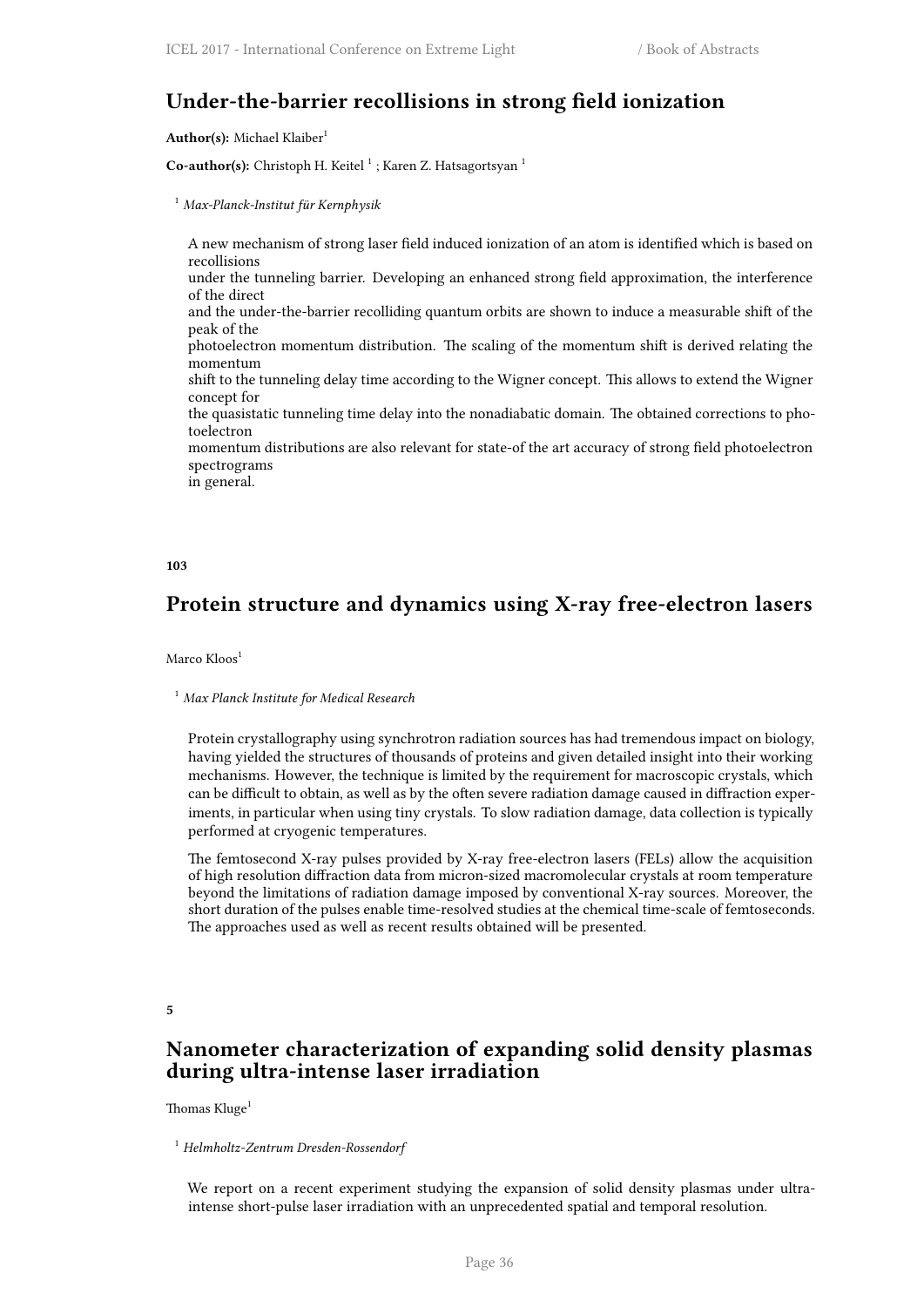## Under-the-barrier recollisions in strong field ionization

**Author(s):** Michael Klaiber[1]

**Co-author(s):** Christoph H. Keitel [1] ; Karen Z. Hatsagortsyan [1]

[1] *Max-Planck-Institut für Kernphysik*

A new mechanism of strong laser field induced ionization of an atom is identified which is based on recollisions under the tunneling barrier. Developing an enhanced strong field approximation, the interference of the direct and the under-the-barrier recolliding quantum orbits are shown to induce a measurable shift of the peak of the photoelectron momentum distribution. The scaling of the momentum shift is derived relating the momentum shift to the tunneling delay time according to the Wigner concept. This allows to extend the Wigner concept for the quasistatic tunneling time delay into the nonadiabatic domain. The obtained corrections to photoelectron momentum distributions are also relevant for state-of the art accuracy of strong field photoelectron spectrograms in general.

**103**

## Protein structure and dynamics using X-ray free-electron lasers

Marco Kloos[1]

[1] *Max Planck Institute for Medical Research*

Protein crystallography using synchrotron radiation sources has had tremendous impact on biology, having yielded the structures of thousands of proteins and given detailed insight into their working mechanisms. However, the technique is limited by the requirement for macroscopic crystals, which can be difficult to obtain, as well as by the often severe radiation damage caused in diffraction experiments, in particular when using tiny crystals. To slow radiation damage, data collection is typically performed at cryogenic temperatures.

The femtosecond X-ray pulses provided by X-ray free-electron lasers (FELs) allow the acquisition of high resolution diffraction data from micron-sized macromolecular crystals at room temperature beyond the limitations of radiation damage imposed by conventional X-ray sources. Moreover, the short duration of the pulses enable time-resolved studies at the chemical time-scale of femtoseconds. The approaches used as well as recent results obtained will be presented.

**5**

## Nanometer characterization of expanding solid density plasmas during ultra-intense laser irradiation

Thomas Kluge[1]

[1] *Helmholtz-Zentrum Dresden-Rossendorf*

We report on a recent experiment studying the expansion of solid density plasmas under ultra-intense short-pulse laser irradiation with an unprecedented spatial and temporal resolution.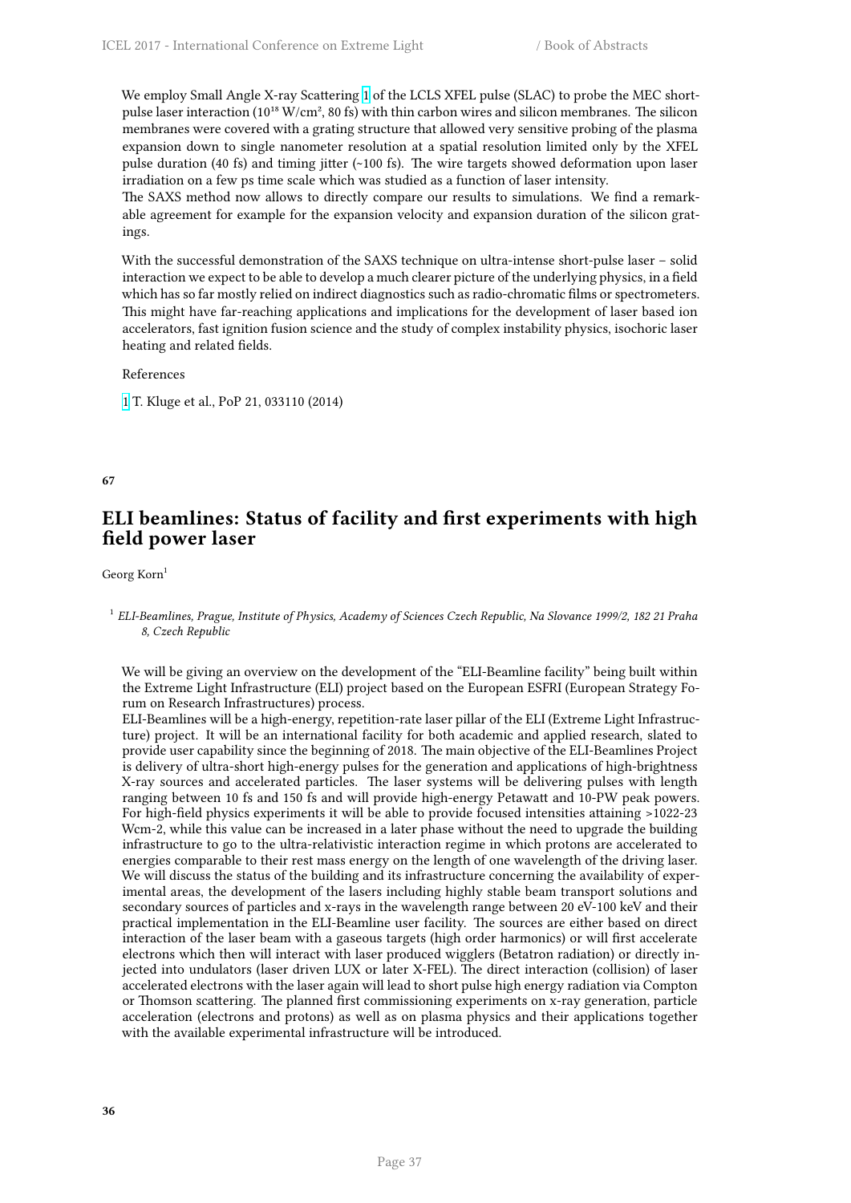We employ Small Angle X-ray Scattering [1] of the LCLS XFEL pulse (SLAC) to probe the MEC short-pulse laser interaction ($10^{18}$ W/cm², 80 fs) with thin carbon wires and silicon membranes. The silicon membranes were covered with a grating structure that allowed very sensitive probing of the plasma expansion down to single nanometer resolution at a spatial resolution limited only by the XFEL pulse duration (40 fs) and timing jitter (~100 fs). The wire targets showed deformation upon laser irradiation on a few ps time scale which was studied as a function of laser intensity.
The SAXS method now allows to directly compare our results to simulations. We find a remarkable agreement for example for the expansion velocity and expansion duration of the silicon gratings.

With the successful demonstration of the SAXS technique on ultra-intense short-pulse laser – solid interaction we expect to be able to develop a much clearer picture of the underlying physics, in a field which has so far mostly relied on indirect diagnostics such as radio-chromatic films or spectrometers. This might have far-reaching applications and implications for the development of laser based ion accelerators, fast ignition fusion science and the study of complex instability physics, isochoric laser heating and related fields.

References

[1] T. Kluge et al., PoP 21, 033110 (2014)

**67**

## ELI beamlines: Status of facility and first experiments with high field power laser

Georg Korn[1]

[1] *ELI-Beamlines, Prague, Institute of Physics, Academy of Sciences Czech Republic, Na Slovance 1999/2, 182 21 Praha 8, Czech Republic*

We will be giving an overview on the development of the "ELI-Beamline facility" being built within the Extreme Light Infrastructure (ELI) project based on the European ESFRI (European Strategy Forum on Research Infrastructures) process.
ELI-Beamlines will be a high-energy, repetition-rate laser pillar of the ELI (Extreme Light Infrastructure) project. It will be an international facility for both academic and applied research, slated to provide user capability since the beginning of 2018. The main objective of the ELI-Beamlines Project is delivery of ultra-short high-energy pulses for the generation and applications of high-brightness X-ray sources and accelerated particles. The laser systems will be delivering pulses with length ranging between 10 fs and 150 fs and will provide high-energy Petawatt and 10-PW peak powers. For high-field physics experiments it will be able to provide focused intensities attaining >1022-23 Wcm-2, while this value can be increased in a later phase without the need to upgrade the building infrastructure to go to the ultra-relativistic interaction regime in which protons are accelerated to energies comparable to their rest mass energy on the length of one wavelength of the driving laser. We will discuss the status of the building and its infrastructure concerning the availability of experimental areas, the development of the lasers including highly stable beam transport solutions and secondary sources of particles and x-rays in the wavelength range between 20 eV-100 keV and their practical implementation in the ELI-Beamline user facility. The sources are either based on direct interaction of the laser beam with a gaseous targets (high order harmonics) or will first accelerate electrons which then will interact with laser produced wigglers (Betatron radiation) or directly injected into undulators (laser driven LUX or later X-FEL). The direct interaction (collision) of laser accelerated electrons with the laser again will lead to short pulse high energy radiation via Compton or Thomson scattering. The planned first commissioning experiments on x-ray generation, particle acceleration (electrons and protons) as well as on plasma physics and their applications together with the available experimental infrastructure will be introduced.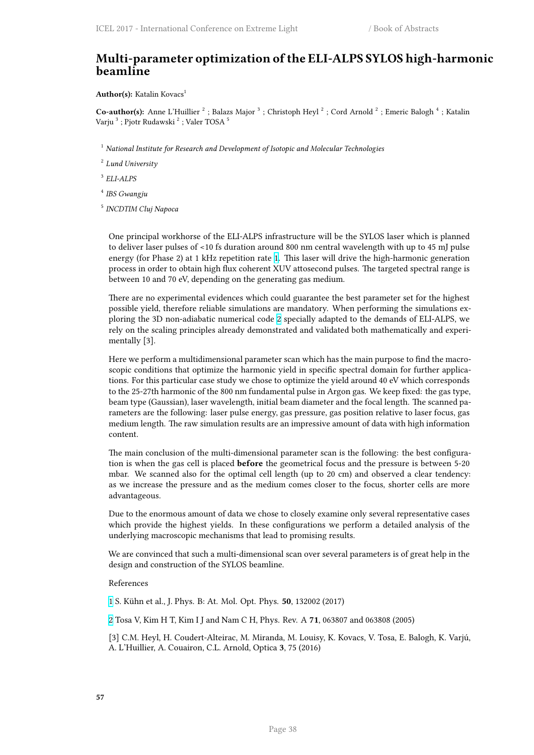## Multi-parameter optimization of the ELI-ALPS SYLOS high-harmonic beamline

**Author(s):** Katalin Kovacs[1]

**Co-author(s):** Anne L'Huillier [2] ; Balazs Major [3] ; Christoph Heyl [2] ; Cord Arnold [2] ; Emeric Balogh [4] ; Katalin Varju [3] ; Pjotr Rudawski [2] ; Valer TOSA [5]

[1] *National Institute for Research and Development of Isotopic and Molecular Technologies*

[2] *Lund University*

[3] *ELI-ALPS*

[4] *IBS Gwangju*

[5] *INCDTIM Cluj Napoca*

One principal workhorse of the ELI-ALPS infrastructure will be the SYLOS laser which is planned to deliver laser pulses of <10 fs duration around 800 nm central wavelength with up to 45 mJ pulse energy (for Phase 2) at 1 kHz repetition rate [1]. This laser will drive the high-harmonic generation process in order to obtain high flux coherent XUV attosecond pulses. The targeted spectral range is between 10 and 70 eV, depending on the generating gas medium.

There are no experimental evidences which could guarantee the best parameter set for the highest possible yield, therefore reliable simulations are mandatory. When performing the simulations exploring the 3D non-adiabatic numerical code [2] specially adapted to the demands of ELI-ALPS, we rely on the scaling principles already demonstrated and validated both mathematically and experimentally [3].

Here we perform a multidimensional parameter scan which has the main purpose to find the macroscopic conditions that optimize the harmonic yield in specific spectral domain for further applications. For this particular case study we chose to optimize the yield around 40 eV which corresponds to the 25-27th harmonic of the 800 nm fundamental pulse in Argon gas. We keep fixed: the gas type, beam type (Gaussian), laser wavelength, initial beam diameter and the focal length. The scanned parameters are the following: laser pulse energy, gas pressure, gas position relative to laser focus, gas medium length. The raw simulation results are an impressive amount of data with high information content.

The main conclusion of the multi-dimensional parameter scan is the following: the best configuration is when the gas cell is placed **before** the geometrical focus and the pressure is between 5-20 mbar. We scanned also for the optimal cell length (up to 20 cm) and observed a clear tendency: as we increase the pressure and as the medium comes closer to the focus, shorter cells are more advantageous.

Due to the enormous amount of data we chose to closely examine only several representative cases which provide the highest yields. In these configurations we perform a detailed analysis of the underlying macroscopic mechanisms that lead to promising results.

We are convinced that such a multi-dimensional scan over several parameters is of great help in the design and construction of the SYLOS beamline.

References

[1] S. Kühn et al., J. Phys. B: At. Mol. Opt. Phys. **50**, 132002 (2017)

[2] Tosa V, Kim H T, Kim I J and Nam C H, Phys. Rev. A **71**, 063807 and 063808 (2005)

[3] C.M. Heyl, H. Coudert-Alteirac, M. Miranda, M. Louisy, K. Kovacs, V. Tosa, E. Balogh, K. Varjú, A. L'Huillier, A. Couairon, C.L. Arnold, Optica **3**, 75 (2016)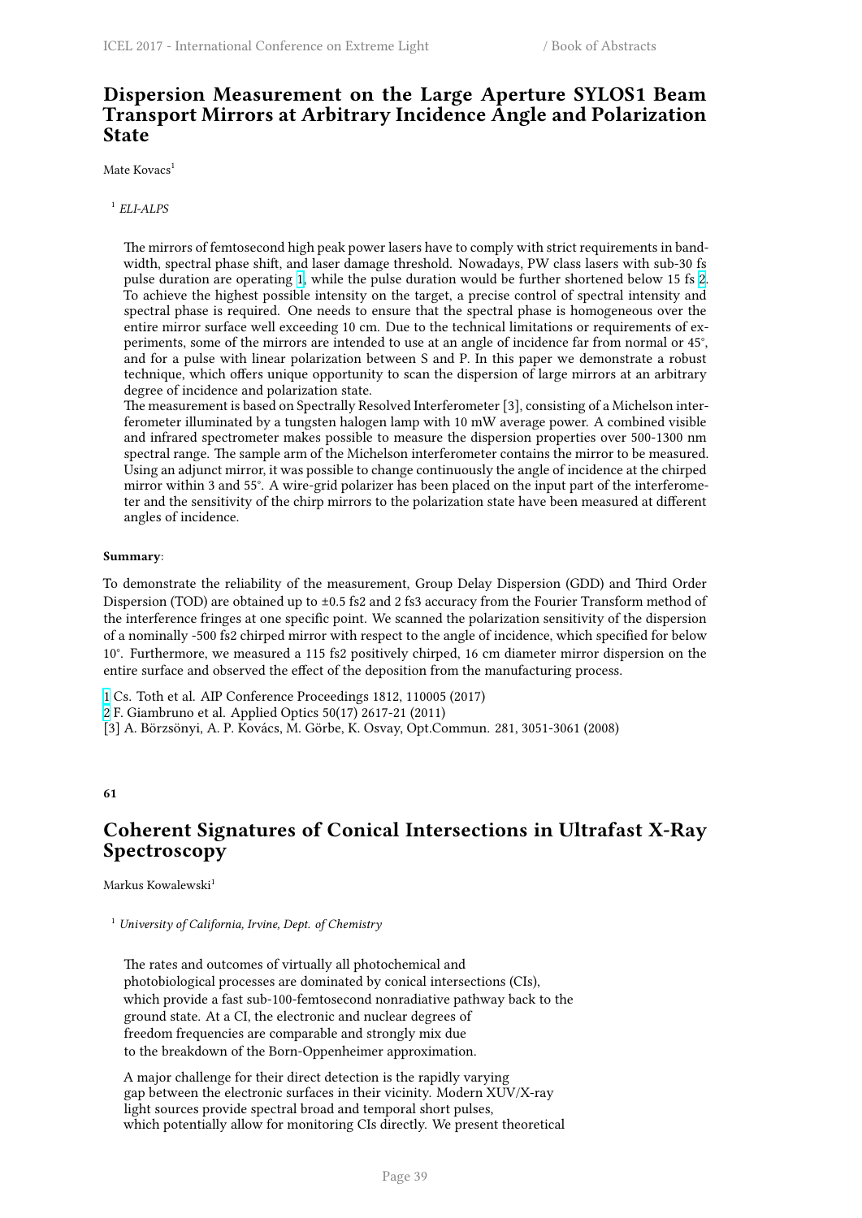## Dispersion Measurement on the Large Aperture SYLOS1 Beam Transport Mirrors at Arbitrary Incidence Angle and Polarization State

Mate Kovacs[1]

[1] *ELI-ALPS*

The mirrors of femtosecond high peak power lasers have to comply with strict requirements in bandwidth, spectral phase shift, and laser damage threshold. Nowadays, PW class lasers with sub-30 fs pulse duration are operating [1], while the pulse duration would be further shortened below 15 fs [2]. To achieve the highest possible intensity on the target, a precise control of spectral intensity and spectral phase is required. One needs to ensure that the spectral phase is homogeneous over the entire mirror surface well exceeding 10 cm. Due to the technical limitations or requirements of experiments, some of the mirrors are intended to use at an angle of incidence far from normal or 45°, and for a pulse with linear polarization between S and P. In this paper we demonstrate a robust technique, which offers unique opportunity to scan the dispersion of large mirrors at an arbitrary degree of incidence and polarization state.
The measurement is based on Spectrally Resolved Interferometer [3], consisting of a Michelson interferometer illuminated by a tungsten halogen lamp with 10 mW average power. A combined visible and infrared spectrometer makes possible to measure the dispersion properties over 500-1300 nm spectral range. The sample arm of the Michelson interferometer contains the mirror to be measured. Using an adjunct mirror, it was possible to change continuously the angle of incidence at the chirped mirror within 3 and 55°. A wire-grid polarizer has been placed on the input part of the interferometer and the sensitivity of the chirp mirrors to the polarization state have been measured at different angles of incidence.

**Summary**:

To demonstrate the reliability of the measurement, Group Delay Dispersion (GDD) and Third Order Dispersion (TOD) are obtained up to ±0.5 fs2 and 2 fs3 accuracy from the Fourier Transform method of the interference fringes at one specific point. We scanned the polarization sensitivity of the dispersion of a nominally -500 fs2 chirped mirror with respect to the angle of incidence, which specified for below 10°. Furthermore, we measured a 115 fs2 positively chirped, 16 cm diameter mirror dispersion on the entire surface and observed the effect of the deposition from the manufacturing process.

[1] Cs. Toth et al. AIP Conference Proceedings 1812, 110005 (2017)
[2] F. Giambruno et al. Applied Optics 50(17) 2617-21 (2011)
[3] A. Börzsönyi, A. P. Kovács, M. Görbe, K. Osvay, Opt.Commun. 281, 3051-3061 (2008)

**61**

## Coherent Signatures of Conical Intersections in Ultrafast X-Ray Spectroscopy

Markus Kowalewski[1]

[1] *University of California, Irvine, Dept. of Chemistry*

The rates and outcomes of virtually all photochemical and photobiological processes are dominated by conical intersections (CIs), which provide a fast sub-100-femtosecond nonradiative pathway back to the ground state. At a CI, the electronic and nuclear degrees of freedom frequencies are comparable and strongly mix due to the breakdown of the Born-Oppenheimer approximation.

A major challenge for their direct detection is the rapidly varying gap between the electronic surfaces in their vicinity. Modern XUV/X-ray light sources provide spectral broad and temporal short pulses, which potentially allow for monitoring CIs directly. We present theoretical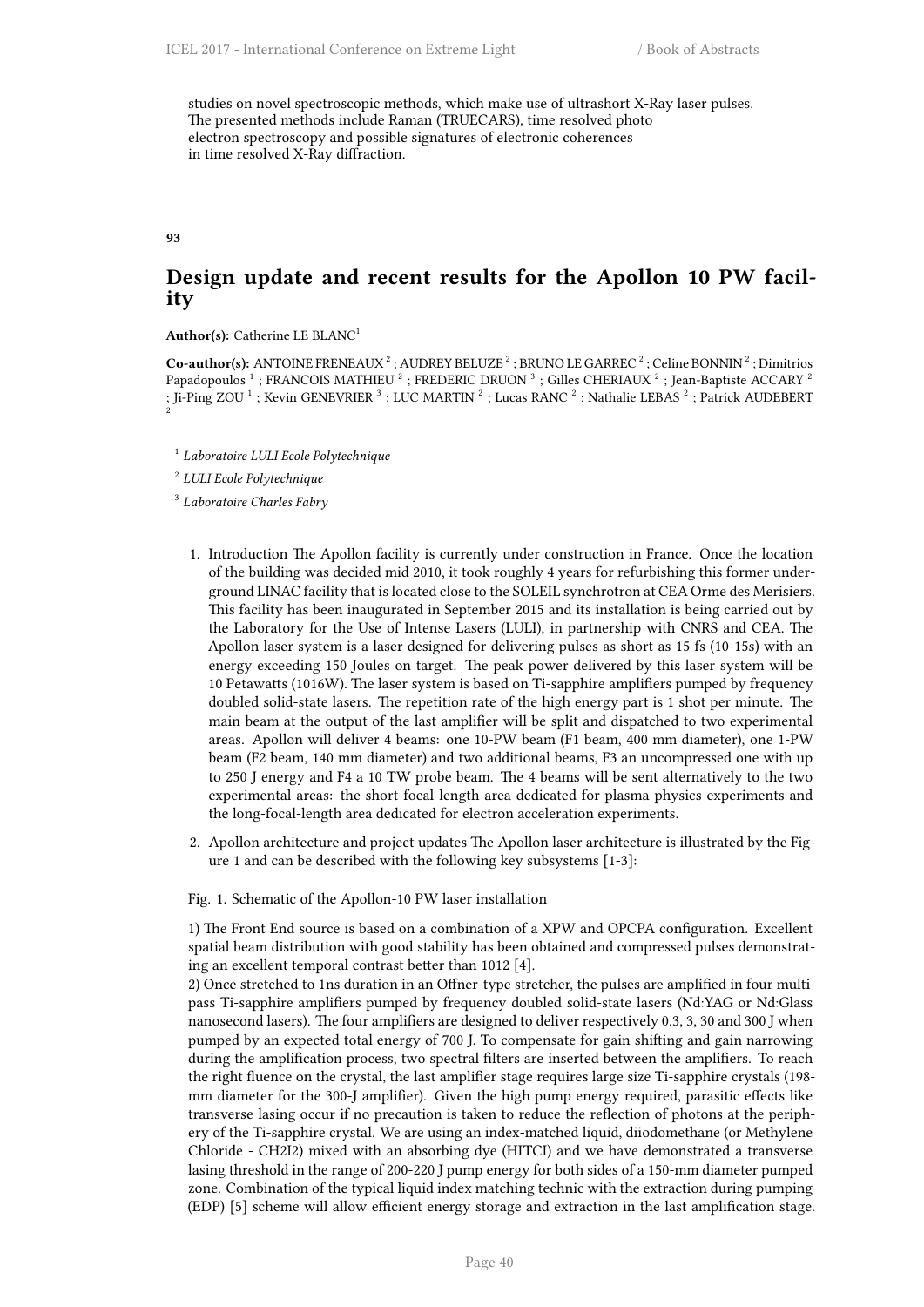studies on novel spectroscopic methods, which make use of ultrashort X-Ray laser pulses. The presented methods include Raman (TRUECARS), time resolved photo electron spectroscopy and possible signatures of electronic coherences in time resolved X-Ray diffraction.

**93**

## Design update and recent results for the Apollon 10 PW facility

**Author(s):** Catherine LE BLANC[1]

**Co-author(s):** ANTOINE FRENEAUX [2] ; AUDREY BELUZE [2] ; BRUNO LE GARREC [2] ; Celine BONNIN [2] ; Dimitrios Papadopoulos [1] ; FRANCOIS MATHIEU [2] ; FREDERIC DRUON [3] ; Gilles CHERIAUX [2] ; Jean-Baptiste ACCARY [2] ; Ji-Ping ZOU [1] ; Kevin GENEVRIER [3] ; LUC MARTIN [2] ; Lucas RANC [2] ; Nathalie LEBAS [2] ; Patrick AUDEBERT [2]

[1] *Laboratoire LULI Ecole Polytechnique*

[2] *LULI Ecole Polytechnique*

[3] *Laboratoire Charles Fabry*

1. Introduction The Apollon facility is currently under construction in France. Once the location of the building was decided mid 2010, it took roughly 4 years for refurbishing this former underground LINAC facility that is located close to the SOLEIL synchrotron at CEA Orme des Merisiers. This facility has been inaugurated in September 2015 and its installation is being carried out by the Laboratory for the Use of Intense Lasers (LULI), in partnership with CNRS and CEA. The Apollon laser system is a laser designed for delivering pulses as short as 15 fs (10-15s) with an energy exceeding 150 Joules on target. The peak power delivered by this laser system will be 10 Petawatts (1016W). The laser system is based on Ti-sapphire amplifiers pumped by frequency doubled solid-state lasers. The repetition rate of the high energy part is 1 shot per minute. The main beam at the output of the last amplifier will be split and dispatched to two experimental areas. Apollon will deliver 4 beams: one 10-PW beam (F1 beam, 400 mm diameter), one 1-PW beam (F2 beam, 140 mm diameter) and two additional beams, F3 an uncompressed one with up to 250 J energy and F4 a 10 TW probe beam. The 4 beams will be sent alternatively to the two experimental areas: the short-focal-length area dedicated for plasma physics experiments and the long-focal-length area dedicated for electron acceleration experiments.

2. Apollon architecture and project updates The Apollon laser architecture is illustrated by the Figure 1 and can be described with the following key subsystems [1-3]:

Fig. 1. Schematic of the Apollon-10 PW laser installation

1) The Front End source is based on a combination of a XPW and OPCPA configuration. Excellent spatial beam distribution with good stability has been obtained and compressed pulses demonstrating an excellent temporal contrast better than 1012 [4].
2) Once stretched to 1ns duration in an Offner-type stretcher, the pulses are amplified in four multipass Ti-sapphire amplifiers pumped by frequency doubled solid-state lasers (Nd:YAG or Nd:Glass nanosecond lasers). The four amplifiers are designed to deliver respectively 0.3, 3, 30 and 300 J when pumped by an expected total energy of 700 J. To compensate for gain shifting and gain narrowing during the amplification process, two spectral filters are inserted between the amplifiers. To reach the right fluence on the crystal, the last amplifier stage requires large size Ti-sapphire crystals (198-mm diameter for the 300-J amplifier). Given the high pump energy required, parasitic effects like transverse lasing occur if no precaution is taken to reduce the reflection of photons at the periphery of the Ti-sapphire crystal. We are using an index-matched liquid, diiodomethane (or Methylene Chloride - CH2I2) mixed with an absorbing dye (HITCI) and we have demonstrated a transverse lasing threshold in the range of 200-220 J pump energy for both sides of a 150-mm diameter pumped zone. Combination of the typical liquid index matching technic with the extraction during pumping (EDP) [5] scheme will allow efficient energy storage and extraction in the last amplification stage.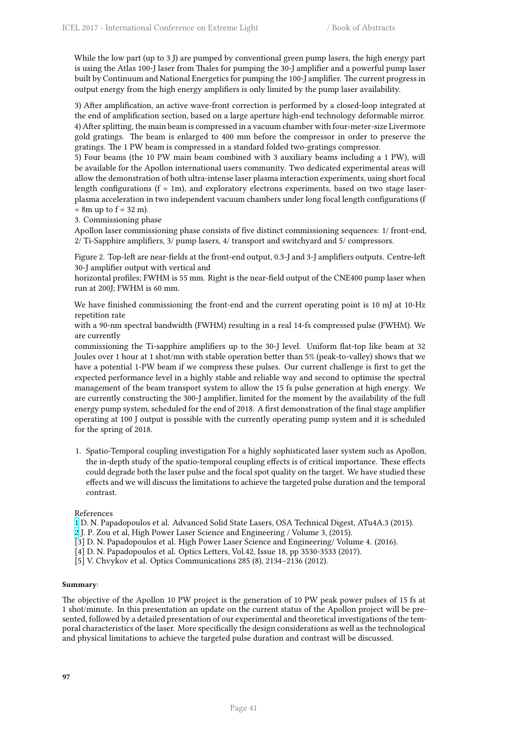While the low part (up to 3 J) are pumped by conventional green pump lasers, the high energy part is using the Atlas 100-J laser from Thales for pumping the 30-J amplifier and a powerful pump laser built by Continuum and National Energetics for pumping the 100-J amplifier. The current progress in output energy from the high energy amplifiers is only limited by the pump laser availability.

3) After amplification, an active wave-front correction is performed by a closed-loop integrated at the end of amplification section, based on a large aperture high-end technology deformable mirror.
4) After splitting, the main beam is compressed in a vacuum chamber with four-meter-size Livermore gold gratings. The beam is enlarged to 400 mm before the compressor in order to preserve the gratings. The 1 PW beam is compressed in a standard folded two-gratings compressor.
5) Four beams (the 10 PW main beam combined with 3 auxiliary beams including a 1 PW), will be available for the Apollon international users community. Two dedicated experimental areas will allow the demonstration of both ultra-intense laser plasma interaction experiments, using short focal length configurations (f = 1m), and exploratory electrons experiments, based on two stage laser-plasma acceleration in two independent vacuum chambers under long focal length configurations (f = 8m up to f = 32 m).
3. Commissioning phase
Apollon laser commissioning phase consists of five distinct commissioning sequences: 1/ front-end, 2/ Ti-Sapphire amplifiers, 3/ pump lasers, 4/ transport and switchyard and 5/ compressors.

Figure 2. Top-left are near-fields at the front-end output, 0.3-J and 3-J amplifiers outputs. Centre-left 30-J amplifier output with vertical and
horizontal profiles; FWHM is 55 mm. Right is the near-field output of the CNE400 pump laser when run at 200J; FWHM is 60 mm.

We have finished commissioning the front-end and the current operating point is 10 mJ at 10-Hz repetition rate
with a 90-nm spectral bandwidth (FWHM) resulting in a real 14-fs compressed pulse (FWHM). We are currently
commissioning the Ti-sapphire amplifiers up to the 30-J level. Uniform flat-top like beam at 32 Joules over 1 hour at 1 shot/mn with stable operation better than 5% (peak-to-valley) shows that we have a potential 1-PW beam if we compress these pulses. Our current challenge is first to get the expected performance level in a highly stable and reliable way and second to optimise the spectral management of the beam transport system to allow the 15 fs pulse generation at high energy. We are currently constructing the 300-J amplifier, limited for the moment by the availability of the full energy pump system, scheduled for the end of 2018. A first demonstration of the final stage amplifier operating at 100 J output is possible with the currently operating pump system and it is scheduled for the spring of 2018.

1. Spatio-Temporal coupling investigation For a highly sophisticated laser system such as Apollon, the in-depth study of the spatio-temporal coupling effects is of critical importance. These effects could degrade both the laser pulse and the focal spot quality on the target. We have studied these effects and we will discuss the limitations to achieve the targeted pulse duration and the temporal contrast.

References
[1] D. N. Papadopoulos et al. Advanced Solid State Lasers, OSA Technical Digest, ATu4A.3 (2015).
[2] J. P. Zou et al, High Power Laser Science and Engineering / Volume 3, (2015).
[3] D. N. Papadopoulos et al. High Power Laser Science and Engineering/ Volume 4. (2016).
[4] D. N. Papadopoulos et al. Optics Letters, Vol.42, Issue 18, pp 3530-3533 (2017).
[5] V. Chvykov et al. Optics Communications 285 (8), 2134–2136 (2012).

**Summary**:

The objective of the Apollon 10 PW project is the generation of 10 PW peak power pulses of 15 fs at 1 shot/minute. In this presentation an update on the current status of the Apollon project will be presented, followed by a detailed presentation of our experimental and theoretical investigations of the temporal characteristics of the laser. More specifically the design considerations as well as the technological and physical limitations to achieve the targeted pulse duration and contrast will be discussed.

**97**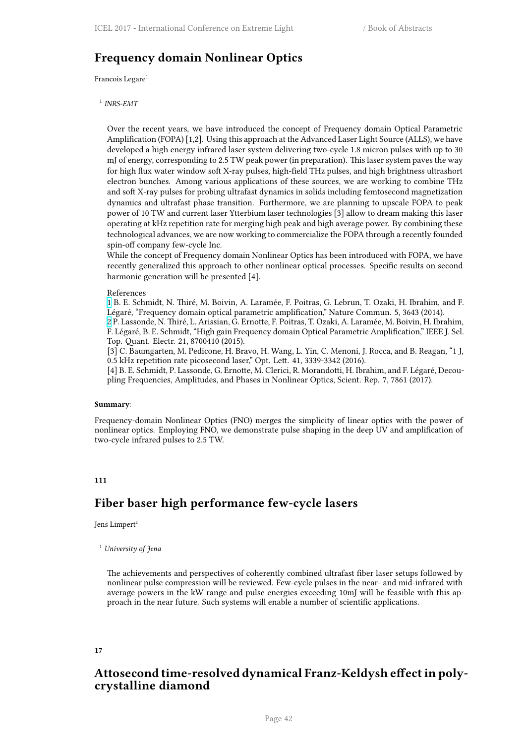## Frequency domain Nonlinear Optics

Francois Legare[1]

[1] *INRS-EMT*

Over the recent years, we have introduced the concept of Frequency domain Optical Parametric Amplification (FOPA) [1,2]. Using this approach at the Advanced Laser Light Source (ALLS), we have developed a high energy infrared laser system delivering two-cycle 1.8 micron pulses with up to 30 mJ of energy, corresponding to 2.5 TW peak power (in preparation). This laser system paves the way for high flux water window soft X-ray pulses, high-field THz pulses, and high brightness ultrashort electron bunches. Among various applications of these sources, we are working to combine THz and soft X-ray pulses for probing ultrafast dynamics in solids including femtosecond magnetization dynamics and ultrafast phase transition. Furthermore, we are planning to upscale FOPA to peak power of 10 TW and current laser Ytterbium laser technologies [3] allow to dream making this laser operating at kHz repetition rate for merging high peak and high average power. By combining these technological advances, we are now working to commercialize the FOPA through a recently founded spin-off company few-cycle Inc.

While the concept of Frequency domain Nonlinear Optics has been introduced with FOPA, we have recently generalized this approach to other nonlinear optical processes. Specific results on second harmonic generation will be presented [4].

References

[1] B. E. Schmidt, N. Thiré, M. Boivin, A. Laramée, F. Poitras, G. Lebrun, T. Ozaki, H. Ibrahim, and F. Légaré, "Frequency domain optical parametric amplification," Nature Commun. 5, 3643 (2014).

[2] P. Lassonde, N. Thiré, L. Arissian, G. Ernotte, F. Poitras, T. Ozaki, A. Laramée, M. Boivin, H. Ibrahim, F. Légaré, B. E. Schmidt, "High gain Frequency domain Optical Parametric Amplification," IEEE J. Sel. Top. Quant. Electr. 21, 8700410 (2015).

[3] C. Baumgarten, M. Pedicone, H. Bravo, H. Wang, L. Yin, C. Menoni, J. Rocca, and B. Reagan, "1 J, 0.5 kHz repetition rate picosecond laser," Opt. Lett. 41, 3339-3342 (2016).

[4] B. E. Schmidt, P. Lassonde, G. Ernotte, M. Clerici, R. Morandotti, H. Ibrahim, and F. Légaré, Decoupling Frequencies, Amplitudes, and Phases in Nonlinear Optics, Scient. Rep. 7, 7861 (2017).

**Summary**:

Frequency-domain Nonlinear Optics (FNO) merges the simplicity of linear optics with the power of nonlinear optics. Employing FNO, we demonstrate pulse shaping in the deep UV and amplification of two-cycle infrared pulses to 2.5 TW.

**111**

## Fiber baser high performance few-cycle lasers

Jens Limpert[1]

[1] *University of Jena*

The achievements and perspectives of coherently combined ultrafast fiber laser setups followed by nonlinear pulse compression will be reviewed. Few-cycle pulses in the near- and mid-infrared with average powers in the kW range and pulse energies exceeding 10mJ will be feasible with this approach in the near future. Such systems will enable a number of scientific applications.

**17**

## Attosecond time-resolved dynamical Franz-Keldysh effect in polycrystalline diamond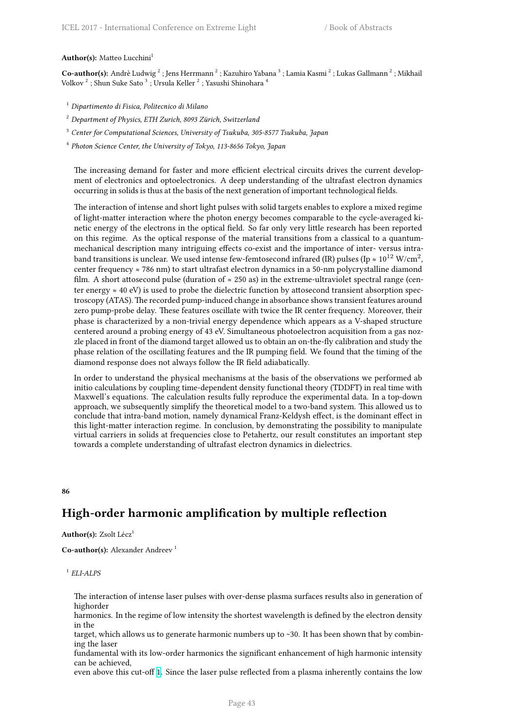**Author(s):** Matteo Lucchini[1]

**Co-author(s):** Andrè Ludwig [2] ; Jens Herrmann [2] ; Kazuhiro Yabana [3] ; Lamia Kasmi [2] ; Lukas Gallmann [2] ; Mikhail Volkov [2] ; Shun Suke Sato [3] ; Ursula Keller [2] ; Yasushi Shinohara [4]

[1] *Dipartimento di Fisica, Politecnico di Milano*

[2] *Department of Physics, ETH Zurich, 8093 Zürich, Switzerland*

[3] *Center for Computational Sciences, University of Tsukuba, 305-8577 Tsukuba, Japan*

[4] *Photon Science Center, the University of Tokyo, 113-8656 Tokyo, Japan*

The increasing demand for faster and more efficient electrical circuits drives the current development of electronics and optoelectronics. A deep understanding of the ultrafast electron dynamics occurring in solids is thus at the basis of the next generation of important technological fields.

The interaction of intense and short light pulses with solid targets enables to explore a mixed regime of light-matter interaction where the photon energy becomes comparable to the cycle-averaged kinetic energy of the electrons in the optical field. So far only very little research has been reported on this regime. As the optical response of the material transitions from a classical to a quantum-mechanical description many intriguing effects co-exist and the importance of inter- versus intra-band transitions is unclear. We used intense few-femtosecond infrared (IR) pulses (Ip ≈ $10^{12}$ W/cm$^2$, center frequency ≈ 786 nm) to start ultrafast electron dynamics in a 50-nm polycrystalline diamond film. A short attosecond pulse (duration of ≈ 250 as) in the extreme-ultraviolet spectral range (center energy ≈ 40 eV) is used to probe the dielectric function by attosecond transient absorption spectroscopy (ATAS). The recorded pump-induced change in absorbance shows transient features around zero pump-probe delay. These features oscillate with twice the IR center frequency. Moreover, their phase is characterized by a non-trivial energy dependence which appears as a V-shaped structure centered around a probing energy of 43 eV. Simultaneous photoelectron acquisition from a gas nozzle placed in front of the diamond target allowed us to obtain an on-the-fly calibration and study the phase relation of the oscillating features and the IR pumping field. We found that the timing of the diamond response does not always follow the IR field adiabatically.

In order to understand the physical mechanisms at the basis of the observations we performed ab initio calculations by coupling time-dependent density functional theory (TDDFT) in real time with Maxwell's equations. The calculation results fully reproduce the experimental data. In a top-down approach, we subsequently simplify the theoretical model to a two-band system. This allowed us to conclude that intra-band motion, namely dynamical Franz-Keldysh effect, is the dominant effect in this light-matter interaction regime. In conclusion, by demonstrating the possibility to manipulate virtual carriers in solids at frequencies close to Petahertz, our result constitutes an important step towards a complete understanding of ultrafast electron dynamics in dielectrics.

**86**

## High-order harmonic amplification by multiple reflection

**Author(s):** Zsolt Lécz[1]

**Co-author(s):** Alexander Andreev [1]

[1] *ELI-ALPS*

The interaction of intense laser pulses with over-dense plasma surfaces results also in generation of highorder harmonics. In the regime of low intensity the shortest wavelength is defined by the electron density in the target, which allows us to generate harmonic numbers up to ~30. It has been shown that by combining the laser fundamental with its low-order harmonics the significant enhancement of high harmonic intensity can be achieved, even above this cut-off [1]. Since the laser pulse reflected from a plasma inherently contains the low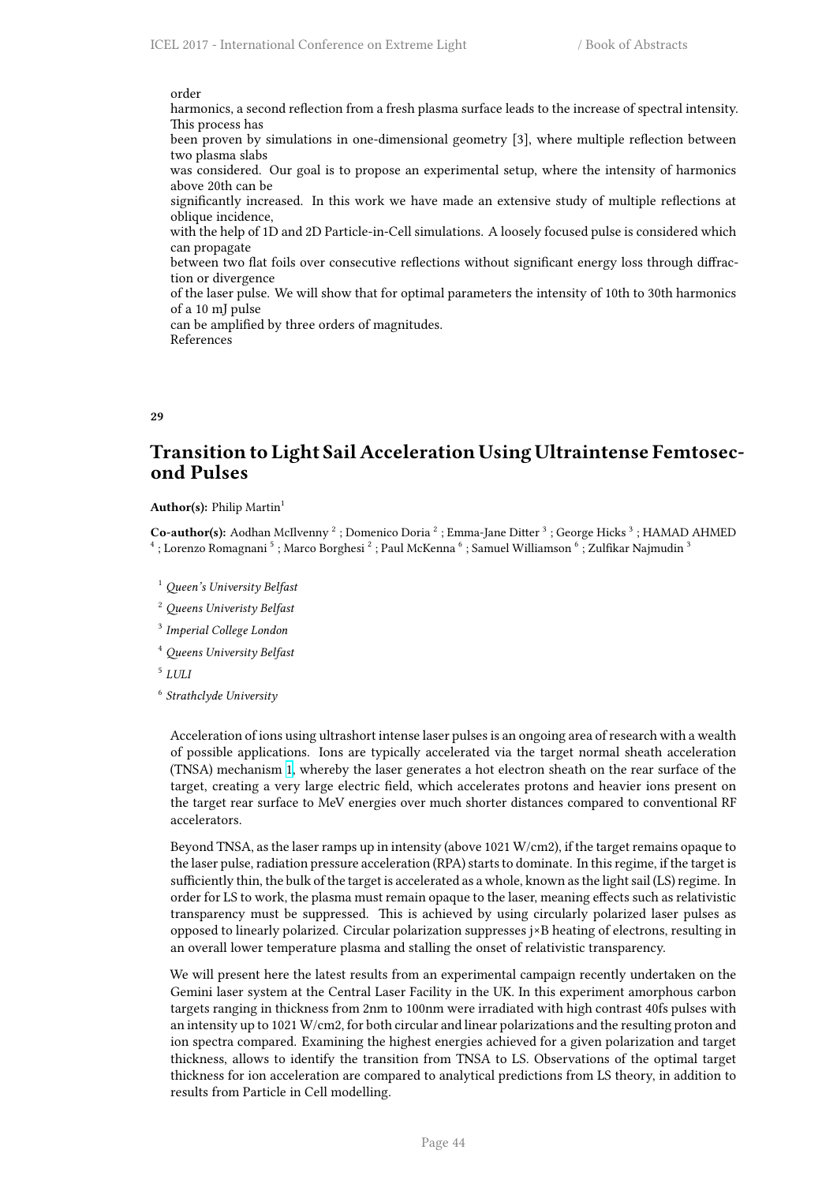order
harmonics, a second reflection from a fresh plasma surface leads to the increase of spectral intensity. This process has
been proven by simulations in one-dimensional geometry [3], where multiple reflection between two plasma slabs
was considered. Our goal is to propose an experimental setup, where the intensity of harmonics above 20th can be
significantly increased. In this work we have made an extensive study of multiple reflections at oblique incidence,
with the help of 1D and 2D Particle-in-Cell simulations. A loosely focused pulse is considered which can propagate
between two flat foils over consecutive reflections without significant energy loss through diffraction or divergence
of the laser pulse. We will show that for optimal parameters the intensity of 10th to 30th harmonics of a 10 mJ pulse
can be amplified by three orders of magnitudes.
References

**29**

## Transition to Light Sail Acceleration Using Ultraintense Femtosecond Pulses

**Author(s):** Philip Martin[1]

**Co-author(s):** Aodhan McIlvenny [2] ; Domenico Doria [2] ; Emma-Jane Ditter [3] ; George Hicks [3] ; HAMAD AHMED [4] ; Lorenzo Romagnani [5] ; Marco Borghesi [2] ; Paul McKenna [6] ; Samuel Williamson [6] ; Zulfikar Najmudin [3]

[1] *Queen's University Belfast*

[2] *Queens Univeristy Belfast*

[3] *Imperial College London*

[4] *Queens University Belfast*

[5] *LULI*

[6] *Strathclyde University*

Acceleration of ions using ultrashort intense laser pulses is an ongoing area of research with a wealth of possible applications. Ions are typically accelerated via the target normal sheath acceleration (TNSA) mechanism [1], whereby the laser generates a hot electron sheath on the rear surface of the target, creating a very large electric field, which accelerates protons and heavier ions present on the target rear surface to MeV energies over much shorter distances compared to conventional RF accelerators.

Beyond TNSA, as the laser ramps up in intensity (above 1021 W/cm2), if the target remains opaque to the laser pulse, radiation pressure acceleration (RPA) starts to dominate. In this regime, if the target is sufficiently thin, the bulk of the target is accelerated as a whole, known as the light sail (LS) regime. In order for LS to work, the plasma must remain opaque to the laser, meaning effects such as relativistic transparency must be suppressed. This is achieved by using circularly polarized laser pulses as opposed to linearly polarized. Circular polarization suppresses j×B heating of electrons, resulting in an overall lower temperature plasma and stalling the onset of relativistic transparency.

We will present here the latest results from an experimental campaign recently undertaken on the Gemini laser system at the Central Laser Facility in the UK. In this experiment amorphous carbon targets ranging in thickness from 2nm to 100nm were irradiated with high contrast 40fs pulses with an intensity up to 1021 W/cm2, for both circular and linear polarizations and the resulting proton and ion spectra compared. Examining the highest energies achieved for a given polarization and target thickness, allows to identify the transition from TNSA to LS. Observations of the optimal target thickness for ion acceleration are compared to analytical predictions from LS theory, in addition to results from Particle in Cell modelling.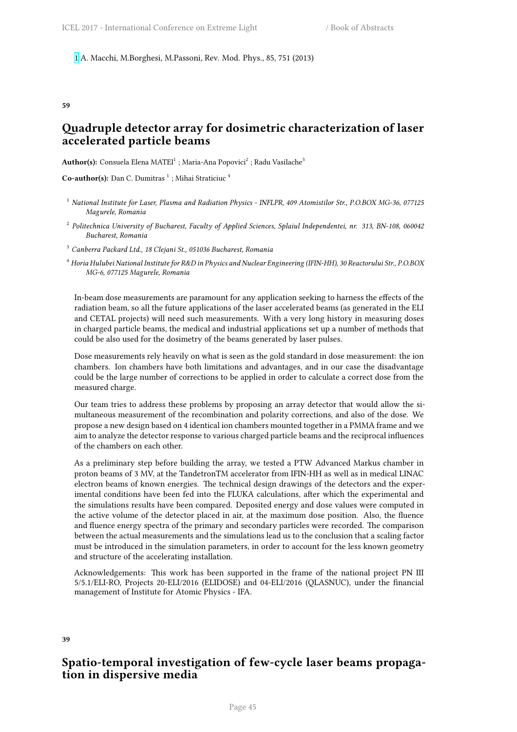[1] A. Macchi, M.Borghesi, M.Passoni, Rev. Mod. Phys., 85, 751 (2013)

**59**

## Quadruple detector array for dosimetric characterization of laser accelerated particle beams

**Author(s):** Consuela Elena MATEI[1] ; Maria-Ana Popovici[2] ; Radu Vasilache[3]

**Co-author(s):** Dan C. Dumitras [1] ; Mihai Straticiuc [4]

[1] *National Institute for Laser, Plasma and Radiation Physics - INFLPR, 409 Atomistilor Str., P.O.BOX MG-36, 077125 Magurele, Romania*

[2] *Politechnica University of Bucharest, Faculty of Applied Sciences, Splaiul Independentei, nr. 313, BN-108, 060042 Bucharest, Romania*

[3] *Canberra Packard Ltd., 18 Clejani St., 051036 Bucharest, Romania*

[4] *Horia Hulubei National Institute for R&D in Physics and Nuclear Engineering (IFIN-HH), 30 Reactorului Str., P.O.BOX MG-6, 077125 Magurele, Romania*

In-beam dose measurements are paramount for any application seeking to harness the effects of the radiation beam, so all the future applications of the laser accelerated beams (as generated in the ELI and CETAL projects) will need such measurements. With a very long history in measuring doses in charged particle beams, the medical and industrial applications set up a number of methods that could be also used for the dosimetry of the beams generated by laser pulses.

Dose measurements rely heavily on what is seen as the gold standard in dose measurement: the ion chambers. Ion chambers have both limitations and advantages, and in our case the disadvantage could be the large number of corrections to be applied in order to calculate a correct dose from the measured charge.

Our team tries to address these problems by proposing an array detector that would allow the simultaneous measurement of the recombination and polarity corrections, and also of the dose. We propose a new design based on 4 identical ion chambers mounted together in a PMMA frame and we aim to analyze the detector response to various charged particle beams and the reciprocal influences of the chambers on each other.

As a preliminary step before building the array, we tested a PTW Advanced Markus chamber in proton beams of 3 MV, at the TandetronTM accelerator from IFIN-HH as well as in medical LINAC electron beams of known energies. The technical design drawings of the detectors and the experimental conditions have been fed into the FLUKA calculations, after which the experimental and the simulations results have been compared. Deposited energy and dose values were computed in the active volume of the detector placed in air, at the maximum dose position. Also, the fluence and fluence energy spectra of the primary and secondary particles were recorded. The comparison between the actual measurements and the simulations lead us to the conclusion that a scaling factor must be introduced in the simulation parameters, in order to account for the less known geometry and structure of the accelerating installation.

Acknowledgements: This work has been supported in the frame of the national project PN III 5/5.1/ELI-RO, Projects 20-ELI/2016 (ELIDOSE) and 04-ELI/2016 (QLASNUC), under the financial management of Institute for Atomic Physics - IFA.

**39**

## Spatio-temporal investigation of few-cycle laser beams propagation in dispersive media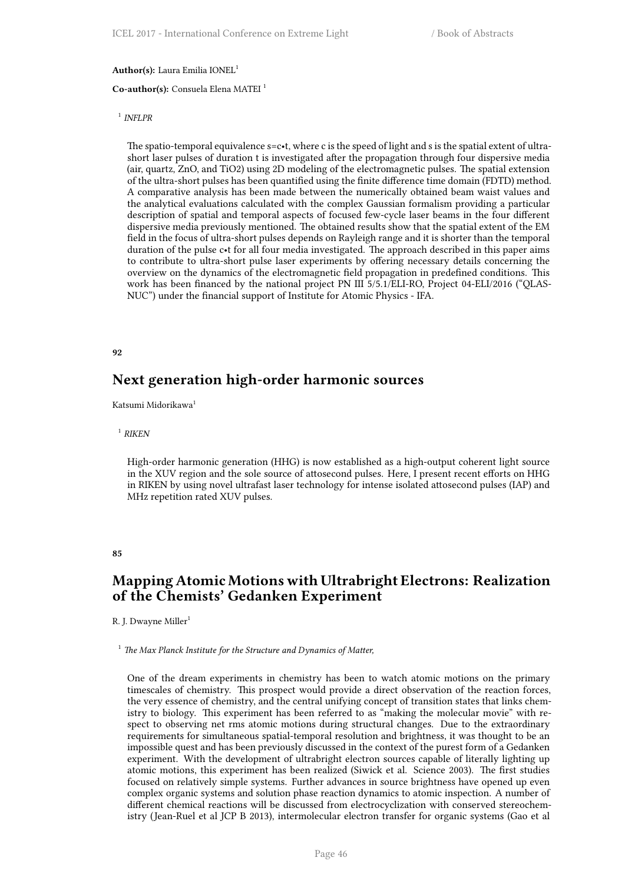**Author(s):** Laura Emilia IONEL[1]

**Co-author(s):** Consuela Elena MATEI [1]

[1] *INFLPR*

The spatio-temporal equivalence s=c•t, where c is the speed of light and s is the spatial extent of ultra-short laser pulses of duration t is investigated after the propagation through four dispersive media (air, quartz, ZnO, and TiO2) using 2D modeling of the electromagnetic pulses. The spatial extension of the ultra-short pulses has been quantified using the finite difference time domain (FDTD) method. A comparative analysis has been made between the numerically obtained beam waist values and the analytical evaluations calculated with the complex Gaussian formalism providing a particular description of spatial and temporal aspects of focused few-cycle laser beams in the four different dispersive media previously mentioned. The obtained results show that the spatial extent of the EM field in the focus of ultra-short pulses depends on Rayleigh range and it is shorter than the temporal duration of the pulse c•t for all four media investigated. The approach described in this paper aims to contribute to ultra-short pulse laser experiments by offering necessary details concerning the overview on the dynamics of the electromagnetic field propagation in predefined conditions. This work has been financed by the national project PN III 5/5.1/ELI-RO, Project 04-ELI/2016 ("QLAS-NUC") under the financial support of Institute for Atomic Physics - IFA.

**92**

## Next generation high-order harmonic sources

Katsumi Midorikawa[1]

[1] *RIKEN*

High-order harmonic generation (HHG) is now established as a high-output coherent light source in the XUV region and the sole source of attosecond pulses. Here, I present recent efforts on HHG in RIKEN by using novel ultrafast laser technology for intense isolated attosecond pulses (IAP) and MHz repetition rated XUV pulses.

**85**

## Mapping Atomic Motions with Ultrabright Electrons: Realization of the Chemists' Gedanken Experiment

R. J. Dwayne Miller[1]

[1] *The Max Planck Institute for the Structure and Dynamics of Matter,*

One of the dream experiments in chemistry has been to watch atomic motions on the primary timescales of chemistry. This prospect would provide a direct observation of the reaction forces, the very essence of chemistry, and the central unifying concept of transition states that links chemistry to biology. This experiment has been referred to as "making the molecular movie" with respect to observing net rms atomic motions during structural changes. Due to the extraordinary requirements for simultaneous spatial-temporal resolution and brightness, it was thought to be an impossible quest and has been previously discussed in the context of the purest form of a Gedanken experiment. With the development of ultrabright electron sources capable of literally lighting up atomic motions, this experiment has been realized (Siwick et al. Science 2003). The first studies focused on relatively simple systems. Further advances in source brightness have opened up even complex organic systems and solution phase reaction dynamics to atomic inspection. A number of different chemical reactions will be discussed from electrocyclization with conserved stereochemistry (Jean-Ruel et al JCP B 2013), intermolecular electron transfer for organic systems (Gao et al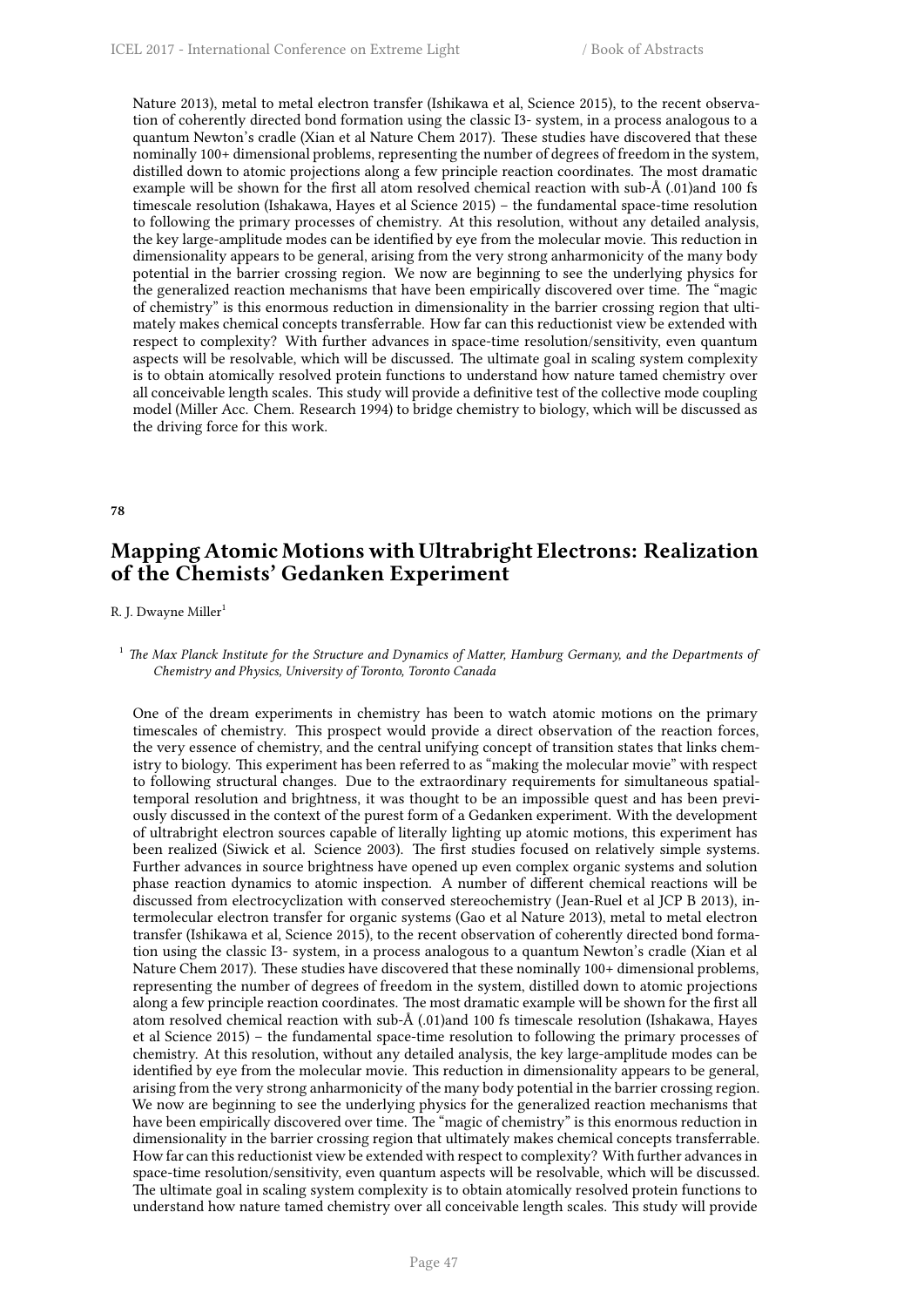Nature 2013), metal to metal electron transfer (Ishikawa et al, Science 2015), to the recent observation of coherently directed bond formation using the classic I3- system, in a process analogous to a quantum Newton's cradle (Xian et al Nature Chem 2017). These studies have discovered that these nominally 100+ dimensional problems, representing the number of degrees of freedom in the system, distilled down to atomic projections along a few principle reaction coordinates. The most dramatic example will be shown for the first all atom resolved chemical reaction with sub-Å (.01)and 100 fs timescale resolution (Ishakawa, Hayes et al Science 2015) – the fundamental space-time resolution to following the primary processes of chemistry. At this resolution, without any detailed analysis, the key large-amplitude modes can be identified by eye from the molecular movie. This reduction in dimensionality appears to be general, arising from the very strong anharmonicity of the many body potential in the barrier crossing region. We now are beginning to see the underlying physics for the generalized reaction mechanisms that have been empirically discovered over time. The "magic of chemistry" is this enormous reduction in dimensionality in the barrier crossing region that ultimately makes chemical concepts transferrable. How far can this reductionist view be extended with respect to complexity? With further advances in space-time resolution/sensitivity, even quantum aspects will be resolvable, which will be discussed. The ultimate goal in scaling system complexity is to obtain atomically resolved protein functions to understand how nature tamed chemistry over all conceivable length scales. This study will provide a definitive test of the collective mode coupling model (Miller Acc. Chem. Research 1994) to bridge chemistry to biology, which will be discussed as the driving force for this work.

**78**

## Mapping Atomic Motions with Ultrabright Electrons: Realization of the Chemists' Gedanken Experiment

R. J. Dwayne Miller[1]

[1] *The Max Planck Institute for the Structure and Dynamics of Matter, Hamburg Germany, and the Departments of Chemistry and Physics, University of Toronto, Toronto Canada*

One of the dream experiments in chemistry has been to watch atomic motions on the primary timescales of chemistry. This prospect would provide a direct observation of the reaction forces, the very essence of chemistry, and the central unifying concept of transition states that links chemistry to biology. This experiment has been referred to as "making the molecular movie" with respect to following structural changes. Due to the extraordinary requirements for simultaneous spatial-temporal resolution and brightness, it was thought to be an impossible quest and has been previously discussed in the context of the purest form of a Gedanken experiment. With the development of ultrabright electron sources capable of literally lighting up atomic motions, this experiment has been realized (Siwick et al. Science 2003). The first studies focused on relatively simple systems. Further advances in source brightness have opened up even complex organic systems and solution phase reaction dynamics to atomic inspection. A number of different chemical reactions will be discussed from electrocyclization with conserved stereochemistry (Jean-Ruel et al JCP B 2013), intermolecular electron transfer for organic systems (Gao et al Nature 2013), metal to metal electron transfer (Ishikawa et al, Science 2015), to the recent observation of coherently directed bond formation using the classic I3- system, in a process analogous to a quantum Newton's cradle (Xian et al Nature Chem 2017). These studies have discovered that these nominally 100+ dimensional problems, representing the number of degrees of freedom in the system, distilled down to atomic projections along a few principle reaction coordinates. The most dramatic example will be shown for the first all atom resolved chemical reaction with sub-Å (.01)and 100 fs timescale resolution (Ishakawa, Hayes et al Science 2015) – the fundamental space-time resolution to following the primary processes of chemistry. At this resolution, without any detailed analysis, the key large-amplitude modes can be identified by eye from the molecular movie. This reduction in dimensionality appears to be general, arising from the very strong anharmonicity of the many body potential in the barrier crossing region. We now are beginning to see the underlying physics for the generalized reaction mechanisms that have been empirically discovered over time. The "magic of chemistry" is this enormous reduction in dimensionality in the barrier crossing region that ultimately makes chemical concepts transferrable. How far can this reductionist view be extended with respect to complexity? With further advances in space-time resolution/sensitivity, even quantum aspects will be resolvable, which will be discussed. The ultimate goal in scaling system complexity is to obtain atomically resolved protein functions to understand how nature tamed chemistry over all conceivable length scales. This study will provide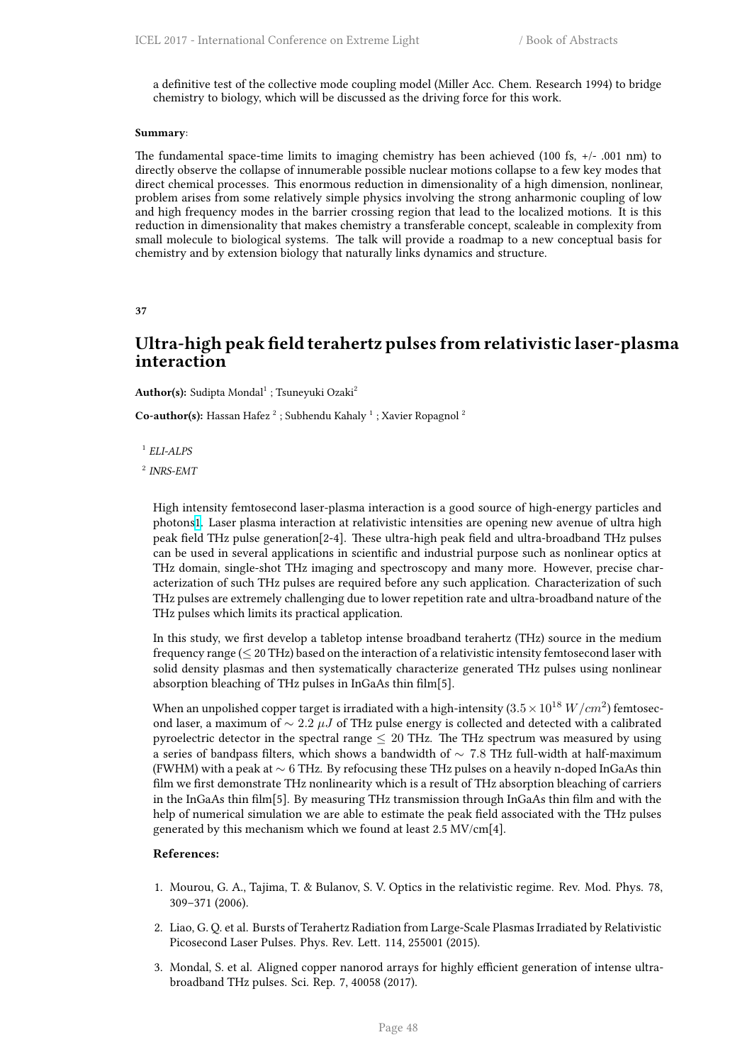a definitive test of the collective mode coupling model (Miller Acc. Chem. Research 1994) to bridge chemistry to biology, which will be discussed as the driving force for this work.

**Summary**:

The fundamental space-time limits to imaging chemistry has been achieved (100 fs, +/- .001 nm) to directly observe the collapse of innumerable possible nuclear motions collapse to a few key modes that direct chemical processes. This enormous reduction in dimensionality of a high dimension, nonlinear, problem arises from some relatively simple physics involving the strong anharmonic coupling of low and high frequency modes in the barrier crossing region that lead to the localized motions. It is this reduction in dimensionality that makes chemistry a transferable concept, scaleable in complexity from small molecule to biological systems. The talk will provide a roadmap to a new conceptual basis for chemistry and by extension biology that naturally links dynamics and structure.

**37**

## Ultra-high peak field terahertz pulses from relativistic laser-plasma interaction

**Author(s):** Sudipta Mondal[1] ; Tsuneyuki Ozaki[2]

**Co-author(s):** Hassan Hafez [2] ; Subhendu Kahaly [1] ; Xavier Ropagnol [2]

[1] *ELI-ALPS*

[2] *INRS-EMT*

High intensity femtosecond laser-plasma interaction is a good source of high-energy particles and photons[1]. Laser plasma interaction at relativistic intensities are opening new avenue of ultra high peak field THz pulse generation[2-4]. These ultra-high peak field and ultra-broadband THz pulses can be used in several applications in scientific and industrial purpose such as nonlinear optics at THz domain, single-shot THz imaging and spectroscopy and many more. However, precise characterization of such THz pulses are required before any such application. Characterization of such THz pulses are extremely challenging due to lower repetition rate and ultra-broadband nature of the THz pulses which limits its practical application.

In this study, we first develop a tabletop intense broadband terahertz (THz) source in the medium frequency range ($\leq$ 20 THz) based on the interaction of a relativistic intensity femtosecond laser with solid density plasmas and then systematically characterize generated THz pulses using nonlinear absorption bleaching of THz pulses in InGaAs thin film[5].

When an unpolished copper target is irradiated with a high-intensity ($3.5 \times 10^{18}\ W/cm^2$) femtosecond laser, a maximum of $\sim 2.2\ \mu J$ of THz pulse energy is collected and detected with a calibrated pyroelectric detector in the spectral range $\leq$ 20 THz. The THz spectrum was measured by using a series of bandpass filters, which shows a bandwidth of $\sim$ 7.8 THz full-width at half-maximum (FWHM) with a peak at $\sim$ 6 THz. By refocusing these THz pulses on a heavily n-doped InGaAs thin film we first demonstrate THz nonlinearity which is a result of THz absorption bleaching of carriers in the InGaAs thin film[5]. By measuring THz transmission through InGaAs thin film and with the help of numerical simulation we are able to estimate the peak field associated with the THz pulses generated by this mechanism which we found at least 2.5 MV/cm[4].

**References:**

1. Mourou, G. A., Tajima, T. & Bulanov, S. V. Optics in the relativistic regime. Rev. Mod. Phys. 78, 309–371 (2006).
2. Liao, G. Q. et al. Bursts of Terahertz Radiation from Large-Scale Plasmas Irradiated by Relativistic Picosecond Laser Pulses. Phys. Rev. Lett. 114, 255001 (2015).
3. Mondal, S. et al. Aligned copper nanorod arrays for highly efficient generation of intense ultra-broadband THz pulses. Sci. Rep. 7, 40058 (2017).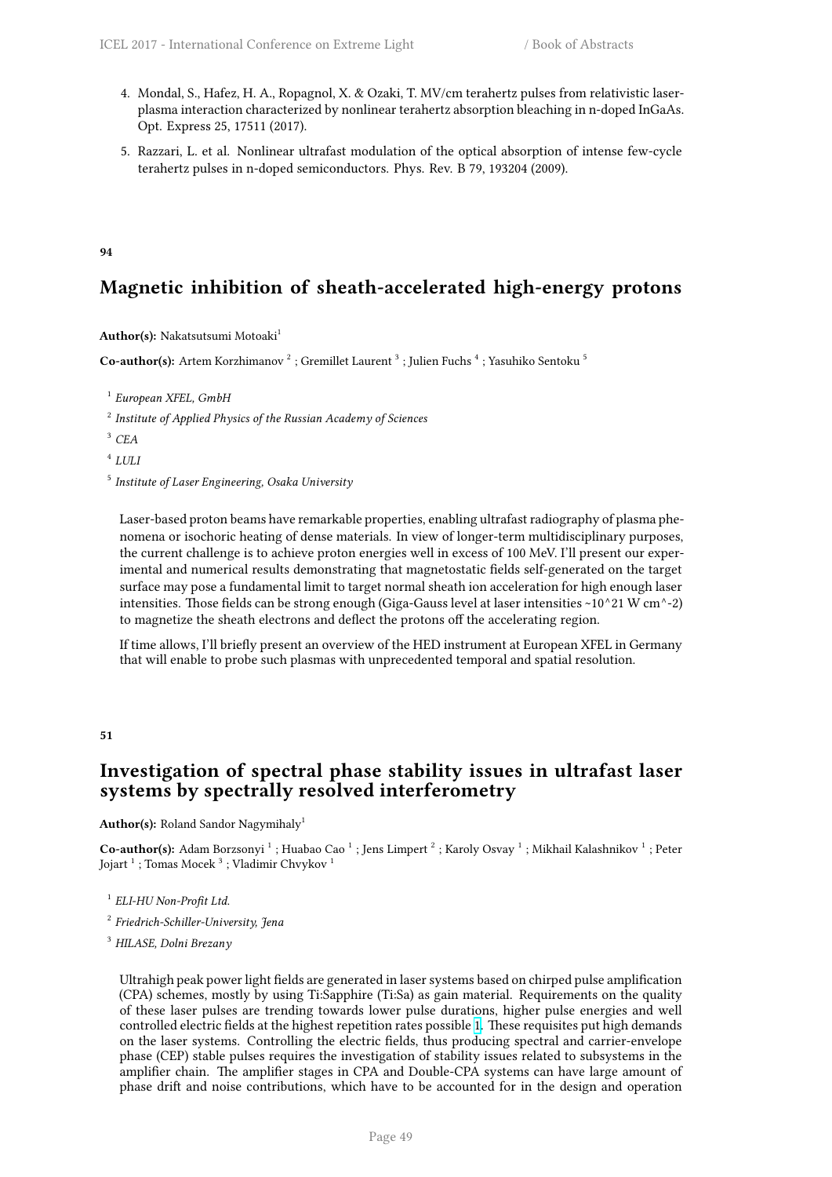4. Mondal, S., Hafez, H. A., Ropagnol, X. & Ozaki, T. MV/cm terahertz pulses from relativistic laser-plasma interaction characterized by nonlinear terahertz absorption bleaching in n-doped InGaAs. Opt. Express 25, 17511 (2017).

5. Razzari, L. et al. Nonlinear ultrafast modulation of the optical absorption of intense few-cycle terahertz pulses in n-doped semiconductors. Phys. Rev. B 79, 193204 (2009).

**94**

## Magnetic inhibition of sheath-accelerated high-energy protons

**Author(s):** Nakatsutsumi Motoaki[1]

**Co-author(s):** Artem Korzhimanov [2] ; Gremillet Laurent [3] ; Julien Fuchs [4] ; Yasuhiko Sentoku [5]

[1] *European XFEL, GmbH*

[2] *Institute of Applied Physics of the Russian Academy of Sciences*

[3] *CEA*

[4] *LULI*

[5] *Institute of Laser Engineering, Osaka University*

Laser-based proton beams have remarkable properties, enabling ultrafast radiography of plasma phenomena or isochoric heating of dense materials. In view of longer-term multidisciplinary purposes, the current challenge is to achieve proton energies well in excess of 100 MeV. I'll present our experimental and numerical results demonstrating that magnetostatic fields self-generated on the target surface may pose a fundamental limit to target normal sheath ion acceleration for high enough laser intensities. Those fields can be strong enough (Giga-Gauss level at laser intensities ~10^21 W cm^-2) to magnetize the sheath electrons and deflect the protons off the accelerating region.

If time allows, I'll briefly present an overview of the HED instrument at European XFEL in Germany that will enable to probe such plasmas with unprecedented temporal and spatial resolution.

**51**

## Investigation of spectral phase stability issues in ultrafast laser systems by spectrally resolved interferometry

**Author(s):** Roland Sandor Nagymihaly[1]

**Co-author(s):** Adam Borzsonyi [1] ; Huabao Cao [1] ; Jens Limpert [2] ; Karoly Osvay [1] ; Mikhail Kalashnikov [1] ; Peter Jojart [1] ; Tomas Mocek [3] ; Vladimir Chvykov [1]

[1] *ELI-HU Non-Profit Ltd.*

[2] *Friedrich-Schiller-University, Jena*

[3] *HILASE, Dolni Brezany*

Ultrahigh peak power light fields are generated in laser systems based on chirped pulse amplification (CPA) schemes, mostly by using Ti:Sapphire (Ti:Sa) as gain material. Requirements on the quality of these laser pulses are trending towards lower pulse durations, higher pulse energies and well controlled electric fields at the highest repetition rates possible [1]. These requisites put high demands on the laser systems. Controlling the electric fields, thus producing spectral and carrier-envelope phase (CEP) stable pulses requires the investigation of stability issues related to subsystems in the amplifier chain. The amplifier stages in CPA and Double-CPA systems can have large amount of phase drift and noise contributions, which have to be accounted for in the design and operation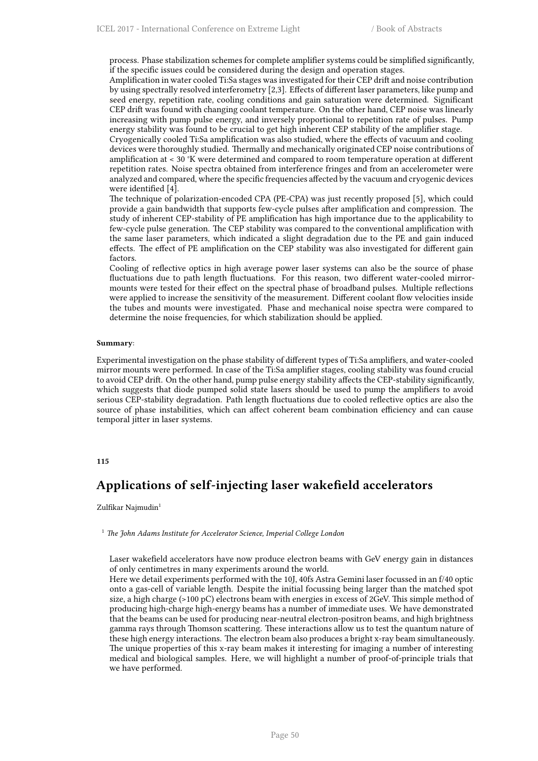process. Phase stabilization schemes for complete amplifier systems could be simplified significantly, if the specific issues could be considered during the design and operation stages.
Amplification in water cooled Ti:Sa stages was investigated for their CEP drift and noise contribution by using spectrally resolved interferometry [2,3]. Effects of different laser parameters, like pump and seed energy, repetition rate, cooling conditions and gain saturation were determined. Significant CEP drift was found with changing coolant temperature. On the other hand, CEP noise was linearly increasing with pump pulse energy, and inversely proportional to repetition rate of pulses. Pump energy stability was found to be crucial to get high inherent CEP stability of the amplifier stage.
Cryogenically cooled Ti:Sa amplification was also studied, where the effects of vacuum and cooling devices were thoroughly studied. Thermally and mechanically originated CEP noise contributions of amplification at < 30 °K were determined and compared to room temperature operation at different repetition rates. Noise spectra obtained from interference fringes and from an accelerometer were analyzed and compared, where the specific frequencies affected by the vacuum and cryogenic devices were identified [4].
The technique of polarization-encoded CPA (PE-CPA) was just recently proposed [5], which could provide a gain bandwidth that supports few-cycle pulses after amplification and compression. The study of inherent CEP-stability of PE amplification has high importance due to the applicability to few-cycle pulse generation. The CEP stability was compared to the conventional amplification with the same laser parameters, which indicated a slight degradation due to the PE and gain induced effects. The effect of PE amplification on the CEP stability was also investigated for different gain factors.
Cooling of reflective optics in high average power laser systems can also be the source of phase fluctuations due to path length fluctuations. For this reason, two different water-cooled mirror-mounts were tested for their effect on the spectral phase of broadband pulses. Multiple reflections were applied to increase the sensitivity of the measurement. Different coolant flow velocities inside the tubes and mounts were investigated. Phase and mechanical noise spectra were compared to determine the noise frequencies, for which stabilization should be applied.

**Summary**:

Experimental investigation on the phase stability of different types of Ti:Sa amplifiers, and water-cooled mirror mounts were performed. In case of the Ti:Sa amplifier stages, cooling stability was found crucial to avoid CEP drift. On the other hand, pump pulse energy stability affects the CEP-stability significantly, which suggests that diode pumped solid state lasers should be used to pump the amplifiers to avoid serious CEP-stability degradation. Path length fluctuations due to cooled reflective optics are also the source of phase instabilities, which can affect coherent beam combination efficiency and can cause temporal jitter in laser systems.

**115**

## Applications of self-injecting laser wakefield accelerators

Zulfikar Najmudin[1]

[1] *The John Adams Institute for Accelerator Science, Imperial College London*

Laser wakefield accelerators have now produce electron beams with GeV energy gain in distances of only centimetres in many experiments around the world.
Here we detail experiments performed with the 10J, 40fs Astra Gemini laser focussed in an f/40 optic onto a gas-cell of variable length. Despite the initial focussing being larger than the matched spot size, a high charge (>100 pC) electrons beam with energies in excess of 2GeV. This simple method of producing high-charge high-energy beams has a number of immediate uses. We have demonstrated that the beams can be used for producing near-neutral electron-positron beams, and high brightness gamma rays through Thomson scattering. These interactions allow us to test the quantum nature of these high energy interactions. The electron beam also produces a bright x-ray beam simultaneously. The unique properties of this x-ray beam makes it interesting for imaging a number of interesting medical and biological samples. Here, we will highlight a number of proof-of-principle trials that we have performed.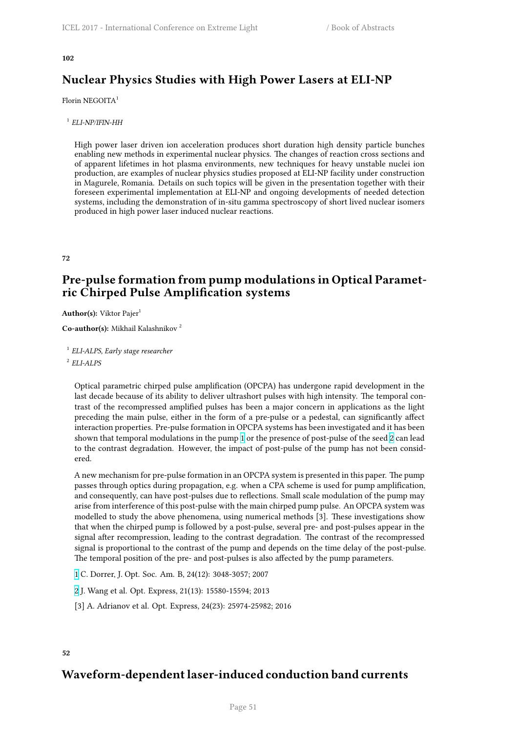**102**

## Nuclear Physics Studies with High Power Lasers at ELI-NP

Florin NEGOITA[1]

[1] *ELI-NP/IFIN-HH*

High power laser driven ion acceleration produces short duration high density particle bunches enabling new methods in experimental nuclear physics. The changes of reaction cross sections and of apparent lifetimes in hot plasma environments, new techniques for heavy unstable nuclei ion production, are examples of nuclear physics studies proposed at ELI-NP facility under construction in Magurele, Romania. Details on such topics will be given in the presentation together with their foreseen experimental implementation at ELI-NP and ongoing developments of needed detection systems, including the demonstration of in-situ gamma spectroscopy of short lived nuclear isomers produced in high power laser induced nuclear reactions.

**72**

## Pre-pulse formation from pump modulations in Optical Parametric Chirped Pulse Amplification systems

**Author(s):** Viktor Pajer[1]

**Co-author(s):** Mikhail Kalashnikov [2]

[1] *ELI-ALPS, Early stage researcher*

[2] *ELI-ALPS*

Optical parametric chirped pulse amplification (OPCPA) has undergone rapid development in the last decade because of its ability to deliver ultrashort pulses with high intensity. The temporal contrast of the recompressed amplified pulses has been a major concern in applications as the light preceding the main pulse, either in the form of a pre-pulse or a pedestal, can significantly affect interaction properties. Pre-pulse formation in OPCPA systems has been investigated and it has been shown that temporal modulations in the pump [1] or the presence of post-pulse of the seed [2] can lead to the contrast degradation. However, the impact of post-pulse of the pump has not been considered.

A new mechanism for pre-pulse formation in an OPCPA system is presented in this paper. The pump passes through optics during propagation, e.g. when a CPA scheme is used for pump amplification, and consequently, can have post-pulses due to reflections. Small scale modulation of the pump may arise from interference of this post-pulse with the main chirped pump pulse. An OPCPA system was modelled to study the above phenomena, using numerical methods [3]. These investigations show that when the chirped pump is followed by a post-pulse, several pre- and post-pulses appear in the signal after recompression, leading to the contrast degradation. The contrast of the recompressed signal is proportional to the contrast of the pump and depends on the time delay of the post-pulse. The temporal position of the pre- and post-pulses is also affected by the pump parameters.

[1] C. Dorrer, J. Opt. Soc. Am. B, 24(12): 3048-3057; 2007

[2] J. Wang et al. Opt. Express, 21(13): 15580-15594; 2013

[3] A. Adrianov et al. Opt. Express, 24(23): 25974-25982; 2016

**52**

## Waveform-dependent laser-induced conduction band currents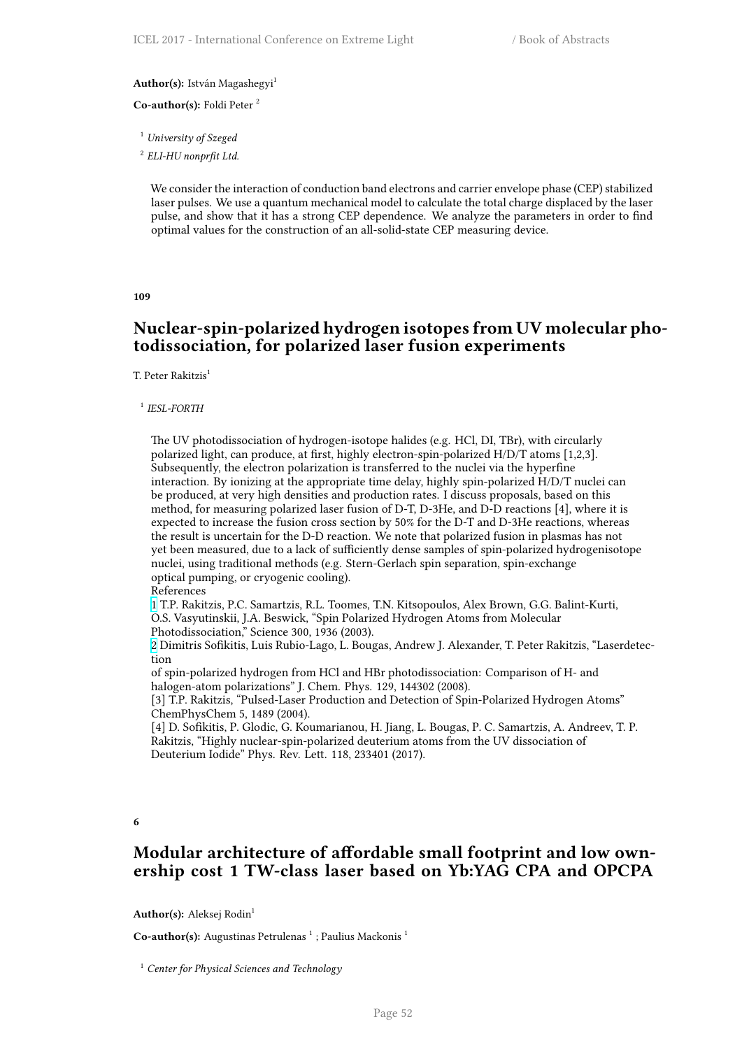**Author(s):** István Magashegyi[1]

**Co-author(s):** Foldi Peter [2]

[1] *University of Szeged*

[2] *ELI-HU nonprfit Ltd.*

We consider the interaction of conduction band electrons and carrier envelope phase (CEP) stabilized laser pulses. We use a quantum mechanical model to calculate the total charge displaced by the laser pulse, and show that it has a strong CEP dependence. We analyze the parameters in order to find optimal values for the construction of an all-solid-state CEP measuring device.

**109**

## Nuclear-spin-polarized hydrogen isotopes from UV molecular photodissociation, for polarized laser fusion experiments

T. Peter Rakitzis[1]

[1] *IESL-FORTH*

The UV photodissociation of hydrogen-isotope halides (e.g. HCl, DI, TBr), with circularly polarized light, can produce, at first, highly electron-spin-polarized H/D/T atoms [1,2,3]. Subsequently, the electron polarization is transferred to the nuclei via the hyperfine interaction. By ionizing at the appropriate time delay, highly spin-polarized H/D/T nuclei can be produced, at very high densities and production rates. I discuss proposals, based on this method, for measuring polarized laser fusion of D-T, D-3He, and D-D reactions [4], where it is expected to increase the fusion cross section by 50% for the D-T and D-3He reactions, whereas the result is uncertain for the D-D reaction. We note that polarized fusion in plasmas has not yet been measured, due to a lack of sufficiently dense samples of spin-polarized hydrogenisotope nuclei, using traditional methods (e.g. Stern-Gerlach spin separation, spin-exchange optical pumping, or cryogenic cooling).
References
[1] T.P. Rakitzis, P.C. Samartzis, R.L. Toomes, T.N. Kitsopoulos, Alex Brown, G.G. Balint-Kurti, O.S. Vasyutinskii, J.A. Beswick, "Spin Polarized Hydrogen Atoms from Molecular Photodissociation," Science 300, 1936 (2003).
[2] Dimitris Sofikitis, Luis Rubio-Lago, L. Bougas, Andrew J. Alexander, T. Peter Rakitzis, "Laserdetection
of spin-polarized hydrogen from HCl and HBr photodissociation: Comparison of H- and halogen-atom polarizations" J. Chem. Phys. 129, 144302 (2008).
[3] T.P. Rakitzis, "Pulsed-Laser Production and Detection of Spin-Polarized Hydrogen Atoms" ChemPhysChem 5, 1489 (2004).
[4] D. Sofikitis, P. Glodic, G. Koumarianou, H. Jiang, L. Bougas, P. C. Samartzis, A. Andreev, T. P. Rakitzis, "Highly nuclear-spin-polarized deuterium atoms from the UV dissociation of Deuterium Iodide" Phys. Rev. Lett. 118, 233401 (2017).

**6**

## Modular architecture of affordable small footprint and low ownership cost 1 TW-class laser based on Yb:YAG CPA and OPCPA

**Author(s):** Aleksej Rodin[1]

**Co-author(s):** Augustinas Petrulenas [1] ; Paulius Mackonis [1]

[1] *Center for Physical Sciences and Technology*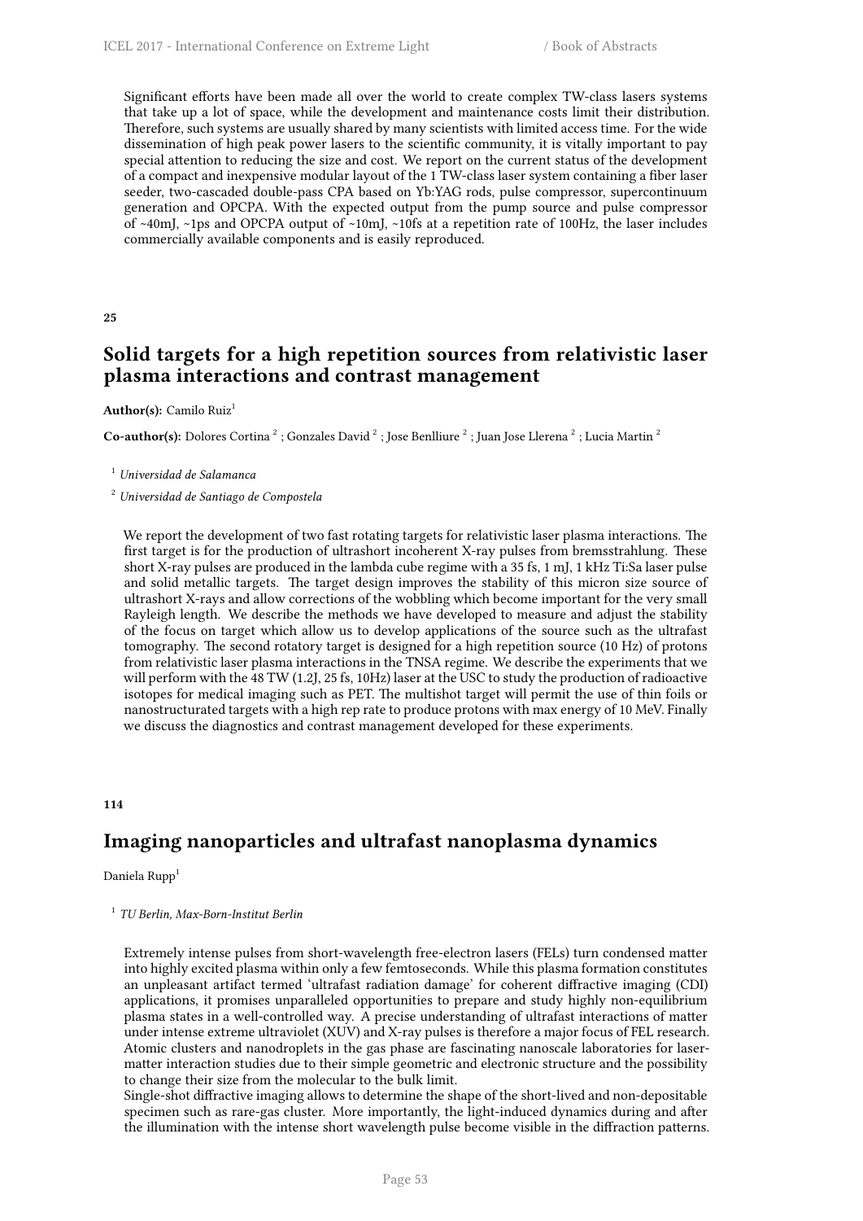Significant efforts have been made all over the world to create complex TW-class lasers systems that take up a lot of space, while the development and maintenance costs limit their distribution. Therefore, such systems are usually shared by many scientists with limited access time. For the wide dissemination of high peak power lasers to the scientific community, it is vitally important to pay special attention to reducing the size and cost. We report on the current status of the development of a compact and inexpensive modular layout of the 1 TW-class laser system containing a fiber laser seeder, two-cascaded double-pass CPA based on Yb:YAG rods, pulse compressor, supercontinuum generation and OPCPA. With the expected output from the pump source and pulse compressor of ~40mJ, ~1ps and OPCPA output of ~10mJ, ~10fs at a repetition rate of 100Hz, the laser includes commercially available components and is easily reproduced.

**25**

## Solid targets for a high repetition sources from relativistic laser plasma interactions and contrast management

**Author(s):** Camilo Ruiz[1]

**Co-author(s):** Dolores Cortina [2] ; Gonzales David [2] ; Jose Benlliure [2] ; Juan Jose Llerena [2] ; Lucia Martin [2]

[1] *Universidad de Salamanca*

[2] *Universidad de Santiago de Compostela*

We report the development of two fast rotating targets for relativistic laser plasma interactions. The first target is for the production of ultrashort incoherent X-ray pulses from bremsstrahlung. These short X-ray pulses are produced in the lambda cube regime with a 35 fs, 1 mJ, 1 kHz Ti:Sa laser pulse and solid metallic targets. The target design improves the stability of this micron size source of ultrashort X-rays and allow corrections of the wobbling which become important for the very small Rayleigh length. We describe the methods we have developed to measure and adjust the stability of the focus on target which allow us to develop applications of the source such as the ultrafast tomography. The second rotatory target is designed for a high repetition source (10 Hz) of protons from relativistic laser plasma interactions in the TNSA regime. We describe the experiments that we will perform with the 48 TW (1.2J, 25 fs, 10Hz) laser at the USC to study the production of radioactive isotopes for medical imaging such as PET. The multishot target will permit the use of thin foils or nanostructurated targets with a high rep rate to produce protons with max energy of 10 MeV. Finally we discuss the diagnostics and contrast management developed for these experiments.

**114**

## Imaging nanoparticles and ultrafast nanoplasma dynamics

Daniela Rupp[1]

[1] *TU Berlin, Max-Born-Institut Berlin*

Extremely intense pulses from short-wavelength free-electron lasers (FELs) turn condensed matter into highly excited plasma within only a few femtoseconds. While this plasma formation constitutes an unpleasant artifact termed 'ultrafast radiation damage' for coherent diffractive imaging (CDI) applications, it promises unparalleled opportunities to prepare and study highly non-equilibrium plasma states in a well-controlled way. A precise understanding of ultrafast interactions of matter under intense extreme ultraviolet (XUV) and X-ray pulses is therefore a major focus of FEL research. Atomic clusters and nanodroplets in the gas phase are fascinating nanoscale laboratories for laser-matter interaction studies due to their simple geometric and electronic structure and the possibility to change their size from the molecular to the bulk limit.

Single-shot diffractive imaging allows to determine the shape of the short-lived and non-depositable specimen such as rare-gas cluster. More importantly, the light-induced dynamics during and after the illumination with the intense short wavelength pulse become visible in the diffraction patterns.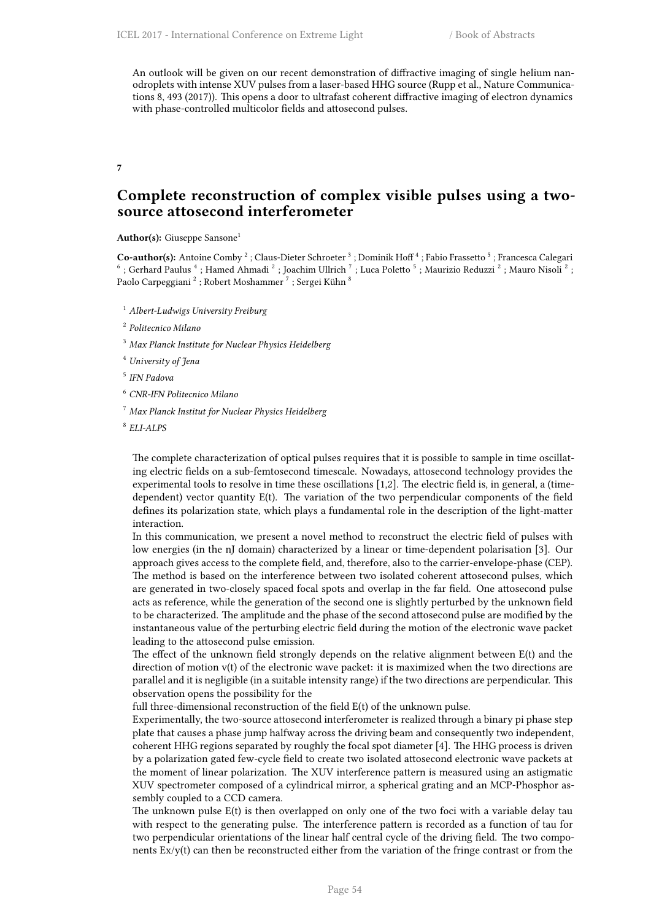An outlook will be given on our recent demonstration of diffractive imaging of single helium nanodroplets with intense XUV pulses from a laser-based HHG source (Rupp et al., Nature Communications 8, 493 (2017)). This opens a door to ultrafast coherent diffractive imaging of electron dynamics with phase-controlled multicolor fields and attosecond pulses.

**7**

## Complete reconstruction of complex visible pulses using a two-source attosecond interferometer

**Author(s):** Giuseppe Sansone[1]

**Co-author(s):** Antoine Comby [2] ; Claus-Dieter Schroeter [3] ; Dominik Hoff [4] ; Fabio Frassetto [5] ; Francesca Calegari [6] ; Gerhard Paulus [4] ; Hamed Ahmadi [2] ; Joachim Ullrich [7] ; Luca Poletto [5] ; Maurizio Reduzzi [2] ; Mauro Nisoli [2] ; Paolo Carpeggiani [2] ; Robert Moshammer [7] ; Sergei Kühn [8]

[1] *Albert-Ludwigs University Freiburg*

[2] *Politecnico Milano*

[3] *Max Planck Institute for Nuclear Physics Heidelberg*

[4] *University of Jena*

[5] *IFN Padova*

[6] *CNR-IFN Politecnico Milano*

[7] *Max Planck Institut for Nuclear Physics Heidelberg*

[8] *ELI-ALPS*

The complete characterization of optical pulses requires that it is possible to sample in time oscillating electric fields on a sub-femtosecond timescale. Nowadays, attosecond technology provides the experimental tools to resolve in time these oscillations [1,2]. The electric field is, in general, a (time-dependent) vector quantity E(t). The variation of the two perpendicular components of the field defines its polarization state, which plays a fundamental role in the description of the light-matter interaction.

In this communication, we present a novel method to reconstruct the electric field of pulses with low energies (in the nJ domain) characterized by a linear or time-dependent polarisation [3]. Our approach gives access to the complete field, and, therefore, also to the carrier-envelope-phase (CEP).

The method is based on the interference between two isolated coherent attosecond pulses, which are generated in two-closely spaced focal spots and overlap in the far field. One attosecond pulse acts as reference, while the generation of the second one is slightly perturbed by the unknown field to be characterized. The amplitude and the phase of the second attosecond pulse are modified by the instantaneous value of the perturbing electric field during the motion of the electronic wave packet leading to the attosecond pulse emission.

The effect of the unknown field strongly depends on the relative alignment between E(t) and the direction of motion v(t) of the electronic wave packet: it is maximized when the two directions are parallel and it is negligible (in a suitable intensity range) if the two directions are perpendicular. This observation opens the possibility for the

full three-dimensional reconstruction of the field E(t) of the unknown pulse.

Experimentally, the two-source attosecond interferometer is realized through a binary pi phase step plate that causes a phase jump halfway across the driving beam and consequently two independent, coherent HHG regions separated by roughly the focal spot diameter [4]. The HHG process is driven by a polarization gated few-cycle field to create two isolated attosecond electronic wave packets at the moment of linear polarization. The XUV interference pattern is measured using an astigmatic XUV spectrometer composed of a cylindrical mirror, a spherical grating and an MCP-Phosphor assembly coupled to a CCD camera.

The unknown pulse E(t) is then overlapped on only one of the two foci with a variable delay tau with respect to the generating pulse. The interference pattern is recorded as a function of tau for two perpendicular orientations of the linear half central cycle of the driving field. The two components Ex/y(t) can then be reconstructed either from the variation of the fringe contrast or from the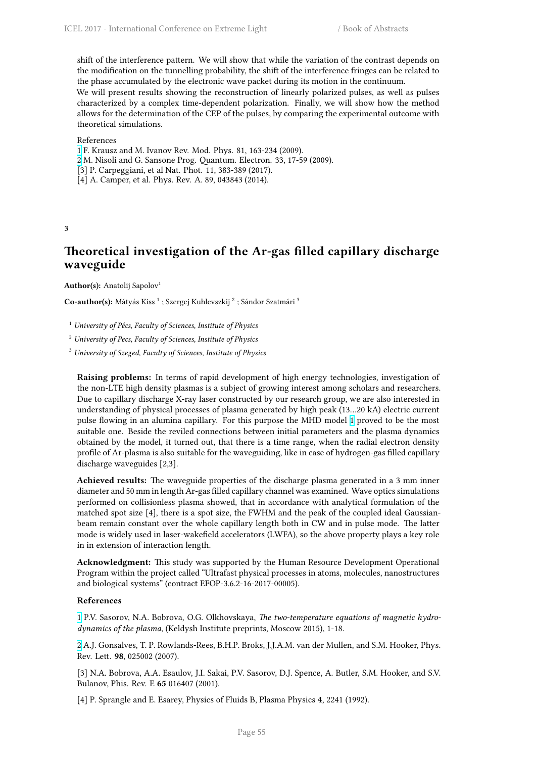shift of the interference pattern. We will show that while the variation of the contrast depends on the modification on the tunnelling probability, the shift of the interference fringes can be related to the phase accumulated by the electronic wave packet during its motion in the continuum.

We will present results showing the reconstruction of linearly polarized pulses, as well as pulses characterized by a complex time-dependent polarization. Finally, we will show how the method allows for the determination of the CEP of the pulses, by comparing the experimental outcome with theoretical simulations.

References

[1] F. Krausz and M. Ivanov Rev. Mod. Phys. 81, 163-234 (2009).

[2] M. Nisoli and G. Sansone Prog. Quantum. Electron. 33, 17-59 (2009).

[3] P. Carpeggiani, et al Nat. Phot. 11, 383-389 (2017).

[4] A. Camper, et al. Phys. Rev. A. 89, 043843 (2014).

**3**

## Theoretical investigation of the Ar-gas filled capillary discharge waveguide

**Author(s):** Anatolij Sapolov[1]

**Co-author(s):** Mátyás Kiss [1] ; Szergej Kuhlevszkij [2] ; Sándor Szatmári [3]

[1] *University of Pécs, Faculty of Sciences, Institute of Physics*

[2] *University of Pecs, Faculty of Sciences, Institute of Physics*

[3] *University of Szeged, Faculty of Sciences, Institute of Physics*

**Raising problems:** In terms of rapid development of high energy technologies, investigation of the non-LTE high density plasmas is a subject of growing interest among scholars and researchers. Due to capillary discharge X-ray laser constructed by our research group, we are also interested in understanding of physical processes of plasma generated by high peak (13…20 kA) electric current pulse flowing in an alumina capillary. For this purpose the MHD model [1] proved to be the most suitable one. Beside the reviled connections between initial parameters and the plasma dynamics obtained by the model, it turned out, that there is a time range, when the radial electron density profile of Ar-plasma is also suitable for the waveguiding, like in case of hydrogen-gas filled capillary discharge waveguides [2,3].

**Achieved results:** The waveguide properties of the discharge plasma generated in a 3 mm inner diameter and 50 mm in length Ar-gas filled capillary channel was examined. Wave optics simulations performed on collisionless plasma showed, that in accordance with analytical formulation of the matched spot size [4], there is a spot size, the FWHM and the peak of the coupled ideal Gaussian-beam remain constant over the whole capillary length both in CW and in pulse mode. The latter mode is widely used in laser-wakefield accelerators (LWFA), so the above property plays a key role in in extension of interaction length.

**Acknowledgment:** This study was supported by the Human Resource Development Operational Program within the project called "Ultrafast physical processes in atoms, molecules, nanostructures and biological systems" (contract EFOP-3.6.2-16-2017-00005).

**References**

[1] P.V. Sasorov, N.A. Bobrova, O.G. Olkhovskaya, *The two-temperature equations of magnetic hydrodynamics of the plasma*, (Keldysh Institute preprints, Moscow 2015), 1-18.

[2] A.J. Gonsalves, T. P. Rowlands-Rees, B.H.P. Broks, J.J.A.M. van der Mullen, and S.M. Hooker, Phys. Rev. Lett. **98**, 025002 (2007).

[3] N.A. Bobrova, A.A. Esaulov, J.I. Sakai, P.V. Sasorov, D.J. Spence, A. Butler, S.M. Hooker, and S.V. Bulanov, Phis. Rev. E **65** 016407 (2001).

[4] P. Sprangle and E. Esarey, Physics of Fluids B, Plasma Physics **4**, 2241 (1992).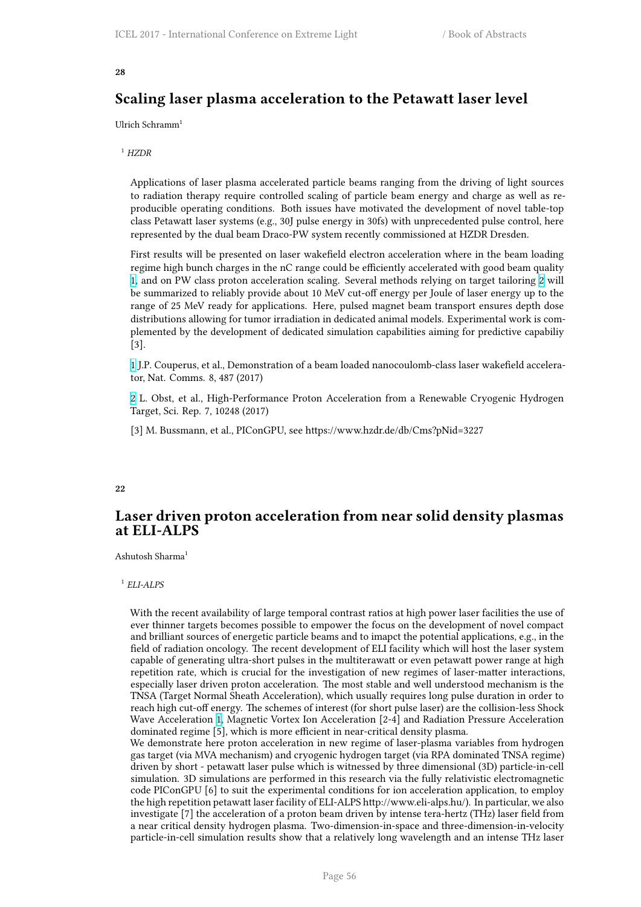**28**

## Scaling laser plasma acceleration to the Petawatt laser level

Ulrich Schramm[1]

[1] *HZDR*

Applications of laser plasma accelerated particle beams ranging from the driving of light sources to radiation therapy require controlled scaling of particle beam energy and charge as well as reproducible operating conditions. Both issues have motivated the development of novel table-top class Petawatt laser systems (e.g., 30J pulse energy in 30fs) with unprecedented pulse control, here represented by the dual beam Draco-PW system recently commissioned at HZDR Dresden.

First results will be presented on laser wakefield electron acceleration where in the beam loading regime high bunch charges in the nC range could be efficiently accelerated with good beam quality 1, and on PW class proton acceleration scaling. Several methods relying on target tailoring 2 will be summarized to reliably provide about 10 MeV cut-off energy per Joule of laser energy up to the range of 25 MeV ready for applications. Here, pulsed magnet beam transport ensures depth dose distributions allowing for tumor irradiation in dedicated animal models. Experimental work is complemented by the development of dedicated simulation capabilities aiming for predictive capabiliy [3].

1 J.P. Couperus, et al., Demonstration of a beam loaded nanocoulomb-class laser wakefield accelerator, Nat. Comms. 8, 487 (2017)

2 L. Obst, et al., High-Performance Proton Acceleration from a Renewable Cryogenic Hydrogen Target, Sci. Rep. 7, 10248 (2017)

[3] M. Bussmann, et al., PIConGPU, see https://www.hzdr.de/db/Cms?pNid=3227

**22**

## Laser driven proton acceleration from near solid density plasmas at ELI-ALPS

Ashutosh Sharma[1]

[1] *ELI-ALPS*

With the recent availability of large temporal contrast ratios at high power laser facilities the use of ever thinner targets becomes possible to empower the focus on the development of novel compact and brilliant sources of energetic particle beams and to imapct the potential applications, e.g., in the field of radiation oncology. The recent development of ELI facility which will host the laser system capable of generating ultra-short pulses in the multiterawatt or even petawatt power range at high repetition rate, which is crucial for the investigation of new regimes of laser-matter interactions, especially laser driven proton acceleration. The most stable and well understood mechanism is the TNSA (Target Normal Sheath Acceleration), which usually requires long pulse duration in order to reach high cut-off energy. The schemes of interest (for short pulse laser) are the collision-less Shock Wave Acceleration 1, Magnetic Vortex Ion Acceleration [2-4] and Radiation Pressure Acceleration dominated regime [5], which is more efficient in near-critical density plasma.
We demonstrate here proton acceleration in new regime of laser-plasma variables from hydrogen gas target (via MVA mechanism) and cryogenic hydrogen target (via RPA dominated TNSA regime) driven by short - petawatt laser pulse which is witnessed by three dimensional (3D) particle-in-cell simulation. 3D simulations are performed in this research via the fully relativistic electromagnetic code PIConGPU [6] to suit the experimental conditions for ion acceleration application, to employ the high repetition petawatt laser facility of ELI-ALPS http://www.eli-alps.hu/). In particular, we also investigate [7] the acceleration of a proton beam driven by intense tera-hertz (THz) laser field from a near critical density hydrogen plasma. Two-dimension-in-space and three-dimension-in-velocity particle-in-cell simulation results show that a relatively long wavelength and an intense THz laser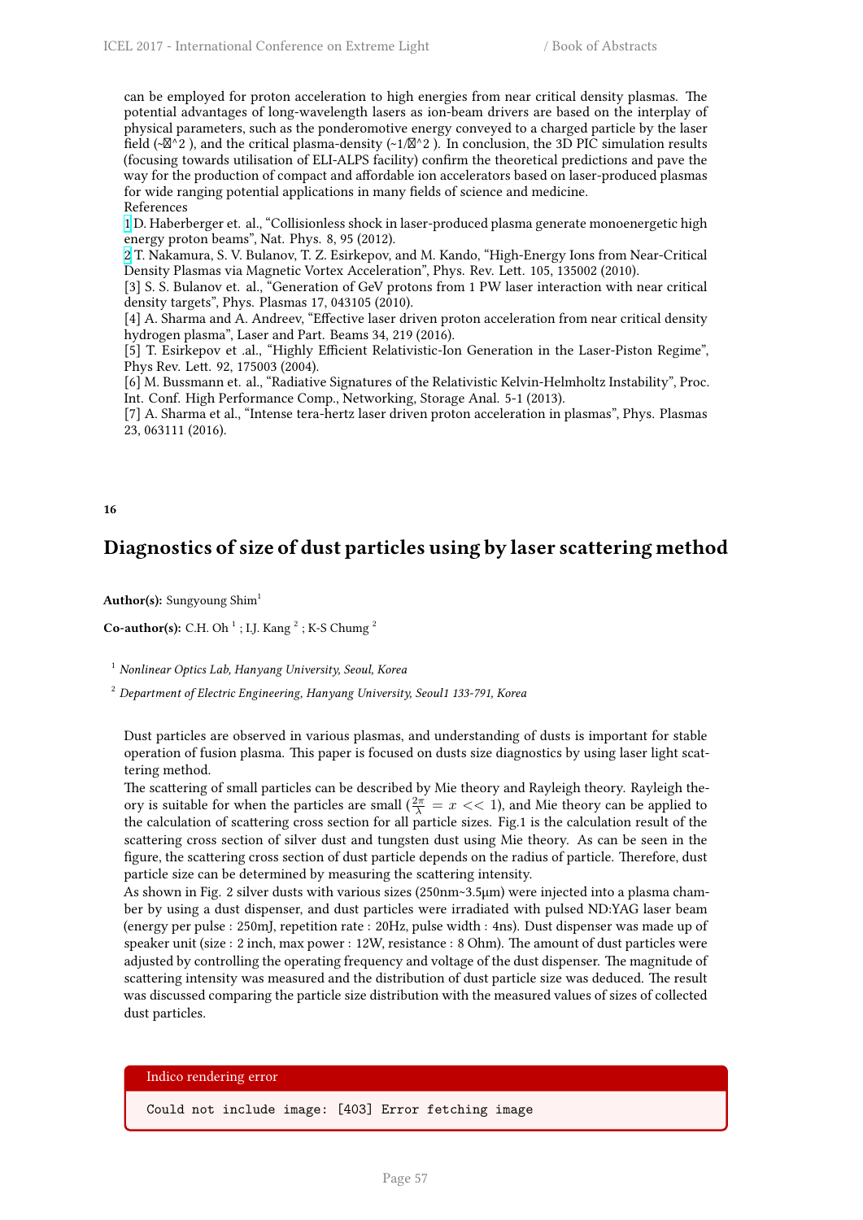can be employed for proton acceleration to high energies from near critical density plasmas. The potential advantages of long-wavelength lasers as ion-beam drivers are based on the interplay of physical parameters, such as the ponderomotive energy conveyed to a charged particle by the laser field (~�^2 ), and the critical plasma-density (~1/�^2 ). In conclusion, the 3D PIC simulation results (focusing towards utilisation of ELI-ALPS facility) confirm the theoretical predictions and pave the way for the production of compact and affordable ion accelerators based on laser-produced plasmas for wide ranging potential applications in many fields of science and medicine.

References

1 D. Haberberger et. al., "Collisionless shock in laser-produced plasma generate monoenergetic high energy proton beams", Nat. Phys. 8, 95 (2012).

2 T. Nakamura, S. V. Bulanov, T. Z. Esirkepov, and M. Kando, "High-Energy Ions from Near-Critical Density Plasmas via Magnetic Vortex Acceleration", Phys. Rev. Lett. 105, 135002 (2010).

[3] S. S. Bulanov et. al., "Generation of GeV protons from 1 PW laser interaction with near critical density targets", Phys. Plasmas 17, 043105 (2010).

[4] A. Sharma and A. Andreev, "Effective laser driven proton acceleration from near critical density hydrogen plasma", Laser and Part. Beams 34, 219 (2016).

[5] T. Esirkepov et .al., "Highly Efficient Relativistic-Ion Generation in the Laser-Piston Regime", Phys Rev. Lett. 92, 175003 (2004).

[6] M. Bussmann et. al., "Radiative Signatures of the Relativistic Kelvin-Helmholtz Instability", Proc. Int. Conf. High Performance Comp., Networking, Storage Anal. 5-1 (2013).

[7] A. Sharma et al., "Intense tera-hertz laser driven proton acceleration in plasmas", Phys. Plasmas 23, 063111 (2016).

**16**

## Diagnostics of size of dust particles using by laser scattering method

**Author(s):** Sungyoung Shim[1]

**Co-author(s):** C.H. Oh [1] ; I.J. Kang [2] ; K-S Chumg [2]

[1] *Nonlinear Optics Lab, Hanyang University, Seoul, Korea*

[2] *Department of Electric Engineering, Hanyang University, Seoul1 133-791, Korea*

Dust particles are observed in various plasmas, and understanding of dusts is important for stable operation of fusion plasma. This paper is focused on dusts size diagnostics by using laser light scattering method.

The scattering of small particles can be described by Mie theory and Rayleigh theory. Rayleigh theory is suitable for when the particles are small ($\frac{2\pi}{\lambda} = x << 1$), and Mie theory can be applied to the calculation of scattering cross section for all particle sizes. Fig.1 is the calculation result of the scattering cross section of silver dust and tungsten dust using Mie theory. As can be seen in the figure, the scattering cross section of dust particle depends on the radius of particle. Therefore, dust particle size can be determined by measuring the scattering intensity.

As shown in Fig. 2 silver dusts with various sizes (250nm~3.5μm) were injected into a plasma chamber by using a dust dispenser, and dust particles were irradiated with pulsed ND:YAG laser beam (energy per pulse : 250mJ, repetition rate : 20Hz, pulse width : 4ns). Dust dispenser was made up of speaker unit (size : 2 inch, max power : 12W, resistance : 8 Ohm). The amount of dust particles were adjusted by controlling the operating frequency and voltage of the dust dispenser. The magnitude of scattering intensity was measured and the distribution of dust particle size was deduced. The result was discussed comparing the particle size distribution with the measured values of sizes of collected dust particles.

Indico rendering error

```
Could not include image: [403] Error fetching image
```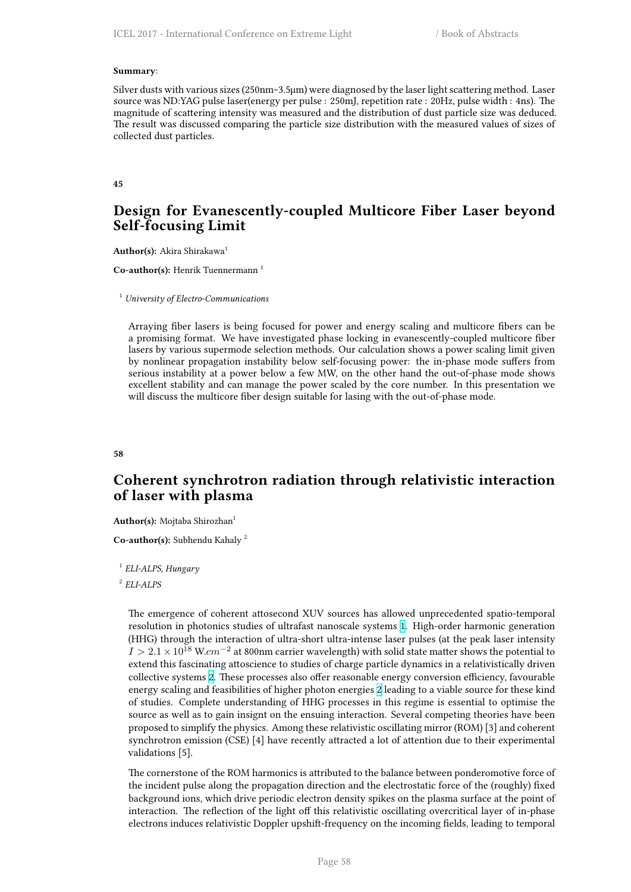**Summary**:

Silver dusts with various sizes (250nm~3.5μm) were diagnosed by the laser light scattering method. Laser source was ND:YAG pulse laser(energy per pulse : 250mJ, repetition rate : 20Hz, pulse width : 4ns). The magnitude of scattering intensity was measured and the distribution of dust particle size was deduced. The result was discussed comparing the particle size distribution with the measured values of sizes of collected dust particles.

**45**

## Design for Evanescently-coupled Multicore Fiber Laser beyond Self-focusing Limit

**Author(s):** Akira Shirakawa[1]

**Co-author(s):** Henrik Tuennermann [1]

[1] *University of Electro-Communications*

Arraying fiber lasers is being focused for power and energy scaling and multicore fibers can be a promising format. We have investigated phase locking in evanescently-coupled multicore fiber lasers by various supermode selection methods. Our calculation shows a power scaling limit given by nonlinear propagation instability below self-focusing power: the in-phase mode suffers from serious instability at a power below a few MW, on the other hand the out-of-phase mode shows excellent stability and can manage the power scaled by the core number. In this presentation we will discuss the multicore fiber design suitable for lasing with the out-of-phase mode.

**58**

## Coherent synchrotron radiation through relativistic interaction of laser with plasma

**Author(s):** Mojtaba Shirozhan[1]

**Co-author(s):** Subhendu Kahaly [2]

[1] *ELI-ALPS, Hungary*

[2] *ELI-ALPS*

The emergence of coherent attosecond XUV sources has allowed unprecedented spatio-temporal resolution in photonics studies of ultrafast nanoscale systems [1]. High-order harmonic generation (HHG) through the interaction of ultra-short ultra-intense laser pulses (at the peak laser intensity $I > 2.1 \times 10^{18}$ W.$cm^{-2}$ at 800nm carrier wavelength) with solid state matter shows the potential to extend this fascinating attoscience to studies of charge particle dynamics in a relativistically driven collective systems [2]. These processes also offer reasonable energy conversion efficiency, favourable energy scaling and feasibilities of higher photon energies [2] leading to a viable source for these kind of studies. Complete understanding of HHG processes in this regime is essential to optimise the source as well as to gain insignt on the ensuing interaction. Several competing theories have been proposed to simplify the physics. Among these relativistic oscillating mirror (ROM) [3] and coherent synchrotron emission (CSE) [4] have recently attracted a lot of attention due to their experimental validations [5].

The cornerstone of the ROM harmonics is attributed to the balance between ponderomotive force of the incident pulse along the propagation direction and the electrostatic force of the (roughly) fixed background ions, which drive periodic electron density spikes on the plasma surface at the point of interaction. The reflection of the light off this relativistic oscillating overcritical layer of in-phase electrons induces relativistic Doppler upshift-frequency on the incoming fields, leading to temporal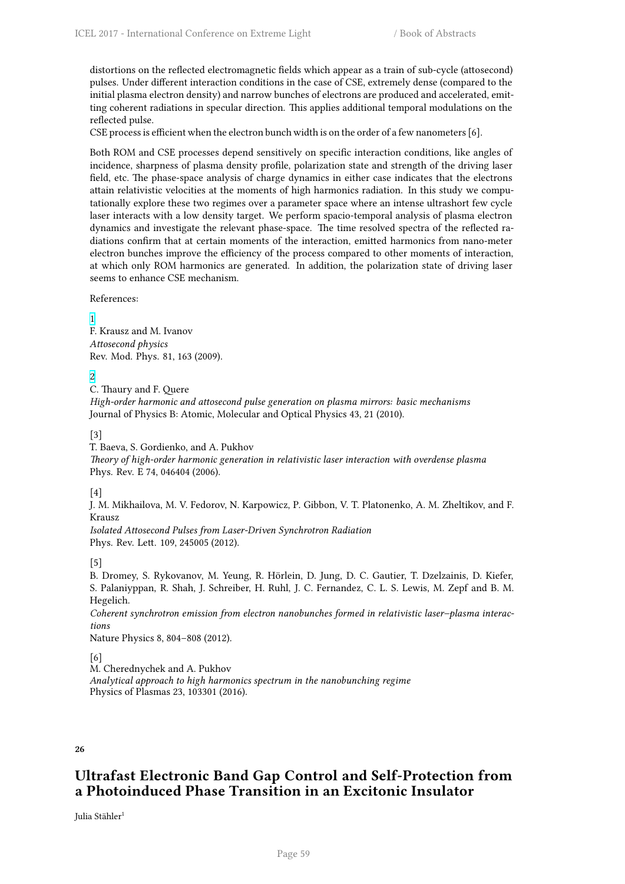distortions on the reflected electromagnetic fields which appear as a train of sub-cycle (attosecond) pulses. Under different interaction conditions in the case of CSE, extremely dense (compared to the initial plasma electron density) and narrow bunches of electrons are produced and accelerated, emitting coherent radiations in specular direction. This applies additional temporal modulations on the reflected pulse.
CSE process is efficient when the electron bunch width is on the order of a few nanometers [6].

Both ROM and CSE processes depend sensitively on specific interaction conditions, like angles of incidence, sharpness of plasma density profile, polarization state and strength of the driving laser field, etc. The phase-space analysis of charge dynamics in either case indicates that the electrons attain relativistic velocities at the moments of high harmonics radiation. In this study we computationally explore these two regimes over a parameter space where an intense ultrashort few cycle laser interacts with a low density target. We perform spacio-temporal analysis of plasma electron dynamics and investigate the relevant phase-space. The time resolved spectra of the reflected radiations confirm that at certain moments of the interaction, emitted harmonics from nano-meter electron bunches improve the efficiency of the process compared to other moments of interaction, at which only ROM harmonics are generated. In addition, the polarization state of driving laser seems to enhance CSE mechanism.

References:

[1]
F. Krausz and M. Ivanov
*Attosecond physics*
Rev. Mod. Phys. 81, 163 (2009).

[2]
C. Thaury and F. Quere
*High-order harmonic and attosecond pulse generation on plasma mirrors: basic mechanisms*
Journal of Physics B: Atomic, Molecular and Optical Physics 43, 21 (2010).

[3]
T. Baeva, S. Gordienko, and A. Pukhov
*Theory of high-order harmonic generation in relativistic laser interaction with overdense plasma*
Phys. Rev. E 74, 046404 (2006).

[4]
J. M. Mikhailova, M. V. Fedorov, N. Karpowicz, P. Gibbon, V. T. Platonenko, A. M. Zheltikov, and F. Krausz
*Isolated Attosecond Pulses from Laser-Driven Synchrotron Radiation*
Phys. Rev. Lett. 109, 245005 (2012).

[5]
B. Dromey, S. Rykovanov, M. Yeung, R. Hörlein, D. Jung, D. C. Gautier, T. Dzelzainis, D. Kiefer, S. Palaniyppan, R. Shah, J. Schreiber, H. Ruhl, J. C. Fernandez, C. L. S. Lewis, M. Zepf and B. M. Hegelich.
*Coherent synchrotron emission from electron nanobunches formed in relativistic laser–plasma interactions*
Nature Physics 8, 804–808 (2012).

[6]
M. Cherednychek and A. Pukhov
*Analytical approach to high harmonics spectrum in the nanobunching regime*
Physics of Plasmas 23, 103301 (2016).

**26**

## Ultrafast Electronic Band Gap Control and Self-Protection from a Photoinduced Phase Transition in an Excitonic Insulator

Julia Stähler[1]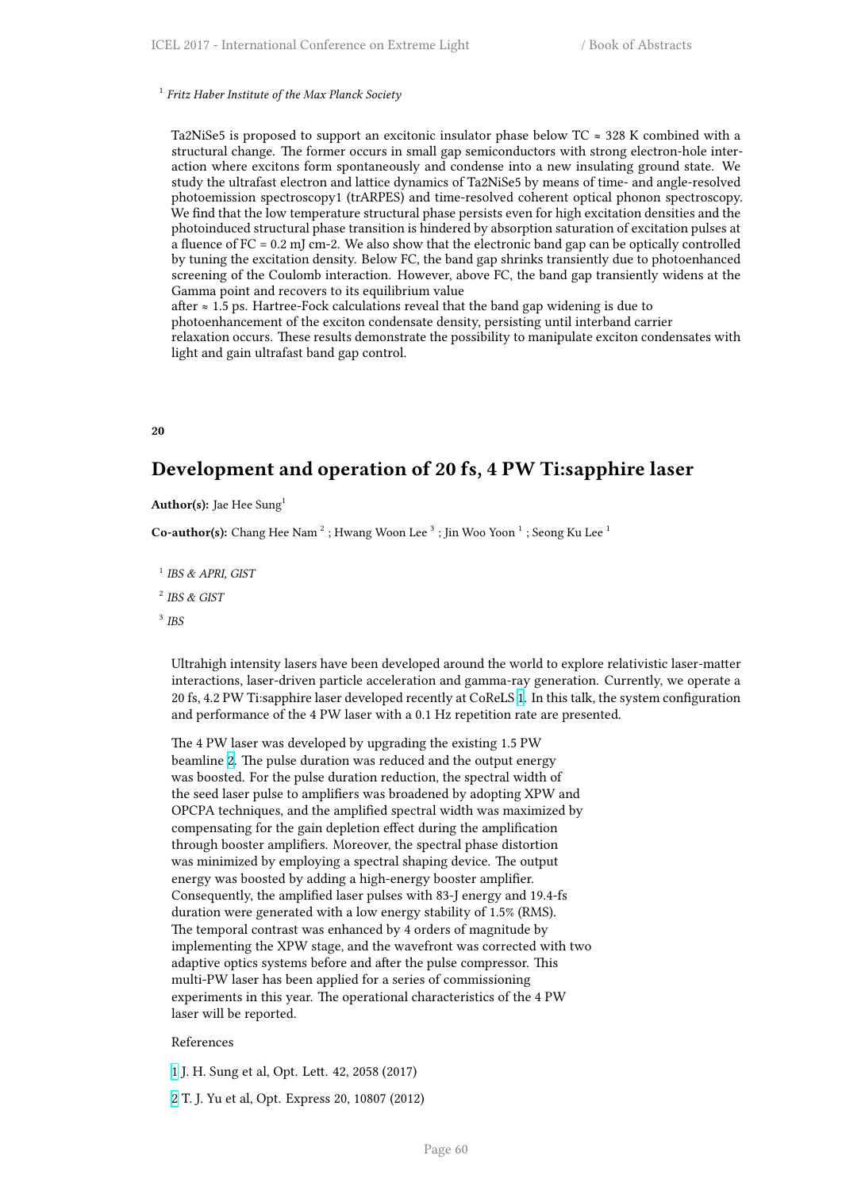[1] *Fritz Haber Institute of the Max Planck Society*

Ta2NiSe5 is proposed to support an excitonic insulator phase below TC ≈ 328 K combined with a structural change. The former occurs in small gap semiconductors with strong electron-hole interaction where excitons form spontaneously and condense into a new insulating ground state. We study the ultrafast electron and lattice dynamics of Ta2NiSe5 by means of time- and angle-resolved photoemission spectroscopy1 (trARPES) and time-resolved coherent optical phonon spectroscopy. We find that the low temperature structural phase persists even for high excitation densities and the photoinduced structural phase transition is hindered by absorption saturation of excitation pulses at a fluence of FC = 0.2 mJ cm-2. We also show that the electronic band gap can be optically controlled by tuning the excitation density. Below FC, the band gap shrinks transiently due to photoenhanced screening of the Coulomb interaction. However, above FC, the band gap transiently widens at the Gamma point and recovers to its equilibrium value after ≈ 1.5 ps. Hartree-Fock calculations reveal that the band gap widening is due to photoenhancement of the exciton condensate density, persisting until interband carrier relaxation occurs. These results demonstrate the possibility to manipulate exciton condensates with light and gain ultrafast band gap control.

**20**

## Development and operation of 20 fs, 4 PW Ti:sapphire laser

**Author(s):** Jae Hee Sung[1]

**Co-author(s):** Chang Hee Nam [2] ; Hwang Woon Lee [3] ; Jin Woo Yoon [1] ; Seong Ku Lee [1]

[1] *IBS & APRI, GIST*

[2] *IBS & GIST*

[3] *IBS*

Ultrahigh intensity lasers have been developed around the world to explore relativistic laser-matter interactions, laser-driven particle acceleration and gamma-ray generation. Currently, we operate a 20 fs, 4.2 PW Ti:sapphire laser developed recently at CoReLS [1]. In this talk, the system configuration and performance of the 4 PW laser with a 0.1 Hz repetition rate are presented.

The 4 PW laser was developed by upgrading the existing 1.5 PW beamline [2]. The pulse duration was reduced and the output energy was boosted. For the pulse duration reduction, the spectral width of the seed laser pulse to amplifiers was broadened by adopting XPW and OPCPA techniques, and the amplified spectral width was maximized by compensating for the gain depletion effect during the amplification through booster amplifiers. Moreover, the spectral phase distortion was minimized by employing a spectral shaping device. The output energy was boosted by adding a high-energy booster amplifier. Consequently, the amplified laser pulses with 83-J energy and 19.4-fs duration were generated with a low energy stability of 1.5% (RMS). The temporal contrast was enhanced by 4 orders of magnitude by implementing the XPW stage, and the wavefront was corrected with two adaptive optics systems before and after the pulse compressor. This multi-PW laser has been applied for a series of commissioning experiments in this year. The operational characteristics of the 4 PW laser will be reported.

References

[1] J. H. Sung et al, Opt. Lett. 42, 2058 (2017)

[2] T. J. Yu et al, Opt. Express 20, 10807 (2012)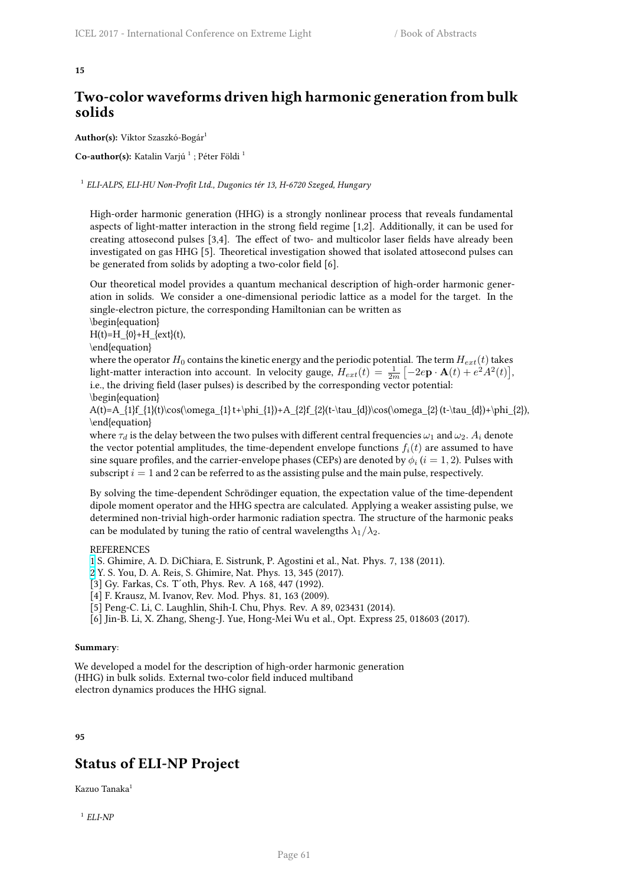**15**

## Two-color waveforms driven high harmonic generation from bulk solids

**Author(s):** Viktor Szaszkó-Bogár[1]

**Co-author(s):** Katalin Varjú [1] ; Péter Földi [1]

[1] *ELI-ALPS, ELI-HU Non-Profit Ltd., Dugonics tér 13, H-6720 Szeged, Hungary*

High-order harmonic generation (HHG) is a strongly nonlinear process that reveals fundamental aspects of light-matter interaction in the strong field regime [1,2]. Additionally, it can be used for creating attosecond pulses [3,4]. The effect of two- and multicolor laser fields have already been investigated on gas HHG [5]. Theoretical investigation showed that isolated attosecond pulses can be generated from solids by adopting a two-color field [6].

Our theoretical model provides a quantum mechanical description of high-order harmonic generation in solids. We consider a one-dimensional periodic lattice as a model for the target. In the single-electron picture, the corresponding Hamiltonian can be written as
\begin{equation}
H(t)=H_{0}+H_{ext}(t),
\end{equation}
where the operator $H_0$ contains the kinetic energy and the periodic potential. The term $H_{ext}(t)$ takes light-matter interaction into account. In velocity gauge, $H_{ext}(t) = \frac{1}{2m}\left[-2e\mathbf{p}\cdot\mathbf{A}(t) + e^2A^2(t)\right]$, i.e., the driving field (laser pulses) is described by the corresponding vector potential:
\begin{equation}
A(t)=A_{1}f_{1}(t)\cos(\omega_{1} t+\phi_{1})+A_{2}f_{2}(t-\tau_{d})\cos(\omega_{2} (t-\tau_{d})+\phi_{2}),
\end{equation}
where $\tau_d$ is the delay between the two pulses with different central frequencies $\omega_1$ and $\omega_2$. $A_i$ denote the vector potential amplitudes, the time-dependent envelope functions $f_i(t)$ are assumed to have sine square profiles, and the carrier-envelope phases (CEPs) are denoted by $\phi_i$ ($i = 1, 2$). Pulses with subscript $i = 1$ and 2 can be referred to as the assisting pulse and the main pulse, respectively.

By solving the time-dependent Schrödinger equation, the expectation value of the time-dependent dipole moment operator and the HHG spectra are calculated. Applying a weaker assisting pulse, we determined non-trivial high-order harmonic radiation spectra. The structure of the harmonic peaks can be modulated by tuning the ratio of central wavelengths $\lambda_1/\lambda_2$.

REFERENCES
[1] S. Ghimire, A. D. DiChiara, E. Sistrunk, P. Agostini et al., Nat. Phys. 7, 138 (2011).
[2] Y. S. You, D. A. Reis, S. Ghimire, Nat. Phys. 13, 345 (2017).
[3] Gy. Farkas, Cs. T´oth, Phys. Rev. A 168, 447 (1992).
[4] F. Krausz, M. Ivanov, Rev. Mod. Phys. 81, 163 (2009).
[5] Peng-C. Li, C. Laughlin, Shih-I. Chu, Phys. Rev. A 89, 023431 (2014).
[6] Jin-B. Li, X. Zhang, Sheng-J. Yue, Hong-Mei Wu et al., Opt. Express 25, 018603 (2017).

**Summary**:

We developed a model for the description of high-order harmonic generation (HHG) in bulk solids. External two-color field induced multiband electron dynamics produces the HHG signal.

**95**

## Status of ELI-NP Project

Kazuo Tanaka[1]

[1] *ELI-NP*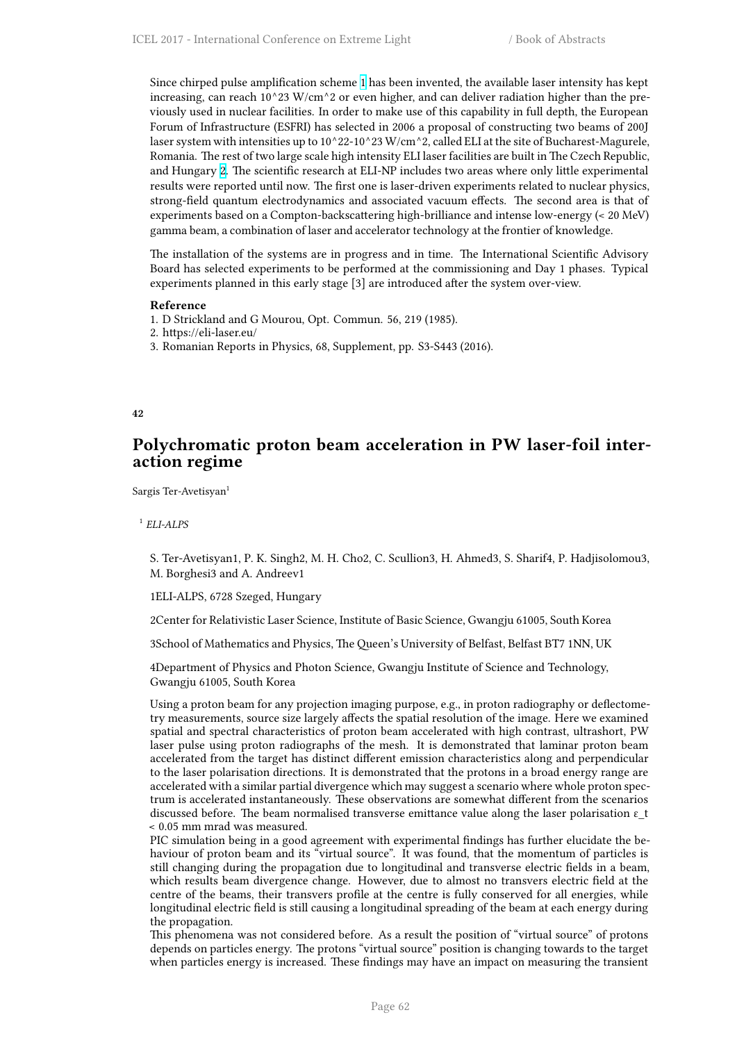Since chirped pulse amplification scheme [1] has been invented, the available laser intensity has kept increasing, can reach 10^23 W/cm^2 or even higher, and can deliver radiation higher than the previously used in nuclear facilities. In order to make use of this capability in full depth, the European Forum of Infrastructure (ESFRI) has selected in 2006 a proposal of constructing two beams of 200J laser system with intensities up to 10^22-10^23 W/cm^2, called ELI at the site of Bucharest-Magurele, Romania. The rest of two large scale high intensity ELI laser facilities are built in The Czech Republic, and Hungary [2]. The scientific research at ELI-NP includes two areas where only little experimental results were reported until now. The first one is laser-driven experiments related to nuclear physics, strong-field quantum electrodynamics and associated vacuum effects. The second area is that of experiments based on a Compton-backscattering high-brilliance and intense low-energy (< 20 MeV) gamma beam, a combination of laser and accelerator technology at the frontier of knowledge.

The installation of the systems are in progress and in time. The International Scientific Advisory Board has selected experiments to be performed at the commissioning and Day 1 phases. Typical experiments planned in this early stage [3] are introduced after the system over-view.

**Reference**

1. D Strickland and G Mourou, Opt. Commun. 56, 219 (1985).
2. https://eli-laser.eu/
3. Romanian Reports in Physics, 68, Supplement, pp. S3-S443 (2016).

**42**

## Polychromatic proton beam acceleration in PW laser-foil interaction regime

Sargis Ter-Avetisyan[1]

[1] *ELI-ALPS*

S. Ter-Avetisyan1, P. K. Singh2, M. H. Cho2, C. Scullion3, H. Ahmed3, S. Sharif4, P. Hadjisolomou3, M. Borghesi3 and A. Andreev1

1ELI-ALPS, 6728 Szeged, Hungary

2Center for Relativistic Laser Science, Institute of Basic Science, Gwangju 61005, South Korea

3School of Mathematics and Physics, The Queen's University of Belfast, Belfast BT7 1NN, UK

4Department of Physics and Photon Science, Gwangju Institute of Science and Technology, Gwangju 61005, South Korea

Using a proton beam for any projection imaging purpose, e.g., in proton radiography or deflectometry measurements, source size largely affects the spatial resolution of the image. Here we examined spatial and spectral characteristics of proton beam accelerated with high contrast, ultrashort, PW laser pulse using proton radiographs of the mesh. It is demonstrated that laminar proton beam accelerated from the target has distinct different emission characteristics along and perpendicular to the laser polarisation directions. It is demonstrated that the protons in a broad energy range are accelerated with a similar partial divergence which may suggest a scenario where whole proton spectrum is accelerated instantaneously. These observations are somewhat different from the scenarios discussed before. The beam normalised transverse emittance value along the laser polarisation ε_t < 0.05 mm mrad was measured.
PIC simulation being in a good agreement with experimental findings has further elucidate the behaviour of proton beam and its "virtual source". It was found, that the momentum of particles is still changing during the propagation due to longitudinal and transverse electric fields in a beam, which results beam divergence change. However, due to almost no transvers electric field at the centre of the beams, their transvers profile at the centre is fully conserved for all energies, while longitudinal electric field is still causing a longitudinal spreading of the beam at each energy during the propagation.
This phenomena was not considered before. As a result the position of "virtual source" of protons depends on particles energy. The protons "virtual source" position is changing towards to the target when particles energy is increased. These findings may have an impact on measuring the transient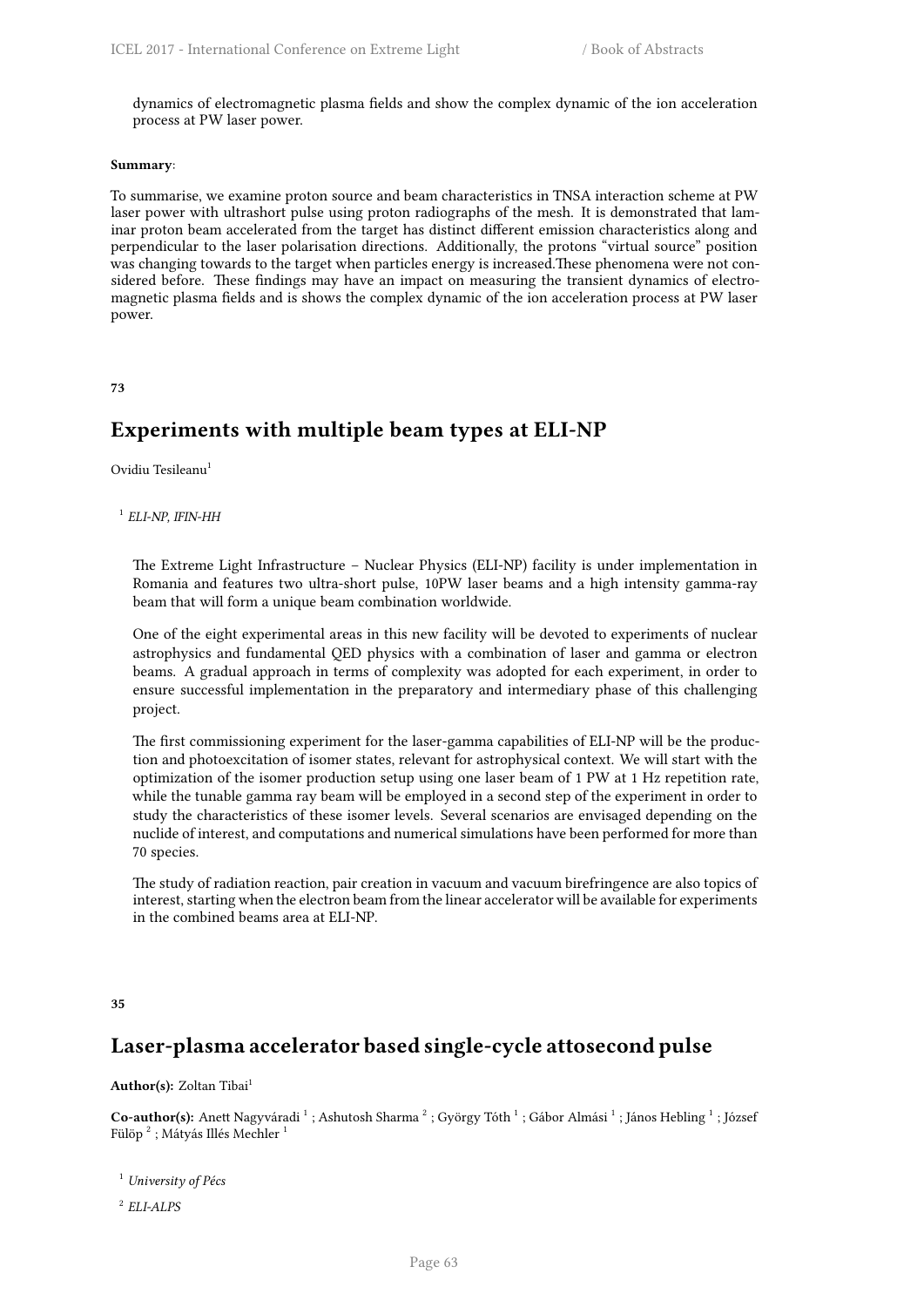dynamics of electromagnetic plasma fields and show the complex dynamic of the ion acceleration process at PW laser power.

**Summary**:

To summarise, we examine proton source and beam characteristics in TNSA interaction scheme at PW laser power with ultrashort pulse using proton radiographs of the mesh. It is demonstrated that laminar proton beam accelerated from the target has distinct different emission characteristics along and perpendicular to the laser polarisation directions. Additionally, the protons "virtual source" position was changing towards to the target when particles energy is increased.These phenomena were not considered before. These findings may have an impact on measuring the transient dynamics of electromagnetic plasma fields and is shows the complex dynamic of the ion acceleration process at PW laser power.

**73**

## Experiments with multiple beam types at ELI-NP

Ovidiu Tesileanu[1]

[1] *ELI-NP, IFIN-HH*

The Extreme Light Infrastructure – Nuclear Physics (ELI-NP) facility is under implementation in Romania and features two ultra-short pulse, 10PW laser beams and a high intensity gamma-ray beam that will form a unique beam combination worldwide.

One of the eight experimental areas in this new facility will be devoted to experiments of nuclear astrophysics and fundamental QED physics with a combination of laser and gamma or electron beams. A gradual approach in terms of complexity was adopted for each experiment, in order to ensure successful implementation in the preparatory and intermediary phase of this challenging project.

The first commissioning experiment for the laser-gamma capabilities of ELI-NP will be the production and photoexcitation of isomer states, relevant for astrophysical context. We will start with the optimization of the isomer production setup using one laser beam of 1 PW at 1 Hz repetition rate, while the tunable gamma ray beam will be employed in a second step of the experiment in order to study the characteristics of these isomer levels. Several scenarios are envisaged depending on the nuclide of interest, and computations and numerical simulations have been performed for more than 70 species.

The study of radiation reaction, pair creation in vacuum and vacuum birefringence are also topics of interest, starting when the electron beam from the linear accelerator will be available for experiments in the combined beams area at ELI-NP.

**35**

## Laser-plasma accelerator based single-cycle attosecond pulse

**Author(s):** Zoltan Tibai[1]

**Co-author(s):** Anett Nagyváradi [1] ; Ashutosh Sharma [2] ; György Tóth [1] ; Gábor Almási [1] ; János Hebling [1] ; József Fülöp [2] ; Mátyás Illés Mechler [1]

[1] *University of Pécs*

[2] *ELI-ALPS*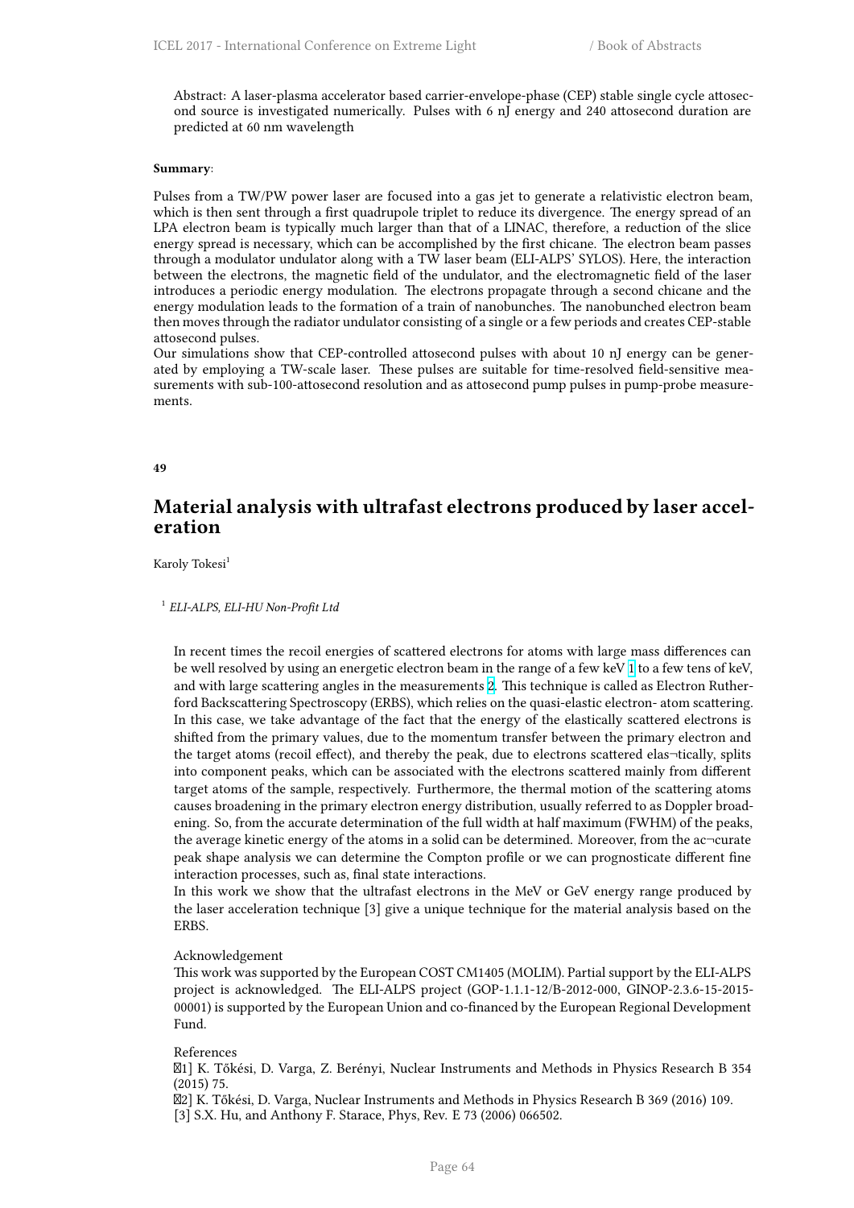Abstract: A laser-plasma accelerator based carrier-envelope-phase (CEP) stable single cycle attosecond source is investigated numerically. Pulses with 6 nJ energy and 240 attosecond duration are predicted at 60 nm wavelength

**Summary**:

Pulses from a TW/PW power laser are focused into a gas jet to generate a relativistic electron beam, which is then sent through a first quadrupole triplet to reduce its divergence. The energy spread of an LPA electron beam is typically much larger than that of a LINAC, therefore, a reduction of the slice energy spread is necessary, which can be accomplished by the first chicane. The electron beam passes through a modulator undulator along with a TW laser beam (ELI-ALPS' SYLOS). Here, the interaction between the electrons, the magnetic field of the undulator, and the electromagnetic field of the laser introduces a periodic energy modulation. The electrons propagate through a second chicane and the energy modulation leads to the formation of a train of nanobunches. The nanobunched electron beam then moves through the radiator undulator consisting of a single or a few periods and creates CEP-stable attosecond pulses.
Our simulations show that CEP-controlled attosecond pulses with about 10 nJ energy can be generated by employing a TW-scale laser. These pulses are suitable for time-resolved field-sensitive measurements with sub-100-attosecond resolution and as attosecond pump pulses in pump-probe measurements.

**49**

## Material analysis with ultrafast electrons produced by laser acceleration

Karoly Tokesi[1]

[1] *ELI-ALPS, ELI-HU Non-Profit Ltd*

In recent times the recoil energies of scattered electrons for atoms with large mass differences can be well resolved by using an energetic electron beam in the range of a few keV [1] to a few tens of keV, and with large scattering angles in the measurements [2]. This technique is called as Electron Rutherford Backscattering Spectroscopy (ERBS), which relies on the quasi-elastic electron- atom scattering. In this case, we take advantage of the fact that the energy of the elastically scattered electrons is shifted from the primary values, due to the momentum transfer between the primary electron and the target atoms (recoil effect), and thereby the peak, due to electrons scattered elas¬tically, splits into component peaks, which can be associated with the electrons scattered mainly from different target atoms of the sample, respectively. Furthermore, the thermal motion of the scattering atoms causes broadening in the primary electron energy distribution, usually referred to as Doppler broadening. So, from the accurate determination of the full width at half maximum (FWHM) of the peaks, the average kinetic energy of the atoms in a solid can be determined. Moreover, from the ac¬curate peak shape analysis we can determine the Compton profile or we can prognosticate different fine interaction processes, such as, final state interactions.
In this work we show that the ultrafast electrons in the MeV or GeV energy range produced by the laser acceleration technique [3] give a unique technique for the material analysis based on the ERBS.

Acknowledgement
This work was supported by the European COST CM1405 (MOLIM). Partial support by the ELI-ALPS project is acknowledged. The ELI-ALPS project (GOP-1.1.1-12/B-2012-000, GINOP-2.3.6-15-2015-00001) is supported by the European Union and co-financed by the European Regional Development Fund.

References
[1] K. Tőkési, D. Varga, Z. Berényi, Nuclear Instruments and Methods in Physics Research B 354 (2015) 75.
[2] K. Tőkési, D. Varga, Nuclear Instruments and Methods in Physics Research B 369 (2016) 109.
[3] S.X. Hu, and Anthony F. Starace, Phys, Rev. E 73 (2006) 066502.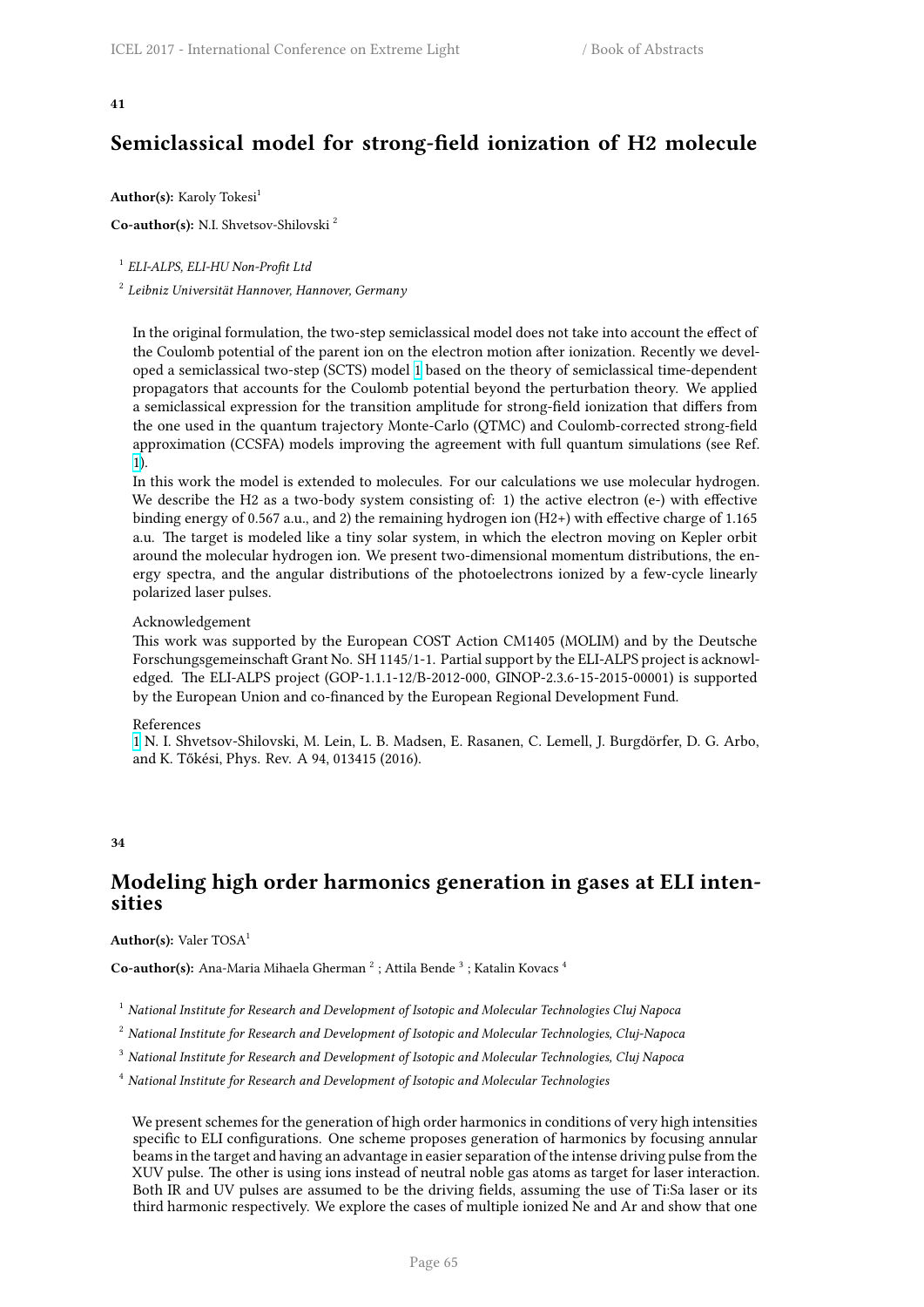**41**

## Semiclassical model for strong-field ionization of H2 molecule

**Author(s):** Karoly Tokesi[1]

**Co-author(s):** N.I. Shvetsov-Shilovski [2]

[1] *ELI-ALPS, ELI-HU Non-Profit Ltd*

[2] *Leibniz Universität Hannover, Hannover, Germany*

In the original formulation, the two-step semiclassical model does not take into account the effect of the Coulomb potential of the parent ion on the electron motion after ionization. Recently we developed a semiclassical two-step (SCTS) model [1] based on the theory of semiclassical time-dependent propagators that accounts for the Coulomb potential beyond the perturbation theory. We applied a semiclassical expression for the transition amplitude for strong-field ionization that differs from the one used in the quantum trajectory Monte-Carlo (QTMC) and Coulomb-corrected strong-field approximation (CCSFA) models improving the agreement with full quantum simulations (see Ref. [1]).
In this work the model is extended to molecules. For our calculations we use molecular hydrogen. We describe the H2 as a two-body system consisting of: 1) the active electron (e-) with effective binding energy of 0.567 a.u., and 2) the remaining hydrogen ion (H2+) with effective charge of 1.165 a.u. The target is modeled like a tiny solar system, in which the electron moving on Kepler orbit around the molecular hydrogen ion. We present two-dimensional momentum distributions, the energy spectra, and the angular distributions of the photoelectrons ionized by a few-cycle linearly polarized laser pulses.

Acknowledgement
This work was supported by the European COST Action CM1405 (MOLIM) and by the Deutsche Forschungsgemeinschaft Grant No. SH 1145/1-1. Partial support by the ELI-ALPS project is acknowledged. The ELI-ALPS project (GOP-1.1.1-12/B-2012-000, GINOP-2.3.6-15-2015-00001) is supported by the European Union and co-financed by the European Regional Development Fund.

References
[1] N. I. Shvetsov-Shilovski, M. Lein, L. B. Madsen, E. Rasanen, C. Lemell, J. Burgdörfer, D. G. Arbo, and K. Tőkési, Phys. Rev. A 94, 013415 (2016).

**34**

## Modeling high order harmonics generation in gases at ELI intensities

**Author(s):** Valer TOSA[1]

**Co-author(s):** Ana-Maria Mihaela Gherman [2] ; Attila Bende [3] ; Katalin Kovacs [4]

[1] *National Institute for Research and Development of Isotopic and Molecular Technologies Cluj Napoca*

[2] *National Institute for Research and Development of Isotopic and Molecular Technologies, Cluj-Napoca*

[3] *National Institute for Research and Development of Isotopic and Molecular Technologies, Cluj Napoca*

[4] *National Institute for Research and Development of Isotopic and Molecular Technologies*

We present schemes for the generation of high order harmonics in conditions of very high intensities specific to ELI configurations. One scheme proposes generation of harmonics by focusing annular beams in the target and having an advantage in easier separation of the intense driving pulse from the XUV pulse. The other is using ions instead of neutral noble gas atoms as target for laser interaction. Both IR and UV pulses are assumed to be the driving fields, assuming the use of Ti:Sa laser or its third harmonic respectively. We explore the cases of multiple ionized Ne and Ar and show that one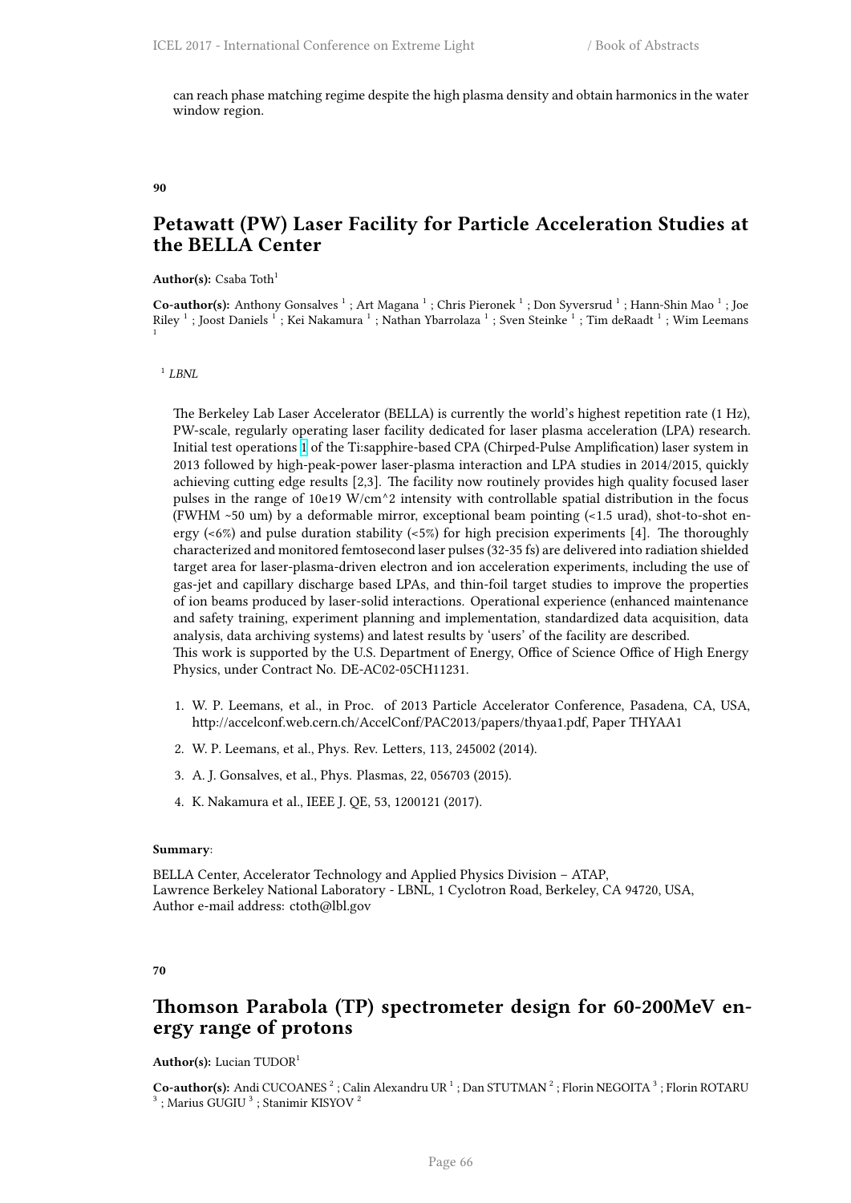can reach phase matching regime despite the high plasma density and obtain harmonics in the water window region.

**90**

## Petawatt (PW) Laser Facility for Particle Acceleration Studies at the BELLA Center

**Author(s):** Csaba Toth[1]

**Co-author(s):** Anthony Gonsalves [1] ; Art Magana [1] ; Chris Pieronek [1] ; Don Syversrud [1] ; Hann-Shin Mao [1] ; Joe Riley [1] ; Joost Daniels [1] ; Kei Nakamura [1] ; Nathan Ybarrolaza [1] ; Sven Steinke [1] ; Tim deRaadt [1] ; Wim Leemans [1]

[1] *LBNL*

The Berkeley Lab Laser Accelerator (BELLA) is currently the world's highest repetition rate (1 Hz), PW-scale, regularly operating laser facility dedicated for laser plasma acceleration (LPA) research. Initial test operations [1] of the Ti:sapphire-based CPA (Chirped-Pulse Amplification) laser system in 2013 followed by high-peak-power laser-plasma interaction and LPA studies in 2014/2015, quickly achieving cutting edge results [2,3]. The facility now routinely provides high quality focused laser pulses in the range of 10e19 W/cm^2 intensity with controllable spatial distribution in the focus (FWHM ~50 um) by a deformable mirror, exceptional beam pointing (<1.5 urad), shot-to-shot energy (<6%) and pulse duration stability (<5%) for high precision experiments [4]. The thoroughly characterized and monitored femtosecond laser pulses (32-35 fs) are delivered into radiation shielded target area for laser-plasma-driven electron and ion acceleration experiments, including the use of gas-jet and capillary discharge based LPAs, and thin-foil target studies to improve the properties of ion beams produced by laser-solid interactions. Operational experience (enhanced maintenance and safety training, experiment planning and implementation, standardized data acquisition, data analysis, data archiving systems) and latest results by 'users' of the facility are described.
This work is supported by the U.S. Department of Energy, Office of Science Office of High Energy Physics, under Contract No. DE-AC02-05CH11231.

1. W. P. Leemans, et al., in Proc. of 2013 Particle Accelerator Conference, Pasadena, CA, USA, http://accelconf.web.cern.ch/AccelConf/PAC2013/papers/thyaa1.pdf, Paper THYAA1
2. W. P. Leemans, et al., Phys. Rev. Letters, 113, 245002 (2014).
3. A. J. Gonsalves, et al., Phys. Plasmas, 22, 056703 (2015).
4. K. Nakamura et al., IEEE J. QE, 53, 1200121 (2017).

**Summary**:

BELLA Center, Accelerator Technology and Applied Physics Division – ATAP,
Lawrence Berkeley National Laboratory - LBNL, 1 Cyclotron Road, Berkeley, CA 94720, USA,
Author e-mail address: ctoth@lbl.gov

**70**

## Thomson Parabola (TP) spectrometer design for 60-200MeV energy range of protons

**Author(s):** Lucian TUDOR[1]

**Co-author(s):** Andi CUCOANES [2] ; Calin Alexandru UR [1] ; Dan STUTMAN [2] ; Florin NEGOITA [3] ; Florin ROTARU [3] ; Marius GUGIU [3] ; Stanimir KISYOV [2]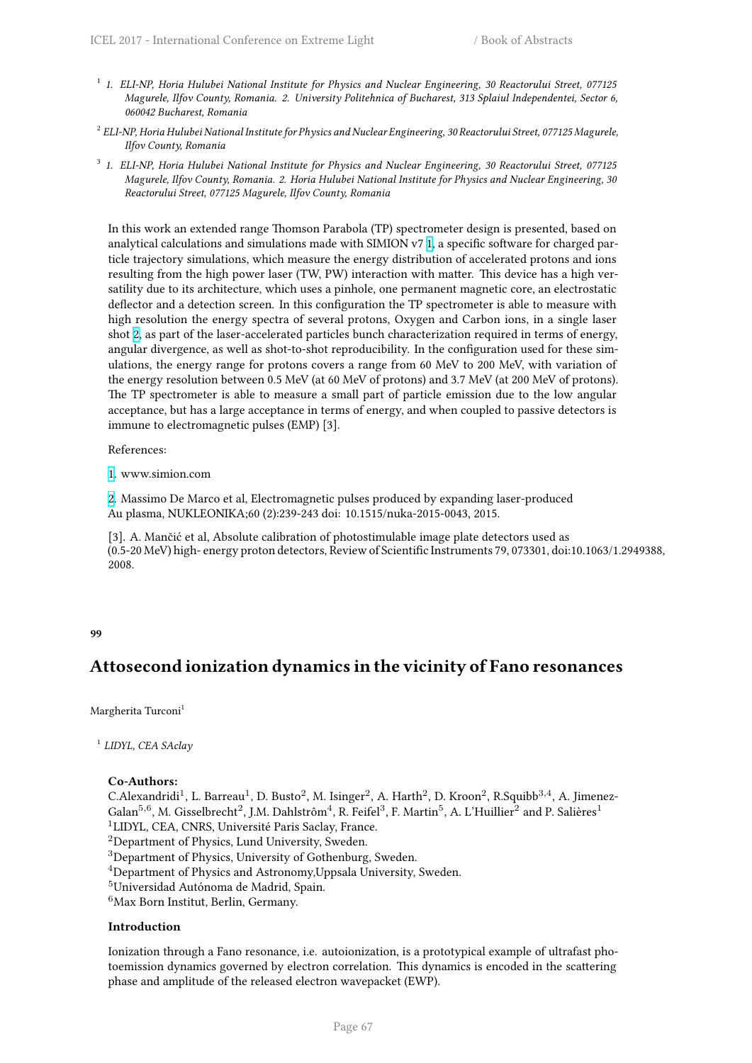[1] *1. ELI-NP, Horia Hulubei National Institute for Physics and Nuclear Engineering, 30 Reactorului Street, 077125 Magurele, Ilfov County, Romania. 2. University Politehnica of Bucharest, 313 Splaiul Independentei, Sector 6, 060042 Bucharest, Romania*

[2] *ELI-NP, Horia Hulubei National Institute for Physics and Nuclear Engineering, 30 Reactorului Street, 077125 Magurele, Ilfov County, Romania*

[3] *1. ELI-NP, Horia Hulubei National Institute for Physics and Nuclear Engineering, 30 Reactorului Street, 077125 Magurele, Ilfov County, Romania. 2. Horia Hulubei National Institute for Physics and Nuclear Engineering, 30 Reactorului Street, 077125 Magurele, Ilfov County, Romania*

In this work an extended range Thomson Parabola (TP) spectrometer design is presented, based on analytical calculations and simulations made with SIMION v7 [1], a specific software for charged particle trajectory simulations, which measure the energy distribution of accelerated protons and ions resulting from the high power laser (TW, PW) interaction with matter. This device has a high versatility due to its architecture, which uses a pinhole, one permanent magnetic core, an electrostatic deflector and a detection screen. In this configuration the TP spectrometer is able to measure with high resolution the energy spectra of several protons, Oxygen and Carbon ions, in a single laser shot [2], as part of the laser-accelerated particles bunch characterization required in terms of energy, angular divergence, as well as shot-to-shot reproducibility. In the configuration used for these simulations, the energy range for protons covers a range from 60 MeV to 200 MeV, with variation of the energy resolution between 0.5 MeV (at 60 MeV of protons) and 3.7 MeV (at 200 MeV of protons). The TP spectrometer is able to measure a small part of particle emission due to the low angular acceptance, but has a large acceptance in terms of energy, and when coupled to passive detectors is immune to electromagnetic pulses (EMP) [3].

References:

[1]. www.simion.com

[2]. Massimo De Marco et al, Electromagnetic pulses produced by expanding laser-produced Au plasma, NUKLEONIKA;60 (2):239-243 doi: 10.1515/nuka-2015-0043, 2015.

[3]. A. Mančić et al, Absolute calibration of photostimulable image plate detectors used as (0.5-20 MeV) high- energy proton detectors, Review of Scientific Instruments 79, 073301, doi:10.1063/1.2949388, 2008.

**99**

## Attosecond ionization dynamics in the vicinity of Fano resonances

Margherita Turconi[1]

[1] *LIDYL, CEA SAclay*

**Co-Authors:**

C.Alexandridi[1], L. Barreau[1], D. Busto[2], M. Isinger[2], A. Harth[2], D. Kroon[2], R.Squibb[3,4], A. Jimenez-Galan[5,6], M. Gisselbrecht[2], J.M. Dahlstrôm[4], R. Feifel[3], F. Martin[5], A. L'Huillier[2] and P. Salières[1]
[1]LIDYL, CEA, CNRS, Université Paris Saclay, France.
[2]Department of Physics, Lund University, Sweden.
[3]Department of Physics, University of Gothenburg, Sweden.
[4]Department of Physics and Astronomy,Uppsala University, Sweden.
[5]Universidad Autónoma de Madrid, Spain.
[6]Max Born Institut, Berlin, Germany.

**Introduction**

Ionization through a Fano resonance, i.e. autoionization, is a prototypical example of ultrafast photoemission dynamics governed by electron correlation. This dynamics is encoded in the scattering phase and amplitude of the released electron wavepacket (EWP).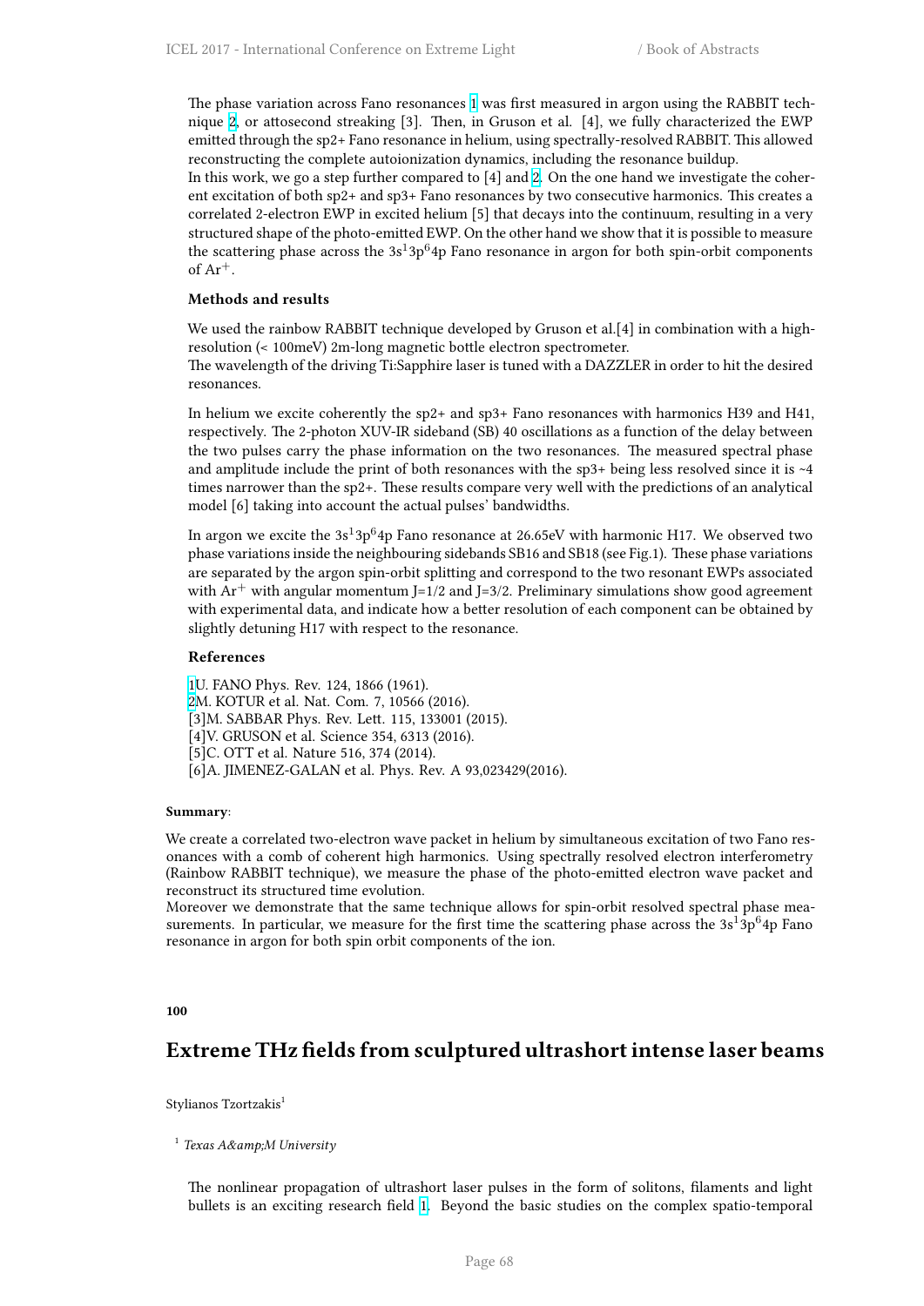The phase variation across Fano resonances [1] was first measured in argon using the RABBIT technique [2], or attosecond streaking [3]. Then, in Gruson et al. [4], we fully characterized the EWP emitted through the sp2+ Fano resonance in helium, using spectrally-resolved RABBIT. This allowed reconstructing the complete autoionization dynamics, including the resonance buildup.
In this work, we go a step further compared to [4] and [2]. On the one hand we investigate the coherent excitation of both sp2+ and sp3+ Fano resonances by two consecutive harmonics. This creates a correlated 2-electron EWP in excited helium [5] that decays into the continuum, resulting in a very structured shape of the photo-emitted EWP. On the other hand we show that it is possible to measure the scattering phase across the $3s^1 3p^6 4p$ Fano resonance in argon for both spin-orbit components of $Ar^+$.

**Methods and results**

We used the rainbow RABBIT technique developed by Gruson et al.[4] in combination with a high-resolution (< 100meV) 2m-long magnetic bottle electron spectrometer.
The wavelength of the driving Ti:Sapphire laser is tuned with a DAZZLER in order to hit the desired resonances.

In helium we excite coherently the sp2+ and sp3+ Fano resonances with harmonics H39 and H41, respectively. The 2-photon XUV-IR sideband (SB) 40 oscillations as a function of the delay between the two pulses carry the phase information on the two resonances. The measured spectral phase and amplitude include the print of both resonances with the sp3+ being less resolved since it is ~4 times narrower than the sp2+. These results compare very well with the predictions of an analytical model [6] taking into account the actual pulses' bandwidths.

In argon we excite the $3s^1 3p^6 4p$ Fano resonance at 26.65eV with harmonic H17. We observed two phase variations inside the neighbouring sidebands SB16 and SB18 (see Fig.1). These phase variations are separated by the argon spin-orbit splitting and correspond to the two resonant EWPs associated with $Ar^+$ with angular momentum J=1/2 and J=3/2. Preliminary simulations show good agreement with experimental data, and indicate how a better resolution of each component can be obtained by slightly detuning H17 with respect to the resonance.

**References**

[1]U. FANO Phys. Rev. 124, 1866 (1961).
[2]M. KOTUR et al. Nat. Com. 7, 10566 (2016).
[3]M. SABBAR Phys. Rev. Lett. 115, 133001 (2015).
[4]V. GRUSON et al. Science 354, 6313 (2016).
[5]C. OTT et al. Nature 516, 374 (2014).
[6]A. JIMENEZ-GALAN et al. Phys. Rev. A 93,023429(2016).

**Summary**:

We create a correlated two-electron wave packet in helium by simultaneous excitation of two Fano resonances with a comb of coherent high harmonics. Using spectrally resolved electron interferometry (Rainbow RABBIT technique), we measure the phase of the photo-emitted electron wave packet and reconstruct its structured time evolution.
Moreover we demonstrate that the same technique allows for spin-orbit resolved spectral phase measurements. In particular, we measure for the first time the scattering phase across the $3s^1 3p^6 4p$ Fano resonance in argon for both spin orbit components of the ion.

**100**

## Extreme THz fields from sculptured ultrashort intense laser beams

Stylianos Tzortzakis[1]

[1] *Texas A&amp;M University*

The nonlinear propagation of ultrashort laser pulses in the form of solitons, filaments and light bullets is an exciting research field [1]. Beyond the basic studies on the complex spatio-temporal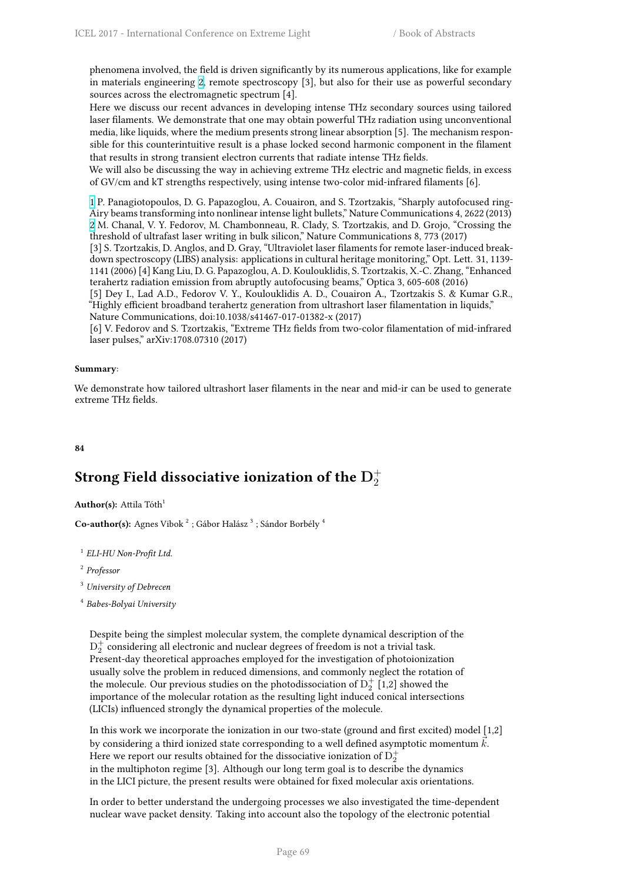phenomena involved, the field is driven significantly by its numerous applications, like for example in materials engineering 2, remote spectroscopy [3], but also for their use as powerful secondary sources across the electromagnetic spectrum [4].
Here we discuss our recent advances in developing intense THz secondary sources using tailored laser filaments. We demonstrate that one may obtain powerful THz radiation using unconventional media, like liquids, where the medium presents strong linear absorption [5]. The mechanism responsible for this counterintuitive result is a phase locked second harmonic component in the filament that results in strong transient electron currents that radiate intense THz fields.
We will also be discussing the way in achieving extreme THz electric and magnetic fields, in excess of GV/cm and kT strengths respectively, using intense two-color mid-infrared filaments [6].

1 P. Panagiotopoulos, D. G. Papazoglou, A. Couairon, and S. Tzortzakis, "Sharply autofocused ring-Airy beams transforming into nonlinear intense light bullets," Nature Communications 4, 2622 (2013) 2 M. Chanal, V. Y. Fedorov, M. Chambonneau, R. Clady, S. Tzortzakis, and D. Grojo, "Crossing the threshold of ultrafast laser writing in bulk silicon," Nature Communications 8, 773 (2017)
[3] S. Tzortzakis, D. Anglos, and D. Gray, "Ultraviolet laser filaments for remote laser-induced breakdown spectroscopy (LIBS) analysis: applications in cultural heritage monitoring," Opt. Lett. 31, 1139-1141 (2006) [4] Kang Liu, D. G. Papazoglou, A. D. Koulouklidis, S. Tzortzakis, X.-C. Zhang, "Enhanced terahertz radiation emission from abruptly autofocusing beams," Optica 3, 605-608 (2016)
[5] Dey I., Lad A.D., Fedorov V. Y., Koulouklidis A. D., Couairon A., Tzortzakis S. & Kumar G.R., "Highly efficient broadband terahertz generation from ultrashort laser filamentation in liquids," Nature Communications, doi:10.1038/s41467-017-01382-x (2017)
[6] V. Fedorov and S. Tzortzakis, "Extreme THz fields from two-color filamentation of mid-infrared laser pulses," arXiv:1708.07310 (2017)

**Summary**:

We demonstrate how tailored ultrashort laser filaments in the near and mid-ir can be used to generate extreme THz fields.

**84**

## Strong Field dissociative ionization of the $D_2^+$

**Author(s):** Attila Tóth[1]

**Co-author(s):** Agnes Vibok [2] ; Gábor Halász [3] ; Sándor Borbély [4]

[1] *ELI-HU Non-Profit Ltd.*

[2] *Professor*

[3] *University of Debrecen*

[4] *Babes-Bolyai University*

Despite being the simplest molecular system, the complete dynamical description of the $D_2^+$ considering all electronic and nuclear degrees of freedom is not a trivial task. Present-day theoretical approaches employed for the investigation of photoionization usually solve the problem in reduced dimensions, and commonly neglect the rotation of the molecule. Our previous studies on the photodissociation of $D_2^+$ [1,2] showed the importance of the molecular rotation as the resulting light induced conical intersections (LICIs) influenced strongly the dynamical properties of the molecule.

In this work we incorporate the ionization in our two-state (ground and first excited) model [1,2] by considering a third ionized state corresponding to a well defined asymptotic momentum $\vec{k}$. Here we report our results obtained for the dissociative ionization of $D_2^+$ in the multiphoton regime [3]. Although our long term goal is to describe the dynamics in the LICI picture, the present results were obtained for fixed molecular axis orientations.

In order to better understand the undergoing processes we also investigated the time-dependent nuclear wave packet density. Taking into account also the topology of the electronic potential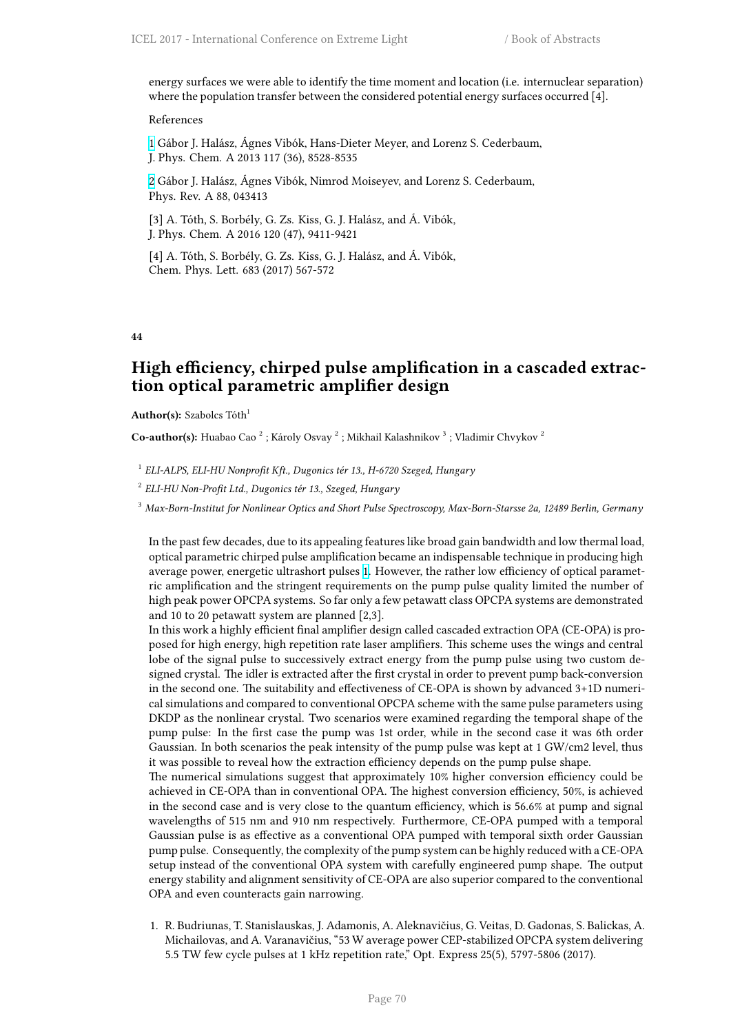energy surfaces we were able to identify the time moment and location (i.e. internuclear separation) where the population transfer between the considered potential energy surfaces occurred [4].

References

1 Gábor J. Halász, Ágnes Vibók, Hans-Dieter Meyer, and Lorenz S. Cederbaum, J. Phys. Chem. A 2013 117 (36), 8528-8535

2 Gábor J. Halász, Ágnes Vibók, Nimrod Moiseyev, and Lorenz S. Cederbaum, Phys. Rev. A 88, 043413

[3] A. Tóth, S. Borbély, G. Zs. Kiss, G. J. Halász, and Á. Vibók, J. Phys. Chem. A 2016 120 (47), 9411-9421

[4] A. Tóth, S. Borbély, G. Zs. Kiss, G. J. Halász, and Á. Vibók, Chem. Phys. Lett. 683 (2017) 567-572

**44**

## High efficiency, chirped pulse amplification in a cascaded extraction optical parametric amplifier design

**Author(s):** Szabolcs Tóth[1]

**Co-author(s):** Huabao Cao [2] ; Károly Osvay [2] ; Mikhail Kalashnikov [3] ; Vladimir Chvykov [2]

[1] *ELI-ALPS, ELI-HU Nonprofit Kft., Dugonics tér 13., H-6720 Szeged, Hungary*

[2] *ELI-HU Non-Profit Ltd., Dugonics tér 13., Szeged, Hungary*

[3] *Max-Born-Institut for Nonlinear Optics and Short Pulse Spectroscopy, Max-Born-Starsse 2a, 12489 Berlin, Germany*

In the past few decades, due to its appealing features like broad gain bandwidth and low thermal load, optical parametric chirped pulse amplification became an indispensable technique in producing high average power, energetic ultrashort pulses 1. However, the rather low efficiency of optical parametric amplification and the stringent requirements on the pump pulse quality limited the number of high peak power OPCPA systems. So far only a few petawatt class OPCPA systems are demonstrated and 10 to 20 petawatt system are planned [2,3].
In this work a highly efficient final amplifier design called cascaded extraction OPA (CE-OPA) is proposed for high energy, high repetition rate laser amplifiers. This scheme uses the wings and central lobe of the signal pulse to successively extract energy from the pump pulse using two custom designed crystal. The idler is extracted after the first crystal in order to prevent pump back-conversion in the second one. The suitability and effectiveness of CE-OPA is shown by advanced 3+1D numerical simulations and compared to conventional OPCPA scheme with the same pulse parameters using DKDP as the nonlinear crystal. Two scenarios were examined regarding the temporal shape of the pump pulse: In the first case the pump was 1st order, while in the second case it was 6th order Gaussian. In both scenarios the peak intensity of the pump pulse was kept at 1 GW/cm2 level, thus it was possible to reveal how the extraction efficiency depends on the pump pulse shape.
The numerical simulations suggest that approximately 10% higher conversion efficiency could be achieved in CE-OPA than in conventional OPA. The highest conversion efficiency, 50%, is achieved in the second case and is very close to the quantum efficiency, which is 56.6% at pump and signal wavelengths of 515 nm and 910 nm respectively. Furthermore, CE-OPA pumped with a temporal Gaussian pulse is as effective as a conventional OPA pumped with temporal sixth order Gaussian pump pulse. Consequently, the complexity of the pump system can be highly reduced with a CE-OPA setup instead of the conventional OPA system with carefully engineered pump shape. The output energy stability and alignment sensitivity of CE-OPA are also superior compared to the conventional OPA and even counteracts gain narrowing.

1. R. Budriunas, T. Stanislauskas, J. Adamonis, A. Aleknavičius, G. Veitas, D. Gadonas, S. Balickas, A. Michailovas, and A. Varanavičius, "53 W average power CEP-stabilized OPCPA system delivering 5.5 TW few cycle pulses at 1 kHz repetition rate," Opt. Express 25(5), 5797-5806 (2017).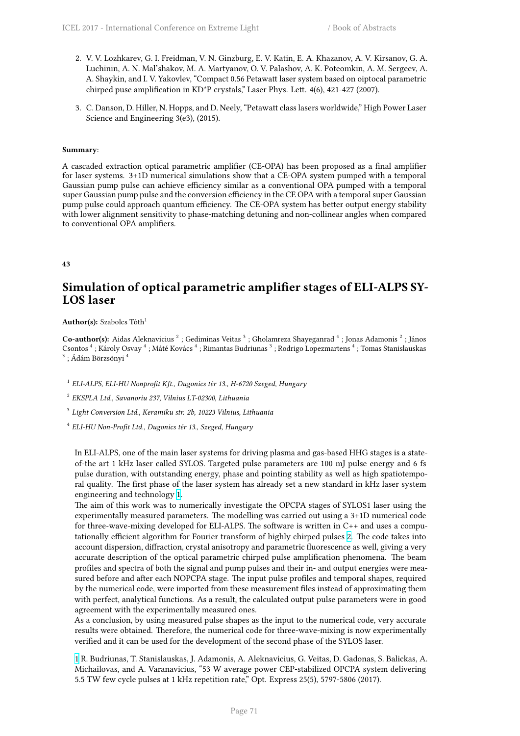2. V. V. Lozhkarev, G. I. Freidman, V. N. Ginzburg, E. V. Katin, E. A. Khazanov, A. V. Kirsanov, G. A. Luchinin, A. N. Mal'shakov, M. A. Martyanov, O. V. Palashov, A. K. Poteomkin, A. M. Sergeev, A. A. Shaykin, and I. V. Yakovlev, "Compact 0.56 Petawatt laser system based on oiptocal parametric chirped puse amplification in KD*P crystals," Laser Phys. Lett. 4(6), 421-427 (2007).

3. C. Danson, D. Hiller, N. Hopps, and D. Neely, "Petawatt class lasers worldwide," High Power Laser Science and Engineering 3(e3), (2015).

**Summary**:

A cascaded extraction optical parametric amplifier (CE-OPA) has been proposed as a final amplifier for laser systems. 3+1D numerical simulations show that a CE-OPA system pumped with a temporal Gaussian pump pulse can achieve efficiency similar as a conventional OPA pumped with a temporal super Gaussian pump pulse and the conversion efficiency in the CE OPA with a temporal super Gaussian pump pulse could approach quantum efficiency. The CE-OPA system has better output energy stability with lower alignment sensitivity to phase-matching detuning and non-collinear angles when compared to conventional OPA amplifiers.

**43**

## Simulation of optical parametric amplifier stages of ELI-ALPS SYLOS laser

**Author(s):** Szabolcs Tóth[1]

**Co-author(s):** Aidas Aleknavicius [2] ; Gediminas Veitas [3] ; Gholamreza Shayeganrad [4] ; Jonas Adamonis [2] ; János Csontos [4] ; Károly Osvay [4] ; Máté Kovács [4] ; Rimantas Budriunas [3] ; Rodrigo Lopezmartens [4] ; Tomas Stanislauskas [3] ; Ádám Börzsönyi [4]

[1] *ELI-ALPS, ELI-HU Nonprofit Kft., Dugonics tér 13., H-6720 Szeged, Hungary*

[2] *EKSPLA Ltd., Savanoriu 237, Vilnius LT-02300, Lithuania*

[3] *Light Conversion Ltd., Keramiku str. 2b, 10223 Vilnius, Lithuania*

[4] *ELI-HU Non-Profit Ltd., Dugonics tér 13., Szeged, Hungary*

In ELI-ALPS, one of the main laser systems for driving plasma and gas-based HHG stages is a state-of-the art 1 kHz laser called SYLOS. Targeted pulse parameters are 100 mJ pulse energy and 6 fs pulse duration, with outstanding energy, phase and pointing stability as well as high spatiotemporal quality. The first phase of the laser system has already set a new standard in kHz laser system engineering and technology [1].
The aim of this work was to numerically investigate the OPCPA stages of SYLOS1 laser using the experimentally measured parameters. The modelling was carried out using a 3+1D numerical code for three-wave-mixing developed for ELI-ALPS. The software is written in C++ and uses a computationally efficient algorithm for Fourier transform of highly chirped pulses [2]. The code takes into account dispersion, diffraction, crystal anisotropy and parametric fluorescence as well, giving a very accurate description of the optical parametric chirped pulse amplification phenomena. The beam profiles and spectra of both the signal and pump pulses and their in- and output energies were measured before and after each NOPCPA stage. The input pulse profiles and temporal shapes, required by the numerical code, were imported from these measurement files instead of approximating them with perfect, analytical functions. As a result, the calculated output pulse parameters were in good agreement with the experimentally measured ones.
As a conclusion, by using measured pulse shapes as the input to the numerical code, very accurate results were obtained. Therefore, the numerical code for three-wave-mixing is now experimentally verified and it can be used for the development of the second phase of the SYLOS laser.

[1] R. Budriunas, T. Stanislauskas, J. Adamonis, A. Aleknavicius, G. Veitas, D. Gadonas, S. Balickas, A. Michailovas, and A. Varanavicius, "53 W average power CEP-stabilized OPCPA system delivering 5.5 TW few cycle pulses at 1 kHz repetition rate," Opt. Express 25(5), 5797-5806 (2017).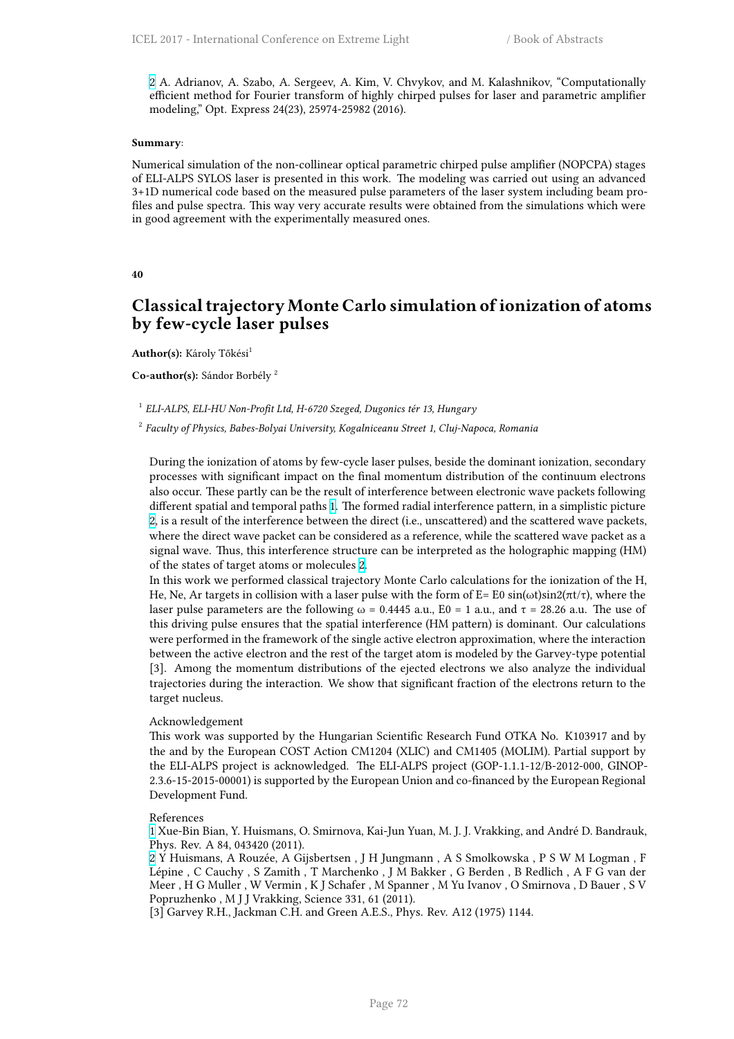[2] A. Adrianov, A. Szabo, A. Sergeev, A. Kim, V. Chvykov, and M. Kalashnikov, "Computationally efficient method for Fourier transform of highly chirped pulses for laser and parametric amplifier modeling," Opt. Express 24(23), 25974-25982 (2016).

**Summary**:

Numerical simulation of the non-collinear optical parametric chirped pulse amplifier (NOPCPA) stages of ELI-ALPS SYLOS laser is presented in this work. The modeling was carried out using an advanced 3+1D numerical code based on the measured pulse parameters of the laser system including beam profiles and pulse spectra. This way very accurate results were obtained from the simulations which were in good agreement with the experimentally measured ones.

**40**

## Classical trajectory Monte Carlo simulation of ionization of atoms by few-cycle laser pulses

**Author(s):** Károly Tőkési[1]

**Co-author(s):** Sándor Borbély [2]

[1] *ELI-ALPS, ELI-HU Non-Profit Ltd, H-6720 Szeged, Dugonics tér 13, Hungary*

[2] *Faculty of Physics, Babes-Bolyai University, Kogalniceanu Street 1, Cluj-Napoca, Romania*

During the ionization of atoms by few-cycle laser pulses, beside the dominant ionization, secondary processes with significant impact on the final momentum distribution of the continuum electrons also occur. These partly can be the result of interference between electronic wave packets following different spatial and temporal paths [1]. The formed radial interference pattern, in a simplistic picture [2], is a result of the interference between the direct (i.e., unscattered) and the scattered wave packets, where the direct wave packet can be considered as a reference, while the scattered wave packet as a signal wave. Thus, this interference structure can be interpreted as the holographic mapping (HM) of the states of target atoms or molecules [2].
In this work we performed classical trajectory Monte Carlo calculations for the ionization of the H, He, Ne, Ar targets in collision with a laser pulse with the form of E= E0 sin(ωt)sin2(πt/τ), where the laser pulse parameters are the following ω = 0.4445 a.u., E0 = 1 a.u., and τ = 28.26 a.u. The use of this driving pulse ensures that the spatial interference (HM pattern) is dominant. Our calculations were performed in the framework of the single active electron approximation, where the interaction between the active electron and the rest of the target atom is modeled by the Garvey-type potential [3]. Among the momentum distributions of the ejected electrons we also analyze the individual trajectories during the interaction. We show that significant fraction of the electrons return to the target nucleus.

Acknowledgement
This work was supported by the Hungarian Scientific Research Fund OTKA No. K103917 and by the and by the European COST Action CM1204 (XLIC) and CM1405 (MOLIM). Partial support by the ELI-ALPS project is acknowledged. The ELI-ALPS project (GOP-1.1.1-12/B-2012-000, GINOP-2.3.6-15-2015-00001) is supported by the European Union and co-financed by the European Regional Development Fund.

References
[1] Xue-Bin Bian, Y. Huismans, O. Smirnova, Kai-Jun Yuan, M. J. J. Vrakking, and André D. Bandrauk, Phys. Rev. A 84, 043420 (2011).
[2] Y Huismans, A Rouzée, A Gijsbertsen , J H Jungmann , A S Smolkowska , P S W M Logman , F Lépine , C Cauchy , S Zamith , T Marchenko , J M Bakker , G Berden , B Redlich , A F G van der Meer , H G Muller , W Vermin , K J Schafer , M Spanner , M Yu Ivanov , O Smirnova , D Bauer , S V Popruzhenko , M J J Vrakking, Science 331, 61 (2011).
[3] Garvey R.H., Jackman C.H. and Green A.E.S., Phys. Rev. A12 (1975) 1144.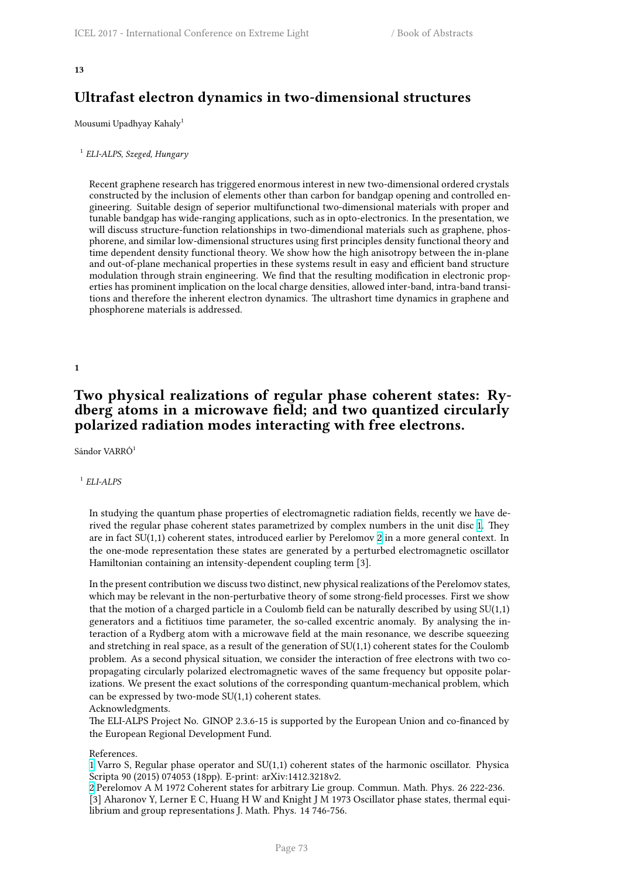**13**

## Ultrafast electron dynamics in two-dimensional structures

Mousumi Upadhyay Kahaly[1]

[1] *ELI-ALPS, Szeged, Hungary*

Recent graphene research has triggered enormous interest in new two-dimensional ordered crystals constructed by the inclusion of elements other than carbon for bandgap opening and controlled engineering. Suitable design of seperior multifunctional two-dimensional materials with proper and tunable bandgap has wide-ranging applications, such as in opto-electronics. In the presentation, we will discuss structure-function relationships in two-dimendional materials such as graphene, phosphorene, and similar low-dimensional structures using first principles density functional theory and time dependent density functional theory. We show how the high anisotropy between the in-plane and out-of-plane mechanical properties in these systems result in easy and efficient band structure modulation through strain engineering. We find that the resulting modification in electronic properties has prominent implication on the local charge densities, allowed inter-band, intra-band transitions and therefore the inherent electron dynamics. The ultrashort time dynamics in graphene and phosphorene materials is addressed.

**1**

## Two physical realizations of regular phase coherent states: Rydberg atoms in a microwave field; and two quantized circularly polarized radiation modes interacting with free electrons.

Sándor VARRÓ[1]

[1] *ELI-ALPS*

In studying the quantum phase properties of electromagnetic radiation fields, recently we have derived the regular phase coherent states parametrized by complex numbers in the unit disc [1]. They are in fact SU(1,1) coherent states, introduced earlier by Perelomov [2] in a more general context. In the one-mode representation these states are generated by a perturbed electromagnetic oscillator Hamiltonian containing an intensity-dependent coupling term [3].

In the present contribution we discuss two distinct, new physical realizations of the Perelomov states, which may be relevant in the non-perturbative theory of some strong-field processes. First we show that the motion of a charged particle in a Coulomb field can be naturally described by using SU(1,1) generators and a fictitiuos time parameter, the so-called excentric anomaly. By analysing the interaction of a Rydberg atom with a microwave field at the main resonance, we describe squeezing and stretching in real space, as a result of the generation of SU(1,1) coherent states for the Coulomb problem. As a second physical situation, we consider the interaction of free electrons with two co-propagating circularly polarized electromagnetic waves of the same frequency but opposite polarizations. We present the exact solutions of the corresponding quantum-mechanical problem, which can be expressed by two-mode SU(1,1) coherent states.
Acknowledgments.
The ELI-ALPS Project No. GINOP 2.3.6-15 is supported by the European Union and co-financed by the European Regional Development Fund.

References.
[1] Varro S, Regular phase operator and SU(1,1) coherent states of the harmonic oscillator. Physica Scripta 90 (2015) 074053 (18pp). E-print: arXiv:1412.3218v2.
[2] Perelomov A M 1972 Coherent states for arbitrary Lie group. Commun. Math. Phys. 26 222-236.
[3] Aharonov Y, Lerner E C, Huang H W and Knight J M 1973 Oscillator phase states, thermal equilibrium and group representations J. Math. Phys. 14 746-756.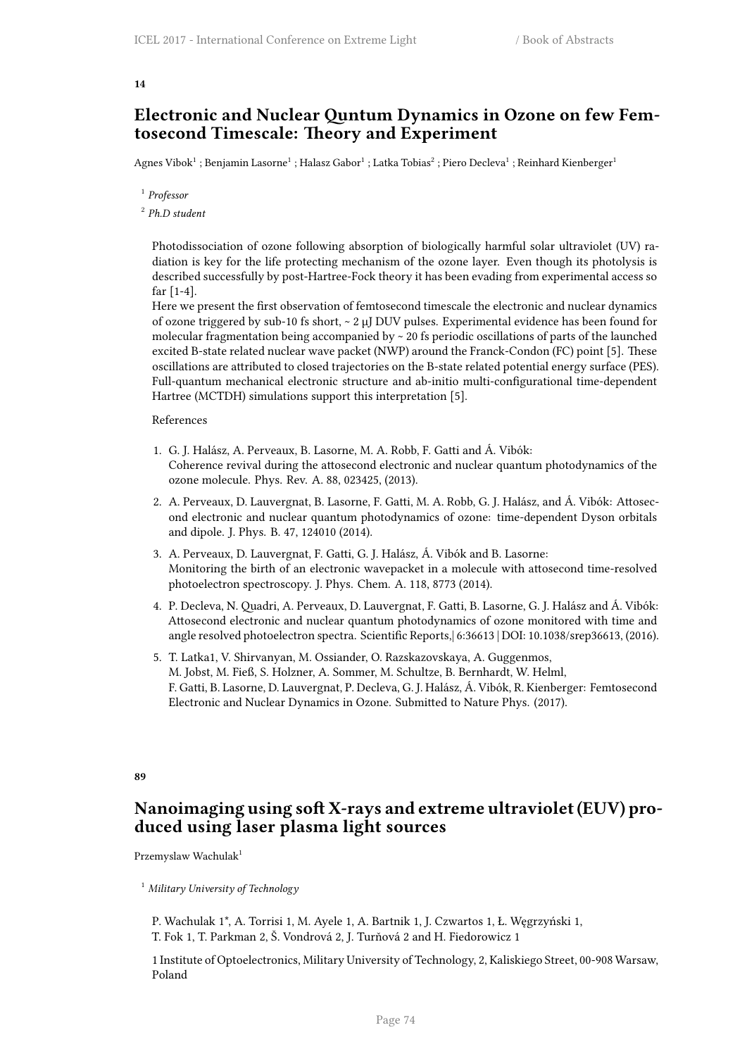**14**

## Electronic and Nuclear Quntum Dynamics in Ozone on few Femtosecond Timescale: Theory and Experiment

Agnes Vibok[1] ; Benjamin Lasorne[1] ; Halasz Gabor[1] ; Latka Tobias[2] ; Piero Decleva[1] ; Reinhard Kienberger[1]

[1] *Professor*

[2] *Ph.D student*

Photodissociation of ozone following absorption of biologically harmful solar ultraviolet (UV) radiation is key for the life protecting mechanism of the ozone layer. Even though its photolysis is described successfully by post-Hartree-Fock theory it has been evading from experimental access so far [1-4].

Here we present the first observation of femtosecond timescale the electronic and nuclear dynamics of ozone triggered by sub-10 fs short, ~ 2 μJ DUV pulses. Experimental evidence has been found for molecular fragmentation being accompanied by ~ 20 fs periodic oscillations of parts of the launched excited B-state related nuclear wave packet (NWP) around the Franck-Condon (FC) point [5]. These oscillations are attributed to closed trajectories on the B-state related potential energy surface (PES). Full-quantum mechanical electronic structure and ab-initio multi-configurational time-dependent Hartree (MCTDH) simulations support this interpretation [5].

References

1. G. J. Halász, A. Perveaux, B. Lasorne, M. A. Robb, F. Gatti and Á. Vibók: Coherence revival during the attosecond electronic and nuclear quantum photodynamics of the ozone molecule. Phys. Rev. A. 88, 023425, (2013).
2. A. Perveaux, D. Lauvergnat, B. Lasorne, F. Gatti, M. A. Robb, G. J. Halász, and Á. Vibók: Attosecond electronic and nuclear quantum photodynamics of ozone: time-dependent Dyson orbitals and dipole. J. Phys. B. 47, 124010 (2014).
3. A. Perveaux, D. Lauvergnat, F. Gatti, G. J. Halász, Á. Vibók and B. Lasorne: Monitoring the birth of an electronic wavepacket in a molecule with attosecond time-resolved photoelectron spectroscopy. J. Phys. Chem. A. 118, 8773 (2014).
4. P. Decleva, N. Quadri, A. Perveaux, D. Lauvergnat, F. Gatti, B. Lasorne, G. J. Halász and Á. Vibók: Attosecond electronic and nuclear quantum photodynamics of ozone monitored with time and angle resolved photoelectron spectra. Scientific Reports,| 6:36613 | DOI: 10.1038/srep36613, (2016).
5. T. Latka1, V. Shirvanyan, M. Ossiander, O. Razskazovskaya, A. Guggenmos, M. Jobst, M. Fieß, S. Holzner, A. Sommer, M. Schultze, B. Bernhardt, W. Helml, F. Gatti, B. Lasorne, D. Lauvergnat, P. Decleva, G. J. Halász, Á. Vibók, R. Kienberger: Femtosecond Electronic and Nuclear Dynamics in Ozone. Submitted to Nature Phys. (2017).

**89**

## Nanoimaging using soft X-rays and extreme ultraviolet (EUV) produced using laser plasma light sources

Przemyslaw Wachulak[1]

[1] *Military University of Technology*

P. Wachulak 1*, A. Torrisi 1, M. Ayele 1, A. Bartnik 1, J. Czwartos 1, Ł. Węgrzyński 1, T. Fok 1, T. Parkman 2, Š. Vondrová 2, J. Turňová 2 and H. Fiedorowicz 1

1 Institute of Optoelectronics, Military University of Technology, 2, Kaliskiego Street, 00-908 Warsaw, Poland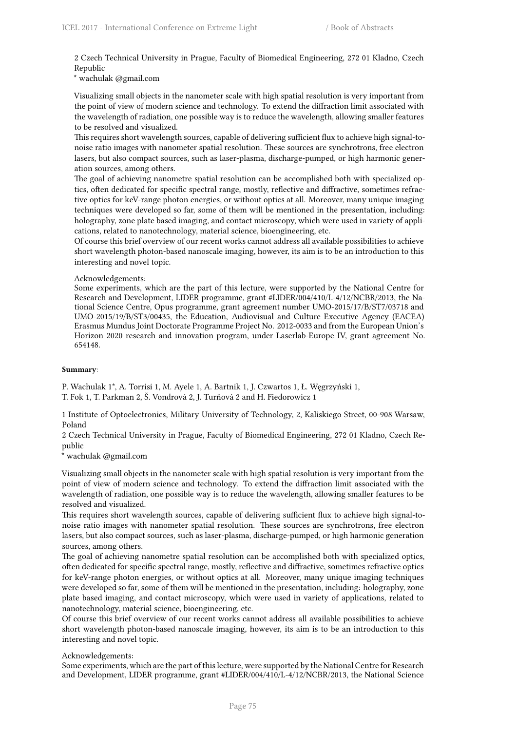2 Czech Technical University in Prague, Faculty of Biomedical Engineering, 272 01 Kladno, Czech Republic

* wachulak @gmail.com

Visualizing small objects in the nanometer scale with high spatial resolution is very important from the point of view of modern science and technology. To extend the diffraction limit associated with the wavelength of radiation, one possible way is to reduce the wavelength, allowing smaller features to be resolved and visualized.

This requires short wavelength sources, capable of delivering sufficient flux to achieve high signal-to-noise ratio images with nanometer spatial resolution. These sources are synchrotrons, free electron lasers, but also compact sources, such as laser-plasma, discharge-pumped, or high harmonic generation sources, among others.

The goal of achieving nanometre spatial resolution can be accomplished both with specialized optics, often dedicated for specific spectral range, mostly, reflective and diffractive, sometimes refractive optics for keV-range photon energies, or without optics at all. Moreover, many unique imaging techniques were developed so far, some of them will be mentioned in the presentation, including: holography, zone plate based imaging, and contact microscopy, which were used in variety of applications, related to nanotechnology, material science, bioengineering, etc.

Of course this brief overview of our recent works cannot address all available possibilities to achieve short wavelength photon-based nanoscale imaging, however, its aim is to be an introduction to this interesting and novel topic.

Acknowledgements:

Some experiments, which are the part of this lecture, were supported by the National Centre for Research and Development, LIDER programme, grant #LIDER/004/410/L-4/12/NCBR/2013, the National Science Centre, Opus programme, grant agreement number UMO-2015/17/B/ST7/03718 and UMO-2015/19/B/ST3/00435, the Education, Audiovisual and Culture Executive Agency (EACEA) Erasmus Mundus Joint Doctorate Programme Project No. 2012-0033 and from the European Union's Horizon 2020 research and innovation program, under Laserlab-Europe IV, grant agreement No. 654148.

**Summary**:

P. Wachulak 1*, A. Torrisi 1, M. Ayele 1, A. Bartnik 1, J. Czwartos 1, Ł. Węgrzyński 1, T. Fok 1, T. Parkman 2, Š. Vondrová 2, J. Turňová 2 and H. Fiedorowicz 1

1 Institute of Optoelectronics, Military University of Technology, 2, Kaliskiego Street, 00-908 Warsaw, Poland

2 Czech Technical University in Prague, Faculty of Biomedical Engineering, 272 01 Kladno, Czech Republic

* wachulak @gmail.com

Visualizing small objects in the nanometer scale with high spatial resolution is very important from the point of view of modern science and technology. To extend the diffraction limit associated with the wavelength of radiation, one possible way is to reduce the wavelength, allowing smaller features to be resolved and visualized.

This requires short wavelength sources, capable of delivering sufficient flux to achieve high signal-to-noise ratio images with nanometer spatial resolution. These sources are synchrotrons, free electron lasers, but also compact sources, such as laser-plasma, discharge-pumped, or high harmonic generation sources, among others.

The goal of achieving nanometre spatial resolution can be accomplished both with specialized optics, often dedicated for specific spectral range, mostly, reflective and diffractive, sometimes refractive optics for keV-range photon energies, or without optics at all. Moreover, many unique imaging techniques were developed so far, some of them will be mentioned in the presentation, including: holography, zone plate based imaging, and contact microscopy, which were used in variety of applications, related to nanotechnology, material science, bioengineering, etc.

Of course this brief overview of our recent works cannot address all available possibilities to achieve short wavelength photon-based nanoscale imaging, however, its aim is to be an introduction to this interesting and novel topic.

Acknowledgements:

Some experiments, which are the part of this lecture, were supported by the National Centre for Research and Development, LIDER programme, grant #LIDER/004/410/L-4/12/NCBR/2013, the National Science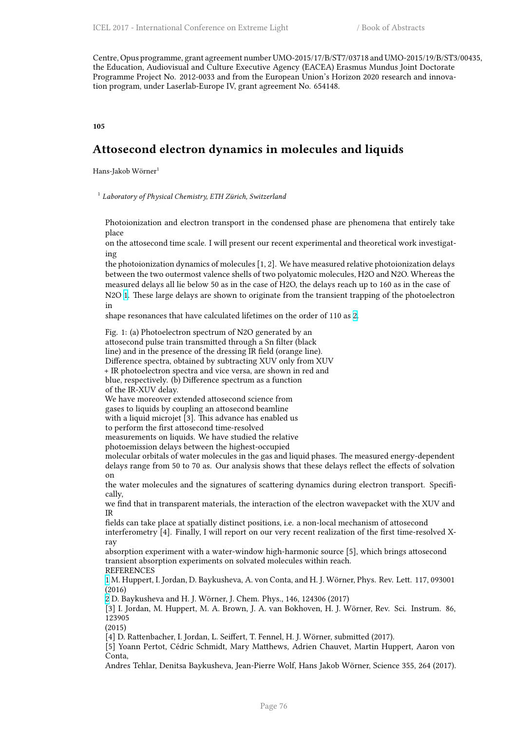Centre, Opus programme, grant agreement number UMO-2015/17/B/ST7/03718 and UMO-2015/19/B/ST3/00435, the Education, Audiovisual and Culture Executive Agency (EACEA) Erasmus Mundus Joint Doctorate Programme Project No. 2012-0033 and from the European Union's Horizon 2020 research and innovation program, under Laserlab-Europe IV, grant agreement No. 654148.

**105**

## Attosecond electron dynamics in molecules and liquids

Hans-Jakob Wörner[1]

[1] *Laboratory of Physical Chemistry, ETH Zürich, Switzerland*

Photoionization and electron transport in the condensed phase are phenomena that entirely take place on the attosecond time scale. I will present our recent experimental and theoretical work investigating the photoionization dynamics of molecules [1, 2]. We have measured relative photoionization delays between the two outermost valence shells of two polyatomic molecules, $H_2O$ and $N_2O$. Whereas the measured delays all lie below 50 as in the case of $H_2O$, the delays reach up to 160 as in the case of $N_2O$ [1]. These large delays are shown to originate from the transient trapping of the photoelectron in shape resonances that have calculated lifetimes on the order of 110 as [2].

Fig. 1: (a) Photoelectron spectrum of $N_2O$ generated by an attosecond pulse train transmitted through a Sn filter (black line) and in the presence of the dressing IR field (orange line). Difference spectra, obtained by subtracting XUV only from XUV + IR photoelectron spectra and vice versa, are shown in red and blue, respectively. (b) Difference spectrum as a function of the IR-XUV delay.

We have moreover extended attosecond science from gases to liquids by coupling an attosecond beamline with a liquid microjet [3]. This advance has enabled us to perform the first attosecond time-resolved measurements on liquids. We have studied the relative photoemission delays between the highest-occupied molecular orbitals of water molecules in the gas and liquid phases. The measured energy-dependent delays range from 50 to 70 as. Our analysis shows that these delays reflect the effects of solvation on the water molecules and the signatures of scattering dynamics during electron transport. Specifically, we find that in transparent materials, the interaction of the electron wavepacket with the XUV and IR fields can take place at spatially distinct positions, i.e. a non-local mechanism of attosecond interferometry [4]. Finally, I will report on our very recent realization of the first time-resolved X-ray absorption experiment with a water-window high-harmonic source [5], which brings attosecond transient absorption experiments on solvated molecules within reach.

REFERENCES

[1] M. Huppert, I. Jordan, D. Baykusheva, A. von Conta, and H. J. Wörner, Phys. Rev. Lett. 117, 093001 (2016)

[2] D. Baykusheva and H. J. Wörner, J. Chem. Phys., 146, 124306 (2017)

[3] I. Jordan, M. Huppert, M. A. Brown, J. A. van Bokhoven, H. J. Wörner, Rev. Sci. Instrum. 86, 123905 (2015)

[4] D. Rattenbacher, I. Jordan, L. Seiffert, T. Fennel, H. J. Wörner, submitted (2017).

[5] Yoann Pertot, Cédric Schmidt, Mary Matthews, Adrien Chauvet, Martin Huppert, Aaron von Conta, Andres Tehlar, Denitsa Baykusheva, Jean-Pierre Wolf, Hans Jakob Wörner, Science 355, 264 (2017).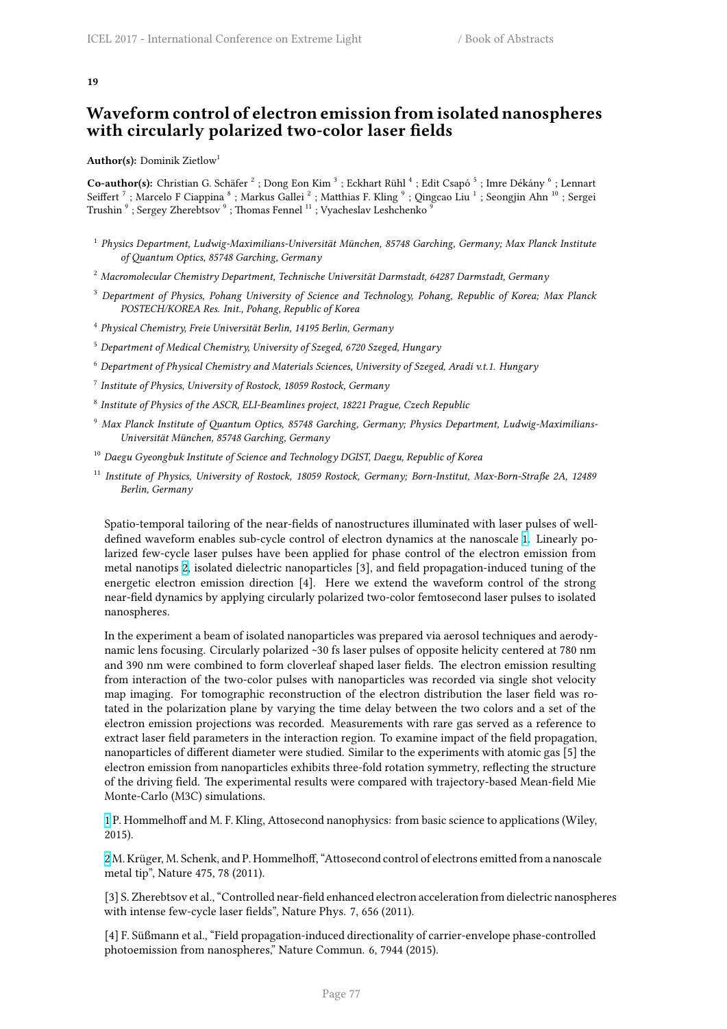**19**

## Waveform control of electron emission from isolated nanospheres with circularly polarized two-color laser fields

**Author(s):** Dominik Zietlow[1]

**Co-author(s):** Christian G. Schäfer [2] ; Dong Eon Kim [3] ; Eckhart Rühl [4] ; Edit Csapó [5] ; Imre Dékány [6] ; Lennart Seiffert [7] ; Marcelo F Ciappina [8] ; Markus Gallei [2] ; Matthias F. Kling [9] ; Qingcao Liu [1] ; Seongjin Ahn [10] ; Sergei Trushin [9] ; Sergey Zherebtsov [9] ; Thomas Fennel [11] ; Vyacheslav Leshchenko [9]

[1] *Physics Department, Ludwig-Maximilians-Universität München, 85748 Garching, Germany; Max Planck Institute of Quantum Optics, 85748 Garching, Germany*

[2] *Macromolecular Chemistry Department, Technische Universität Darmstadt, 64287 Darmstadt, Germany*

[3] *Department of Physics, Pohang University of Science and Technology, Pohang, Republic of Korea; Max Planck POSTECH/KOREA Res. Init., Pohang, Republic of Korea*

[4] *Physical Chemistry, Freie Universität Berlin, 14195 Berlin, Germany*

[5] *Department of Medical Chemistry, University of Szeged, 6720 Szeged, Hungary*

[6] *Department of Physical Chemistry and Materials Sciences, University of Szeged, Aradi v.t.1. Hungary*

[7] *Institute of Physics, University of Rostock, 18059 Rostock, Germany*

[8] *Institute of Physics of the ASCR, ELI-Beamlines project, 18221 Prague, Czech Republic*

[9] *Max Planck Institute of Quantum Optics, 85748 Garching, Germany; Physics Department, Ludwig-Maximilians-Universität München, 85748 Garching, Germany*

[10] *Daegu Gyeongbuk Institute of Science and Technology DGIST, Daegu, Republic of Korea*

[11] *Institute of Physics, University of Rostock, 18059 Rostock, Germany; Born-Institut, Max-Born-Straße 2A, 12489 Berlin, Germany*

Spatio-temporal tailoring of the near-fields of nanostructures illuminated with laser pulses of well-defined waveform enables sub-cycle control of electron dynamics at the nanoscale [1]. Linearly polarized few-cycle laser pulses have been applied for phase control of the electron emission from metal nanotips [2], isolated dielectric nanoparticles [3], and field propagation-induced tuning of the energetic electron emission direction [4]. Here we extend the waveform control of the strong near-field dynamics by applying circularly polarized two-color femtosecond laser pulses to isolated nanospheres.

In the experiment a beam of isolated nanoparticles was prepared via aerosol techniques and aerodynamic lens focusing. Circularly polarized ~30 fs laser pulses of opposite helicity centered at 780 nm and 390 nm were combined to form cloverleaf shaped laser fields. The electron emission resulting from interaction of the two-color pulses with nanoparticles was recorded via single shot velocity map imaging. For tomographic reconstruction of the electron distribution the laser field was rotated in the polarization plane by varying the time delay between the two colors and a set of the electron emission projections was recorded. Measurements with rare gas served as a reference to extract laser field parameters in the interaction region. To examine impact of the field propagation, nanoparticles of different diameter were studied. Similar to the experiments with atomic gas [5] the electron emission from nanoparticles exhibits three-fold rotation symmetry, reflecting the structure of the driving field. The experimental results were compared with trajectory-based Mean-field Mie Monte-Carlo (M3C) simulations.

[1] P. Hommelhoff and M. F. Kling, Attosecond nanophysics: from basic science to applications (Wiley, 2015).

[2] M. Krüger, M. Schenk, and P. Hommelhoff, "Attosecond control of electrons emitted from a nanoscale metal tip", Nature 475, 78 (2011).

[3] S. Zherebtsov et al., "Controlled near-field enhanced electron acceleration from dielectric nanospheres with intense few-cycle laser fields", Nature Phys. 7, 656 (2011).

[4] F. Süßmann et al., "Field propagation-induced directionality of carrier-envelope phase-controlled photoemission from nanospheres," Nature Commun. 6, 7944 (2015).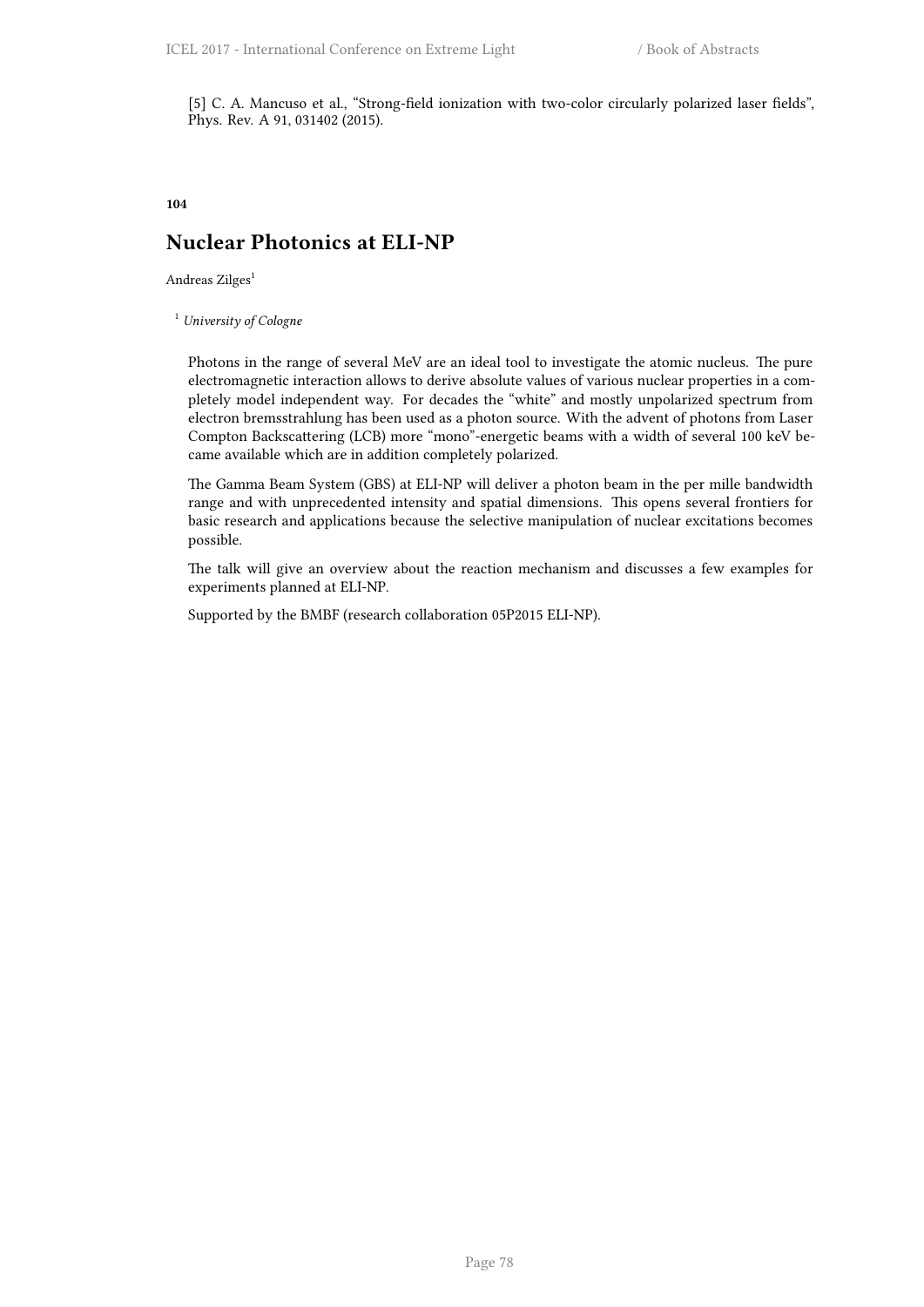[5] C. A. Mancuso et al., "Strong-field ionization with two-color circularly polarized laser fields", Phys. Rev. A 91, 031402 (2015).

**104**

## Nuclear Photonics at ELI-NP

Andreas Zilges[1]

[1] *University of Cologne*

Photons in the range of several MeV are an ideal tool to investigate the atomic nucleus. The pure electromagnetic interaction allows to derive absolute values of various nuclear properties in a completely model independent way. For decades the "white" and mostly unpolarized spectrum from electron bremsstrahlung has been used as a photon source. With the advent of photons from Laser Compton Backscattering (LCB) more "mono"-energetic beams with a width of several 100 keV became available which are in addition completely polarized.

The Gamma Beam System (GBS) at ELI-NP will deliver a photon beam in the per mille bandwidth range and with unprecedented intensity and spatial dimensions. This opens several frontiers for basic research and applications because the selective manipulation of nuclear excitations becomes possible.

The talk will give an overview about the reaction mechanism and discusses a few examples for experiments planned at ELI-NP.

Supported by the BMBF (research collaboration 05P2015 ELI-NP).